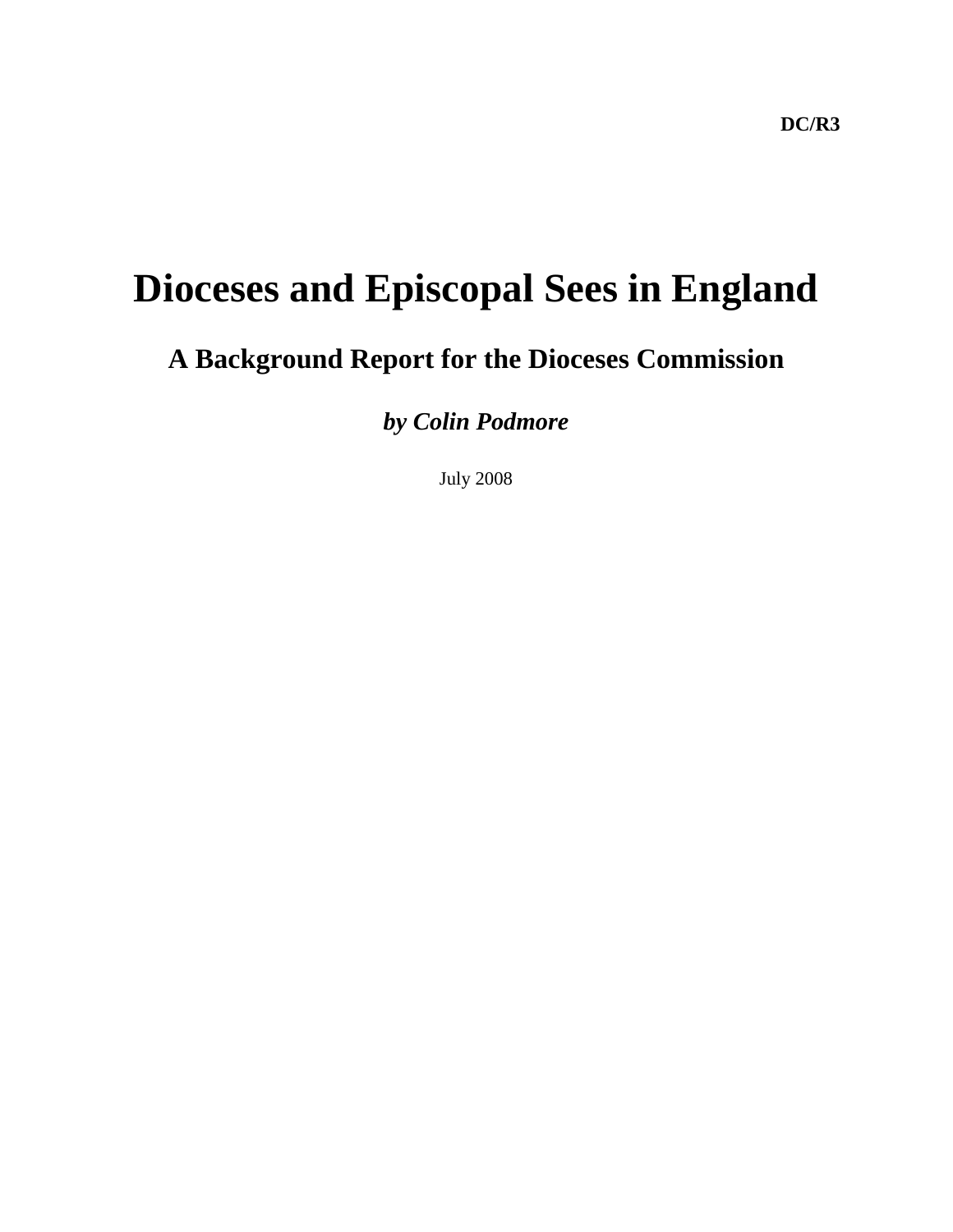**DC/R3**

# Dioceses and Episcopal Sees in England

## A Background Report for the Dioceses Commission

***by Colin Podmore***

July 2008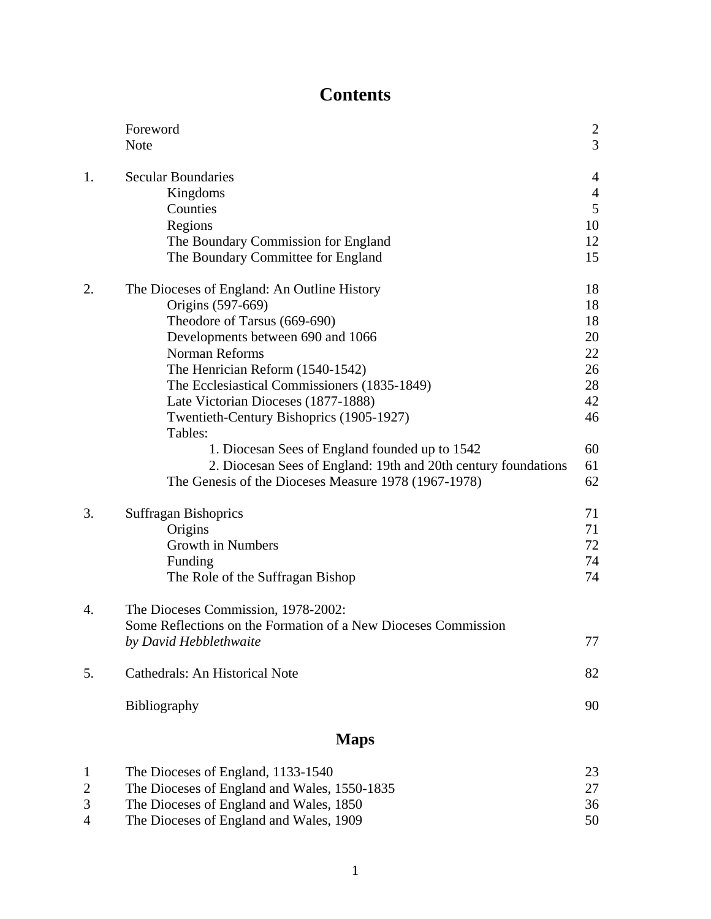# Contents

| | | |
|---|---|---|
| | Foreword | 2 |
| | Note | 3 |
| 1. | Secular Boundaries | 4 |
| | Kingdoms | 4 |
| | Counties | 5 |
| | Regions | 10 |
| | The Boundary Commission for England | 12 |
| | The Boundary Committee for England | 15 |
| 2. | The Dioceses of England: An Outline History | 18 |
| | Origins (597-669) | 18 |
| | Theodore of Tarsus (669-690) | 18 |
| | Developments between 690 and 1066 | 20 |
| | Norman Reforms | 22 |
| | The Henrician Reform (1540-1542) | 26 |
| | The Ecclesiastical Commissioners (1835-1849) | 28 |
| | Late Victorian Dioceses (1877-1888) | 42 |
| | Twentieth-Century Bishoprics (1905-1927) | 46 |
| | Tables: | |
| | 1. Diocesan Sees of England founded up to 1542 | 60 |
| | 2. Diocesan Sees of England: 19th and 20th century foundations | 61 |
| | The Genesis of the Dioceses Measure 1978 (1967-1978) | 62 |
| 3. | Suffragan Bishoprics | 71 |
| | Origins | 71 |
| | Growth in Numbers | 72 |
| | Funding | 74 |
| | The Role of the Suffragan Bishop | 74 |
| 4. | The Dioceses Commission, 1978-2002: Some Reflections on the Formation of a New Dioceses Commission *by David Hebblethwaite* | 77 |
| 5. | Cathedrals: An Historical Note | 82 |
| | Bibliography | 90 |

# Maps

| | | |
|---|---|---|
| 1 | The Dioceses of England, 1133-1540 | 23 |
| 2 | The Dioceses of England and Wales, 1550-1835 | 27 |
| 3 | The Dioceses of England and Wales, 1850 | 36 |
| 4 | The Dioceses of England and Wales, 1909 | 50 |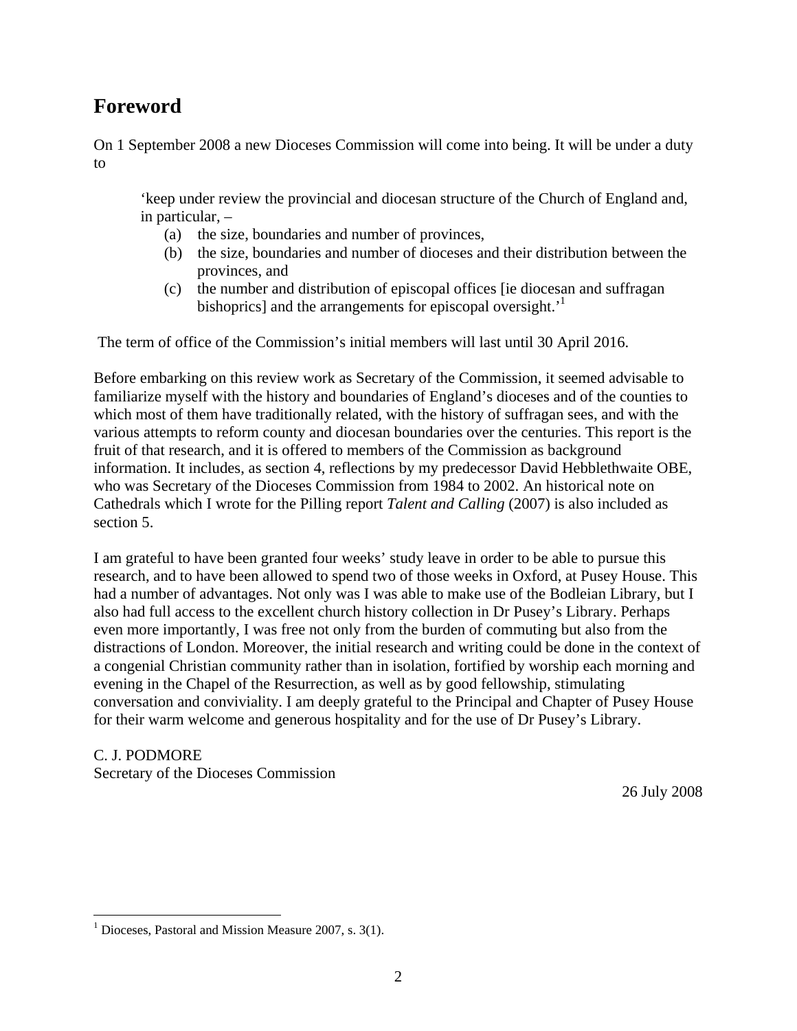# Foreword

On 1 September 2008 a new Dioceses Commission will come into being. It will be under a duty to

> 'keep under review the provincial and diocesan structure of the Church of England and, in particular, –
>
> (a) the size, boundaries and number of provinces,
>
> (b) the size, boundaries and number of dioceses and their distribution between the provinces, and
>
> (c) the number and distribution of episcopal offices [ie diocesan and suffragan bishoprics] and the arrangements for episcopal oversight.'[1]

The term of office of the Commission's initial members will last until 30 April 2016.

Before embarking on this review work as Secretary of the Commission, it seemed advisable to familiarize myself with the history and boundaries of England's dioceses and of the counties to which most of them have traditionally related, with the history of suffragan sees, and with the various attempts to reform county and diocesan boundaries over the centuries. This report is the fruit of that research, and it is offered to members of the Commission as background information. It includes, as section 4, reflections by my predecessor David Hebblethwaite OBE, who was Secretary of the Dioceses Commission from 1984 to 2002. An historical note on Cathedrals which I wrote for the Pilling report *Talent and Calling* (2007) is also included as section 5.

I am grateful to have been granted four weeks' study leave in order to be able to pursue this research, and to have been allowed to spend two of those weeks in Oxford, at Pusey House. This had a number of advantages. Not only was I was able to make use of the Bodleian Library, but I also had full access to the excellent church history collection in Dr Pusey's Library. Perhaps even more importantly, I was free not only from the burden of commuting but also from the distractions of London. Moreover, the initial research and writing could be done in the context of a congenial Christian community rather than in isolation, fortified by worship each morning and evening in the Chapel of the Resurrection, as well as by good fellowship, stimulating conversation and conviviality. I am deeply grateful to the Principal and Chapter of Pusey House for their warm welcome and generous hospitality and for the use of Dr Pusey's Library.

C. J. PODMORE
Secretary of the Dioceses Commission

26 July 2008

---

[1] Dioceses, Pastoral and Mission Measure 2007, s. 3(1).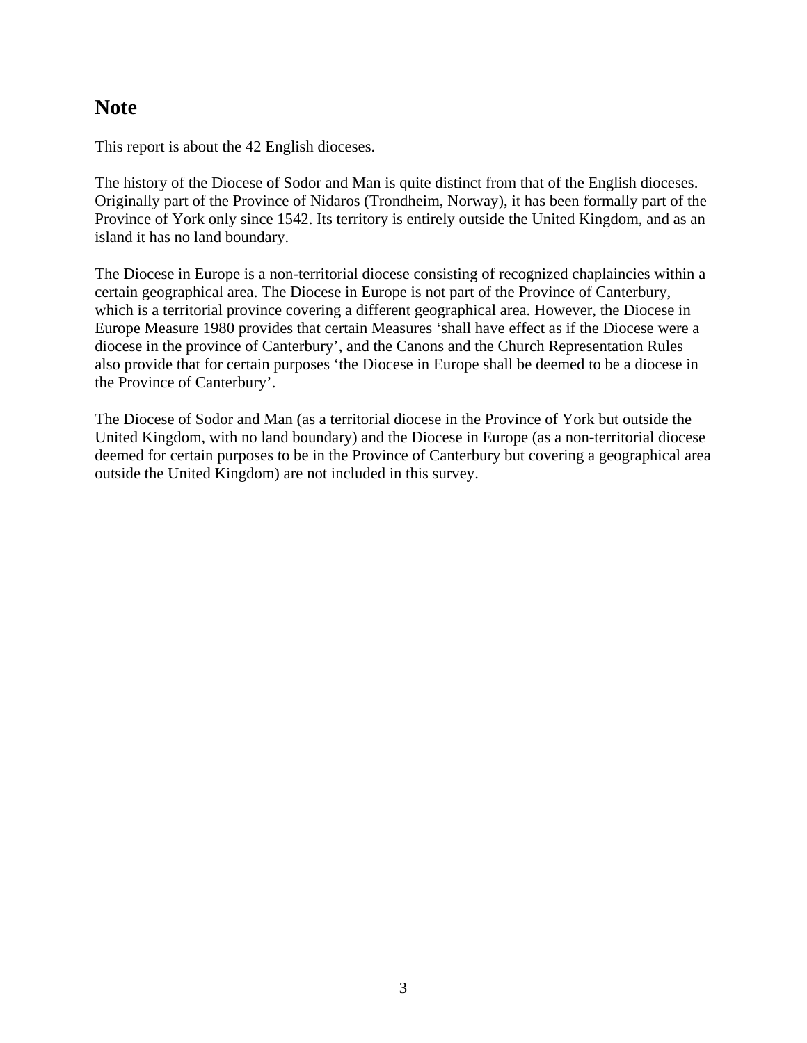## Note

This report is about the 42 English dioceses.

The history of the Diocese of Sodor and Man is quite distinct from that of the English dioceses. Originally part of the Province of Nidaros (Trondheim, Norway), it has been formally part of the Province of York only since 1542. Its territory is entirely outside the United Kingdom, and as an island it has no land boundary.

The Diocese in Europe is a non-territorial diocese consisting of recognized chaplaincies within a certain geographical area. The Diocese in Europe is not part of the Province of Canterbury, which is a territorial province covering a different geographical area. However, the Diocese in Europe Measure 1980 provides that certain Measures 'shall have effect as if the Diocese were a diocese in the province of Canterbury', and the Canons and the Church Representation Rules also provide that for certain purposes 'the Diocese in Europe shall be deemed to be a diocese in the Province of Canterbury'.

The Diocese of Sodor and Man (as a territorial diocese in the Province of York but outside the United Kingdom, with no land boundary) and the Diocese in Europe (as a non-territorial diocese deemed for certain purposes to be in the Province of Canterbury but covering a geographical area outside the United Kingdom) are not included in this survey.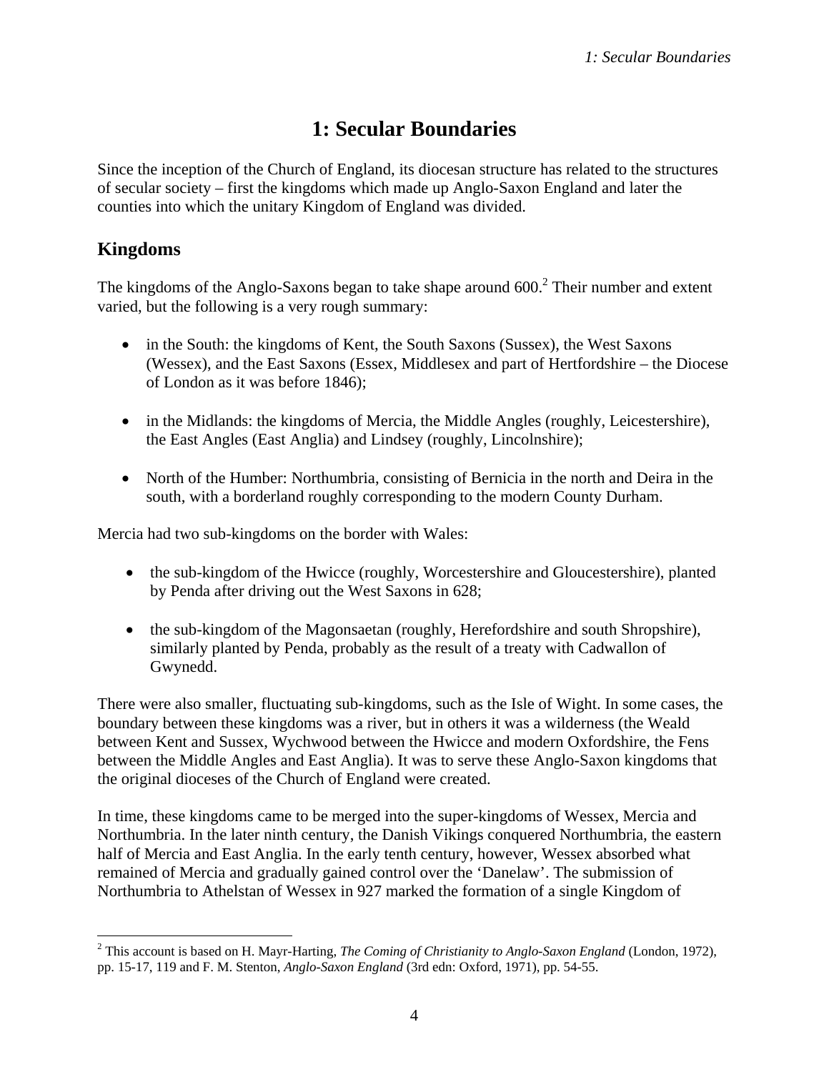# 1: Secular Boundaries

Since the inception of the Church of England, its diocesan structure has related to the structures of secular society – first the kingdoms which made up Anglo-Saxon England and later the counties into which the unitary Kingdom of England was divided.

## Kingdoms

The kingdoms of the Anglo-Saxons began to take shape around 600.[2] Their number and extent varied, but the following is a very rough summary:

- in the South: the kingdoms of Kent, the South Saxons (Sussex), the West Saxons (Wessex), and the East Saxons (Essex, Middlesex and part of Hertfordshire – the Diocese of London as it was before 1846);
- in the Midlands: the kingdoms of Mercia, the Middle Angles (roughly, Leicestershire), the East Angles (East Anglia) and Lindsey (roughly, Lincolnshire);
- North of the Humber: Northumbria, consisting of Bernicia in the north and Deira in the south, with a borderland roughly corresponding to the modern County Durham.

Mercia had two sub-kingdoms on the border with Wales:

- the sub-kingdom of the Hwicce (roughly, Worcestershire and Gloucestershire), planted by Penda after driving out the West Saxons in 628;
- the sub-kingdom of the Magonsaetan (roughly, Herefordshire and south Shropshire), similarly planted by Penda, probably as the result of a treaty with Cadwallon of Gwynedd.

There were also smaller, fluctuating sub-kingdoms, such as the Isle of Wight. In some cases, the boundary between these kingdoms was a river, but in others it was a wilderness (the Weald between Kent and Sussex, Wychwood between the Hwicce and modern Oxfordshire, the Fens between the Middle Angles and East Anglia). It was to serve these Anglo-Saxon kingdoms that the original dioceses of the Church of England were created.

In time, these kingdoms came to be merged into the super-kingdoms of Wessex, Mercia and Northumbria. In the later ninth century, the Danish Vikings conquered Northumbria, the eastern half of Mercia and East Anglia. In the early tenth century, however, Wessex absorbed what remained of Mercia and gradually gained control over the 'Danelaw'. The submission of Northumbria to Athelstan of Wessex in 927 marked the formation of a single Kingdom of

---

[2] This account is based on H. Mayr-Harting, *The Coming of Christianity to Anglo-Saxon England* (London, 1972), pp. 15-17, 119 and F. M. Stenton, *Anglo-Saxon England* (3rd edn: Oxford, 1971), pp. 54-55.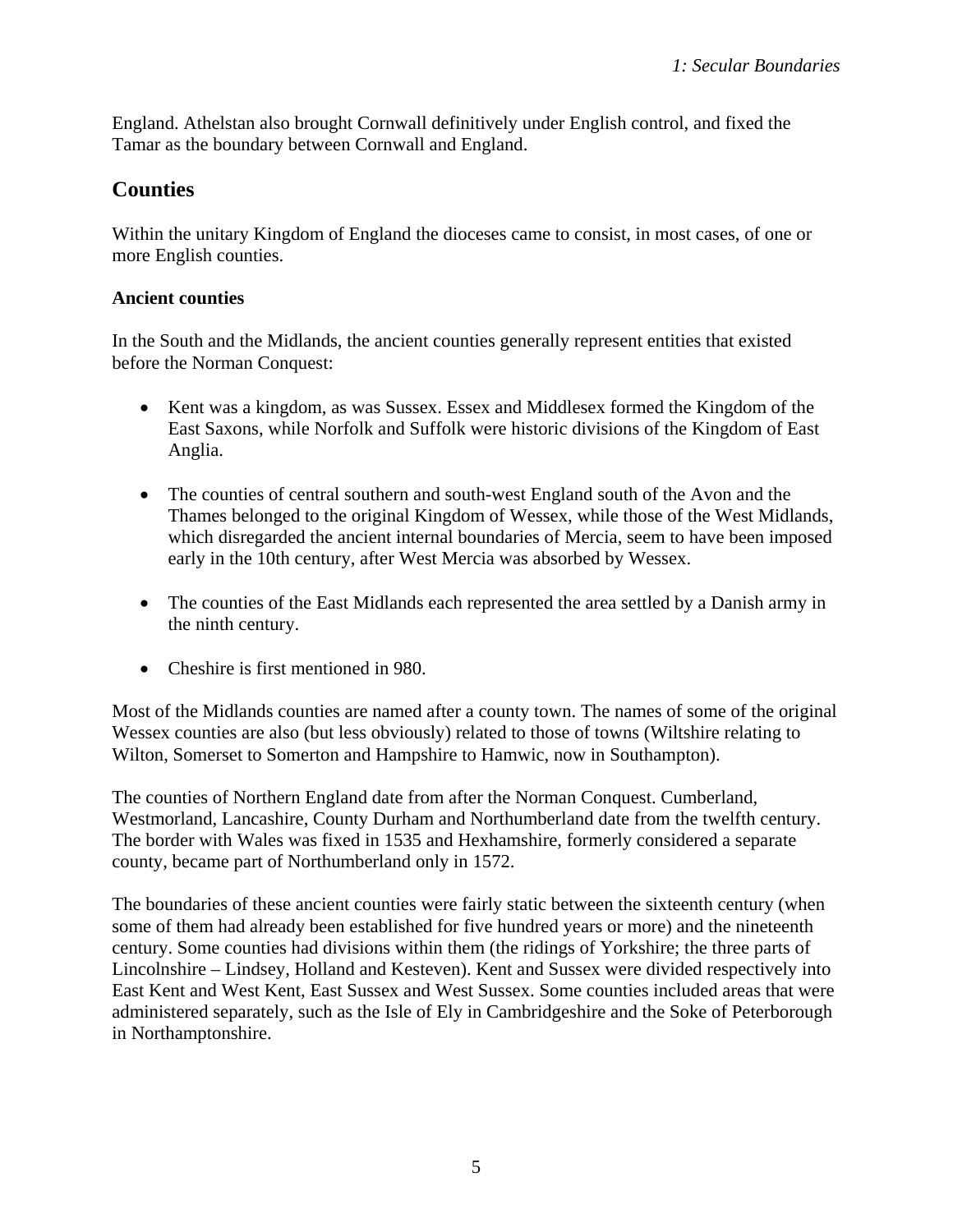England. Athelstan also brought Cornwall definitively under English control, and fixed the Tamar as the boundary between Cornwall and England.

## Counties

Within the unitary Kingdom of England the dioceses came to consist, in most cases, of one or more English counties.

### Ancient counties

In the South and the Midlands, the ancient counties generally represent entities that existed before the Norman Conquest:

- Kent was a kingdom, as was Sussex. Essex and Middlesex formed the Kingdom of the East Saxons, while Norfolk and Suffolk were historic divisions of the Kingdom of East Anglia.
- The counties of central southern and south-west England south of the Avon and the Thames belonged to the original Kingdom of Wessex, while those of the West Midlands, which disregarded the ancient internal boundaries of Mercia, seem to have been imposed early in the 10th century, after West Mercia was absorbed by Wessex.
- The counties of the East Midlands each represented the area settled by a Danish army in the ninth century.
- Cheshire is first mentioned in 980.

Most of the Midlands counties are named after a county town. The names of some of the original Wessex counties are also (but less obviously) related to those of towns (Wiltshire relating to Wilton, Somerset to Somerton and Hampshire to Hamwic, now in Southampton).

The counties of Northern England date from after the Norman Conquest. Cumberland, Westmorland, Lancashire, County Durham and Northumberland date from the twelfth century. The border with Wales was fixed in 1535 and Hexhamshire, formerly considered a separate county, became part of Northumberland only in 1572.

The boundaries of these ancient counties were fairly static between the sixteenth century (when some of them had already been established for five hundred years or more) and the nineteenth century. Some counties had divisions within them (the ridings of Yorkshire; the three parts of Lincolnshire – Lindsey, Holland and Kesteven). Kent and Sussex were divided respectively into East Kent and West Kent, East Sussex and West Sussex. Some counties included areas that were administered separately, such as the Isle of Ely in Cambridgeshire and the Soke of Peterborough in Northamptonshire.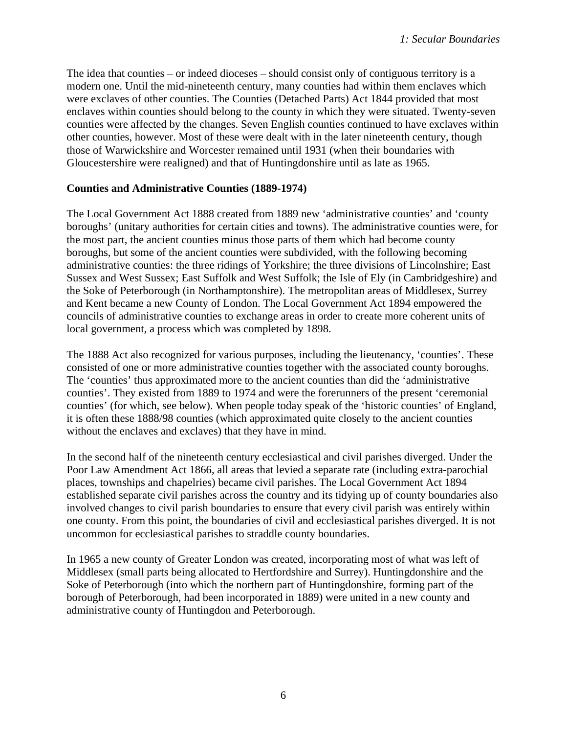The idea that counties – or indeed dioceses – should consist only of contiguous territory is a modern one. Until the mid-nineteenth century, many counties had within them enclaves which were exclaves of other counties. The Counties (Detached Parts) Act 1844 provided that most enclaves within counties should belong to the county in which they were situated. Twenty-seven counties were affected by the changes. Seven English counties continued to have exclaves within other counties, however. Most of these were dealt with in the later nineteenth century, though those of Warwickshire and Worcester remained until 1931 (when their boundaries with Gloucestershire were realigned) and that of Huntingdonshire until as late as 1965.

**Counties and Administrative Counties (1889-1974)**

The Local Government Act 1888 created from 1889 new 'administrative counties' and 'county boroughs' (unitary authorities for certain cities and towns). The administrative counties were, for the most part, the ancient counties minus those parts of them which had become county boroughs, but some of the ancient counties were subdivided, with the following becoming administrative counties: the three ridings of Yorkshire; the three divisions of Lincolnshire; East Sussex and West Sussex; East Suffolk and West Suffolk; the Isle of Ely (in Cambridgeshire) and the Soke of Peterborough (in Northamptonshire). The metropolitan areas of Middlesex, Surrey and Kent became a new County of London. The Local Government Act 1894 empowered the councils of administrative counties to exchange areas in order to create more coherent units of local government, a process which was completed by 1898.

The 1888 Act also recognized for various purposes, including the lieutenancy, 'counties'. These consisted of one or more administrative counties together with the associated county boroughs. The 'counties' thus approximated more to the ancient counties than did the 'administrative counties'. They existed from 1889 to 1974 and were the forerunners of the present 'ceremonial counties' (for which, see below). When people today speak of the 'historic counties' of England, it is often these 1888/98 counties (which approximated quite closely to the ancient counties without the enclaves and exclaves) that they have in mind.

In the second half of the nineteenth century ecclesiastical and civil parishes diverged. Under the Poor Law Amendment Act 1866, all areas that levied a separate rate (including extra-parochial places, townships and chapelries) became civil parishes. The Local Government Act 1894 established separate civil parishes across the country and its tidying up of county boundaries also involved changes to civil parish boundaries to ensure that every civil parish was entirely within one county. From this point, the boundaries of civil and ecclesiastical parishes diverged. It is not uncommon for ecclesiastical parishes to straddle county boundaries.

In 1965 a new county of Greater London was created, incorporating most of what was left of Middlesex (small parts being allocated to Hertfordshire and Surrey). Huntingdonshire and the Soke of Peterborough (into which the northern part of Huntingdonshire, forming part of the borough of Peterborough, had been incorporated in 1889) were united in a new county and administrative county of Huntingdon and Peterborough.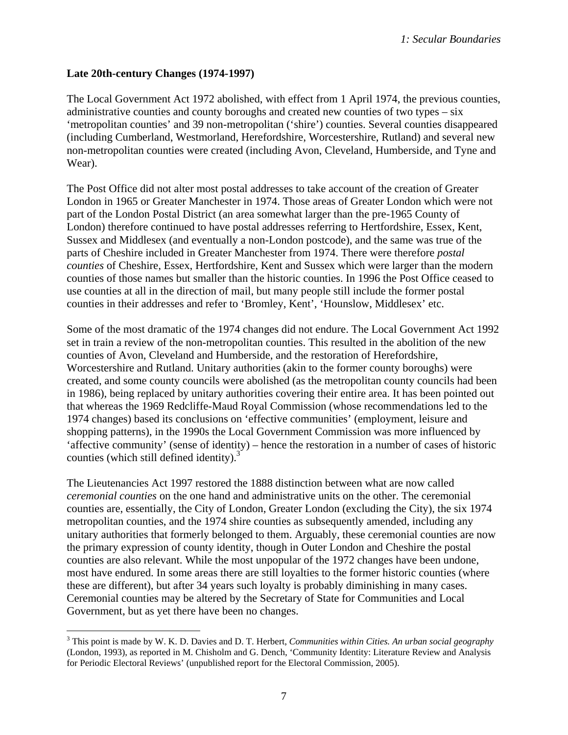## Late 20th-century Changes (1974-1997)

The Local Government Act 1972 abolished, with effect from 1 April 1974, the previous counties, administrative counties and county boroughs and created new counties of two types – six 'metropolitan counties' and 39 non-metropolitan ('shire') counties. Several counties disappeared (including Cumberland, Westmorland, Herefordshire, Worcestershire, Rutland) and several new non-metropolitan counties were created (including Avon, Cleveland, Humberside, and Tyne and Wear).

The Post Office did not alter most postal addresses to take account of the creation of Greater London in 1965 or Greater Manchester in 1974. Those areas of Greater London which were not part of the London Postal District (an area somewhat larger than the pre-1965 County of London) therefore continued to have postal addresses referring to Hertfordshire, Essex, Kent, Sussex and Middlesex (and eventually a non-London postcode), and the same was true of the parts of Cheshire included in Greater Manchester from 1974. There were therefore *postal counties* of Cheshire, Essex, Hertfordshire, Kent and Sussex which were larger than the modern counties of those names but smaller than the historic counties. In 1996 the Post Office ceased to use counties at all in the direction of mail, but many people still include the former postal counties in their addresses and refer to 'Bromley, Kent', 'Hounslow, Middlesex' etc.

Some of the most dramatic of the 1974 changes did not endure. The Local Government Act 1992 set in train a review of the non-metropolitan counties. This resulted in the abolition of the new counties of Avon, Cleveland and Humberside, and the restoration of Herefordshire, Worcestershire and Rutland. Unitary authorities (akin to the former county boroughs) were created, and some county councils were abolished (as the metropolitan county councils had been in 1986), being replaced by unitary authorities covering their entire area. It has been pointed out that whereas the 1969 Redcliffe-Maud Royal Commission (whose recommendations led to the 1974 changes) based its conclusions on 'effective communities' (employment, leisure and shopping patterns), in the 1990s the Local Government Commission was more influenced by 'affective community' (sense of identity) – hence the restoration in a number of cases of historic counties (which still defined identity).[3]

The Lieutenancies Act 1997 restored the 1888 distinction between what are now called *ceremonial counties* on the one hand and administrative units on the other. The ceremonial counties are, essentially, the City of London, Greater London (excluding the City), the six 1974 metropolitan counties, and the 1974 shire counties as subsequently amended, including any unitary authorities that formerly belonged to them. Arguably, these ceremonial counties are now the primary expression of county identity, though in Outer London and Cheshire the postal counties are also relevant. While the most unpopular of the 1972 changes have been undone, most have endured. In some areas there are still loyalties to the former historic counties (where these are different), but after 34 years such loyalty is probably diminishing in many cases. Ceremonial counties may be altered by the Secretary of State for Communities and Local Government, but as yet there have been no changes.

---

[3] This point is made by W. K. D. Davies and D. T. Herbert, *Communities within Cities. An urban social geography* (London, 1993), as reported in M. Chisholm and G. Dench, 'Community Identity: Literature Review and Analysis for Periodic Electoral Reviews' (unpublished report for the Electoral Commission, 2005).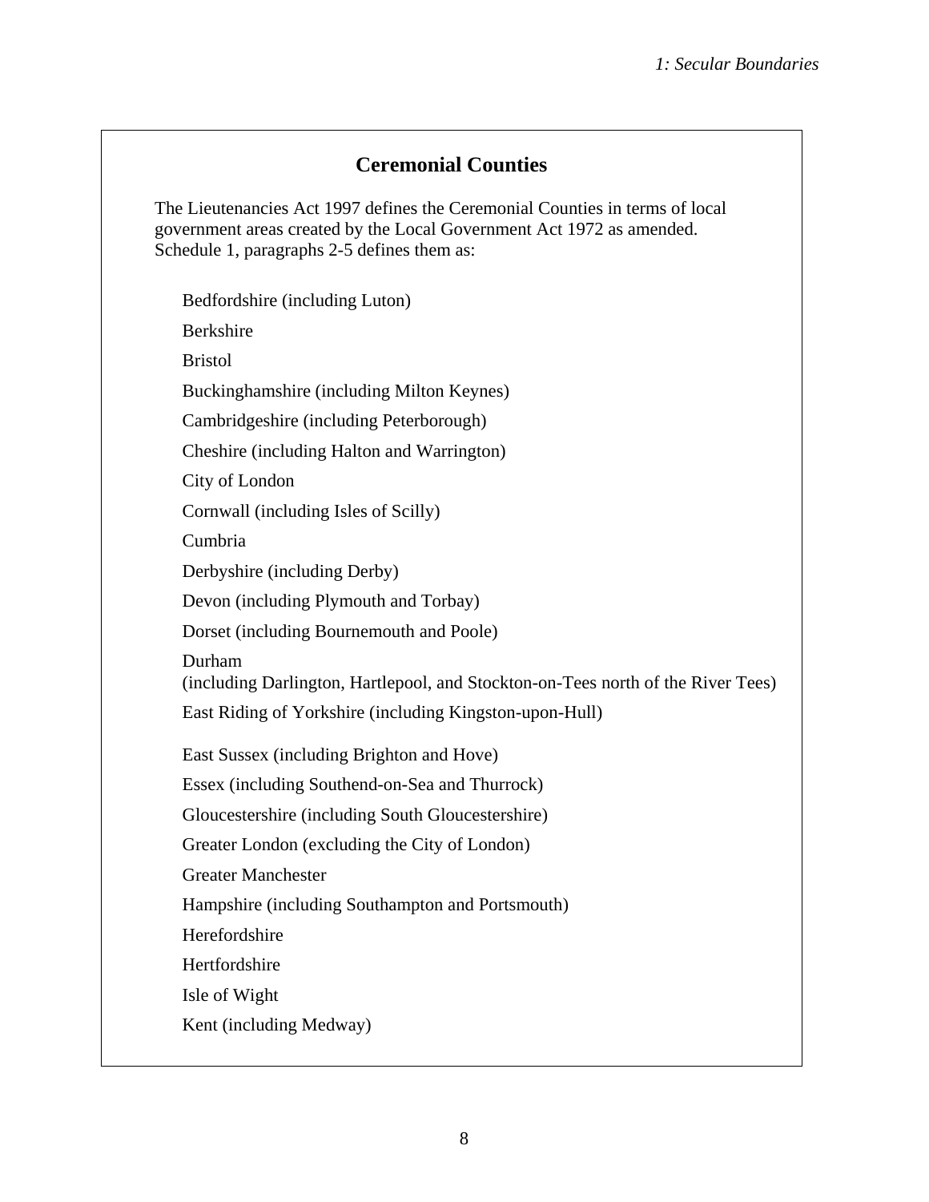## Ceremonial Counties

The Lieutenancies Act 1997 defines the Ceremonial Counties in terms of local government areas created by the Local Government Act 1972 as amended. Schedule 1, paragraphs 2-5 defines them as:

Bedfordshire (including Luton)

Berkshire

Bristol

Buckinghamshire (including Milton Keynes)

Cambridgeshire (including Peterborough)

Cheshire (including Halton and Warrington)

City of London

Cornwall (including Isles of Scilly)

Cumbria

Derbyshire (including Derby)

Devon (including Plymouth and Torbay)

Dorset (including Bournemouth and Poole)

Durham
(including Darlington, Hartlepool, and Stockton-on-Tees north of the River Tees)

East Riding of Yorkshire (including Kingston-upon-Hull)

East Sussex (including Brighton and Hove)

Essex (including Southend-on-Sea and Thurrock)

Gloucestershire (including South Gloucestershire)

Greater London (excluding the City of London)

Greater Manchester

Hampshire (including Southampton and Portsmouth)

Herefordshire

Hertfordshire

Isle of Wight

Kent (including Medway)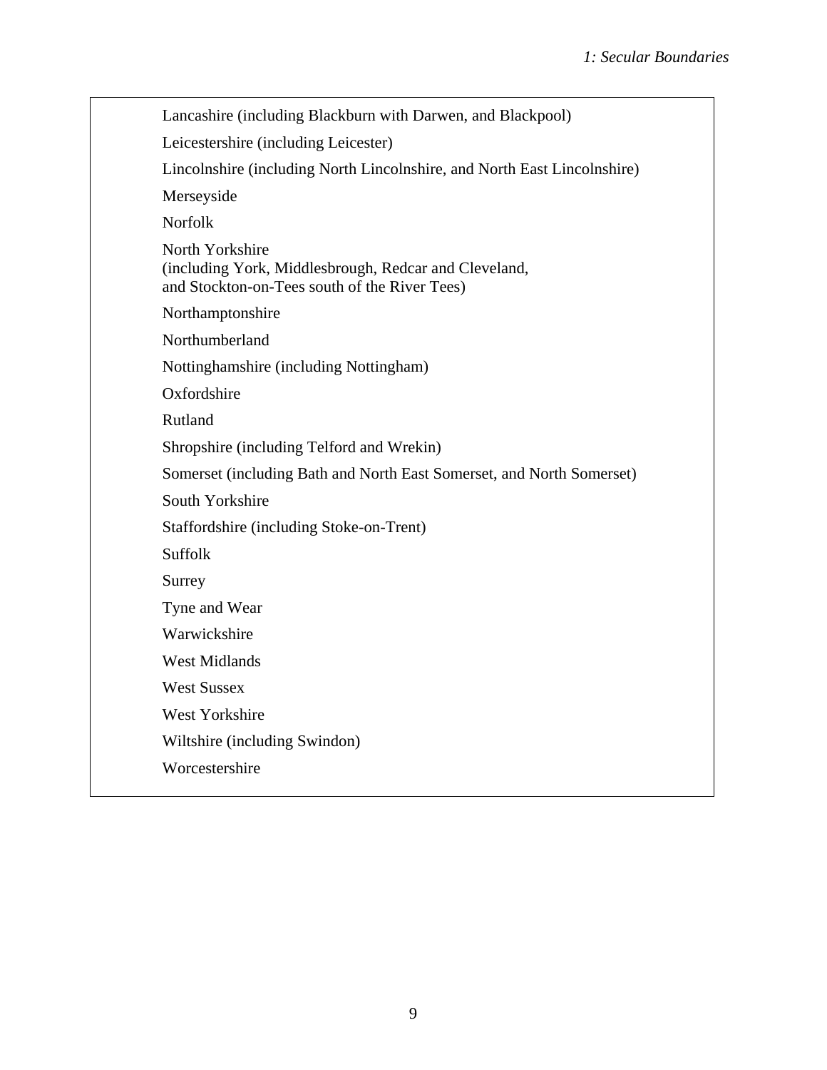Lancashire (including Blackburn with Darwen, and Blackpool)

Leicestershire (including Leicester)

Lincolnshire (including North Lincolnshire, and North East Lincolnshire)

Merseyside

Norfolk

North Yorkshire
(including York, Middlesbrough, Redcar and Cleveland,
and Stockton-on-Tees south of the River Tees)

Northamptonshire

Northumberland

Nottinghamshire (including Nottingham)

Oxfordshire

Rutland

Shropshire (including Telford and Wrekin)

Somerset (including Bath and North East Somerset, and North Somerset)

South Yorkshire

Staffordshire (including Stoke-on-Trent)

Suffolk

Surrey

Tyne and Wear

Warwickshire

West Midlands

West Sussex

West Yorkshire

Wiltshire (including Swindon)

Worcestershire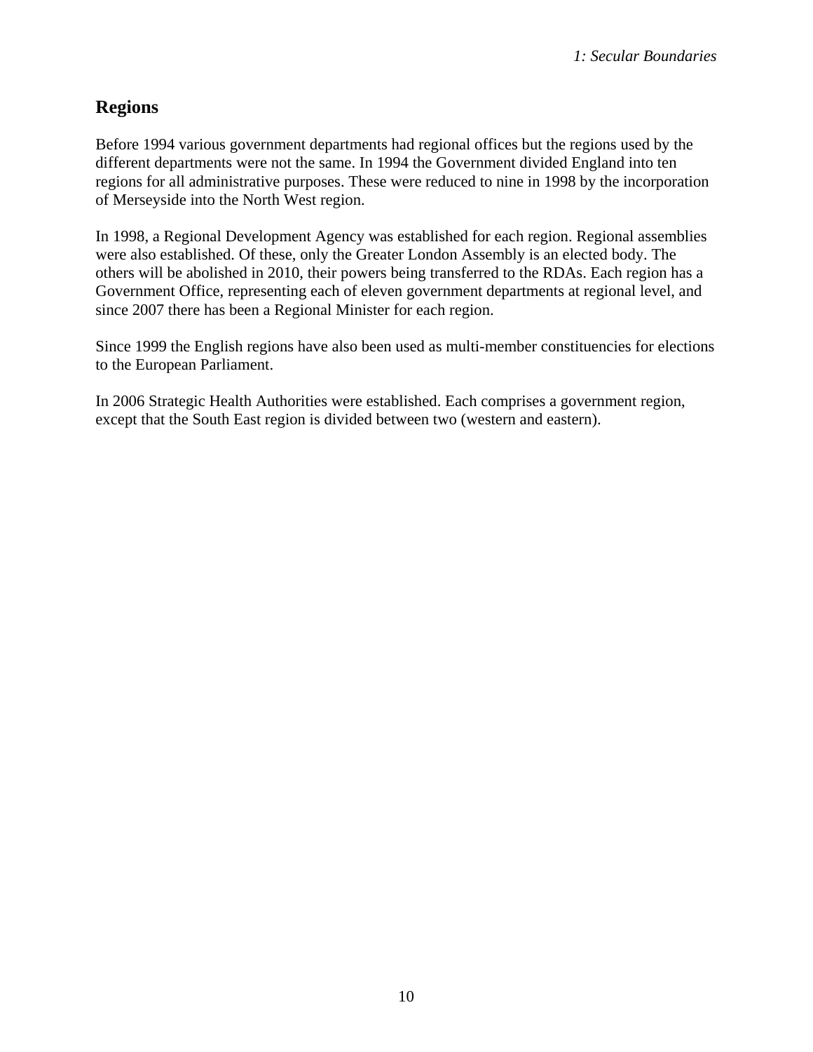## Regions

Before 1994 various government departments had regional offices but the regions used by the different departments were not the same. In 1994 the Government divided England into ten regions for all administrative purposes. These were reduced to nine in 1998 by the incorporation of Merseyside into the North West region.

In 1998, a Regional Development Agency was established for each region. Regional assemblies were also established. Of these, only the Greater London Assembly is an elected body. The others will be abolished in 2010, their powers being transferred to the RDAs. Each region has a Government Office, representing each of eleven government departments at regional level, and since 2007 there has been a Regional Minister for each region.

Since 1999 the English regions have also been used as multi-member constituencies for elections to the European Parliament.

In 2006 Strategic Health Authorities were established. Each comprises a government region, except that the South East region is divided between two (western and eastern).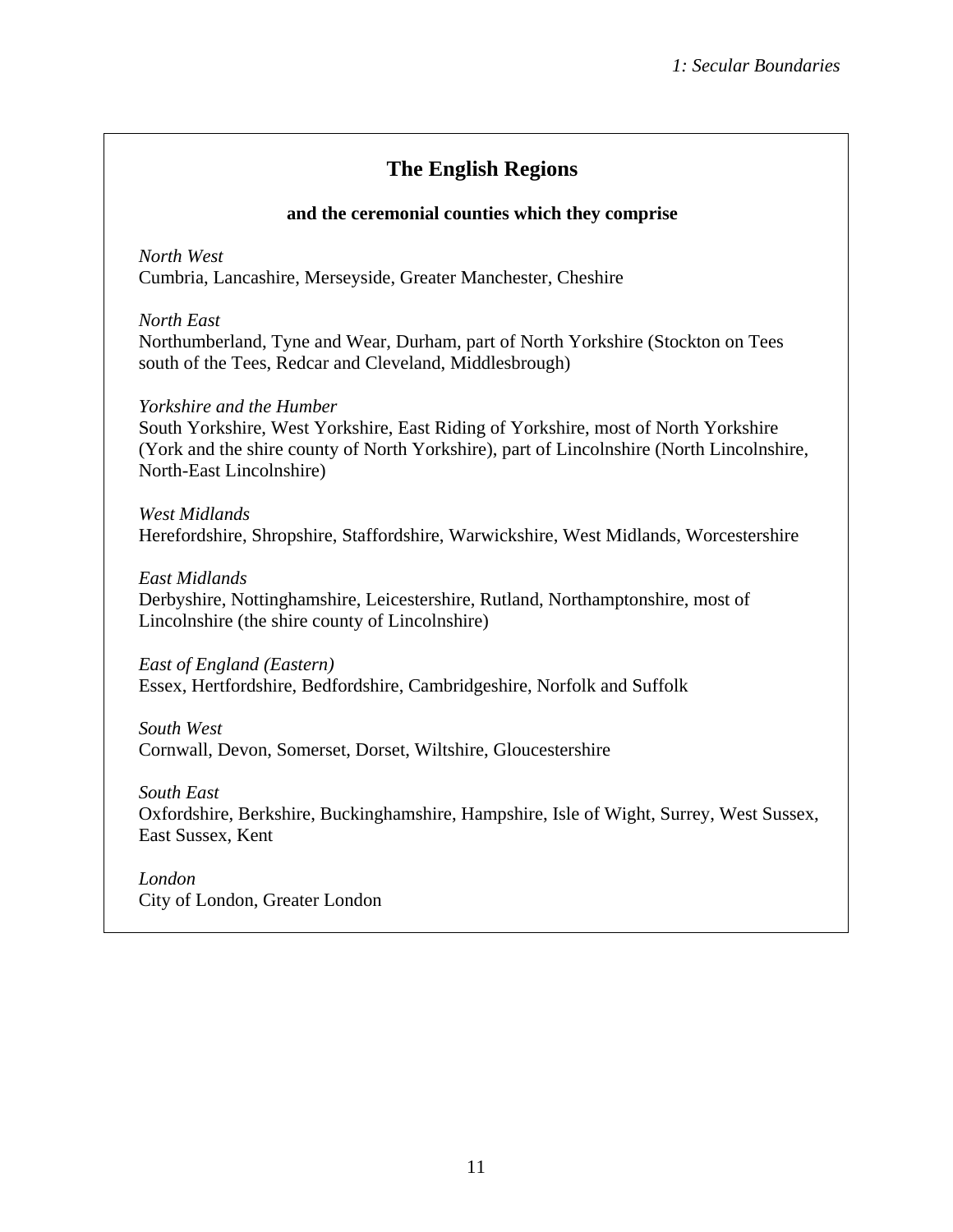## The English Regions

**and the ceremonial counties which they comprise**

*North West*
Cumbria, Lancashire, Merseyside, Greater Manchester, Cheshire

*North East*
Northumberland, Tyne and Wear, Durham, part of North Yorkshire (Stockton on Tees south of the Tees, Redcar and Cleveland, Middlesbrough)

*Yorkshire and the Humber*
South Yorkshire, West Yorkshire, East Riding of Yorkshire, most of North Yorkshire (York and the shire county of North Yorkshire), part of Lincolnshire (North Lincolnshire, North-East Lincolnshire)

*West Midlands*
Herefordshire, Shropshire, Staffordshire, Warwickshire, West Midlands, Worcestershire

*East Midlands*
Derbyshire, Nottinghamshire, Leicestershire, Rutland, Northamptonshire, most of Lincolnshire (the shire county of Lincolnshire)

*East of England (Eastern)*
Essex, Hertfordshire, Bedfordshire, Cambridgeshire, Norfolk and Suffolk

*South West*
Cornwall, Devon, Somerset, Dorset, Wiltshire, Gloucestershire

*South East*
Oxfordshire, Berkshire, Buckinghamshire, Hampshire, Isle of Wight, Surrey, West Sussex, East Sussex, Kent

*London*
City of London, Greater London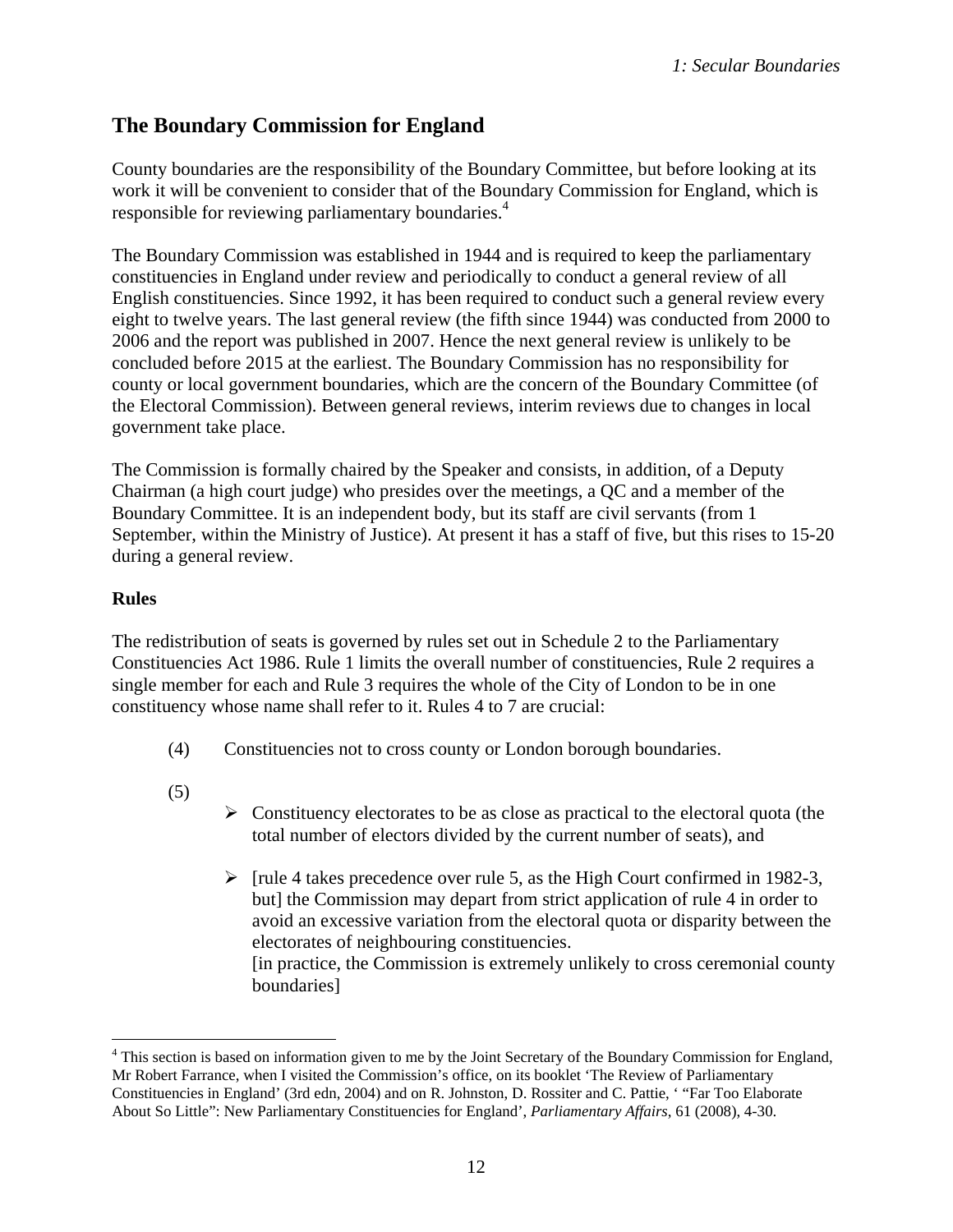## The Boundary Commission for England

County boundaries are the responsibility of the Boundary Committee, but before looking at its work it will be convenient to consider that of the Boundary Commission for England, which is responsible for reviewing parliamentary boundaries.[4]

The Boundary Commission was established in 1944 and is required to keep the parliamentary constituencies in England under review and periodically to conduct a general review of all English constituencies. Since 1992, it has been required to conduct such a general review every eight to twelve years. The last general review (the fifth since 1944) was conducted from 2000 to 2006 and the report was published in 2007. Hence the next general review is unlikely to be concluded before 2015 at the earliest. The Boundary Commission has no responsibility for county or local government boundaries, which are the concern of the Boundary Committee (of the Electoral Commission). Between general reviews, interim reviews due to changes in local government take place.

The Commission is formally chaired by the Speaker and consists, in addition, of a Deputy Chairman (a high court judge) who presides over the meetings, a QC and a member of the Boundary Committee. It is an independent body, but its staff are civil servants (from 1 September, within the Ministry of Justice). At present it has a staff of five, but this rises to 15-20 during a general review.

### Rules

The redistribution of seats is governed by rules set out in Schedule 2 to the Parliamentary Constituencies Act 1986. Rule 1 limits the overall number of constituencies, Rule 2 requires a single member for each and Rule 3 requires the whole of the City of London to be in one constituency whose name shall refer to it. Rules 4 to 7 are crucial:

(4) Constituencies not to cross county or London borough boundaries.

(5)

- Constituency electorates to be as close as practical to the electoral quota (the total number of electors divided by the current number of seats), and
- [rule 4 takes precedence over rule 5, as the High Court confirmed in 1982-3, but] the Commission may depart from strict application of rule 4 in order to avoid an excessive variation from the electoral quota or disparity between the electorates of neighbouring constituencies.
  [in practice, the Commission is extremely unlikely to cross ceremonial county boundaries]

---

[4] This section is based on information given to me by the Joint Secretary of the Boundary Commission for England, Mr Robert Farrance, when I visited the Commission's office, on its booklet 'The Review of Parliamentary Constituencies in England' (3rd edn, 2004) and on R. Johnston, D. Rossiter and C. Pattie, ' "Far Too Elaborate About So Little": New Parliamentary Constituencies for England', *Parliamentary Affairs*, 61 (2008), 4-30.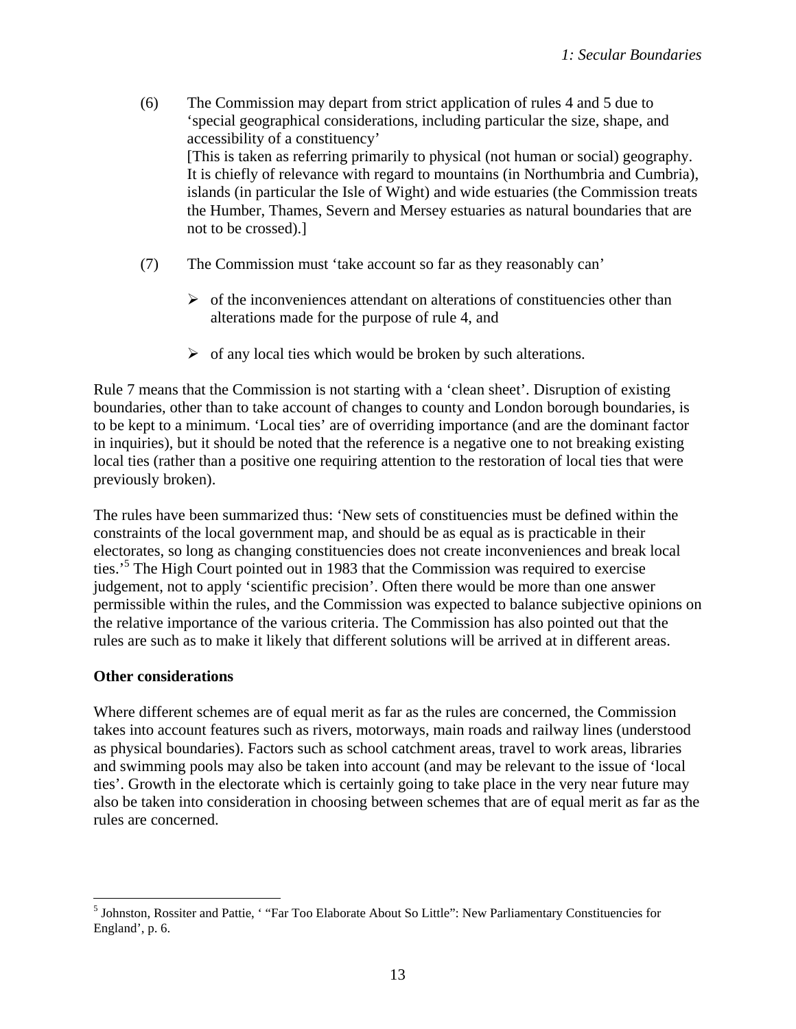(6) The Commission may depart from strict application of rules 4 and 5 due to 'special geographical considerations, including particular the size, shape, and accessibility of a constituency'
[This is taken as referring primarily to physical (not human or social) geography. It is chiefly of relevance with regard to mountains (in Northumbria and Cumbria), islands (in particular the Isle of Wight) and wide estuaries (the Commission treats the Humber, Thames, Severn and Mersey estuaries as natural boundaries that are not to be crossed).]

(7) The Commission must 'take account so far as they reasonably can'

- of the inconveniences attendant on alterations of constituencies other than alterations made for the purpose of rule 4, and
- of any local ties which would be broken by such alterations.

Rule 7 means that the Commission is not starting with a 'clean sheet'. Disruption of existing boundaries, other than to take account of changes to county and London borough boundaries, is to be kept to a minimum. 'Local ties' are of overriding importance (and are the dominant factor in inquiries), but it should be noted that the reference is a negative one to not breaking existing local ties (rather than a positive one requiring attention to the restoration of local ties that were previously broken).

The rules have been summarized thus: 'New sets of constituencies must be defined within the constraints of the local government map, and should be as equal as is practicable in their electorates, so long as changing constituencies does not create inconveniences and break local ties.'[5] The High Court pointed out in 1983 that the Commission was required to exercise judgement, not to apply 'scientific precision'. Often there would be more than one answer permissible within the rules, and the Commission was expected to balance subjective opinions on the relative importance of the various criteria. The Commission has also pointed out that the rules are such as to make it likely that different solutions will be arrived at in different areas.

**Other considerations**

Where different schemes are of equal merit as far as the rules are concerned, the Commission takes into account features such as rivers, motorways, main roads and railway lines (understood as physical boundaries). Factors such as school catchment areas, travel to work areas, libraries and swimming pools may also be taken into account (and may be relevant to the issue of 'local ties'. Growth in the electorate which is certainly going to take place in the very near future may also be taken into consideration in choosing between schemes that are of equal merit as far as the rules are concerned.

[5] Johnston, Rossiter and Pattie, ' "Far Too Elaborate About So Little": New Parliamentary Constituencies for England', p. 6.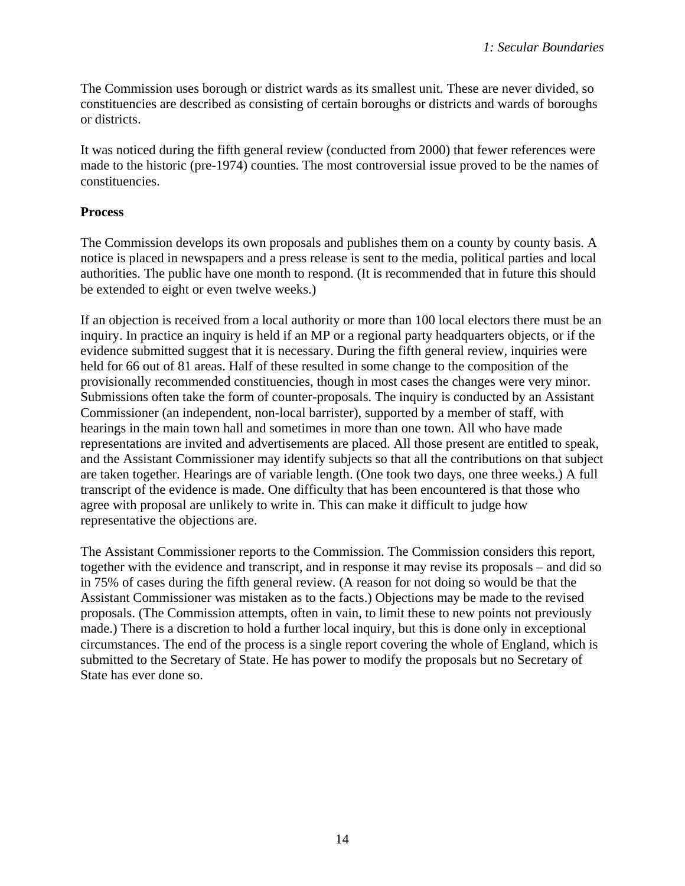The Commission uses borough or district wards as its smallest unit. These are never divided, so constituencies are described as consisting of certain boroughs or districts and wards of boroughs or districts.

It was noticed during the fifth general review (conducted from 2000) that fewer references were made to the historic (pre-1974) counties. The most controversial issue proved to be the names of constituencies.

**Process**

The Commission develops its own proposals and publishes them on a county by county basis. A notice is placed in newspapers and a press release is sent to the media, political parties and local authorities. The public have one month to respond. (It is recommended that in future this should be extended to eight or even twelve weeks.)

If an objection is received from a local authority or more than 100 local electors there must be an inquiry. In practice an inquiry is held if an MP or a regional party headquarters objects, or if the evidence submitted suggest that it is necessary. During the fifth general review, inquiries were held for 66 out of 81 areas. Half of these resulted in some change to the composition of the provisionally recommended constituencies, though in most cases the changes were very minor. Submissions often take the form of counter-proposals. The inquiry is conducted by an Assistant Commissioner (an independent, non-local barrister), supported by a member of staff, with hearings in the main town hall and sometimes in more than one town. All who have made representations are invited and advertisements are placed. All those present are entitled to speak, and the Assistant Commissioner may identify subjects so that all the contributions on that subject are taken together. Hearings are of variable length. (One took two days, one three weeks.) A full transcript of the evidence is made. One difficulty that has been encountered is that those who agree with proposal are unlikely to write in. This can make it difficult to judge how representative the objections are.

The Assistant Commissioner reports to the Commission. The Commission considers this report, together with the evidence and transcript, and in response it may revise its proposals – and did so in 75% of cases during the fifth general review. (A reason for not doing so would be that the Assistant Commissioner was mistaken as to the facts.) Objections may be made to the revised proposals. (The Commission attempts, often in vain, to limit these to new points not previously made.) There is a discretion to hold a further local inquiry, but this is done only in exceptional circumstances. The end of the process is a single report covering the whole of England, which is submitted to the Secretary of State. He has power to modify the proposals but no Secretary of State has ever done so.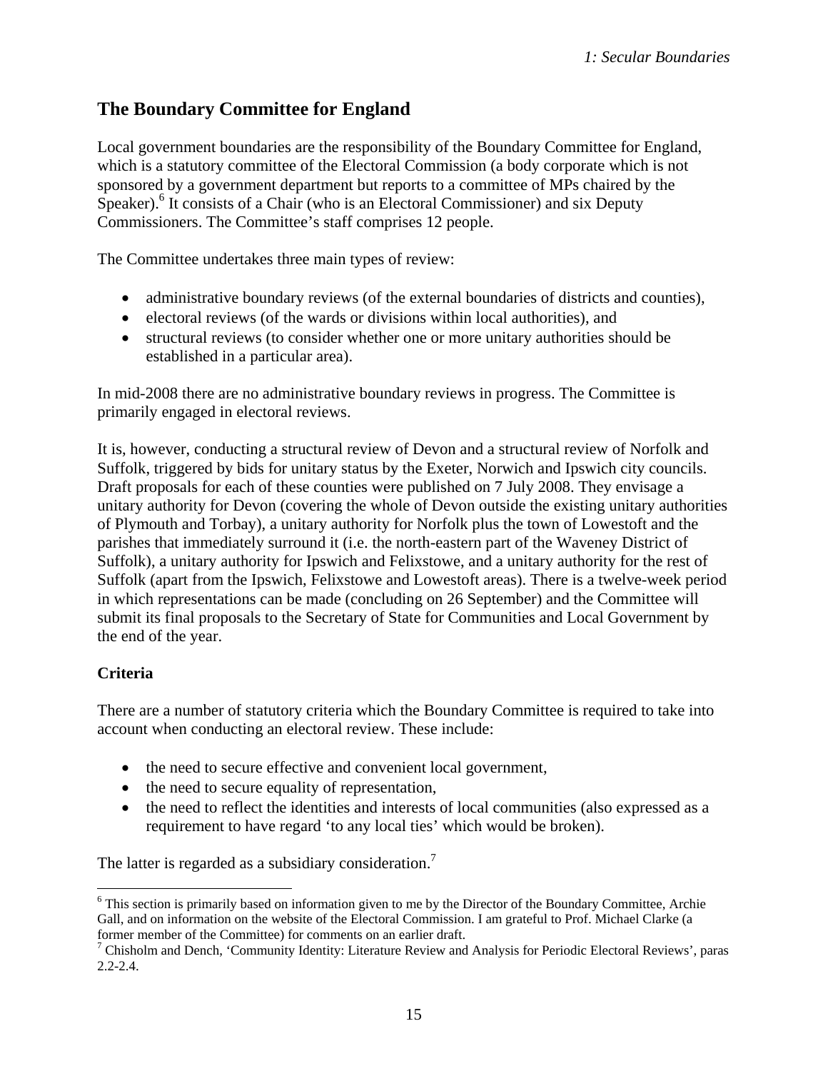## The Boundary Committee for England

Local government boundaries are the responsibility of the Boundary Committee for England, which is a statutory committee of the Electoral Commission (a body corporate which is not sponsored by a government department but reports to a committee of MPs chaired by the Speaker).[6] It consists of a Chair (who is an Electoral Commissioner) and six Deputy Commissioners. The Committee's staff comprises 12 people.

The Committee undertakes three main types of review:

- administrative boundary reviews (of the external boundaries of districts and counties),
- electoral reviews (of the wards or divisions within local authorities), and
- structural reviews (to consider whether one or more unitary authorities should be established in a particular area).

In mid-2008 there are no administrative boundary reviews in progress. The Committee is primarily engaged in electoral reviews.

It is, however, conducting a structural review of Devon and a structural review of Norfolk and Suffolk, triggered by bids for unitary status by the Exeter, Norwich and Ipswich city councils. Draft proposals for each of these counties were published on 7 July 2008. They envisage a unitary authority for Devon (covering the whole of Devon outside the existing unitary authorities of Plymouth and Torbay), a unitary authority for Norfolk plus the town of Lowestoft and the parishes that immediately surround it (i.e. the north-eastern part of the Waveney District of Suffolk), a unitary authority for Ipswich and Felixstowe, and a unitary authority for the rest of Suffolk (apart from the Ipswich, Felixstowe and Lowestoft areas). There is a twelve-week period in which representations can be made (concluding on 26 September) and the Committee will submit its final proposals to the Secretary of State for Communities and Local Government by the end of the year.

### Criteria

There are a number of statutory criteria which the Boundary Committee is required to take into account when conducting an electoral review. These include:

- the need to secure effective and convenient local government,
- the need to secure equality of representation,
- the need to reflect the identities and interests of local communities (also expressed as a requirement to have regard 'to any local ties' which would be broken).

The latter is regarded as a subsidiary consideration.[7]

---

[6] This section is primarily based on information given to me by the Director of the Boundary Committee, Archie Gall, and on information on the website of the Electoral Commission. I am grateful to Prof. Michael Clarke (a former member of the Committee) for comments on an earlier draft.

[7] Chisholm and Dench, 'Community Identity: Literature Review and Analysis for Periodic Electoral Reviews', paras 2.2-2.4.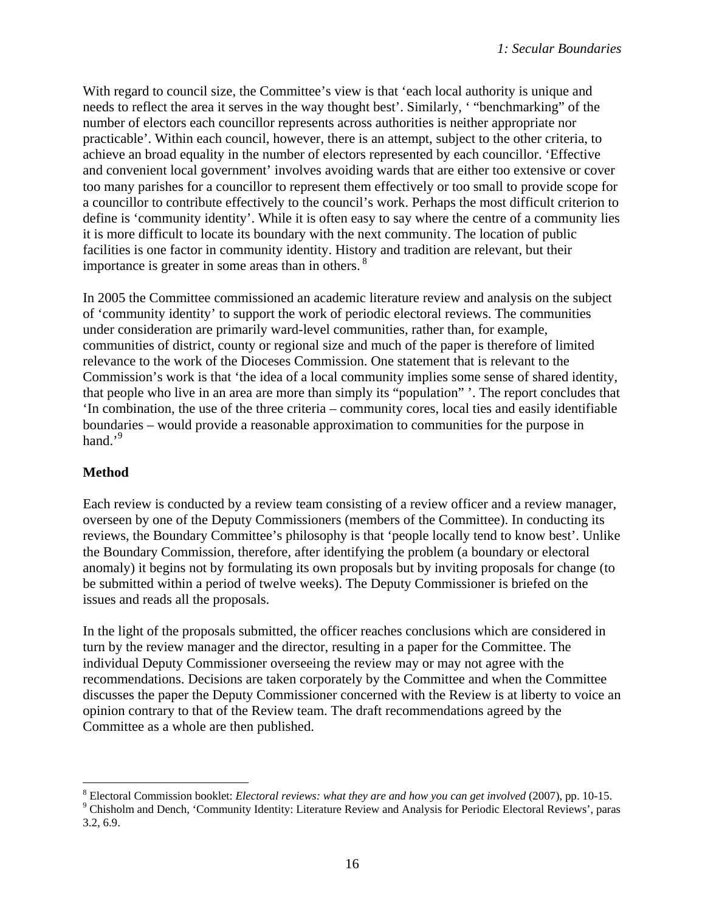With regard to council size, the Committee's view is that 'each local authority is unique and needs to reflect the area it serves in the way thought best'. Similarly, ' "benchmarking" of the number of electors each councillor represents across authorities is neither appropriate nor practicable'. Within each council, however, there is an attempt, subject to the other criteria, to achieve an broad equality in the number of electors represented by each councillor. 'Effective and convenient local government' involves avoiding wards that are either too extensive or cover too many parishes for a councillor to represent them effectively or too small to provide scope for a councillor to contribute effectively to the council's work. Perhaps the most difficult criterion to define is 'community identity'. While it is often easy to say where the centre of a community lies it is more difficult to locate its boundary with the next community. The location of public facilities is one factor in community identity. History and tradition are relevant, but their importance is greater in some areas than in others. [8]

In 2005 the Committee commissioned an academic literature review and analysis on the subject of 'community identity' to support the work of periodic electoral reviews. The communities under consideration are primarily ward-level communities, rather than, for example, communities of district, county or regional size and much of the paper is therefore of limited relevance to the work of the Dioceses Commission. One statement that is relevant to the Commission's work is that 'the idea of a local community implies some sense of shared identity, that people who live in an area are more than simply its "population" '. The report concludes that 'In combination, the use of the three criteria – community cores, local ties and easily identifiable boundaries – would provide a reasonable approximation to communities for the purpose in hand.'[9]

**Method**

Each review is conducted by a review team consisting of a review officer and a review manager, overseen by one of the Deputy Commissioners (members of the Committee). In conducting its reviews, the Boundary Committee's philosophy is that 'people locally tend to know best'. Unlike the Boundary Commission, therefore, after identifying the problem (a boundary or electoral anomaly) it begins not by formulating its own proposals but by inviting proposals for change (to be submitted within a period of twelve weeks). The Deputy Commissioner is briefed on the issues and reads all the proposals.

In the light of the proposals submitted, the officer reaches conclusions which are considered in turn by the review manager and the director, resulting in a paper for the Committee. The individual Deputy Commissioner overseeing the review may or may not agree with the recommendations. Decisions are taken corporately by the Committee and when the Committee discusses the paper the Deputy Commissioner concerned with the Review is at liberty to voice an opinion contrary to that of the Review team. The draft recommendations agreed by the Committee as a whole are then published.

---

[8] Electoral Commission booklet: *Electoral reviews: what they are and how you can get involved* (2007), pp. 10-15.

[9] Chisholm and Dench, 'Community Identity: Literature Review and Analysis for Periodic Electoral Reviews', paras 3.2, 6.9.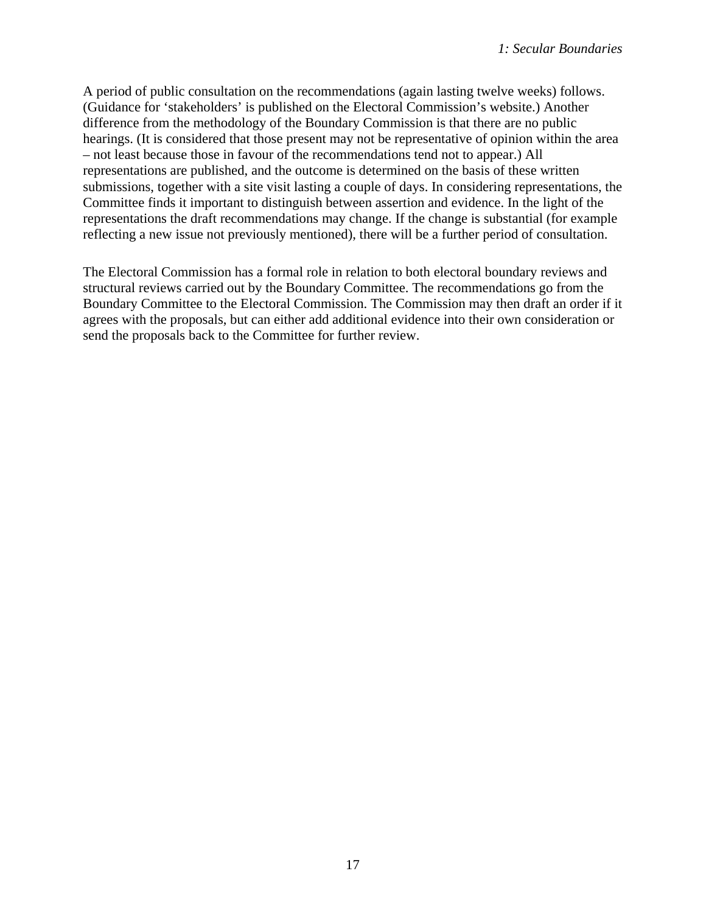A period of public consultation on the recommendations (again lasting twelve weeks) follows. (Guidance for 'stakeholders' is published on the Electoral Commission's website.) Another difference from the methodology of the Boundary Commission is that there are no public hearings. (It is considered that those present may not be representative of opinion within the area – not least because those in favour of the recommendations tend not to appear.) All representations are published, and the outcome is determined on the basis of these written submissions, together with a site visit lasting a couple of days. In considering representations, the Committee finds it important to distinguish between assertion and evidence. In the light of the representations the draft recommendations may change. If the change is substantial (for example reflecting a new issue not previously mentioned), there will be a further period of consultation.

The Electoral Commission has a formal role in relation to both electoral boundary reviews and structural reviews carried out by the Boundary Committee. The recommendations go from the Boundary Committee to the Electoral Commission. The Commission may then draft an order if it agrees with the proposals, but can either add additional evidence into their own consideration or send the proposals back to the Committee for further review.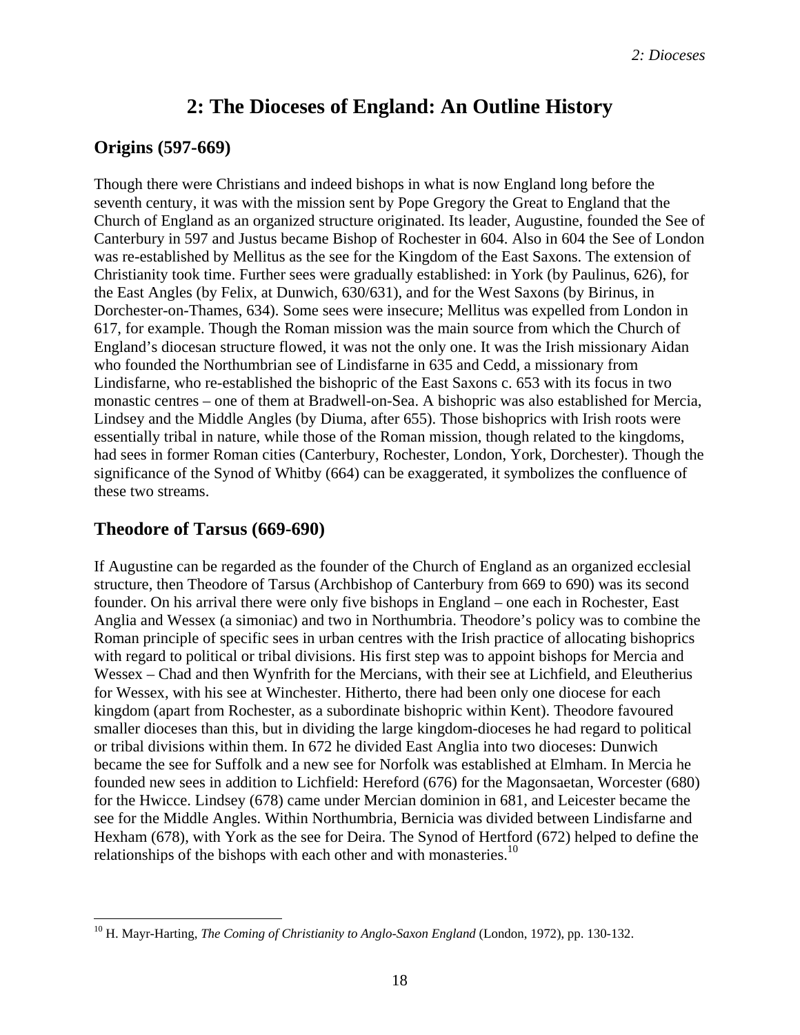# 2: The Dioceses of England: An Outline History

## Origins (597-669)

Though there were Christians and indeed bishops in what is now England long before the seventh century, it was with the mission sent by Pope Gregory the Great to England that the Church of England as an organized structure originated. Its leader, Augustine, founded the See of Canterbury in 597 and Justus became Bishop of Rochester in 604. Also in 604 the See of London was re-established by Mellitus as the see for the Kingdom of the East Saxons. The extension of Christianity took time. Further sees were gradually established: in York (by Paulinus, 626), for the East Angles (by Felix, at Dunwich, 630/631), and for the West Saxons (by Birinus, in Dorchester-on-Thames, 634). Some sees were insecure; Mellitus was expelled from London in 617, for example. Though the Roman mission was the main source from which the Church of England's diocesan structure flowed, it was not the only one. It was the Irish missionary Aidan who founded the Northumbrian see of Lindisfarne in 635 and Cedd, a missionary from Lindisfarne, who re-established the bishopric of the East Saxons c. 653 with its focus in two monastic centres – one of them at Bradwell-on-Sea. A bishopric was also established for Mercia, Lindsey and the Middle Angles (by Diuma, after 655). Those bishoprics with Irish roots were essentially tribal in nature, while those of the Roman mission, though related to the kingdoms, had sees in former Roman cities (Canterbury, Rochester, London, York, Dorchester). Though the significance of the Synod of Whitby (664) can be exaggerated, it symbolizes the confluence of these two streams.

## Theodore of Tarsus (669-690)

If Augustine can be regarded as the founder of the Church of England as an organized ecclesial structure, then Theodore of Tarsus (Archbishop of Canterbury from 669 to 690) was its second founder. On his arrival there were only five bishops in England – one each in Rochester, East Anglia and Wessex (a simoniac) and two in Northumbria. Theodore's policy was to combine the Roman principle of specific sees in urban centres with the Irish practice of allocating bishoprics with regard to political or tribal divisions. His first step was to appoint bishops for Mercia and Wessex – Chad and then Wynfrith for the Mercians, with their see at Lichfield, and Eleutherius for Wessex, with his see at Winchester. Hitherto, there had been only one diocese for each kingdom (apart from Rochester, as a subordinate bishopric within Kent). Theodore favoured smaller dioceses than this, but in dividing the large kingdom-dioceses he had regard to political or tribal divisions within them. In 672 he divided East Anglia into two dioceses: Dunwich became the see for Suffolk and a new see for Norfolk was established at Elmham. In Mercia he founded new sees in addition to Lichfield: Hereford (676) for the Magonsaetan, Worcester (680) for the Hwicce. Lindsey (678) came under Mercian dominion in 681, and Leicester became the see for the Middle Angles. Within Northumbria, Bernicia was divided between Lindisfarne and Hexham (678), with York as the see for Deira. The Synod of Hertford (672) helped to define the relationships of the bishops with each other and with monasteries.[10]

---

[10] H. Mayr-Harting, *The Coming of Christianity to Anglo-Saxon England* (London, 1972), pp. 130-132.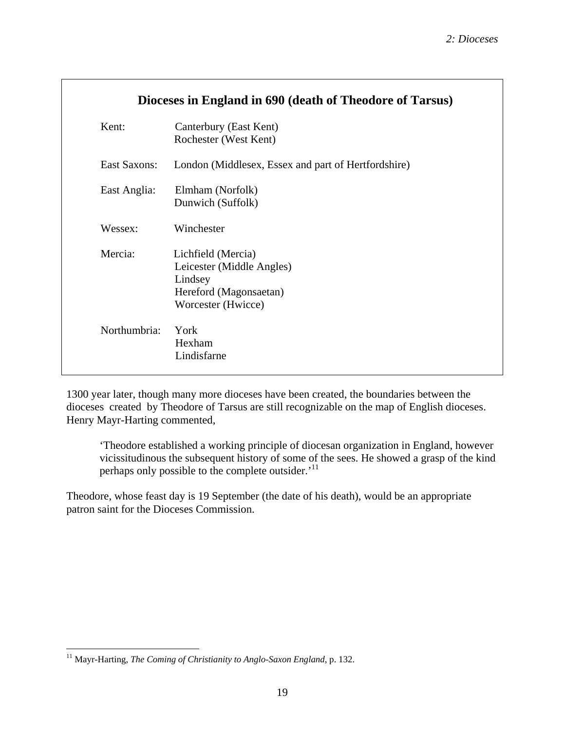### Dioceses in England in 690 (death of Theodore of Tarsus)

| | |
|---|---|
| Kent: | Canterbury (East Kent)<br>Rochester (West Kent) |
| East Saxons: | London (Middlesex, Essex and part of Hertfordshire) |
| East Anglia: | Elmham (Norfolk)<br>Dunwich (Suffolk) |
| Wessex: | Winchester |
| Mercia: | Lichfield (Mercia)<br>Leicester (Middle Angles)<br>Lindsey<br>Hereford (Magonsaetan)<br>Worcester (Hwicce) |
| Northumbria: | York<br>Hexham<br>Lindisfarne |

1300 year later, though many more dioceses have been created, the boundaries between the dioceses created by Theodore of Tarsus are still recognizable on the map of English dioceses. Henry Mayr-Harting commented,

> 'Theodore established a working principle of diocesan organization in England, however vicissitudinous the subsequent history of some of the sees. He showed a grasp of the kind perhaps only possible to the complete outsider.'[11]

Theodore, whose feast day is 19 September (the date of his death), would be an appropriate patron saint for the Dioceses Commission.

[11] Mayr-Harting, *The Coming of Christianity to Anglo-Saxon England*, p. 132.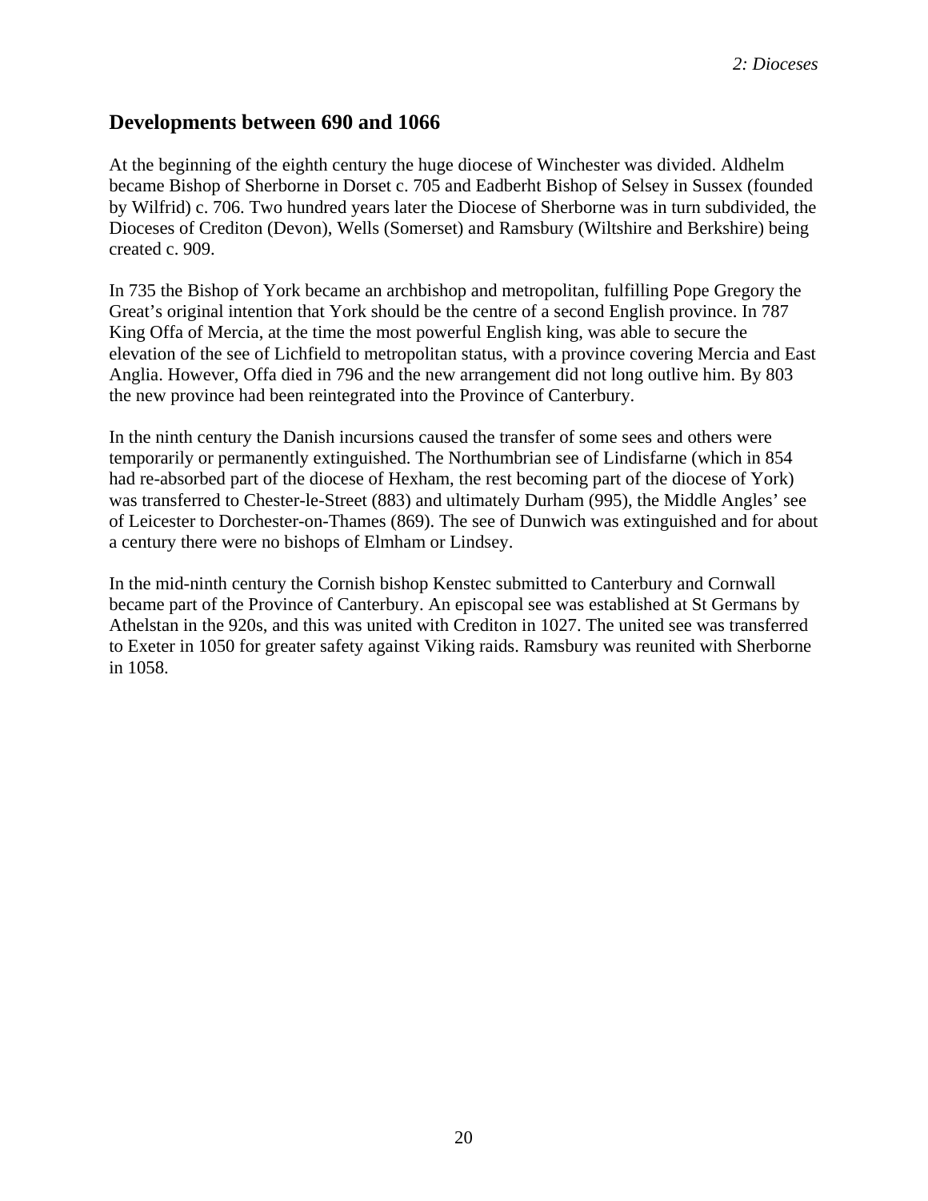## Developments between 690 and 1066

At the beginning of the eighth century the huge diocese of Winchester was divided. Aldhelm became Bishop of Sherborne in Dorset c. 705 and Eadberht Bishop of Selsey in Sussex (founded by Wilfrid) c. 706. Two hundred years later the Diocese of Sherborne was in turn subdivided, the Dioceses of Crediton (Devon), Wells (Somerset) and Ramsbury (Wiltshire and Berkshire) being created c. 909.

In 735 the Bishop of York became an archbishop and metropolitan, fulfilling Pope Gregory the Great's original intention that York should be the centre of a second English province. In 787 King Offa of Mercia, at the time the most powerful English king, was able to secure the elevation of the see of Lichfield to metropolitan status, with a province covering Mercia and East Anglia. However, Offa died in 796 and the new arrangement did not long outlive him. By 803 the new province had been reintegrated into the Province of Canterbury.

In the ninth century the Danish incursions caused the transfer of some sees and others were temporarily or permanently extinguished. The Northumbrian see of Lindisfarne (which in 854 had re-absorbed part of the diocese of Hexham, the rest becoming part of the diocese of York) was transferred to Chester-le-Street (883) and ultimately Durham (995), the Middle Angles' see of Leicester to Dorchester-on-Thames (869). The see of Dunwich was extinguished and for about a century there were no bishops of Elmham or Lindsey.

In the mid-ninth century the Cornish bishop Kenstec submitted to Canterbury and Cornwall became part of the Province of Canterbury. An episcopal see was established at St Germans by Athelstan in the 920s, and this was united with Crediton in 1027. The united see was transferred to Exeter in 1050 for greater safety against Viking raids. Ramsbury was reunited with Sherborne in 1058.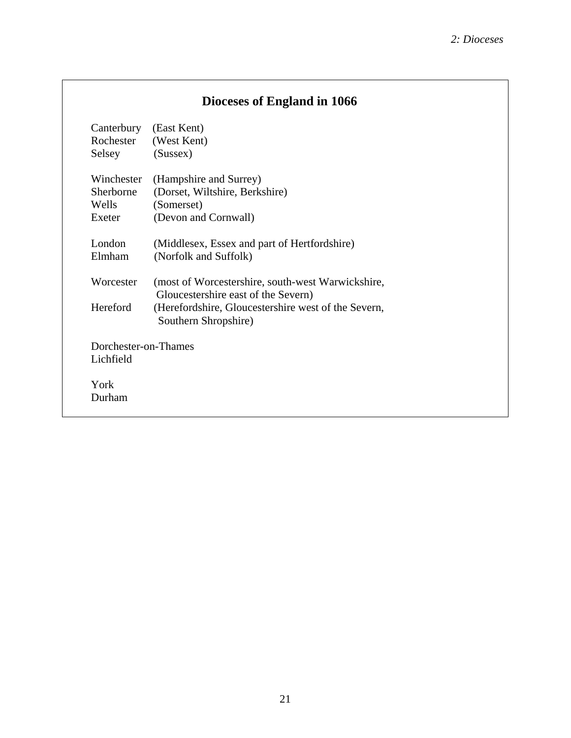## Dioceses of England in 1066

Canterbury (East Kent)
Rochester (West Kent)
Selsey (Sussex)

Winchester (Hampshire and Surrey)
Sherborne (Dorset, Wiltshire, Berkshire)
Wells (Somerset)
Exeter (Devon and Cornwall)

London (Middlesex, Essex and part of Hertfordshire)
Elmham (Norfolk and Suffolk)

Worcester (most of Worcestershire, south-west Warwickshire, Gloucestershire east of the Severn)
Hereford (Herefordshire, Gloucestershire west of the Severn, Southern Shropshire)

Dorchester-on-Thames
Lichfield

York
Durham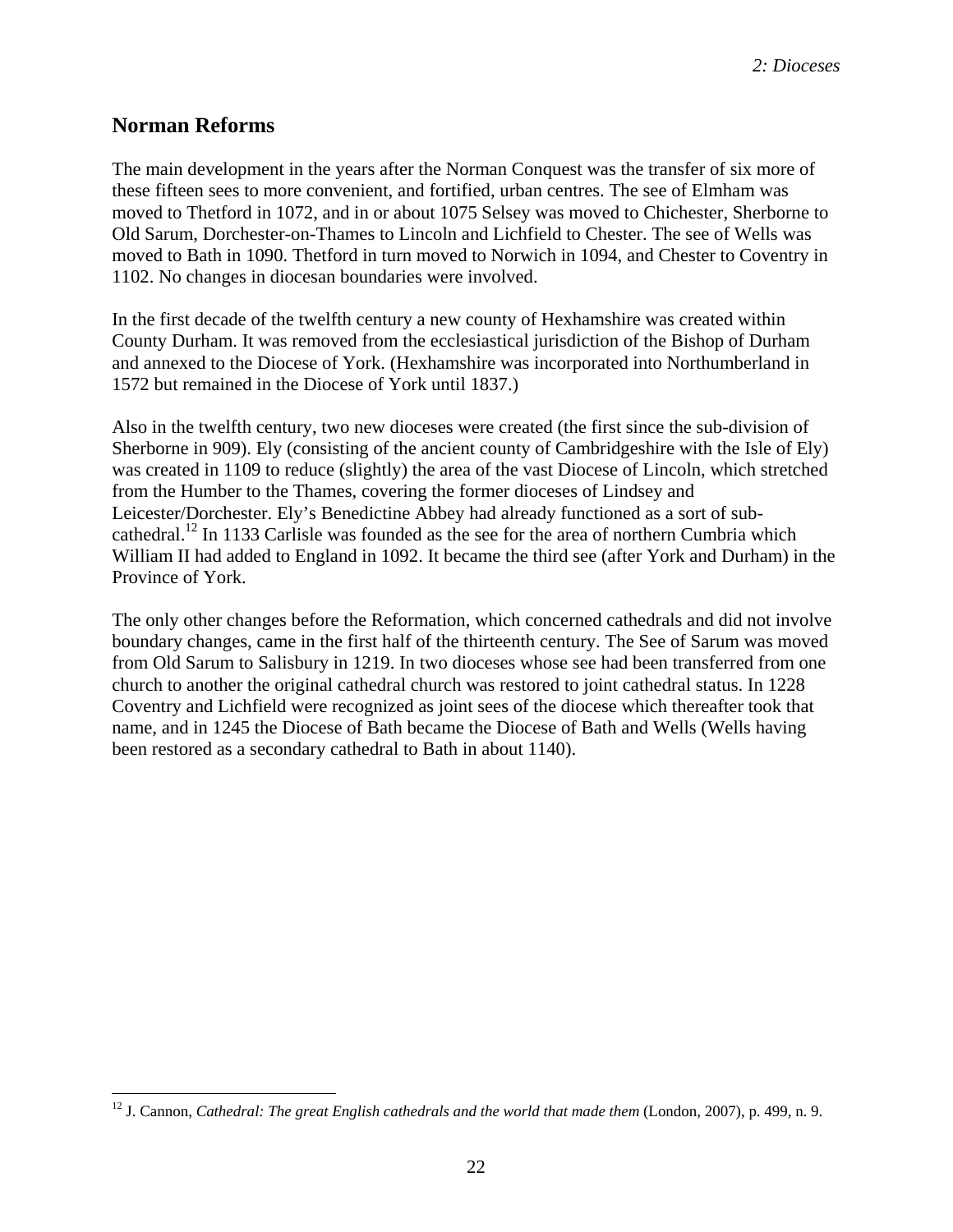## Norman Reforms

The main development in the years after the Norman Conquest was the transfer of six more of these fifteen sees to more convenient, and fortified, urban centres. The see of Elmham was moved to Thetford in 1072, and in or about 1075 Selsey was moved to Chichester, Sherborne to Old Sarum, Dorchester-on-Thames to Lincoln and Lichfield to Chester. The see of Wells was moved to Bath in 1090. Thetford in turn moved to Norwich in 1094, and Chester to Coventry in 1102. No changes in diocesan boundaries were involved.

In the first decade of the twelfth century a new county of Hexhamshire was created within County Durham. It was removed from the ecclesiastical jurisdiction of the Bishop of Durham and annexed to the Diocese of York. (Hexhamshire was incorporated into Northumberland in 1572 but remained in the Diocese of York until 1837.)

Also in the twelfth century, two new dioceses were created (the first since the sub-division of Sherborne in 909). Ely (consisting of the ancient county of Cambridgeshire with the Isle of Ely) was created in 1109 to reduce (slightly) the area of the vast Diocese of Lincoln, which stretched from the Humber to the Thames, covering the former dioceses of Lindsey and Leicester/Dorchester. Ely's Benedictine Abbey had already functioned as a sort of sub-cathedral.[12] In 1133 Carlisle was founded as the see for the area of northern Cumbria which William II had added to England in 1092. It became the third see (after York and Durham) in the Province of York.

The only other changes before the Reformation, which concerned cathedrals and did not involve boundary changes, came in the first half of the thirteenth century. The See of Sarum was moved from Old Sarum to Salisbury in 1219. In two dioceses whose see had been transferred from one church to another the original cathedral church was restored to joint cathedral status. In 1228 Coventry and Lichfield were recognized as joint sees of the diocese which thereafter took that name, and in 1245 the Diocese of Bath became the Diocese of Bath and Wells (Wells having been restored as a secondary cathedral to Bath in about 1140).

---

[12] J. Cannon, *Cathedral: The great English cathedrals and the world that made them* (London, 2007), p. 499, n. 9.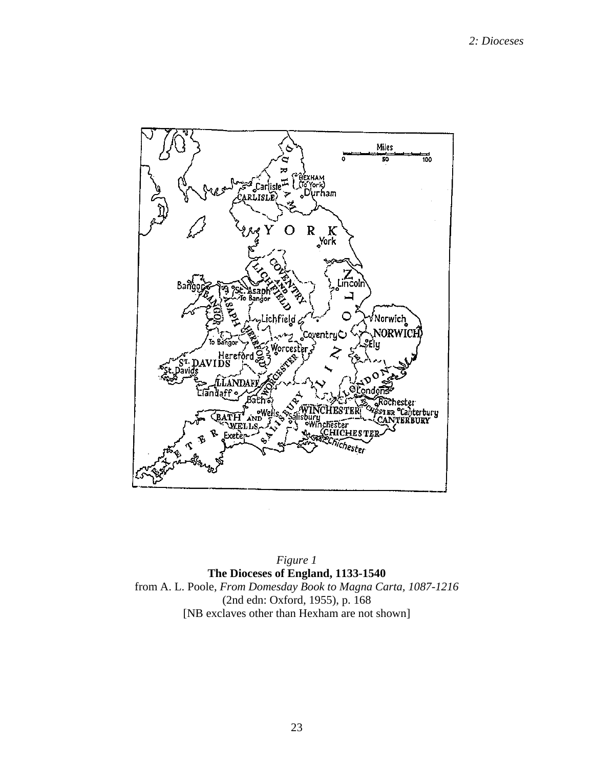*Figure 1*

**The Dioceses of England, 1133-1540**

from A. L. Poole, *From Domesday Book to Magna Carta, 1087-1216*

(2nd edn: Oxford, 1955), p. 168

[NB exclaves other than Hexham are not shown]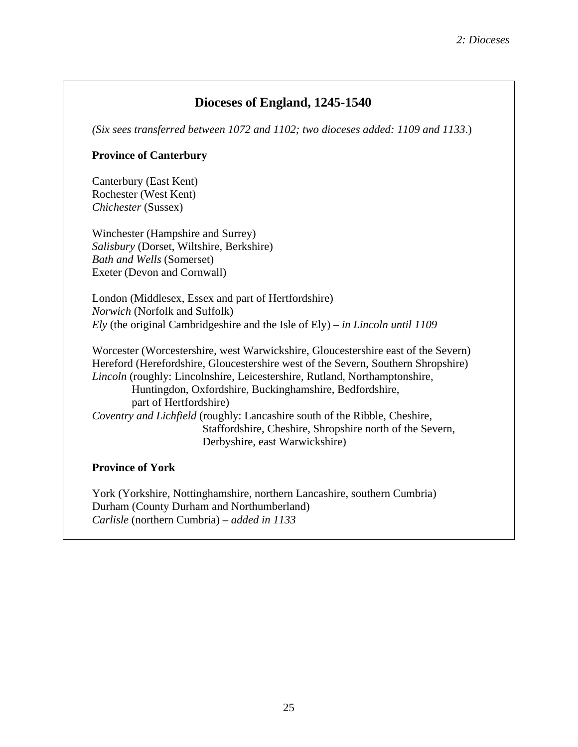## Dioceses of England, 1245-1540

*(Six sees transferred between 1072 and 1102; two dioceses added: 1109 and 1133.)*

**Province of Canterbury**

Canterbury (East Kent)
Rochester (West Kent)
*Chichester* (Sussex)

Winchester (Hampshire and Surrey)
*Salisbury* (Dorset, Wiltshire, Berkshire)
*Bath and Wells* (Somerset)
Exeter (Devon and Cornwall)

London (Middlesex, Essex and part of Hertfordshire)
*Norwich* (Norfolk and Suffolk)
*Ely* (the original Cambridgeshire and the Isle of Ely) – *in Lincoln until 1109*

Worcester (Worcestershire, west Warwickshire, Gloucestershire east of the Severn)
Hereford (Herefordshire, Gloucestershire west of the Severn, Southern Shropshire)
*Lincoln* (roughly: Lincolnshire, Leicestershire, Rutland, Northamptonshire, Huntingdon, Oxfordshire, Buckinghamshire, Bedfordshire, part of Hertfordshire)
*Coventry and Lichfield* (roughly: Lancashire south of the Ribble, Cheshire, Staffordshire, Cheshire, Shropshire north of the Severn, Derbyshire, east Warwickshire)

**Province of York**

York (Yorkshire, Nottinghamshire, northern Lancashire, southern Cumbria)
Durham (County Durham and Northumberland)
*Carlisle* (northern Cumbria) – *added in 1133*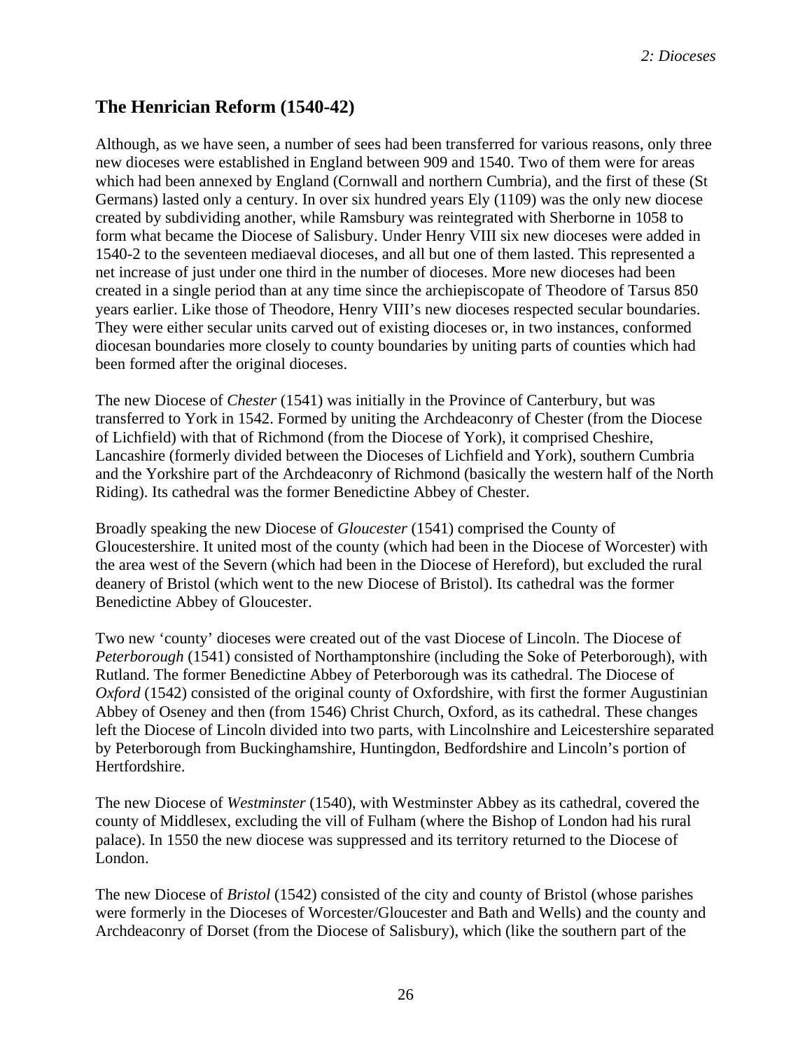## The Henrician Reform (1540-42)

Although, as we have seen, a number of sees had been transferred for various reasons, only three new dioceses were established in England between 909 and 1540. Two of them were for areas which had been annexed by England (Cornwall and northern Cumbria), and the first of these (St Germans) lasted only a century. In over six hundred years Ely (1109) was the only new diocese created by subdividing another, while Ramsbury was reintegrated with Sherborne in 1058 to form what became the Diocese of Salisbury. Under Henry VIII six new dioceses were added in 1540-2 to the seventeen mediaeval dioceses, and all but one of them lasted. This represented a net increase of just under one third in the number of dioceses. More new dioceses had been created in a single period than at any time since the archiepiscopate of Theodore of Tarsus 850 years earlier. Like those of Theodore, Henry VIII's new dioceses respected secular boundaries. They were either secular units carved out of existing dioceses or, in two instances, conformed diocesan boundaries more closely to county boundaries by uniting parts of counties which had been formed after the original dioceses.

The new Diocese of *Chester* (1541) was initially in the Province of Canterbury, but was transferred to York in 1542. Formed by uniting the Archdeaconry of Chester (from the Diocese of Lichfield) with that of Richmond (from the Diocese of York), it comprised Cheshire, Lancashire (formerly divided between the Dioceses of Lichfield and York), southern Cumbria and the Yorkshire part of the Archdeaconry of Richmond (basically the western half of the North Riding). Its cathedral was the former Benedictine Abbey of Chester.

Broadly speaking the new Diocese of *Gloucester* (1541) comprised the County of Gloucestershire. It united most of the county (which had been in the Diocese of Worcester) with the area west of the Severn (which had been in the Diocese of Hereford), but excluded the rural deanery of Bristol (which went to the new Diocese of Bristol). Its cathedral was the former Benedictine Abbey of Gloucester.

Two new 'county' dioceses were created out of the vast Diocese of Lincoln. The Diocese of *Peterborough* (1541) consisted of Northamptonshire (including the Soke of Peterborough), with Rutland. The former Benedictine Abbey of Peterborough was its cathedral. The Diocese of *Oxford* (1542) consisted of the original county of Oxfordshire, with first the former Augustinian Abbey of Oseney and then (from 1546) Christ Church, Oxford, as its cathedral. These changes left the Diocese of Lincoln divided into two parts, with Lincolnshire and Leicestershire separated by Peterborough from Buckinghamshire, Huntingdon, Bedfordshire and Lincoln's portion of Hertfordshire.

The new Diocese of *Westminster* (1540), with Westminster Abbey as its cathedral, covered the county of Middlesex, excluding the vill of Fulham (where the Bishop of London had his rural palace). In 1550 the new diocese was suppressed and its territory returned to the Diocese of London.

The new Diocese of *Bristol* (1542) consisted of the city and county of Bristol (whose parishes were formerly in the Dioceses of Worcester/Gloucester and Bath and Wells) and the county and Archdeaconry of Dorset (from the Diocese of Salisbury), which (like the southern part of the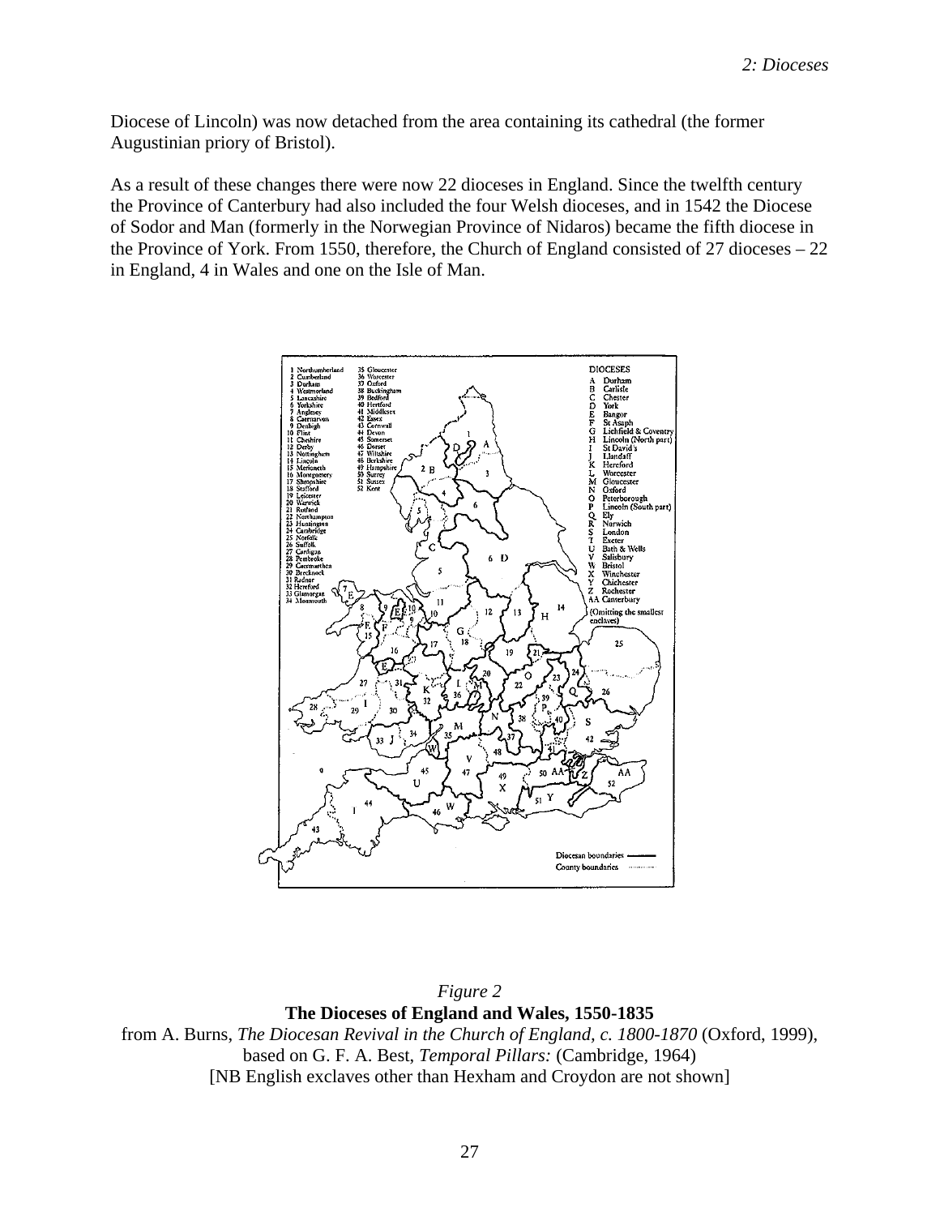Diocese of Lincoln) was now detached from the area containing its cathedral (the former Augustinian priory of Bristol).

As a result of these changes there were now 22 dioceses in England. Since the twelfth century the Province of Canterbury had also included the four Welsh dioceses, and in 1542 the Diocese of Sodor and Man (formerly in the Norwegian Province of Nidaros) became the fifth diocese in the Province of York. From 1550, therefore, the Church of England consisted of 27 dioceses – 22 in England, 4 in Wales and one on the Isle of Man.

*Figure 2*

**The Dioceses of England and Wales, 1550-1835**

from A. Burns, *The Diocesan Revival in the Church of England, c. 1800-1870* (Oxford, 1999), based on G. F. A. Best, *Temporal Pillars:* (Cambridge, 1964)

[NB English exclaves other than Hexham and Croydon are not shown]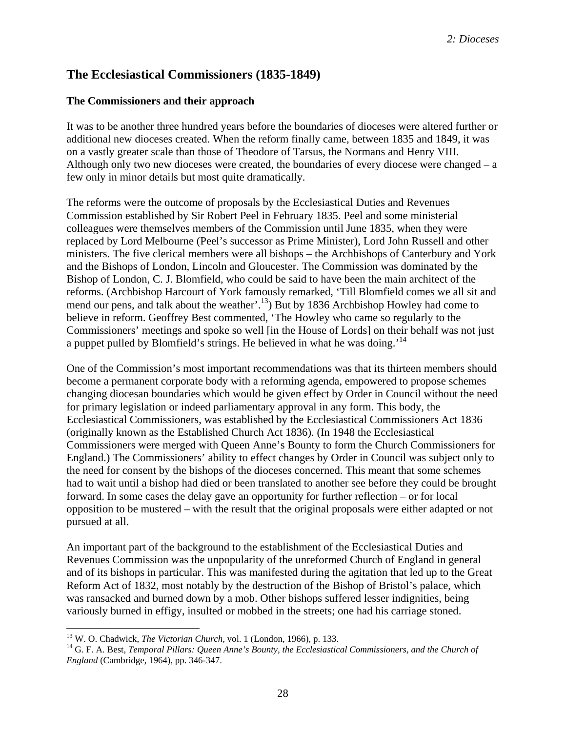## The Ecclesiastical Commissioners (1835-1849)

### The Commissioners and their approach

It was to be another three hundred years before the boundaries of dioceses were altered further or additional new dioceses created. When the reform finally came, between 1835 and 1849, it was on a vastly greater scale than those of Theodore of Tarsus, the Normans and Henry VIII. Although only two new dioceses were created, the boundaries of every diocese were changed – a few only in minor details but most quite dramatically.

The reforms were the outcome of proposals by the Ecclesiastical Duties and Revenues Commission established by Sir Robert Peel in February 1835. Peel and some ministerial colleagues were themselves members of the Commission until June 1835, when they were replaced by Lord Melbourne (Peel's successor as Prime Minister), Lord John Russell and other ministers. The five clerical members were all bishops – the Archbishops of Canterbury and York and the Bishops of London, Lincoln and Gloucester. The Commission was dominated by the Bishop of London, C. J. Blomfield, who could be said to have been the main architect of the reforms. (Archbishop Harcourt of York famously remarked, 'Till Blomfield comes we all sit and mend our pens, and talk about the weather'.[13]) But by 1836 Archbishop Howley had come to believe in reform. Geoffrey Best commented, 'The Howley who came so regularly to the Commissioners' meetings and spoke so well [in the House of Lords] on their behalf was not just a puppet pulled by Blomfield's strings. He believed in what he was doing.'[14]

One of the Commission's most important recommendations was that its thirteen members should become a permanent corporate body with a reforming agenda, empowered to propose schemes changing diocesan boundaries which would be given effect by Order in Council without the need for primary legislation or indeed parliamentary approval in any form. This body, the Ecclesiastical Commissioners, was established by the Ecclesiastical Commissioners Act 1836 (originally known as the Established Church Act 1836). (In 1948 the Ecclesiastical Commissioners were merged with Queen Anne's Bounty to form the Church Commissioners for England.) The Commissioners' ability to effect changes by Order in Council was subject only to the need for consent by the bishops of the dioceses concerned. This meant that some schemes had to wait until a bishop had died or been translated to another see before they could be brought forward. In some cases the delay gave an opportunity for further reflection – or for local opposition to be mustered – with the result that the original proposals were either adapted or not pursued at all.

An important part of the background to the establishment of the Ecclesiastical Duties and Revenues Commission was the unpopularity of the unreformed Church of England in general and of its bishops in particular. This was manifested during the agitation that led up to the Great Reform Act of 1832, most notably by the destruction of the Bishop of Bristol's palace, which was ransacked and burned down by a mob. Other bishops suffered lesser indignities, being variously burned in effigy, insulted or mobbed in the streets; one had his carriage stoned.

---

[13] W. O. Chadwick, *The Victorian Church*, vol. 1 (London, 1966), p. 133.

[14] G. F. A. Best, *Temporal Pillars: Queen Anne's Bounty, the Ecclesiastical Commissioners, and the Church of England* (Cambridge, 1964), pp. 346-347.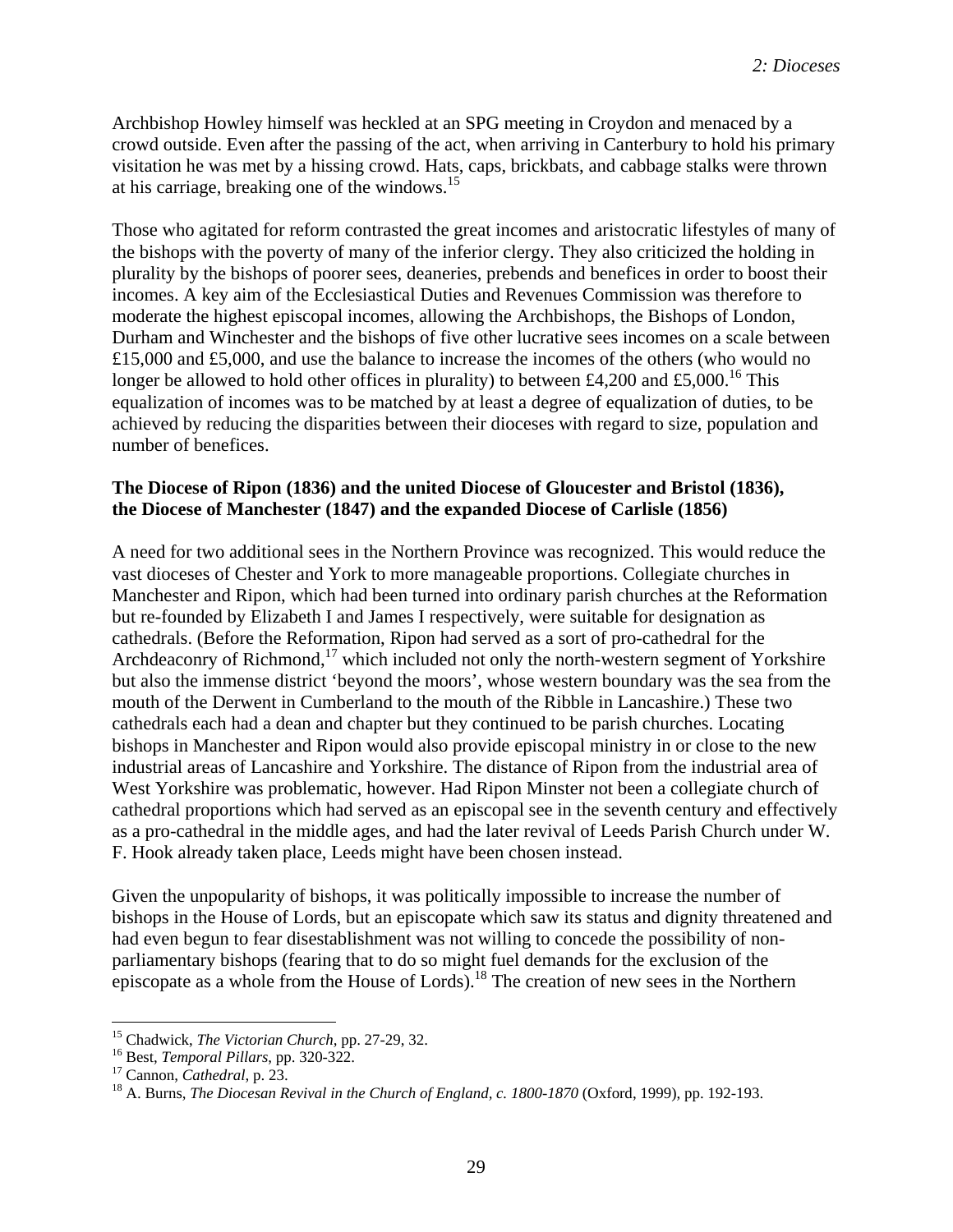Archbishop Howley himself was heckled at an SPG meeting in Croydon and menaced by a crowd outside. Even after the passing of the act, when arriving in Canterbury to hold his primary visitation he was met by a hissing crowd. Hats, caps, brickbats, and cabbage stalks were thrown at his carriage, breaking one of the windows.[15]

Those who agitated for reform contrasted the great incomes and aristocratic lifestyles of many of the bishops with the poverty of many of the inferior clergy. They also criticized the holding in plurality by the bishops of poorer sees, deaneries, prebends and benefices in order to boost their incomes. A key aim of the Ecclesiastical Duties and Revenues Commission was therefore to moderate the highest episcopal incomes, allowing the Archbishops, the Bishops of London, Durham and Winchester and the bishops of five other lucrative sees incomes on a scale between £15,000 and £5,000, and use the balance to increase the incomes of the others (who would no longer be allowed to hold other offices in plurality) to between £4,200 and £5,000.[16] This equalization of incomes was to be matched by at least a degree of equalization of duties, to be achieved by reducing the disparities between their dioceses with regard to size, population and number of benefices.

**The Diocese of Ripon (1836) and the united Diocese of Gloucester and Bristol (1836), the Diocese of Manchester (1847) and the expanded Diocese of Carlisle (1856)**

A need for two additional sees in the Northern Province was recognized. This would reduce the vast dioceses of Chester and York to more manageable proportions. Collegiate churches in Manchester and Ripon, which had been turned into ordinary parish churches at the Reformation but re-founded by Elizabeth I and James I respectively, were suitable for designation as cathedrals. (Before the Reformation, Ripon had served as a sort of pro-cathedral for the Archdeaconry of Richmond,[17] which included not only the north-western segment of Yorkshire but also the immense district 'beyond the moors', whose western boundary was the sea from the mouth of the Derwent in Cumberland to the mouth of the Ribble in Lancashire.) These two cathedrals each had a dean and chapter but they continued to be parish churches. Locating bishops in Manchester and Ripon would also provide episcopal ministry in or close to the new industrial areas of Lancashire and Yorkshire. The distance of Ripon from the industrial area of West Yorkshire was problematic, however. Had Ripon Minster not been a collegiate church of cathedral proportions which had served as an episcopal see in the seventh century and effectively as a pro-cathedral in the middle ages, and had the later revival of Leeds Parish Church under W. F. Hook already taken place, Leeds might have been chosen instead.

Given the unpopularity of bishops, it was politically impossible to increase the number of bishops in the House of Lords, but an episcopate which saw its status and dignity threatened and had even begun to fear disestablishment was not willing to concede the possibility of non-parliamentary bishops (fearing that to do so might fuel demands for the exclusion of the episcopate as a whole from the House of Lords).[18] The creation of new sees in the Northern

---

[15] Chadwick, *The Victorian Church*, pp. 27-29, 32.
[16] Best, *Temporal Pillars*, pp. 320-322.
[17] Cannon, *Cathedral*, p. 23.
[18] A. Burns, *The Diocesan Revival in the Church of England, c. 1800-1870* (Oxford, 1999), pp. 192-193.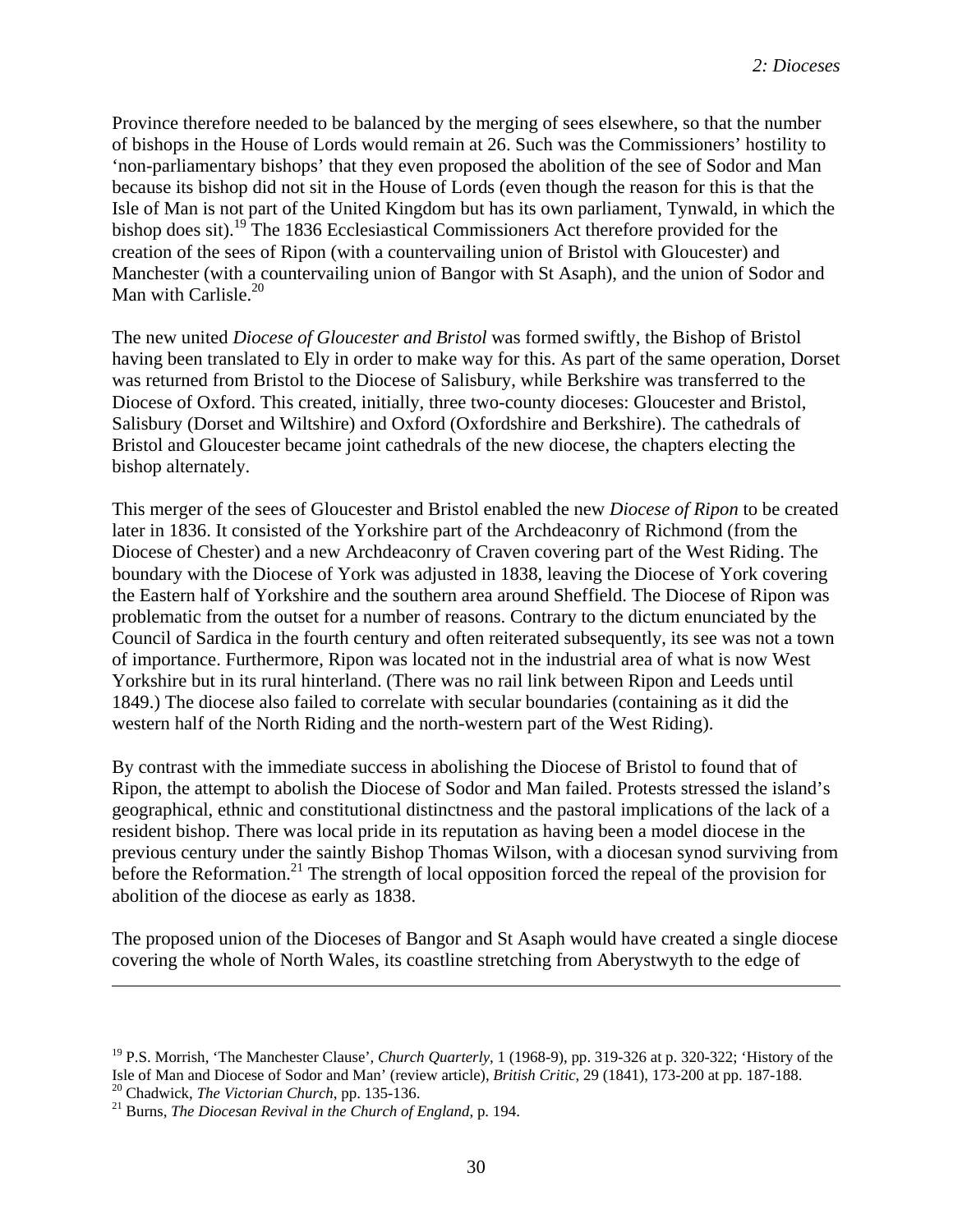Province therefore needed to be balanced by the merging of sees elsewhere, so that the number of bishops in the House of Lords would remain at 26. Such was the Commissioners' hostility to 'non-parliamentary bishops' that they even proposed the abolition of the see of Sodor and Man because its bishop did not sit in the House of Lords (even though the reason for this is that the Isle of Man is not part of the United Kingdom but has its own parliament, Tynwald, in which the bishop does sit).[19] The 1836 Ecclesiastical Commissioners Act therefore provided for the creation of the sees of Ripon (with a countervailing union of Bristol with Gloucester) and Manchester (with a countervailing union of Bangor with St Asaph), and the union of Sodor and Man with Carlisle.[20]

The new united *Diocese of Gloucester and Bristol* was formed swiftly, the Bishop of Bristol having been translated to Ely in order to make way for this. As part of the same operation, Dorset was returned from Bristol to the Diocese of Salisbury, while Berkshire was transferred to the Diocese of Oxford. This created, initially, three two-county dioceses: Gloucester and Bristol, Salisbury (Dorset and Wiltshire) and Oxford (Oxfordshire and Berkshire). The cathedrals of Bristol and Gloucester became joint cathedrals of the new diocese, the chapters electing the bishop alternately.

This merger of the sees of Gloucester and Bristol enabled the new *Diocese of Ripon* to be created later in 1836. It consisted of the Yorkshire part of the Archdeaconry of Richmond (from the Diocese of Chester) and a new Archdeaconry of Craven covering part of the West Riding. The boundary with the Diocese of York was adjusted in 1838, leaving the Diocese of York covering the Eastern half of Yorkshire and the southern area around Sheffield. The Diocese of Ripon was problematic from the outset for a number of reasons. Contrary to the dictum enunciated by the Council of Sardica in the fourth century and often reiterated subsequently, its see was not a town of importance. Furthermore, Ripon was located not in the industrial area of what is now West Yorkshire but in its rural hinterland. (There was no rail link between Ripon and Leeds until 1849.) The diocese also failed to correlate with secular boundaries (containing as it did the western half of the North Riding and the north-western part of the West Riding).

By contrast with the immediate success in abolishing the Diocese of Bristol to found that of Ripon, the attempt to abolish the Diocese of Sodor and Man failed. Protests stressed the island's geographical, ethnic and constitutional distinctness and the pastoral implications of the lack of a resident bishop. There was local pride in its reputation as having been a model diocese in the previous century under the saintly Bishop Thomas Wilson, with a diocesan synod surviving from before the Reformation.[21] The strength of local opposition forced the repeal of the provision for abolition of the diocese as early as 1838.

The proposed union of the Dioceses of Bangor and St Asaph would have created a single diocese covering the whole of North Wales, its coastline stretching from Aberystwyth to the edge of

---

[19] P.S. Morrish, 'The Manchester Clause', *Church Quarterly*, 1 (1968-9), pp. 319-326 at p. 320-322; 'History of the Isle of Man and Diocese of Sodor and Man' (review article), *British Critic*, 29 (1841), 173-200 at pp. 187-188.

[20] Chadwick, *The Victorian Church*, pp. 135-136.

[21] Burns, *The Diocesan Revival in the Church of England*, p. 194.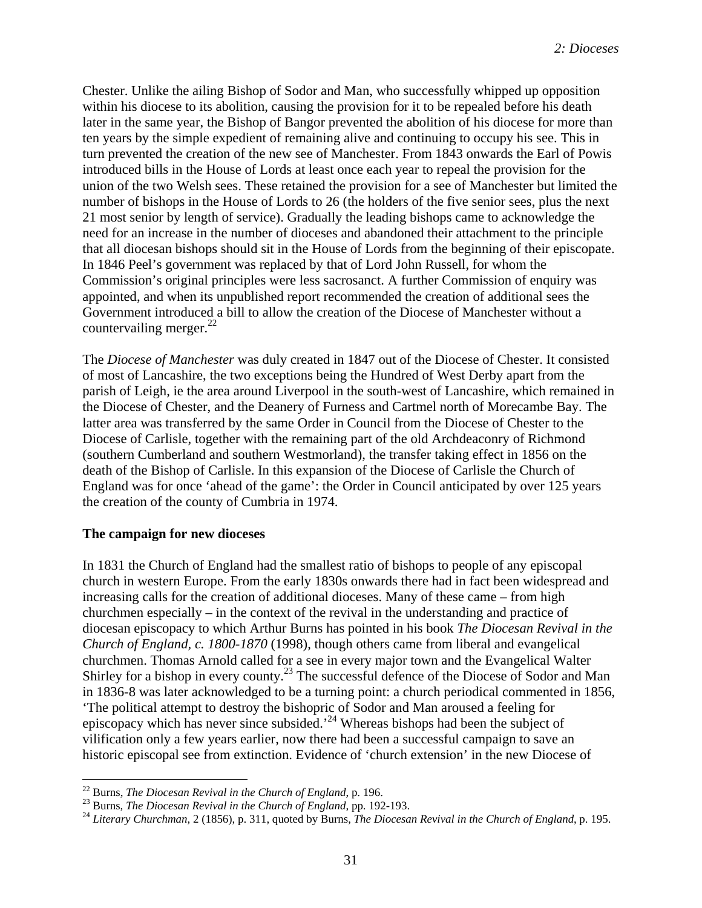Chester. Unlike the ailing Bishop of Sodor and Man, who successfully whipped up opposition within his diocese to its abolition, causing the provision for it to be repealed before his death later in the same year, the Bishop of Bangor prevented the abolition of his diocese for more than ten years by the simple expedient of remaining alive and continuing to occupy his see. This in turn prevented the creation of the new see of Manchester. From 1843 onwards the Earl of Powis introduced bills in the House of Lords at least once each year to repeal the provision for the union of the two Welsh sees. These retained the provision for a see of Manchester but limited the number of bishops in the House of Lords to 26 (the holders of the five senior sees, plus the next 21 most senior by length of service). Gradually the leading bishops came to acknowledge the need for an increase in the number of dioceses and abandoned their attachment to the principle that all diocesan bishops should sit in the House of Lords from the beginning of their episcopate. In 1846 Peel's government was replaced by that of Lord John Russell, for whom the Commission's original principles were less sacrosanct. A further Commission of enquiry was appointed, and when its unpublished report recommended the creation of additional sees the Government introduced a bill to allow the creation of the Diocese of Manchester without a countervailing merger.[22]

The *Diocese of Manchester* was duly created in 1847 out of the Diocese of Chester. It consisted of most of Lancashire, the two exceptions being the Hundred of West Derby apart from the parish of Leigh, ie the area around Liverpool in the south-west of Lancashire, which remained in the Diocese of Chester, and the Deanery of Furness and Cartmel north of Morecambe Bay. The latter area was transferred by the same Order in Council from the Diocese of Chester to the Diocese of Carlisle, together with the remaining part of the old Archdeaconry of Richmond (southern Cumberland and southern Westmorland), the transfer taking effect in 1856 on the death of the Bishop of Carlisle. In this expansion of the Diocese of Carlisle the Church of England was for once 'ahead of the game': the Order in Council anticipated by over 125 years the creation of the county of Cumbria in 1974.

**The campaign for new dioceses**

In 1831 the Church of England had the smallest ratio of bishops to people of any episcopal church in western Europe. From the early 1830s onwards there had in fact been widespread and increasing calls for the creation of additional dioceses. Many of these came – from high churchmen especially – in the context of the revival in the understanding and practice of diocesan episcopacy to which Arthur Burns has pointed in his book *The Diocesan Revival in the Church of England, c. 1800-1870* (1998), though others came from liberal and evangelical churchmen. Thomas Arnold called for a see in every major town and the Evangelical Walter Shirley for a bishop in every county.[23] The successful defence of the Diocese of Sodor and Man in 1836-8 was later acknowledged to be a turning point: a church periodical commented in 1856, 'The political attempt to destroy the bishopric of Sodor and Man aroused a feeling for episcopacy which has never since subsided.'[24] Whereas bishops had been the subject of vilification only a few years earlier, now there had been a successful campaign to save an historic episcopal see from extinction. Evidence of 'church extension' in the new Diocese of

---

[22] Burns, *The Diocesan Revival in the Church of England*, p. 196.

[23] Burns, *The Diocesan Revival in the Church of England*, pp. 192-193.

[24] *Literary Churchman*, 2 (1856), p. 311, quoted by Burns, *The Diocesan Revival in the Church of England*, p. 195.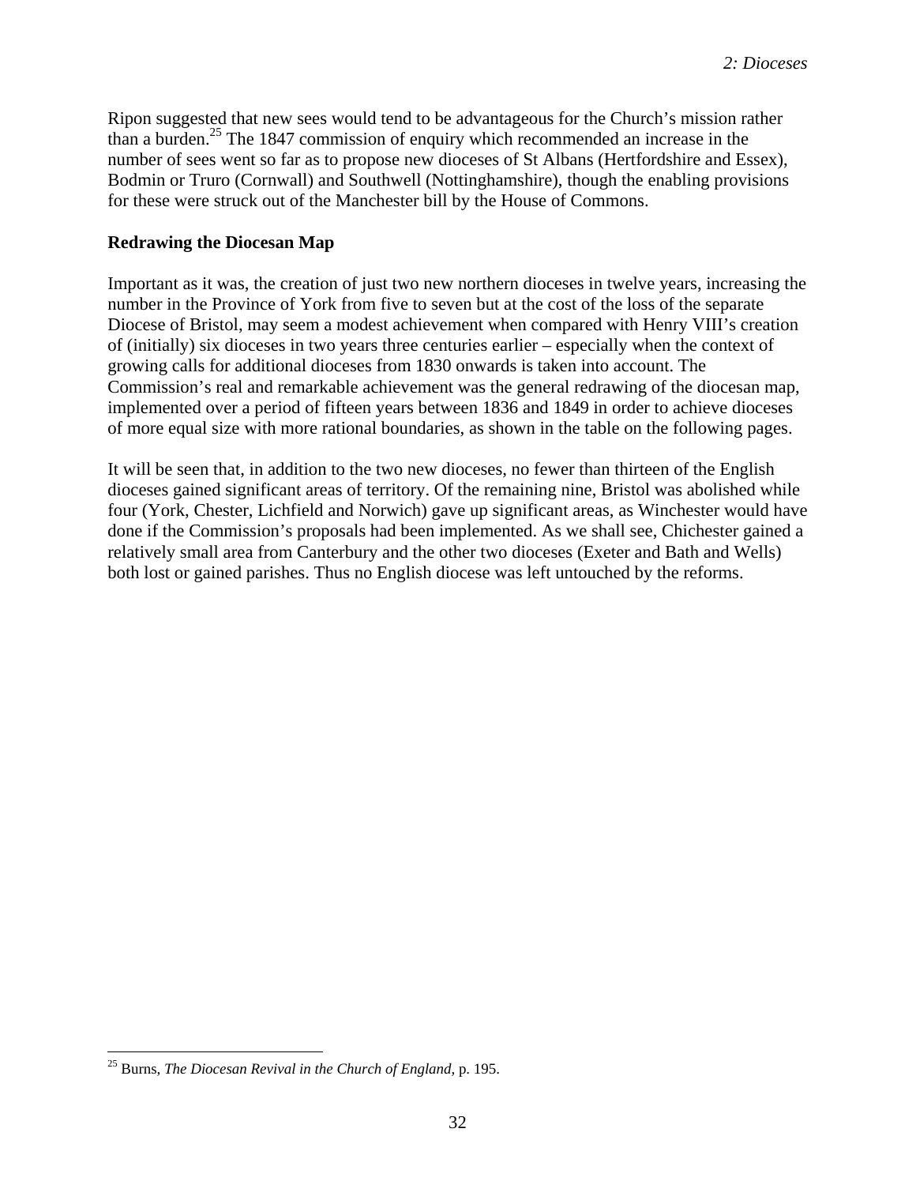Ripon suggested that new sees would tend to be advantageous for the Church's mission rather than a burden.[25] The 1847 commission of enquiry which recommended an increase in the number of sees went so far as to propose new dioceses of St Albans (Hertfordshire and Essex), Bodmin or Truro (Cornwall) and Southwell (Nottinghamshire), though the enabling provisions for these were struck out of the Manchester bill by the House of Commons.

**Redrawing the Diocesan Map**

Important as it was, the creation of just two new northern dioceses in twelve years, increasing the number in the Province of York from five to seven but at the cost of the loss of the separate Diocese of Bristol, may seem a modest achievement when compared with Henry VIII's creation of (initially) six dioceses in two years three centuries earlier – especially when the context of growing calls for additional dioceses from 1830 onwards is taken into account. The Commission's real and remarkable achievement was the general redrawing of the diocesan map, implemented over a period of fifteen years between 1836 and 1849 in order to achieve dioceses of more equal size with more rational boundaries, as shown in the table on the following pages.

It will be seen that, in addition to the two new dioceses, no fewer than thirteen of the English dioceses gained significant areas of territory. Of the remaining nine, Bristol was abolished while four (York, Chester, Lichfield and Norwich) gave up significant areas, as Winchester would have done if the Commission's proposals had been implemented. As we shall see, Chichester gained a relatively small area from Canterbury and the other two dioceses (Exeter and Bath and Wells) both lost or gained parishes. Thus no English diocese was left untouched by the reforms.

[25] Burns, *The Diocesan Revival in the Church of England*, p. 195.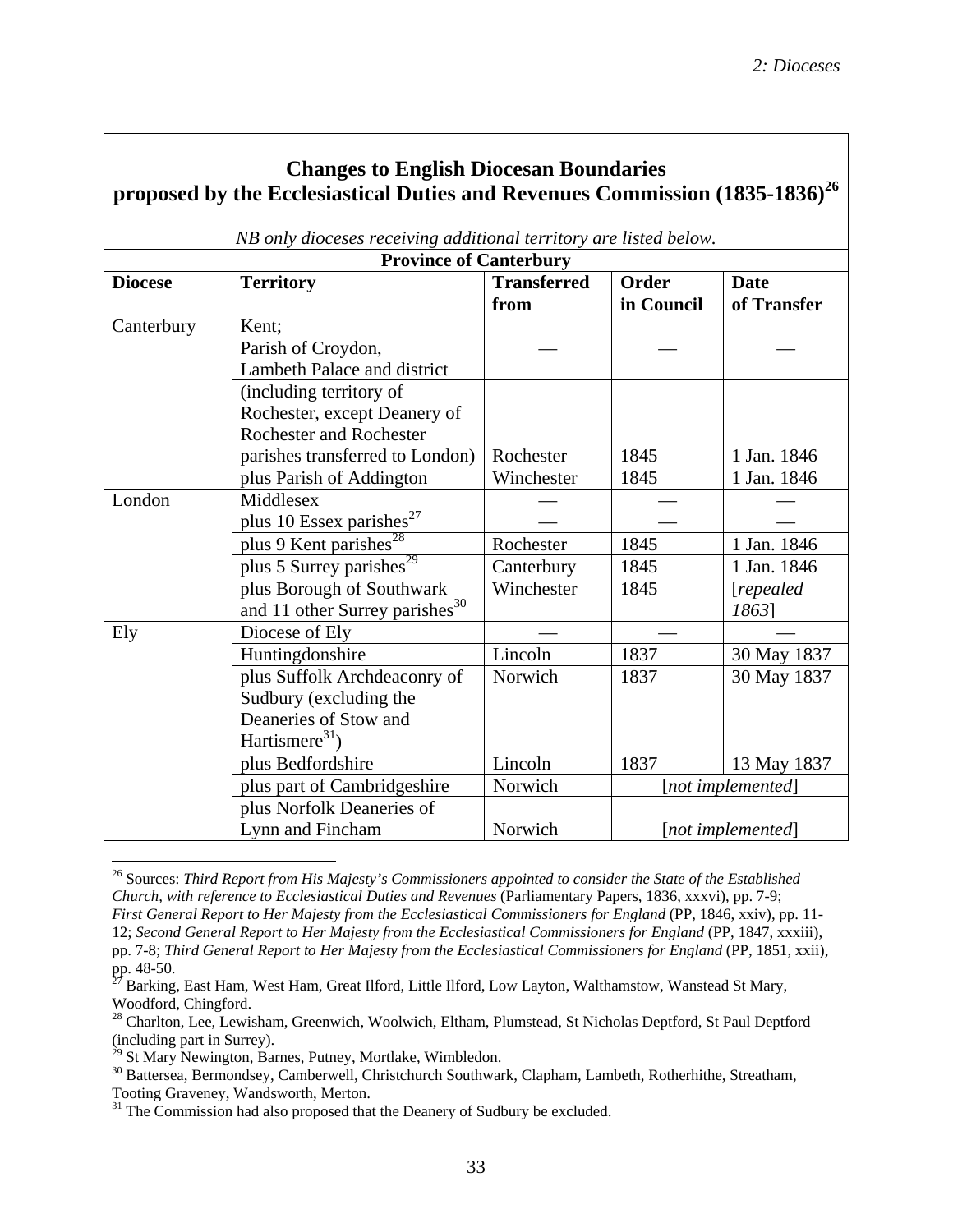## Changes to English Diocesan Boundaries proposed by the Ecclesiastical Duties and Revenues Commission (1835-1836)[26]

*NB only dioceses receiving additional territory are listed below.*

| Province of Canterbury | | | | |
|---|---|---|---|---|
| **Diocese** | **Territory** | **Transferred from** | **Order in Council** | **Date of Transfer** |
| Canterbury | Kent; Parish of Croydon, Lambeth Palace and district | — | — | — |
| | (including territory of Rochester, except Deanery of Rochester and Rochester parishes transferred to London) | Rochester | 1845 | 1 Jan. 1846 |
| | plus Parish of Addington | Winchester | 1845 | 1 Jan. 1846 |
| London | Middlesex | — | — | — |
| | plus 10 Essex parishes[27] | — | — | — |
| | plus 9 Kent parishes[28] | Rochester | 1845 | 1 Jan. 1846 |
| | plus 5 Surrey parishes[29] | Canterbury | 1845 | 1 Jan. 1846 |
| | plus Borough of Southwark and 11 other Surrey parishes[30] | Winchester | 1845 | [*repealed 1863*] |
| Ely | Diocese of Ely | — | — | — |
| | Huntingdonshire | Lincoln | 1837 | 30 May 1837 |
| | plus Suffolk Archdeaconry of Sudbury (excluding the Deaneries of Stow and Hartismere[31]) | Norwich | 1837 | 30 May 1837 |
| | plus Bedfordshire | Lincoln | 1837 | 13 May 1837 |
| | plus part of Cambridgeshire | Norwich | [*not implemented*] | |
| | plus Norfolk Deaneries of Lynn and Fincham | Norwich | [*not implemented*] | |

---

[26] Sources: *Third Report from His Majesty's Commissioners appointed to consider the State of the Established Church, with reference to Ecclesiastical Duties and Revenues* (Parliamentary Papers, 1836, xxxvi), pp. 7-9; *First General Report to Her Majesty from the Ecclesiastical Commissioners for England* (PP, 1846, xxiv), pp. 11-12; *Second General Report to Her Majesty from the Ecclesiastical Commissioners for England* (PP, 1847, xxxiii), pp. 7-8; *Third General Report to Her Majesty from the Ecclesiastical Commissioners for England* (PP, 1851, xxii), pp. 48-50.

[27] Barking, East Ham, West Ham, Great Ilford, Little Ilford, Low Layton, Walthamstow, Wanstead St Mary, Woodford, Chingford.

[28] Charlton, Lee, Lewisham, Greenwich, Woolwich, Eltham, Plumstead, St Nicholas Deptford, St Paul Deptford (including part in Surrey).

[29] St Mary Newington, Barnes, Putney, Mortlake, Wimbledon.

[30] Battersea, Bermondsey, Camberwell, Christchurch Southwark, Clapham, Lambeth, Rotherhithe, Streatham, Tooting Graveney, Wandsworth, Merton.

[31] The Commission had also proposed that the Deanery of Sudbury be excluded.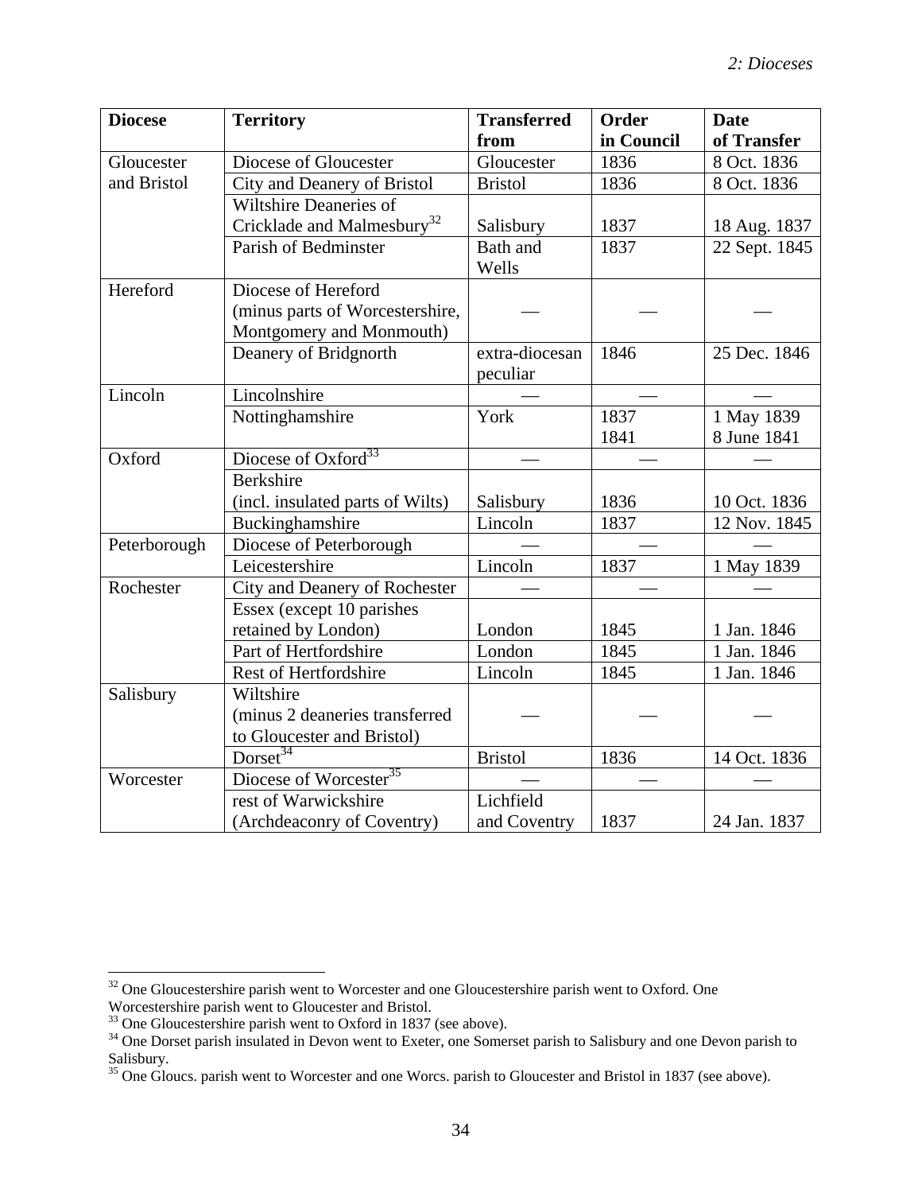| Diocese | Territory | Transferred from | Order in Council | Date of Transfer |
|---|---|---|---|---|
| Gloucester and Bristol | Diocese of Gloucester | Gloucester | 1836 | 8 Oct. 1836 |
| | City and Deanery of Bristol | Bristol | 1836 | 8 Oct. 1836 |
| | Wiltshire Deaneries of Cricklade and Malmesbury[32] | Salisbury | 1837 | 18 Aug. 1837 |
| | Parish of Bedminster | Bath and Wells | 1837 | 22 Sept. 1845 |
| Hereford | Diocese of Hereford (minus parts of Worcestershire, Montgomery and Monmouth) | — | — | — |
| | Deanery of Bridgnorth | extra-diocesan peculiar | 1846 | 25 Dec. 1846 |
| Lincoln | Lincolnshire | — | — | — |
| | Nottinghamshire | York | 1837<br>1841 | 1 May 1839<br>8 June 1841 |
| Oxford | Diocese of Oxford[33] | — | — | — |
| | Berkshire (incl. insulated parts of Wilts) | Salisbury | 1836 | 10 Oct. 1836 |
| | Buckinghamshire | Lincoln | 1837 | 12 Nov. 1845 |
| Peterborough | Diocese of Peterborough | — | — | — |
| | Leicestershire | Lincoln | 1837 | 1 May 1839 |
| Rochester | City and Deanery of Rochester | — | — | — |
| | Essex (except 10 parishes retained by London) | London | 1845 | 1 Jan. 1846 |
| | Part of Hertfordshire | London | 1845 | 1 Jan. 1846 |
| | Rest of Hertfordshire | Lincoln | 1845 | 1 Jan. 1846 |
| Salisbury | Wiltshire (minus 2 deaneries transferred to Gloucester and Bristol) | — | — | — |
| | Dorset[34] | Bristol | 1836 | 14 Oct. 1836 |
| Worcester | Diocese of Worcester[35] | — | — | — |
| | rest of Warwickshire (Archdeaconry of Coventry) | Lichfield and Coventry | 1837 | 24 Jan. 1837 |

[32] One Gloucestershire parish went to Worcester and one Gloucestershire parish went to Oxford. One Worcestershire parish went to Gloucester and Bristol.

[33] One Gloucestershire parish went to Oxford in 1837 (see above).

[34] One Dorset parish insulated in Devon went to Exeter, one Somerset parish to Salisbury and one Devon parish to Salisbury.

[35] One Gloucs. parish went to Worcester and one Worcs. parish to Gloucester and Bristol in 1837 (see above).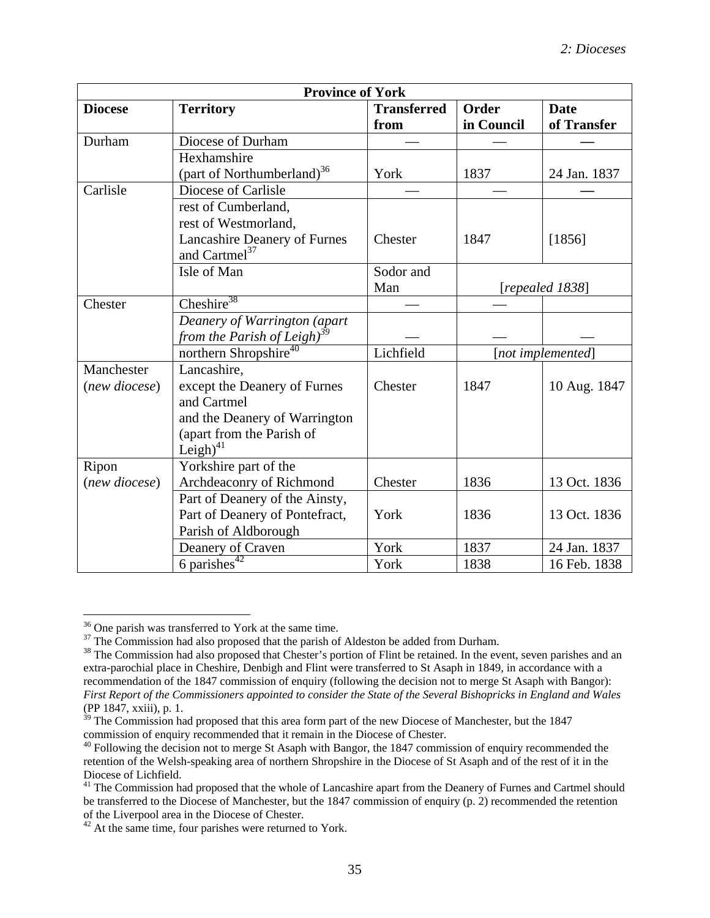| Province of York | | | | |
|---|---|---|---|---|
| **Diocese** | **Territory** | **Transferred from** | **Order in Council** | **Date of Transfer** |
| Durham | Diocese of Durham | — | — | — |
| | Hexhamshire (part of Northumberland)[36] | York | 1837 | 24 Jan. 1837 |
| Carlisle | Diocese of Carlisle | — | — | — |
| | rest of Cumberland, rest of Westmorland, Lancashire Deanery of Furnes and Cartmel[37] | Chester | 1847 | [1856] |
| | Isle of Man | Sodor and Man | [*repealed 1838*] | |
| Chester | Cheshire[38] | — | — | |
| | *Deanery of Warrington (apart from the Parish of Leigh)*[39] | — | — | — |
| | northern Shropshire[40] | Lichfield | [*not implemented*] | |
| Manchester (*new diocese*) | Lancashire, except the Deanery of Furnes and Cartmel and the Deanery of Warrington (apart from the Parish of Leigh)[41] | Chester | 1847 | 10 Aug. 1847 |
| Ripon (*new diocese*) | Yorkshire part of the Archdeaconry of Richmond | Chester | 1836 | 13 Oct. 1836 |
| | Part of Deanery of the Ainsty, Part of Deanery of Pontefract, Parish of Aldborough | York | 1836 | 13 Oct. 1836 |
| | Deanery of Craven | York | 1837 | 24 Jan. 1837 |
| | 6 parishes[42] | York | 1838 | 16 Feb. 1838 |

[36] One parish was transferred to York at the same time.

[37] The Commission had also proposed that the parish of Aldeston be added from Durham.

[38] The Commission had also proposed that Chester's portion of Flint be retained. In the event, seven parishes and an extra-parochial place in Cheshire, Denbigh and Flint were transferred to St Asaph in 1849, in accordance with a recommendation of the 1847 commission of enquiry (following the decision not to merge St Asaph with Bangor): *First Report of the Commissioners appointed to consider the State of the Several Bishopricks in England and Wales* (PP 1847, xxiii), p. 1.

[39] The Commission had proposed that this area form part of the new Diocese of Manchester, but the 1847 commission of enquiry recommended that it remain in the Diocese of Chester.

[40] Following the decision not to merge St Asaph with Bangor, the 1847 commission of enquiry recommended the retention of the Welsh-speaking area of northern Shropshire in the Diocese of St Asaph and of the rest of it in the Diocese of Lichfield.

[41] The Commission had proposed that the whole of Lancashire apart from the Deanery of Furnes and Cartmel should be transferred to the Diocese of Manchester, but the 1847 commission of enquiry (p. 2) recommended the retention of the Liverpool area in the Diocese of Chester.

[42] At the same time, four parishes were returned to York.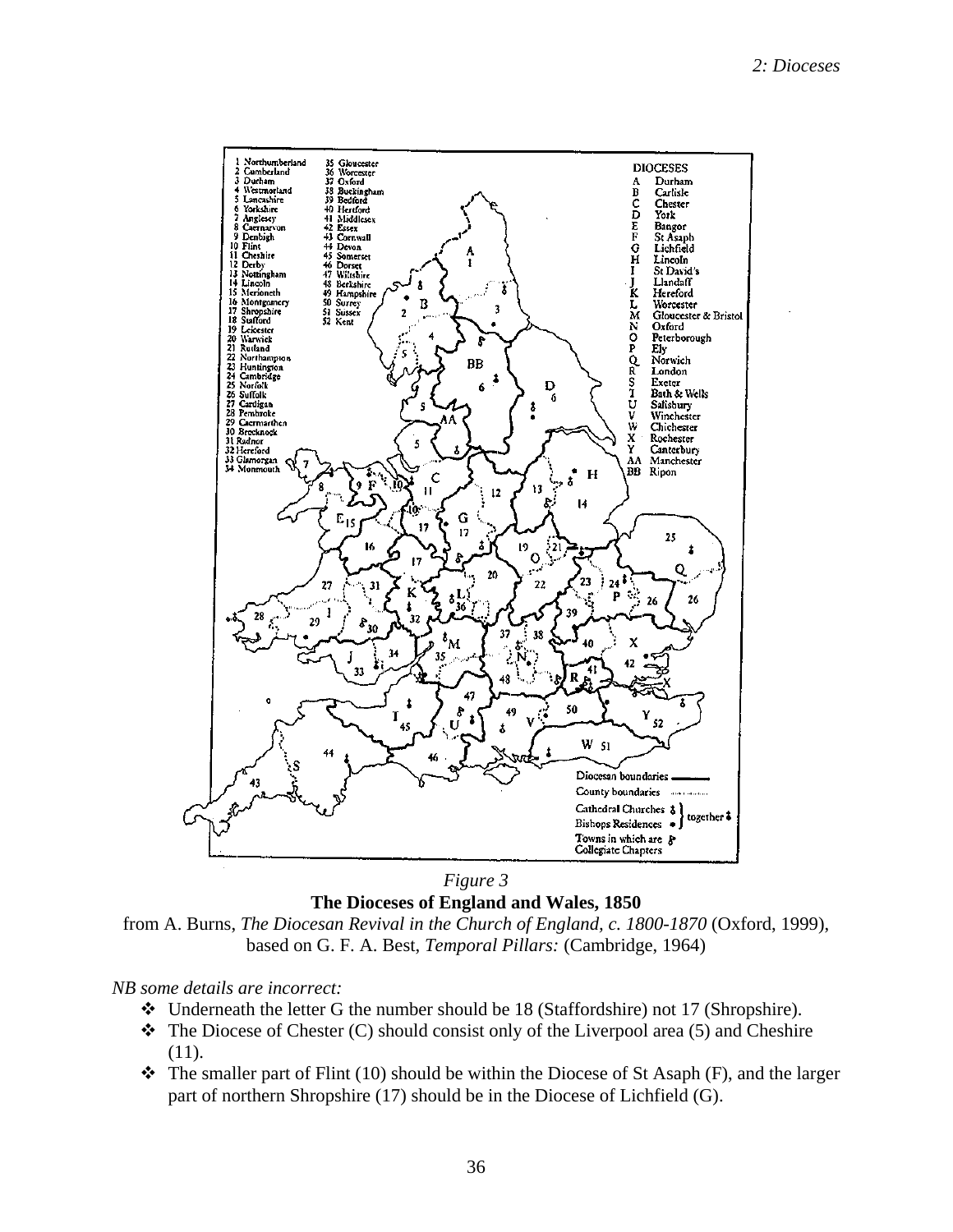*Figure 3*

**The Dioceses of England and Wales, 1850**

from A. Burns, *The Diocesan Revival in the Church of England, c. 1800-1870* (Oxford, 1999), based on G. F. A. Best, *Temporal Pillars:* (Cambridge, 1964)

*NB some details are incorrect:*

- Underneath the letter G the number should be 18 (Staffordshire) not 17 (Shropshire).
- The Diocese of Chester (C) should consist only of the Liverpool area (5) and Cheshire (11).
- The smaller part of Flint (10) should be within the Diocese of St Asaph (F), and the larger part of northern Shropshire (17) should be in the Diocese of Lichfield (G).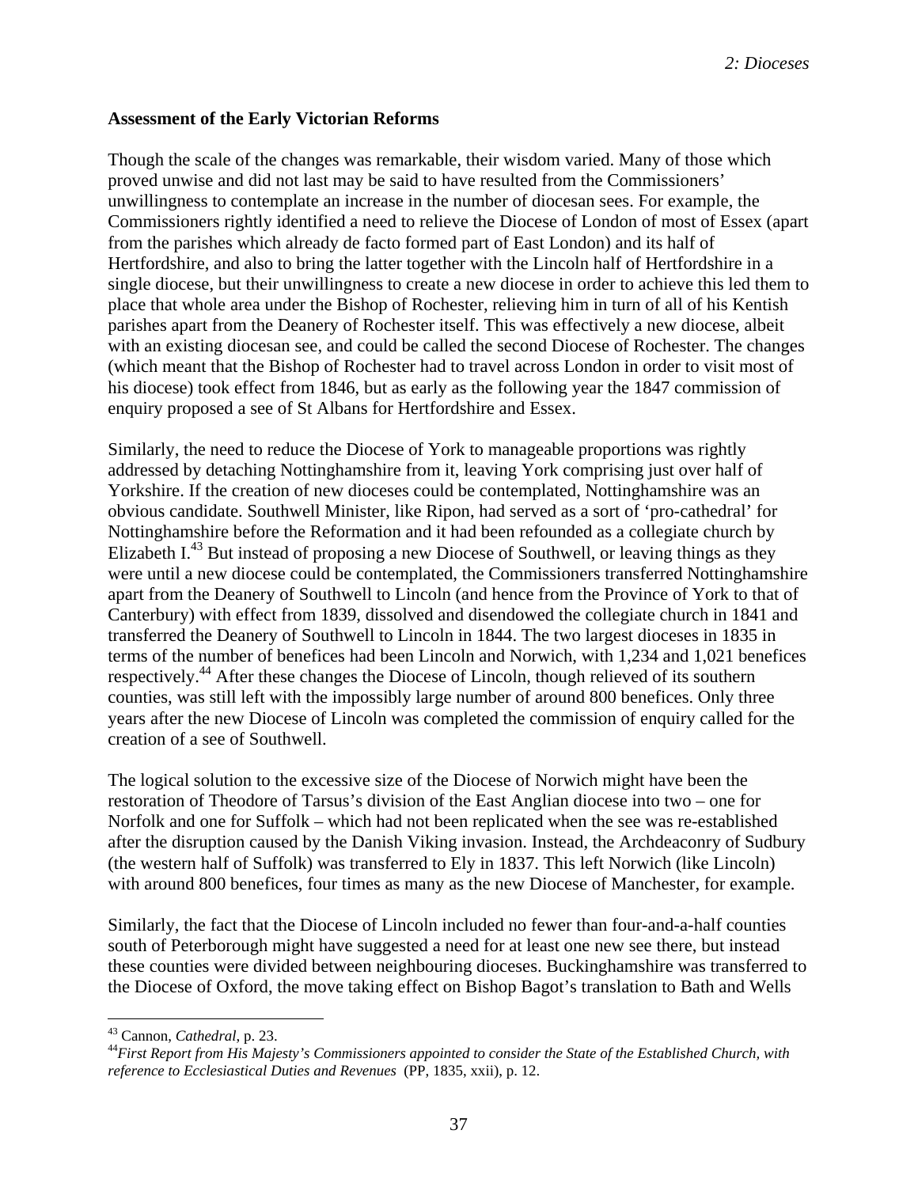**Assessment of the Early Victorian Reforms**

Though the scale of the changes was remarkable, their wisdom varied. Many of those which proved unwise and did not last may be said to have resulted from the Commissioners' unwillingness to contemplate an increase in the number of diocesan sees. For example, the Commissioners rightly identified a need to relieve the Diocese of London of most of Essex (apart from the parishes which already de facto formed part of East London) and its half of Hertfordshire, and also to bring the latter together with the Lincoln half of Hertfordshire in a single diocese, but their unwillingness to create a new diocese in order to achieve this led them to place that whole area under the Bishop of Rochester, relieving him in turn of all of his Kentish parishes apart from the Deanery of Rochester itself. This was effectively a new diocese, albeit with an existing diocesan see, and could be called the second Diocese of Rochester. The changes (which meant that the Bishop of Rochester had to travel across London in order to visit most of his diocese) took effect from 1846, but as early as the following year the 1847 commission of enquiry proposed a see of St Albans for Hertfordshire and Essex.

Similarly, the need to reduce the Diocese of York to manageable proportions was rightly addressed by detaching Nottinghamshire from it, leaving York comprising just over half of Yorkshire. If the creation of new dioceses could be contemplated, Nottinghamshire was an obvious candidate. Southwell Minister, like Ripon, had served as a sort of 'pro-cathedral' for Nottinghamshire before the Reformation and it had been refounded as a collegiate church by Elizabeth I.[43] But instead of proposing a new Diocese of Southwell, or leaving things as they were until a new diocese could be contemplated, the Commissioners transferred Nottinghamshire apart from the Deanery of Southwell to Lincoln (and hence from the Province of York to that of Canterbury) with effect from 1839, dissolved and disendowed the collegiate church in 1841 and transferred the Deanery of Southwell to Lincoln in 1844. The two largest dioceses in 1835 in terms of the number of benefices had been Lincoln and Norwich, with 1,234 and 1,021 benefices respectively.[44] After these changes the Diocese of Lincoln, though relieved of its southern counties, was still left with the impossibly large number of around 800 benefices. Only three years after the new Diocese of Lincoln was completed the commission of enquiry called for the creation of a see of Southwell.

The logical solution to the excessive size of the Diocese of Norwich might have been the restoration of Theodore of Tarsus's division of the East Anglian diocese into two – one for Norfolk and one for Suffolk – which had not been replicated when the see was re-established after the disruption caused by the Danish Viking invasion. Instead, the Archdeaconry of Sudbury (the western half of Suffolk) was transferred to Ely in 1837. This left Norwich (like Lincoln) with around 800 benefices, four times as many as the new Diocese of Manchester, for example.

Similarly, the fact that the Diocese of Lincoln included no fewer than four-and-a-half counties south of Peterborough might have suggested a need for at least one new see there, but instead these counties were divided between neighbouring dioceses. Buckinghamshire was transferred to the Diocese of Oxford, the move taking effect on Bishop Bagot's translation to Bath and Wells

---

[43] Cannon, *Cathedral*, p. 23.

[44] *First Report from His Majesty's Commissioners appointed to consider the State of the Established Church, with reference to Ecclesiastical Duties and Revenues* (PP, 1835, xxii), p. 12.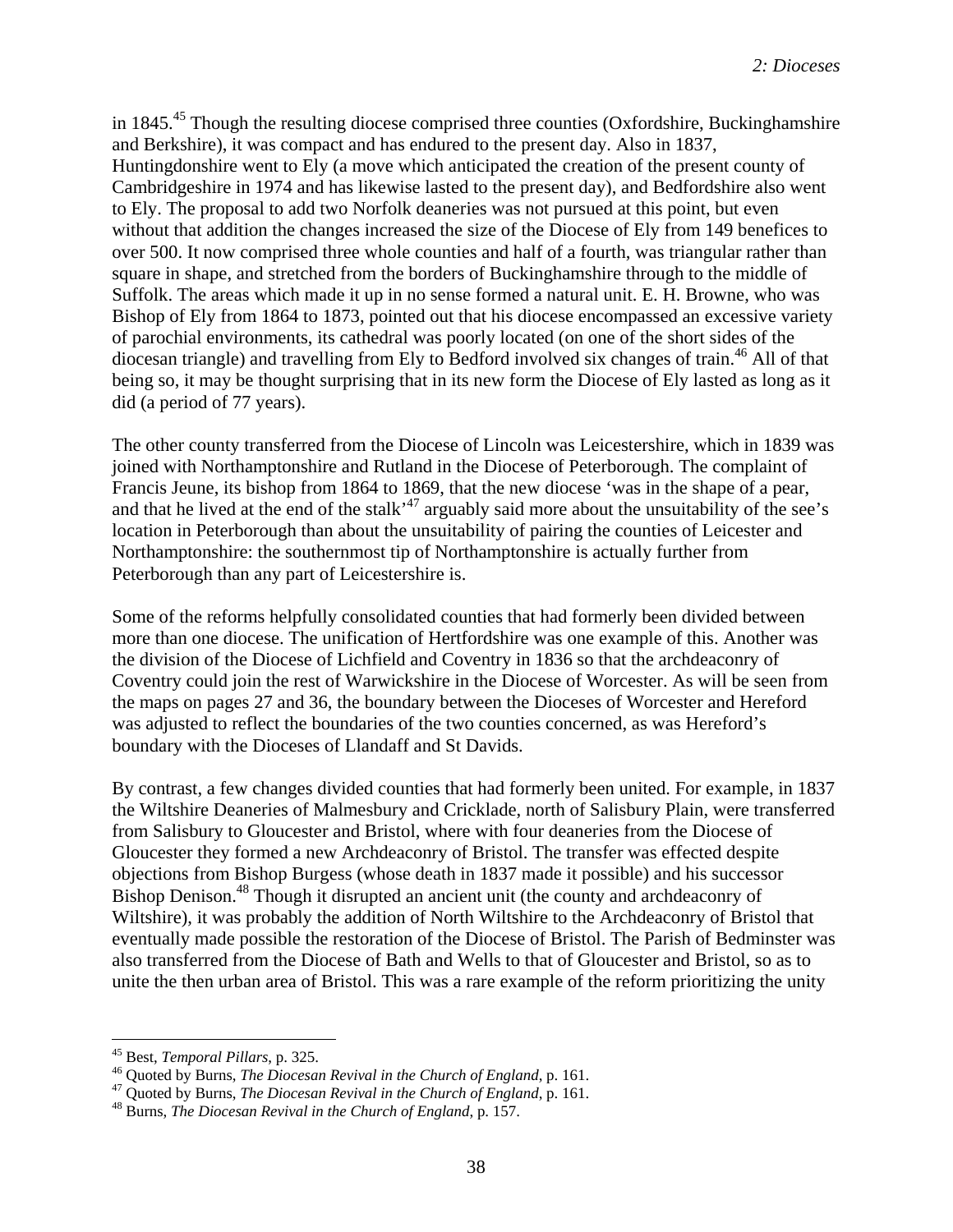in 1845.[45] Though the resulting diocese comprised three counties (Oxfordshire, Buckinghamshire and Berkshire), it was compact and has endured to the present day. Also in 1837, Huntingdonshire went to Ely (a move which anticipated the creation of the present county of Cambridgeshire in 1974 and has likewise lasted to the present day), and Bedfordshire also went to Ely. The proposal to add two Norfolk deaneries was not pursued at this point, but even without that addition the changes increased the size of the Diocese of Ely from 149 benefices to over 500. It now comprised three whole counties and half of a fourth, was triangular rather than square in shape, and stretched from the borders of Buckinghamshire through to the middle of Suffolk. The areas which made it up in no sense formed a natural unit. E. H. Browne, who was Bishop of Ely from 1864 to 1873, pointed out that his diocese encompassed an excessive variety of parochial environments, its cathedral was poorly located (on one of the short sides of the diocesan triangle) and travelling from Ely to Bedford involved six changes of train.[46] All of that being so, it may be thought surprising that in its new form the Diocese of Ely lasted as long as it did (a period of 77 years).

The other county transferred from the Diocese of Lincoln was Leicestershire, which in 1839 was joined with Northamptonshire and Rutland in the Diocese of Peterborough. The complaint of Francis Jeune, its bishop from 1864 to 1869, that the new diocese 'was in the shape of a pear, and that he lived at the end of the stalk'[47] arguably said more about the unsuitability of the see's location in Peterborough than about the unsuitability of pairing the counties of Leicester and Northamptonshire: the southernmost tip of Northamptonshire is actually further from Peterborough than any part of Leicestershire is.

Some of the reforms helpfully consolidated counties that had formerly been divided between more than one diocese. The unification of Hertfordshire was one example of this. Another was the division of the Diocese of Lichfield and Coventry in 1836 so that the archdeaconry of Coventry could join the rest of Warwickshire in the Diocese of Worcester. As will be seen from the maps on pages 27 and 36, the boundary between the Dioceses of Worcester and Hereford was adjusted to reflect the boundaries of the two counties concerned, as was Hereford's boundary with the Dioceses of Llandaff and St Davids.

By contrast, a few changes divided counties that had formerly been united. For example, in 1837 the Wiltshire Deaneries of Malmesbury and Cricklade, north of Salisbury Plain, were transferred from Salisbury to Gloucester and Bristol, where with four deaneries from the Diocese of Gloucester they formed a new Archdeaconry of Bristol. The transfer was effected despite objections from Bishop Burgess (whose death in 1837 made it possible) and his successor Bishop Denison.[48] Though it disrupted an ancient unit (the county and archdeaconry of Wiltshire), it was probably the addition of North Wiltshire to the Archdeaconry of Bristol that eventually made possible the restoration of the Diocese of Bristol. The Parish of Bedminster was also transferred from the Diocese of Bath and Wells to that of Gloucester and Bristol, so as to unite the then urban area of Bristol. This was a rare example of the reform prioritizing the unity

---

[45] Best, *Temporal Pillars*, p. 325.

[46] Quoted by Burns, *The Diocesan Revival in the Church of England*, p. 161.

[47] Quoted by Burns, *The Diocesan Revival in the Church of England*, p. 161.

[48] Burns, *The Diocesan Revival in the Church of England*, p. 157.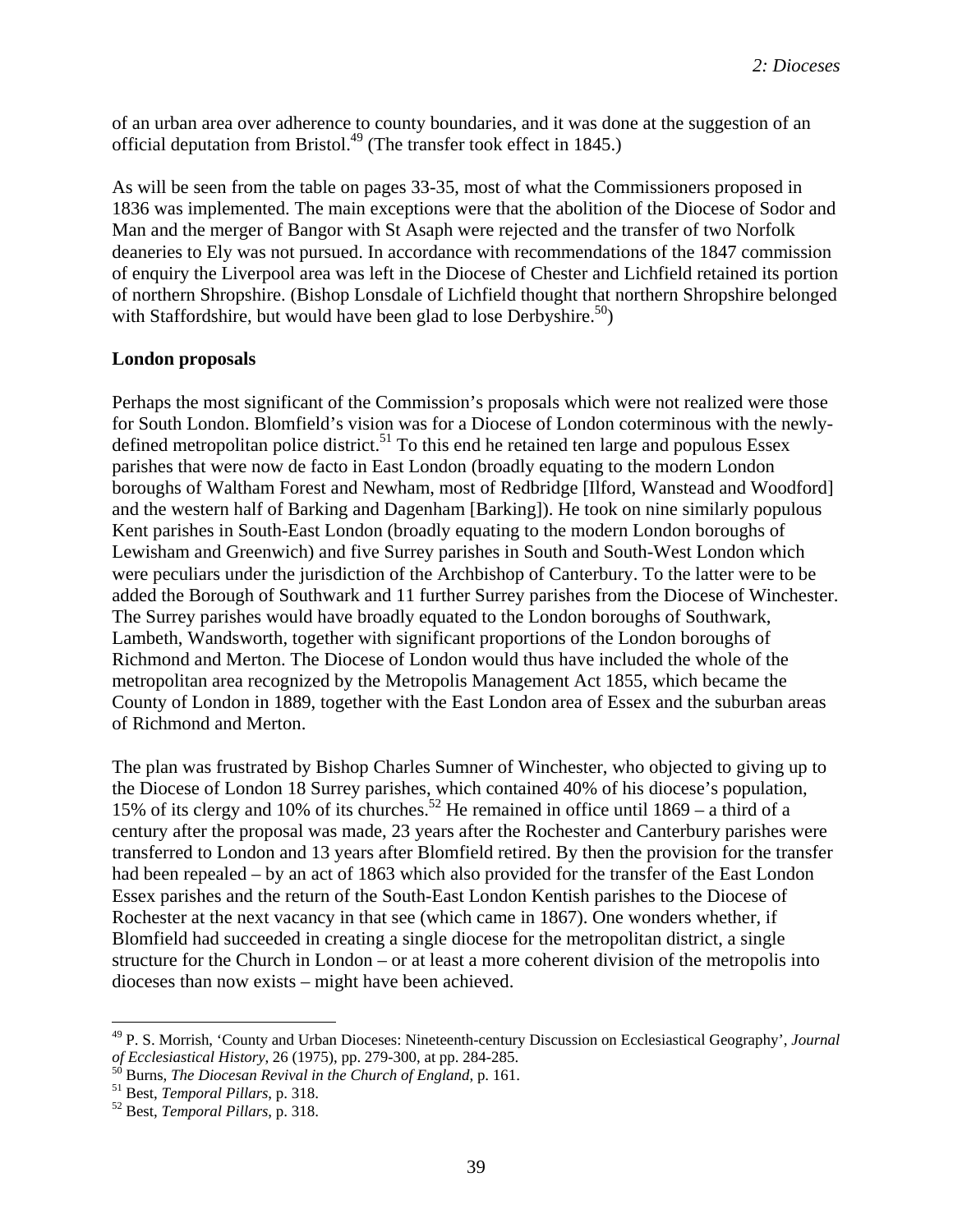of an urban area over adherence to county boundaries, and it was done at the suggestion of an official deputation from Bristol.[49] (The transfer took effect in 1845.)

As will be seen from the table on pages 33-35, most of what the Commissioners proposed in 1836 was implemented. The main exceptions were that the abolition of the Diocese of Sodor and Man and the merger of Bangor with St Asaph were rejected and the transfer of two Norfolk deaneries to Ely was not pursued. In accordance with recommendations of the 1847 commission of enquiry the Liverpool area was left in the Diocese of Chester and Lichfield retained its portion of northern Shropshire. (Bishop Lonsdale of Lichfield thought that northern Shropshire belonged with Staffordshire, but would have been glad to lose Derbyshire.[50])

**London proposals**

Perhaps the most significant of the Commission's proposals which were not realized were those for South London. Blomfield's vision was for a Diocese of London coterminous with the newly-defined metropolitan police district.[51] To this end he retained ten large and populous Essex parishes that were now de facto in East London (broadly equating to the modern London boroughs of Waltham Forest and Newham, most of Redbridge [Ilford, Wanstead and Woodford] and the western half of Barking and Dagenham [Barking]). He took on nine similarly populous Kent parishes in South-East London (broadly equating to the modern London boroughs of Lewisham and Greenwich) and five Surrey parishes in South and South-West London which were peculiars under the jurisdiction of the Archbishop of Canterbury. To the latter were to be added the Borough of Southwark and 11 further Surrey parishes from the Diocese of Winchester. The Surrey parishes would have broadly equated to the London boroughs of Southwark, Lambeth, Wandsworth, together with significant proportions of the London boroughs of Richmond and Merton. The Diocese of London would thus have included the whole of the metropolitan area recognized by the Metropolis Management Act 1855, which became the County of London in 1889, together with the East London area of Essex and the suburban areas of Richmond and Merton.

The plan was frustrated by Bishop Charles Sumner of Winchester, who objected to giving up to the Diocese of London 18 Surrey parishes, which contained 40% of his diocese's population, 15% of its clergy and 10% of its churches.[52] He remained in office until 1869 – a third of a century after the proposal was made, 23 years after the Rochester and Canterbury parishes were transferred to London and 13 years after Blomfield retired. By then the provision for the transfer had been repealed – by an act of 1863 which also provided for the transfer of the East London Essex parishes and the return of the South-East London Kentish parishes to the Diocese of Rochester at the next vacancy in that see (which came in 1867). One wonders whether, if Blomfield had succeeded in creating a single diocese for the metropolitan district, a single structure for the Church in London – or at least a more coherent division of the metropolis into dioceses than now exists – might have been achieved.

---

[49] P. S. Morrish, 'County and Urban Dioceses: Nineteenth-century Discussion on Ecclesiastical Geography', *Journal of Ecclesiastical History*, 26 (1975), pp. 279-300, at pp. 284-285.

[50] Burns, *The Diocesan Revival in the Church of England*, p. 161.

[51] Best, *Temporal Pillars*, p. 318.

[52] Best, *Temporal Pillars*, p. 318.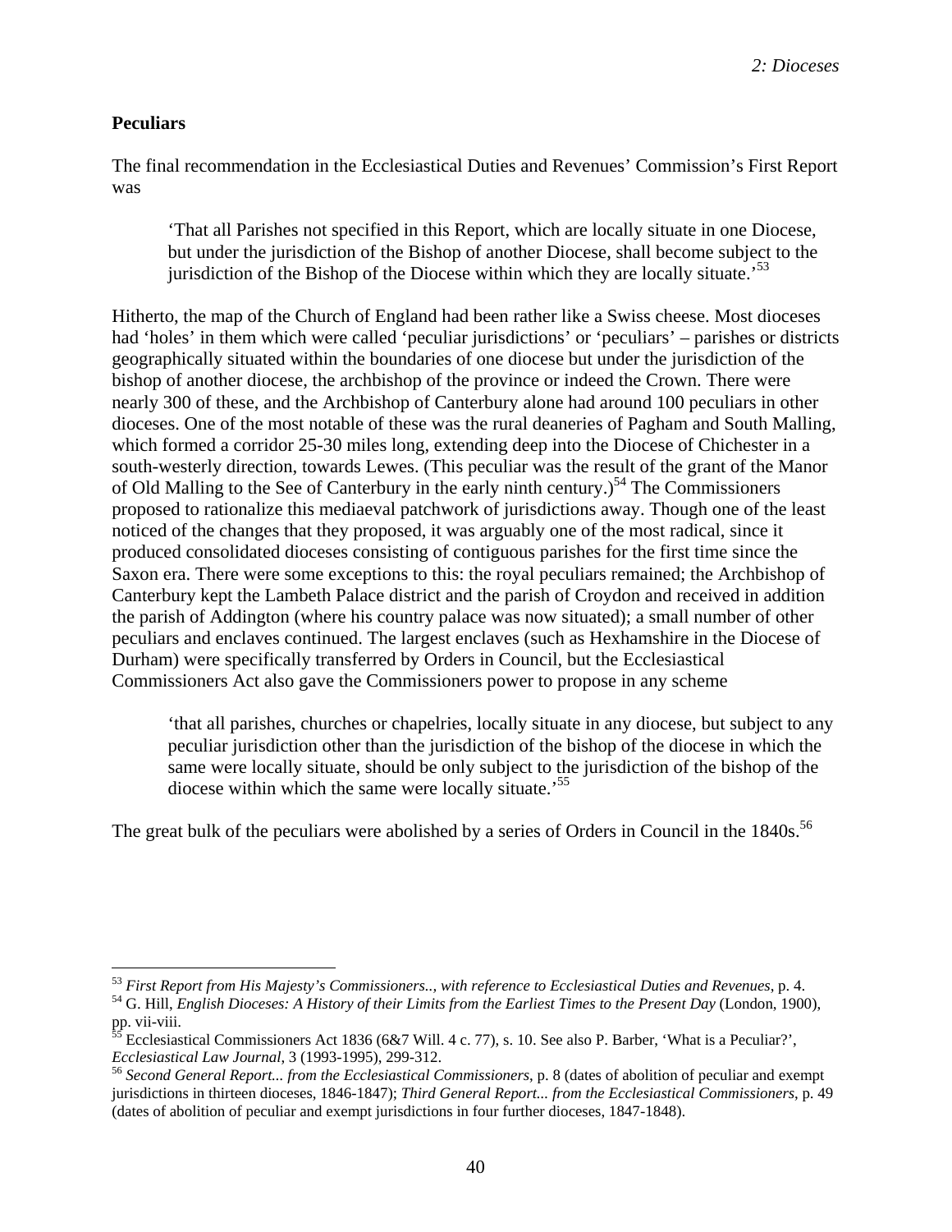## Peculiars

The final recommendation in the Ecclesiastical Duties and Revenues' Commission's First Report was

> 'That all Parishes not specified in this Report, which are locally situate in one Diocese, but under the jurisdiction of the Bishop of another Diocese, shall become subject to the jurisdiction of the Bishop of the Diocese within which they are locally situate.'[53]

Hitherto, the map of the Church of England had been rather like a Swiss cheese. Most dioceses had 'holes' in them which were called 'peculiar jurisdictions' or 'peculiars' – parishes or districts geographically situated within the boundaries of one diocese but under the jurisdiction of the bishop of another diocese, the archbishop of the province or indeed the Crown. There were nearly 300 of these, and the Archbishop of Canterbury alone had around 100 peculiars in other dioceses. One of the most notable of these was the rural deaneries of Pagham and South Malling, which formed a corridor 25-30 miles long, extending deep into the Diocese of Chichester in a south-westerly direction, towards Lewes. (This peculiar was the result of the grant of the Manor of Old Malling to the See of Canterbury in the early ninth century.)[54] The Commissioners proposed to rationalize this mediaeval patchwork of jurisdictions away. Though one of the least noticed of the changes that they proposed, it was arguably one of the most radical, since it produced consolidated dioceses consisting of contiguous parishes for the first time since the Saxon era. There were some exceptions to this: the royal peculiars remained; the Archbishop of Canterbury kept the Lambeth Palace district and the parish of Croydon and received in addition the parish of Addington (where his country palace was now situated); a small number of other peculiars and enclaves continued. The largest enclaves (such as Hexhamshire in the Diocese of Durham) were specifically transferred by Orders in Council, but the Ecclesiastical Commissioners Act also gave the Commissioners power to propose in any scheme

> 'that all parishes, churches or chapelries, locally situate in any diocese, but subject to any peculiar jurisdiction other than the jurisdiction of the bishop of the diocese in which the same were locally situate, should be only subject to the jurisdiction of the bishop of the diocese within which the same were locally situate.'[55]

The great bulk of the peculiars were abolished by a series of Orders in Council in the 1840s.[56]

---

[53] *First Report from His Majesty's Commissioners.., with reference to Ecclesiastical Duties and Revenues*, p. 4.

[54] G. Hill, *English Dioceses: A History of their Limits from the Earliest Times to the Present Day* (London, 1900), pp. vii-viii.

[55] Ecclesiastical Commissioners Act 1836 (6&7 Will. 4 c. 77), s. 10. See also P. Barber, 'What is a Peculiar?', *Ecclesiastical Law Journal*, 3 (1993-1995), 299-312.

[56] *Second General Report... from the Ecclesiastical Commissioners*, p. 8 (dates of abolition of peculiar and exempt jurisdictions in thirteen dioceses, 1846-1847); *Third General Report... from the Ecclesiastical Commissioners*, p. 49 (dates of abolition of peculiar and exempt jurisdictions in four further dioceses, 1847-1848).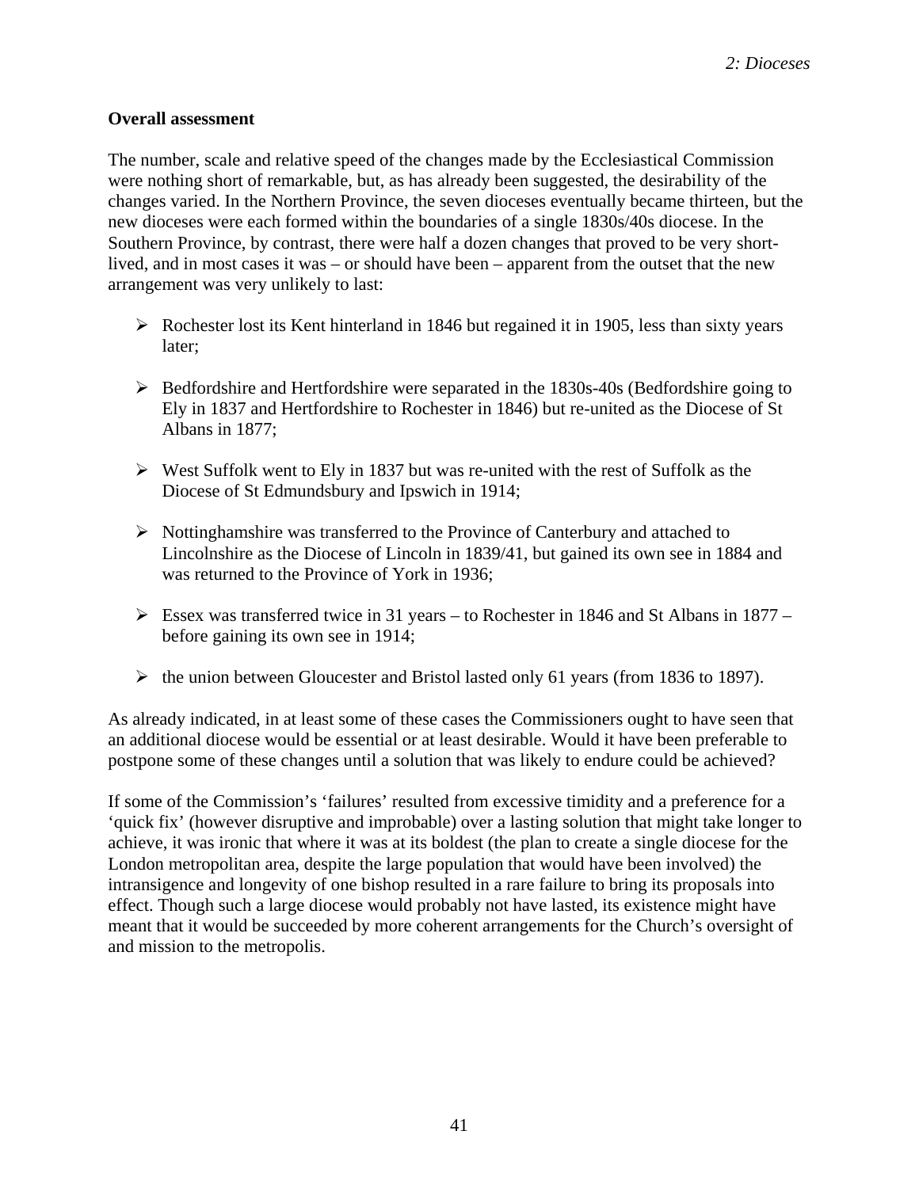**Overall assessment**

The number, scale and relative speed of the changes made by the Ecclesiastical Commission were nothing short of remarkable, but, as has already been suggested, the desirability of the changes varied. In the Northern Province, the seven dioceses eventually became thirteen, but the new dioceses were each formed within the boundaries of a single 1830s/40s diocese. In the Southern Province, by contrast, there were half a dozen changes that proved to be very short-lived, and in most cases it was – or should have been – apparent from the outset that the new arrangement was very unlikely to last:

- Rochester lost its Kent hinterland in 1846 but regained it in 1905, less than sixty years later;
- Bedfordshire and Hertfordshire were separated in the 1830s-40s (Bedfordshire going to Ely in 1837 and Hertfordshire to Rochester in 1846) but re-united as the Diocese of St Albans in 1877;
- West Suffolk went to Ely in 1837 but was re-united with the rest of Suffolk as the Diocese of St Edmundsbury and Ipswich in 1914;
- Nottinghamshire was transferred to the Province of Canterbury and attached to Lincolnshire as the Diocese of Lincoln in 1839/41, but gained its own see in 1884 and was returned to the Province of York in 1936;
- Essex was transferred twice in 31 years – to Rochester in 1846 and St Albans in 1877 – before gaining its own see in 1914;
- the union between Gloucester and Bristol lasted only 61 years (from 1836 to 1897).

As already indicated, in at least some of these cases the Commissioners ought to have seen that an additional diocese would be essential or at least desirable. Would it have been preferable to postpone some of these changes until a solution that was likely to endure could be achieved?

If some of the Commission's 'failures' resulted from excessive timidity and a preference for a 'quick fix' (however disruptive and improbable) over a lasting solution that might take longer to achieve, it was ironic that where it was at its boldest (the plan to create a single diocese for the London metropolitan area, despite the large population that would have been involved) the intransigence and longevity of one bishop resulted in a rare failure to bring its proposals into effect. Though such a large diocese would probably not have lasted, its existence might have meant that it would be succeeded by more coherent arrangements for the Church's oversight of and mission to the metropolis.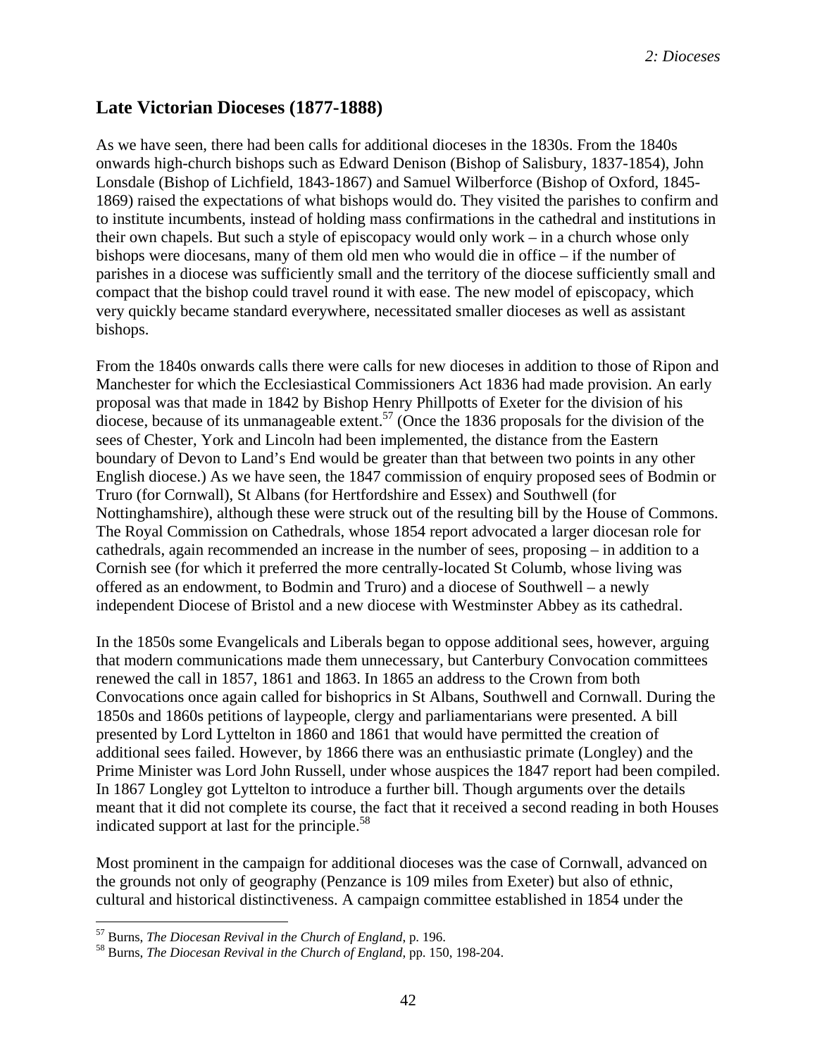## Late Victorian Dioceses (1877-1888)

As we have seen, there had been calls for additional dioceses in the 1830s. From the 1840s onwards high-church bishops such as Edward Denison (Bishop of Salisbury, 1837-1854), John Lonsdale (Bishop of Lichfield, 1843-1867) and Samuel Wilberforce (Bishop of Oxford, 1845-1869) raised the expectations of what bishops would do. They visited the parishes to confirm and to institute incumbents, instead of holding mass confirmations in the cathedral and institutions in their own chapels. But such a style of episcopacy would only work – in a church whose only bishops were diocesans, many of them old men who would die in office – if the number of parishes in a diocese was sufficiently small and the territory of the diocese sufficiently small and compact that the bishop could travel round it with ease. The new model of episcopacy, which very quickly became standard everywhere, necessitated smaller dioceses as well as assistant bishops.

From the 1840s onwards calls there were calls for new dioceses in addition to those of Ripon and Manchester for which the Ecclesiastical Commissioners Act 1836 had made provision. An early proposal was that made in 1842 by Bishop Henry Phillpotts of Exeter for the division of his diocese, because of its unmanageable extent.[57] (Once the 1836 proposals for the division of the sees of Chester, York and Lincoln had been implemented, the distance from the Eastern boundary of Devon to Land's End would be greater than that between two points in any other English diocese.) As we have seen, the 1847 commission of enquiry proposed sees of Bodmin or Truro (for Cornwall), St Albans (for Hertfordshire and Essex) and Southwell (for Nottinghamshire), although these were struck out of the resulting bill by the House of Commons. The Royal Commission on Cathedrals, whose 1854 report advocated a larger diocesan role for cathedrals, again recommended an increase in the number of sees, proposing – in addition to a Cornish see (for which it preferred the more centrally-located St Columb, whose living was offered as an endowment, to Bodmin and Truro) and a diocese of Southwell – a newly independent Diocese of Bristol and a new diocese with Westminster Abbey as its cathedral.

In the 1850s some Evangelicals and Liberals began to oppose additional sees, however, arguing that modern communications made them unnecessary, but Canterbury Convocation committees renewed the call in 1857, 1861 and 1863. In 1865 an address to the Crown from both Convocations once again called for bishoprics in St Albans, Southwell and Cornwall. During the 1850s and 1860s petitions of laypeople, clergy and parliamentarians were presented. A bill presented by Lord Lyttelton in 1860 and 1861 that would have permitted the creation of additional sees failed. However, by 1866 there was an enthusiastic primate (Longley) and the Prime Minister was Lord John Russell, under whose auspices the 1847 report had been compiled. In 1867 Longley got Lyttelton to introduce a further bill. Though arguments over the details meant that it did not complete its course, the fact that it received a second reading in both Houses indicated support at last for the principle.[58]

Most prominent in the campaign for additional dioceses was the case of Cornwall, advanced on the grounds not only of geography (Penzance is 109 miles from Exeter) but also of ethnic, cultural and historical distinctiveness. A campaign committee established in 1854 under the

[57] Burns, *The Diocesan Revival in the Church of England*, p. 196.

[58] Burns, *The Diocesan Revival in the Church of England*, pp. 150, 198-204.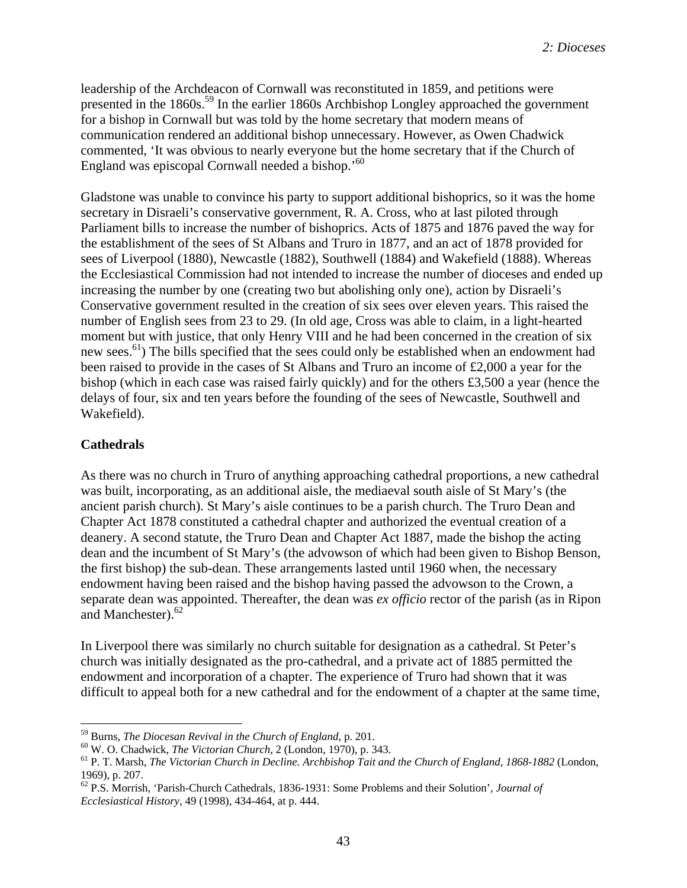leadership of the Archdeacon of Cornwall was reconstituted in 1859, and petitions were presented in the 1860s.[59] In the earlier 1860s Archbishop Longley approached the government for a bishop in Cornwall but was told by the home secretary that modern means of communication rendered an additional bishop unnecessary. However, as Owen Chadwick commented, 'It was obvious to nearly everyone but the home secretary that if the Church of England was episcopal Cornwall needed a bishop.'[60]

Gladstone was unable to convince his party to support additional bishoprics, so it was the home secretary in Disraeli's conservative government, R. A. Cross, who at last piloted through Parliament bills to increase the number of bishoprics. Acts of 1875 and 1876 paved the way for the establishment of the sees of St Albans and Truro in 1877, and an act of 1878 provided for sees of Liverpool (1880), Newcastle (1882), Southwell (1884) and Wakefield (1888). Whereas the Ecclesiastical Commission had not intended to increase the number of dioceses and ended up increasing the number by one (creating two but abolishing only one), action by Disraeli's Conservative government resulted in the creation of six sees over eleven years. This raised the number of English sees from 23 to 29. (In old age, Cross was able to claim, in a light-hearted moment but with justice, that only Henry VIII and he had been concerned in the creation of six new sees.[61]) The bills specified that the sees could only be established when an endowment had been raised to provide in the cases of St Albans and Truro an income of £2,000 a year for the bishop (which in each case was raised fairly quickly) and for the others £3,500 a year (hence the delays of four, six and ten years before the founding of the sees of Newcastle, Southwell and Wakefield).

## Cathedrals

As there was no church in Truro of anything approaching cathedral proportions, a new cathedral was built, incorporating, as an additional aisle, the mediaeval south aisle of St Mary's (the ancient parish church). St Mary's aisle continues to be a parish church. The Truro Dean and Chapter Act 1878 constituted a cathedral chapter and authorized the eventual creation of a deanery. A second statute, the Truro Dean and Chapter Act 1887, made the bishop the acting dean and the incumbent of St Mary's (the advowson of which had been given to Bishop Benson, the first bishop) the sub-dean. These arrangements lasted until 1960 when, the necessary endowment having been raised and the bishop having passed the advowson to the Crown, a separate dean was appointed. Thereafter, the dean was *ex officio* rector of the parish (as in Ripon and Manchester).[62]

In Liverpool there was similarly no church suitable for designation as a cathedral. St Peter's church was initially designated as the pro-cathedral, and a private act of 1885 permitted the endowment and incorporation of a chapter. The experience of Truro had shown that it was difficult to appeal both for a new cathedral and for the endowment of a chapter at the same time,

---

[59] Burns, *The Diocesan Revival in the Church of England*, p. 201.

[60] W. O. Chadwick, *The Victorian Church*, 2 (London, 1970), p. 343.

[61] P. T. Marsh, *The Victorian Church in Decline. Archbishop Tait and the Church of England, 1868-1882* (London, 1969), p. 207.

[62] P.S. Morrish, 'Parish-Church Cathedrals, 1836-1931: Some Problems and their Solution', *Journal of Ecclesiastical History*, 49 (1998), 434-464, at p. 444.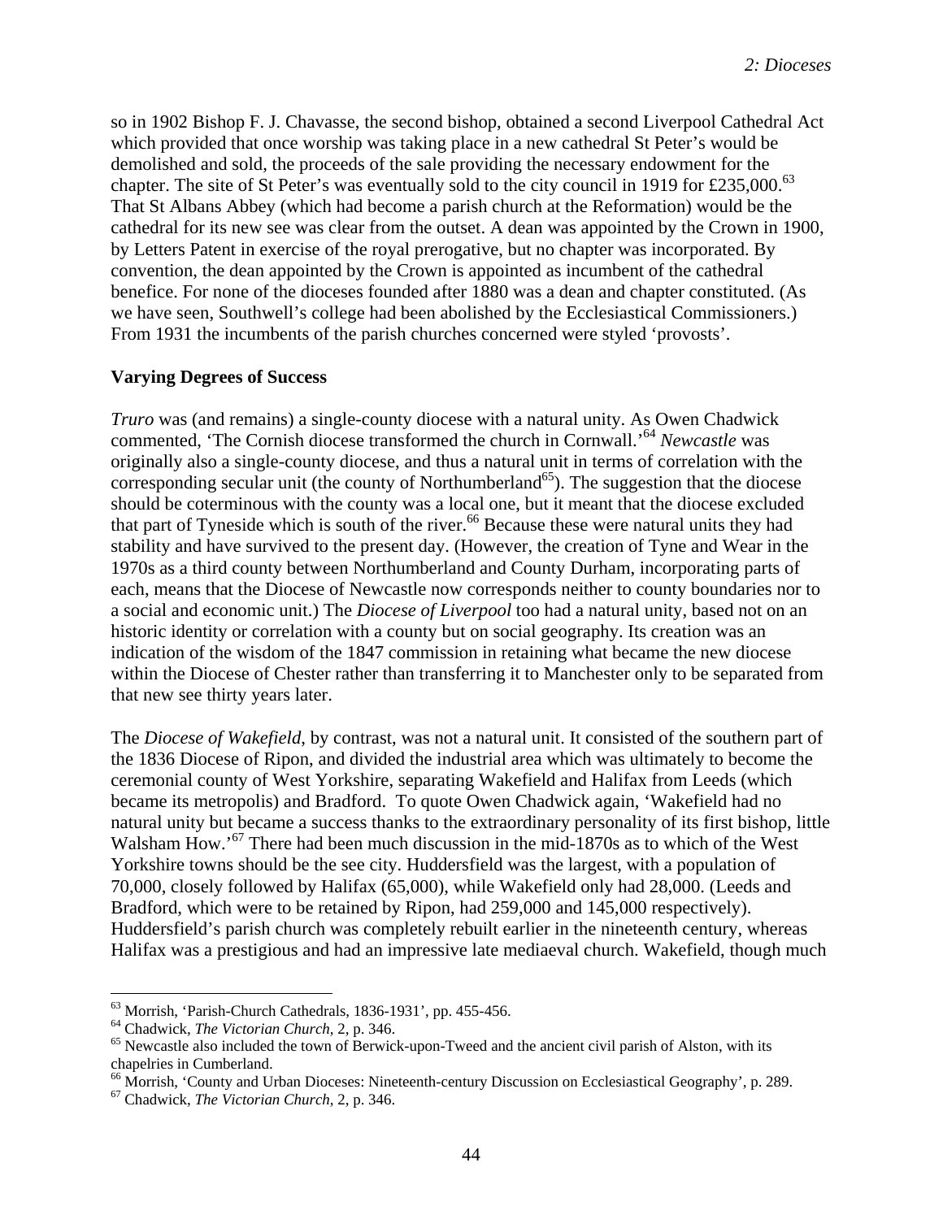so in 1902 Bishop F. J. Chavasse, the second bishop, obtained a second Liverpool Cathedral Act which provided that once worship was taking place in a new cathedral St Peter's would be demolished and sold, the proceeds of the sale providing the necessary endowment for the chapter. The site of St Peter's was eventually sold to the city council in 1919 for £235,000.[63] That St Albans Abbey (which had become a parish church at the Reformation) would be the cathedral for its new see was clear from the outset. A dean was appointed by the Crown in 1900, by Letters Patent in exercise of the royal prerogative, but no chapter was incorporated. By convention, the dean appointed by the Crown is appointed as incumbent of the cathedral benefice. For none of the dioceses founded after 1880 was a dean and chapter constituted. (As we have seen, Southwell's college had been abolished by the Ecclesiastical Commissioners.) From 1931 the incumbents of the parish churches concerned were styled 'provosts'.

**Varying Degrees of Success**

*Truro* was (and remains) a single-county diocese with a natural unity. As Owen Chadwick commented, 'The Cornish diocese transformed the church in Cornwall.'[64] *Newcastle* was originally also a single-county diocese, and thus a natural unit in terms of correlation with the corresponding secular unit (the county of Northumberland[65]). The suggestion that the diocese should be coterminous with the county was a local one, but it meant that the diocese excluded that part of Tyneside which is south of the river.[66] Because these were natural units they had stability and have survived to the present day. (However, the creation of Tyne and Wear in the 1970s as a third county between Northumberland and County Durham, incorporating parts of each, means that the Diocese of Newcastle now corresponds neither to county boundaries nor to a social and economic unit.) The *Diocese of Liverpool* too had a natural unity, based not on an historic identity or correlation with a county but on social geography. Its creation was an indication of the wisdom of the 1847 commission in retaining what became the new diocese within the Diocese of Chester rather than transferring it to Manchester only to be separated from that new see thirty years later.

The *Diocese of Wakefield*, by contrast, was not a natural unit. It consisted of the southern part of the 1836 Diocese of Ripon, and divided the industrial area which was ultimately to become the ceremonial county of West Yorkshire, separating Wakefield and Halifax from Leeds (which became its metropolis) and Bradford. To quote Owen Chadwick again, 'Wakefield had no natural unity but became a success thanks to the extraordinary personality of its first bishop, little Walsham How.'[67] There had been much discussion in the mid-1870s as to which of the West Yorkshire towns should be the see city. Huddersfield was the largest, with a population of 70,000, closely followed by Halifax (65,000), while Wakefield only had 28,000. (Leeds and Bradford, which were to be retained by Ripon, had 259,000 and 145,000 respectively). Huddersfield's parish church was completely rebuilt earlier in the nineteenth century, whereas Halifax was a prestigious and had an impressive late mediaeval church. Wakefield, though much

---

[63] Morrish, 'Parish-Church Cathedrals, 1836-1931', pp. 455-456.

[64] Chadwick, *The Victorian Church*, 2, p. 346.

[65] Newcastle also included the town of Berwick-upon-Tweed and the ancient civil parish of Alston, with its chapelries in Cumberland.

[66] Morrish, 'County and Urban Dioceses: Nineteenth-century Discussion on Ecclesiastical Geography', p. 289.

[67] Chadwick, *The Victorian Church*, 2, p. 346.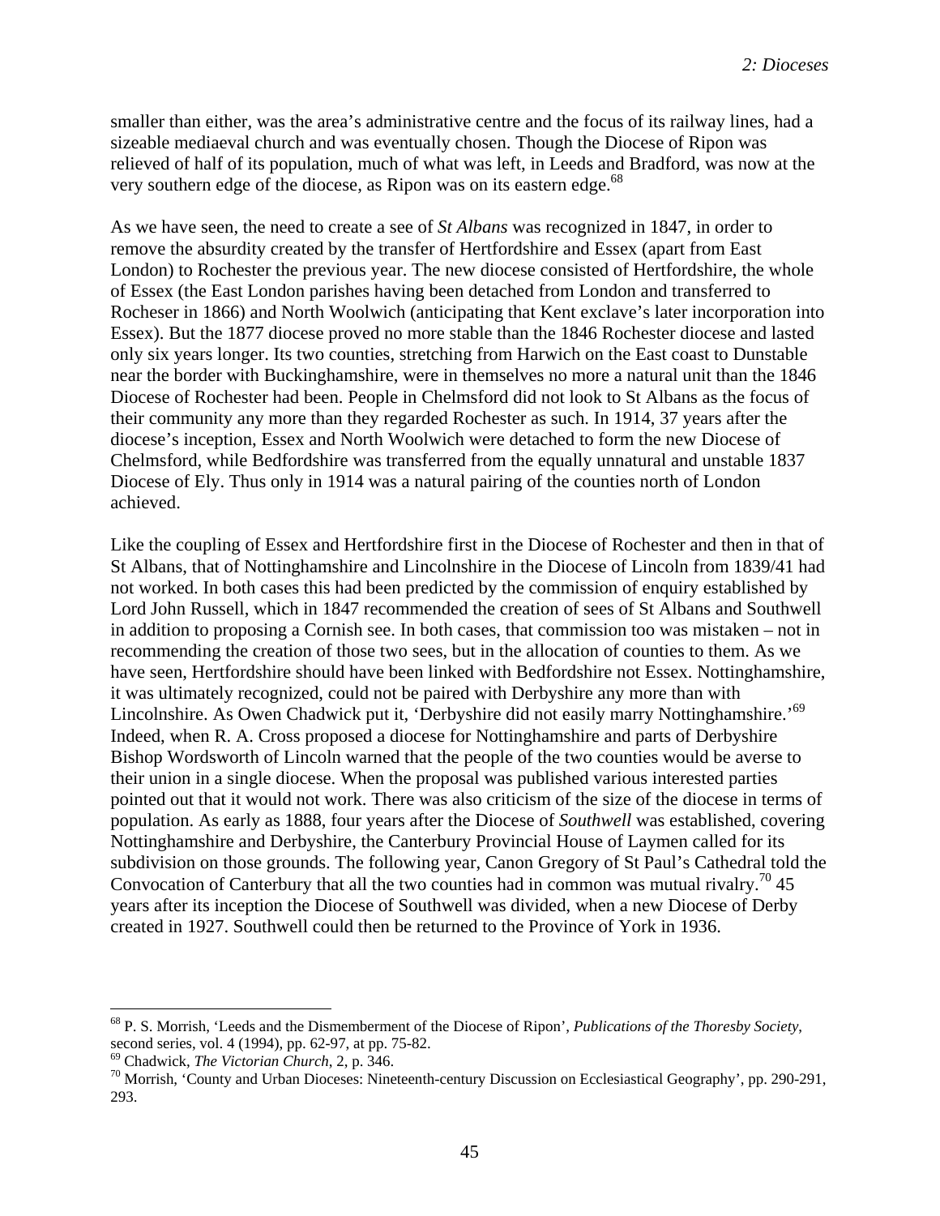smaller than either, was the area's administrative centre and the focus of its railway lines, had a sizeable mediaeval church and was eventually chosen. Though the Diocese of Ripon was relieved of half of its population, much of what was left, in Leeds and Bradford, was now at the very southern edge of the diocese, as Ripon was on its eastern edge.[68]

As we have seen, the need to create a see of *St Albans* was recognized in 1847, in order to remove the absurdity created by the transfer of Hertfordshire and Essex (apart from East London) to Rochester the previous year. The new diocese consisted of Hertfordshire, the whole of Essex (the East London parishes having been detached from London and transferred to Rocheser in 1866) and North Woolwich (anticipating that Kent exclave's later incorporation into Essex). But the 1877 diocese proved no more stable than the 1846 Rochester diocese and lasted only six years longer. Its two counties, stretching from Harwich on the East coast to Dunstable near the border with Buckinghamshire, were in themselves no more a natural unit than the 1846 Diocese of Rochester had been. People in Chelmsford did not look to St Albans as the focus of their community any more than they regarded Rochester as such. In 1914, 37 years after the diocese's inception, Essex and North Woolwich were detached to form the new Diocese of Chelmsford, while Bedfordshire was transferred from the equally unnatural and unstable 1837 Diocese of Ely. Thus only in 1914 was a natural pairing of the counties north of London achieved.

Like the coupling of Essex and Hertfordshire first in the Diocese of Rochester and then in that of St Albans, that of Nottinghamshire and Lincolnshire in the Diocese of Lincoln from 1839/41 had not worked. In both cases this had been predicted by the commission of enquiry established by Lord John Russell, which in 1847 recommended the creation of sees of St Albans and Southwell in addition to proposing a Cornish see. In both cases, that commission too was mistaken – not in recommending the creation of those two sees, but in the allocation of counties to them. As we have seen, Hertfordshire should have been linked with Bedfordshire not Essex. Nottinghamshire, it was ultimately recognized, could not be paired with Derbyshire any more than with Lincolnshire. As Owen Chadwick put it, 'Derbyshire did not easily marry Nottinghamshire.'[69] Indeed, when R. A. Cross proposed a diocese for Nottinghamshire and parts of Derbyshire Bishop Wordsworth of Lincoln warned that the people of the two counties would be averse to their union in a single diocese. When the proposal was published various interested parties pointed out that it would not work. There was also criticism of the size of the diocese in terms of population. As early as 1888, four years after the Diocese of *Southwell* was established, covering Nottinghamshire and Derbyshire, the Canterbury Provincial House of Laymen called for its subdivision on those grounds. The following year, Canon Gregory of St Paul's Cathedral told the Convocation of Canterbury that all the two counties had in common was mutual rivalry.[70] 45 years after its inception the Diocese of Southwell was divided, when a new Diocese of Derby created in 1927. Southwell could then be returned to the Province of York in 1936.

---

[68] P. S. Morrish, 'Leeds and the Dismemberment of the Diocese of Ripon', *Publications of the Thoresby Society*, second series, vol. 4 (1994), pp. 62-97, at pp. 75-82.

[69] Chadwick, *The Victorian Church*, 2, p. 346.

[70] Morrish, 'County and Urban Dioceses: Nineteenth-century Discussion on Ecclesiastical Geography', pp. 290-291, 293.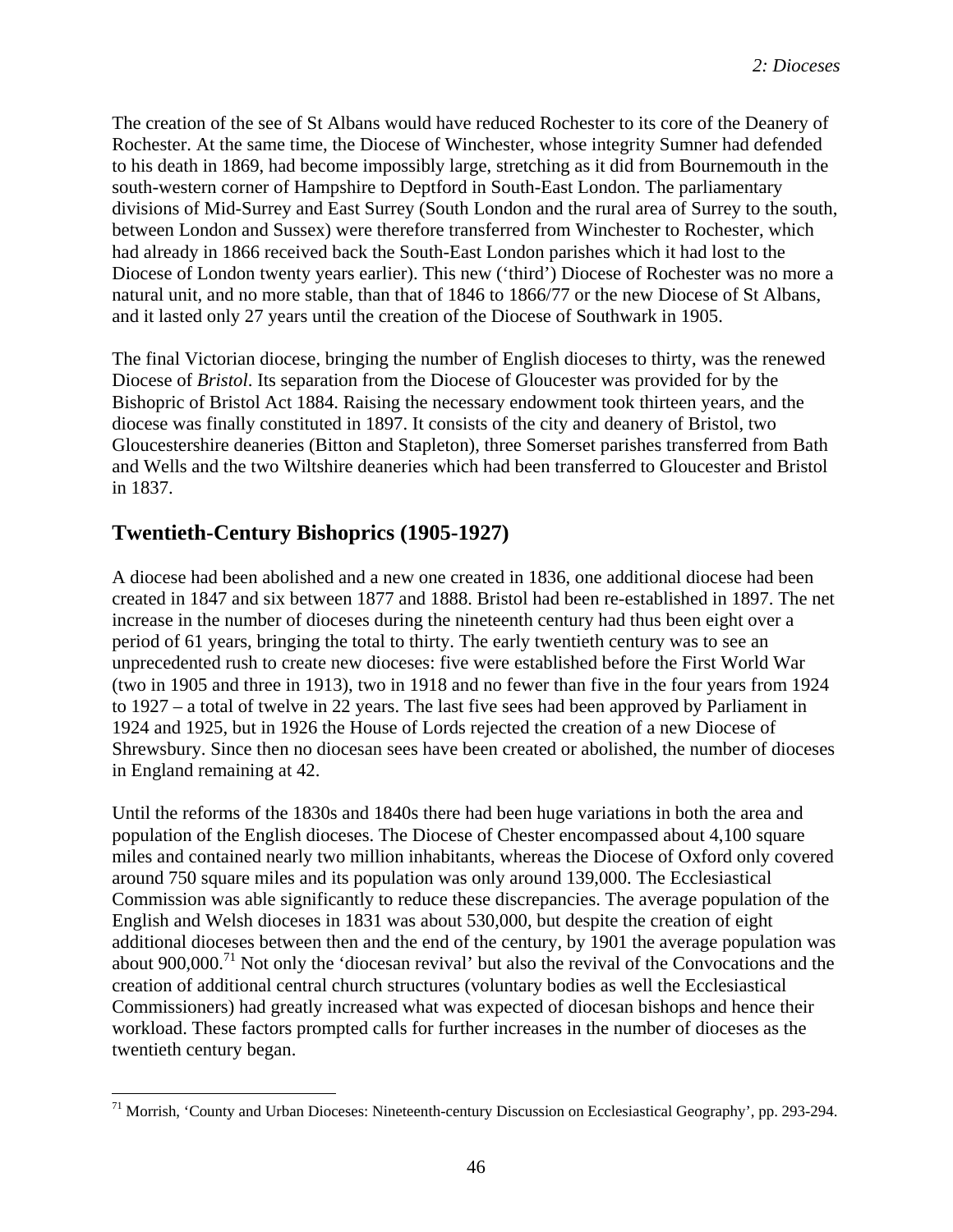The creation of the see of St Albans would have reduced Rochester to its core of the Deanery of Rochester. At the same time, the Diocese of Winchester, whose integrity Sumner had defended to his death in 1869, had become impossibly large, stretching as it did from Bournemouth in the south-western corner of Hampshire to Deptford in South-East London. The parliamentary divisions of Mid-Surrey and East Surrey (South London and the rural area of Surrey to the south, between London and Sussex) were therefore transferred from Winchester to Rochester, which had already in 1866 received back the South-East London parishes which it had lost to the Diocese of London twenty years earlier). This new ('third') Diocese of Rochester was no more a natural unit, and no more stable, than that of 1846 to 1866/77 or the new Diocese of St Albans, and it lasted only 27 years until the creation of the Diocese of Southwark in 1905.

The final Victorian diocese, bringing the number of English dioceses to thirty, was the renewed Diocese of *Bristol*. Its separation from the Diocese of Gloucester was provided for by the Bishopric of Bristol Act 1884. Raising the necessary endowment took thirteen years, and the diocese was finally constituted in 1897. It consists of the city and deanery of Bristol, two Gloucestershire deaneries (Bitton and Stapleton), three Somerset parishes transferred from Bath and Wells and the two Wiltshire deaneries which had been transferred to Gloucester and Bristol in 1837.

## Twentieth-Century Bishoprics (1905-1927)

A diocese had been abolished and a new one created in 1836, one additional diocese had been created in 1847 and six between 1877 and 1888. Bristol had been re-established in 1897. The net increase in the number of dioceses during the nineteenth century had thus been eight over a period of 61 years, bringing the total to thirty. The early twentieth century was to see an unprecedented rush to create new dioceses: five were established before the First World War (two in 1905 and three in 1913), two in 1918 and no fewer than five in the four years from 1924 to 1927 – a total of twelve in 22 years. The last five sees had been approved by Parliament in 1924 and 1925, but in 1926 the House of Lords rejected the creation of a new Diocese of Shrewsbury. Since then no diocesan sees have been created or abolished, the number of dioceses in England remaining at 42.

Until the reforms of the 1830s and 1840s there had been huge variations in both the area and population of the English dioceses. The Diocese of Chester encompassed about 4,100 square miles and contained nearly two million inhabitants, whereas the Diocese of Oxford only covered around 750 square miles and its population was only around 139,000. The Ecclesiastical Commission was able significantly to reduce these discrepancies. The average population of the English and Welsh dioceses in 1831 was about 530,000, but despite the creation of eight additional dioceses between then and the end of the century, by 1901 the average population was about 900,000.[71] Not only the 'diocesan revival' but also the revival of the Convocations and the creation of additional central church structures (voluntary bodies as well the Ecclesiastical Commissioners) had greatly increased what was expected of diocesan bishops and hence their workload. These factors prompted calls for further increases in the number of dioceses as the twentieth century began.

---

[71] Morrish, 'County and Urban Dioceses: Nineteenth-century Discussion on Ecclesiastical Geography', pp. 293-294.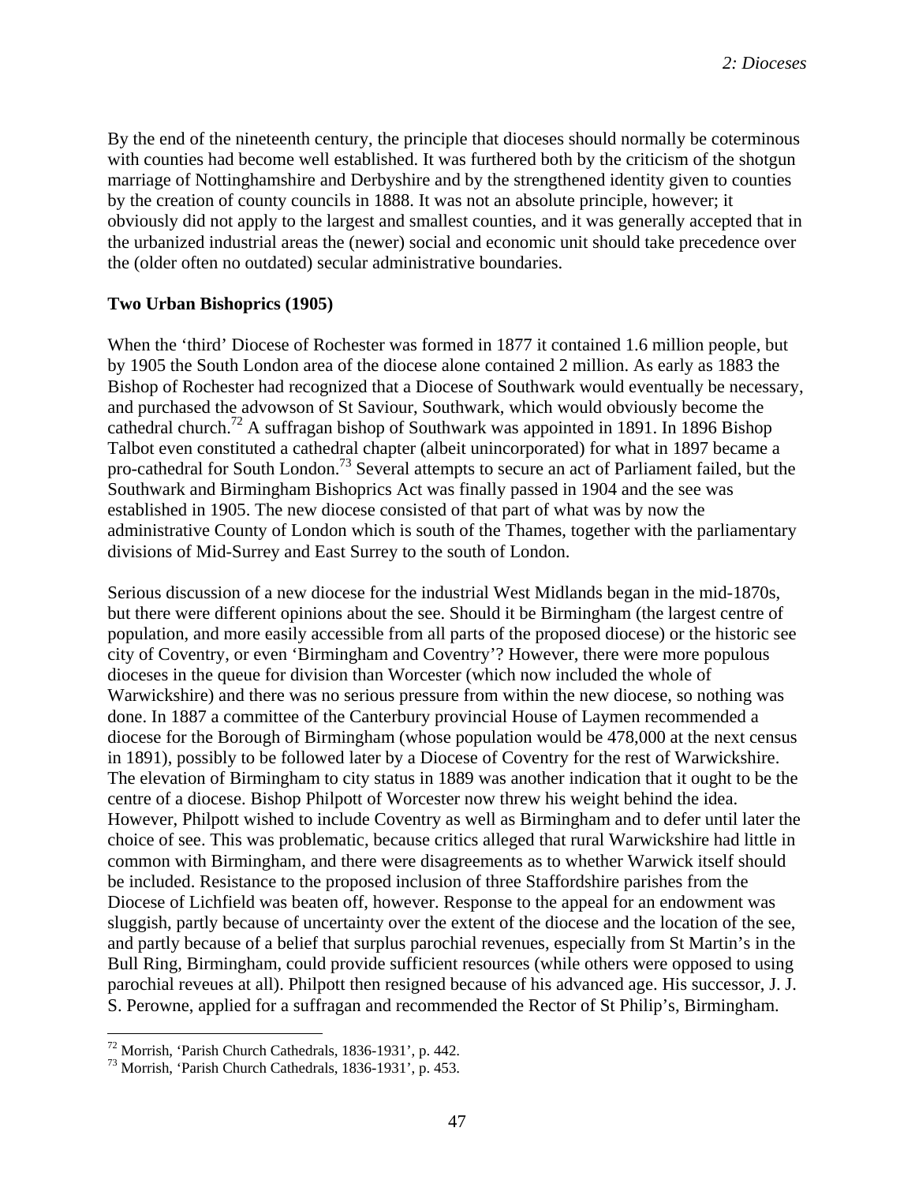By the end of the nineteenth century, the principle that dioceses should normally be coterminous with counties had become well established. It was furthered both by the criticism of the shotgun marriage of Nottinghamshire and Derbyshire and by the strengthened identity given to counties by the creation of county councils in 1888. It was not an absolute principle, however; it obviously did not apply to the largest and smallest counties, and it was generally accepted that in the urbanized industrial areas the (newer) social and economic unit should take precedence over the (older often no outdated) secular administrative boundaries.

**Two Urban Bishoprics (1905)**

When the 'third' Diocese of Rochester was formed in 1877 it contained 1.6 million people, but by 1905 the South London area of the diocese alone contained 2 million. As early as 1883 the Bishop of Rochester had recognized that a Diocese of Southwark would eventually be necessary, and purchased the advowson of St Saviour, Southwark, which would obviously become the cathedral church.[72] A suffragan bishop of Southwark was appointed in 1891. In 1896 Bishop Talbot even constituted a cathedral chapter (albeit unincorporated) for what in 1897 became a pro-cathedral for South London.[73] Several attempts to secure an act of Parliament failed, but the Southwark and Birmingham Bishoprics Act was finally passed in 1904 and the see was established in 1905. The new diocese consisted of that part of what was by now the administrative County of London which is south of the Thames, together with the parliamentary divisions of Mid-Surrey and East Surrey to the south of London.

Serious discussion of a new diocese for the industrial West Midlands began in the mid-1870s, but there were different opinions about the see. Should it be Birmingham (the largest centre of population, and more easily accessible from all parts of the proposed diocese) or the historic see city of Coventry, or even 'Birmingham and Coventry'? However, there were more populous dioceses in the queue for division than Worcester (which now included the whole of Warwickshire) and there was no serious pressure from within the new diocese, so nothing was done. In 1887 a committee of the Canterbury provincial House of Laymen recommended a diocese for the Borough of Birmingham (whose population would be 478,000 at the next census in 1891), possibly to be followed later by a Diocese of Coventry for the rest of Warwickshire. The elevation of Birmingham to city status in 1889 was another indication that it ought to be the centre of a diocese. Bishop Philpott of Worcester now threw his weight behind the idea. However, Philpott wished to include Coventry as well as Birmingham and to defer until later the choice of see. This was problematic, because critics alleged that rural Warwickshire had little in common with Birmingham, and there were disagreements as to whether Warwick itself should be included. Resistance to the proposed inclusion of three Staffordshire parishes from the Diocese of Lichfield was beaten off, however. Response to the appeal for an endowment was sluggish, partly because of uncertainty over the extent of the diocese and the location of the see, and partly because of a belief that surplus parochial revenues, especially from St Martin's in the Bull Ring, Birmingham, could provide sufficient resources (while others were opposed to using parochial reveues at all). Philpott then resigned because of his advanced age. His successor, J. J. S. Perowne, applied for a suffragan and recommended the Rector of St Philip's, Birmingham.

---

[72] Morrish, 'Parish Church Cathedrals, 1836-1931', p. 442.

[73] Morrish, 'Parish Church Cathedrals, 1836-1931', p. 453.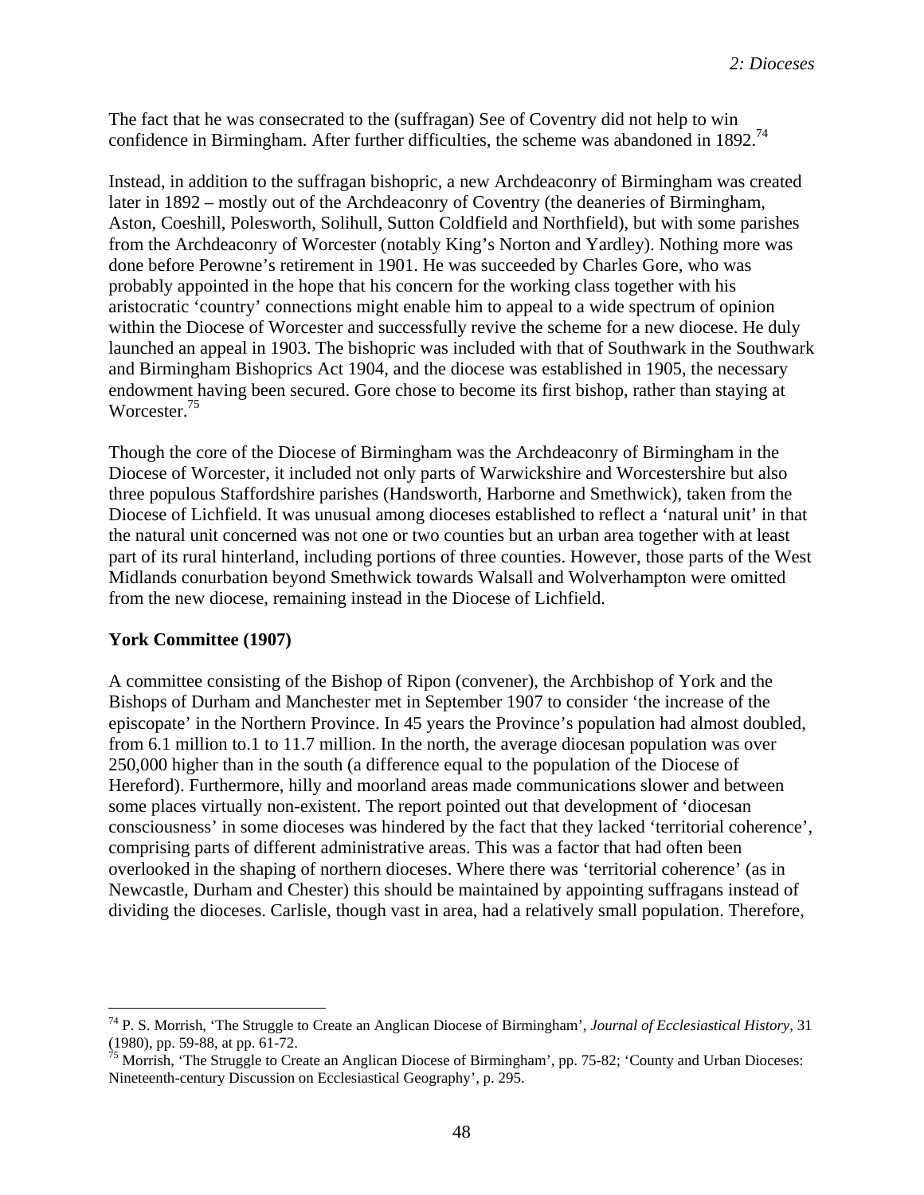The fact that he was consecrated to the (suffragan) See of Coventry did not help to win confidence in Birmingham. After further difficulties, the scheme was abandoned in 1892.[74]

Instead, in addition to the suffragan bishopric, a new Archdeaconry of Birmingham was created later in 1892 – mostly out of the Archdeaconry of Coventry (the deaneries of Birmingham, Aston, Coeshill, Polesworth, Solihull, Sutton Coldfield and Northfield), but with some parishes from the Archdeaconry of Worcester (notably King's Norton and Yardley). Nothing more was done before Perowne's retirement in 1901. He was succeeded by Charles Gore, who was probably appointed in the hope that his concern for the working class together with his aristocratic 'country' connections might enable him to appeal to a wide spectrum of opinion within the Diocese of Worcester and successfully revive the scheme for a new diocese. He duly launched an appeal in 1903. The bishopric was included with that of Southwark in the Southwark and Birmingham Bishoprics Act 1904, and the diocese was established in 1905, the necessary endowment having been secured. Gore chose to become its first bishop, rather than staying at Worcester.[75]

Though the core of the Diocese of Birmingham was the Archdeaconry of Birmingham in the Diocese of Worcester, it included not only parts of Warwickshire and Worcestershire but also three populous Staffordshire parishes (Handsworth, Harborne and Smethwick), taken from the Diocese of Lichfield. It was unusual among dioceses established to reflect a 'natural unit' in that the natural unit concerned was not one or two counties but an urban area together with at least part of its rural hinterland, including portions of three counties. However, those parts of the West Midlands conurbation beyond Smethwick towards Walsall and Wolverhampton were omitted from the new diocese, remaining instead in the Diocese of Lichfield.

**York Committee (1907)**

A committee consisting of the Bishop of Ripon (convener), the Archbishop of York and the Bishops of Durham and Manchester met in September 1907 to consider 'the increase of the episcopate' in the Northern Province. In 45 years the Province's population had almost doubled, from 6.1 million to.1 to 11.7 million. In the north, the average diocesan population was over 250,000 higher than in the south (a difference equal to the population of the Diocese of Hereford). Furthermore, hilly and moorland areas made communications slower and between some places virtually non-existent. The report pointed out that development of 'diocesan consciousness' in some dioceses was hindered by the fact that they lacked 'territorial coherence', comprising parts of different administrative areas. This was a factor that had often been overlooked in the shaping of northern dioceses. Where there was 'territorial coherence' (as in Newcastle, Durham and Chester) this should be maintained by appointing suffragans instead of dividing the dioceses. Carlisle, though vast in area, had a relatively small population. Therefore,

---

[74] P. S. Morrish, 'The Struggle to Create an Anglican Diocese of Birmingham', *Journal of Ecclesiastical History*, 31 (1980), pp. 59-88, at pp. 61-72.

[75] Morrish, 'The Struggle to Create an Anglican Diocese of Birmingham', pp. 75-82; 'County and Urban Dioceses: Nineteenth-century Discussion on Ecclesiastical Geography', p. 295.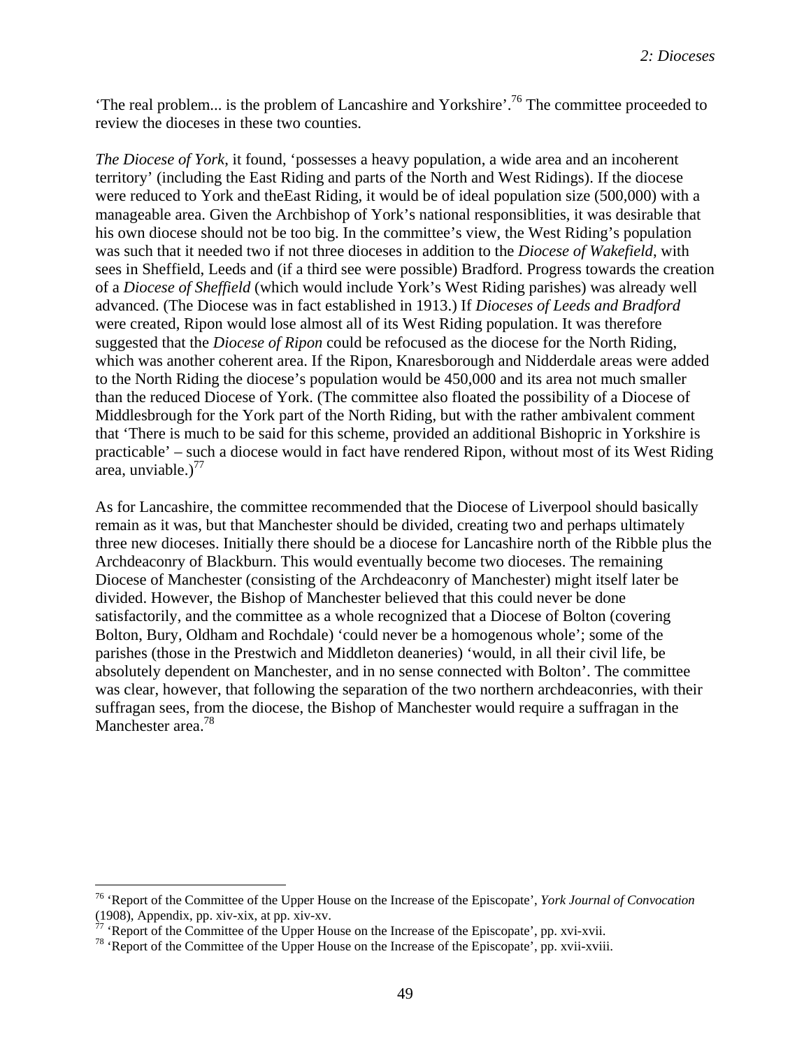'The real problem... is the problem of Lancashire and Yorkshire'.[76] The committee proceeded to review the dioceses in these two counties.

*The Diocese of York*, it found, 'possesses a heavy population, a wide area and an incoherent territory' (including the East Riding and parts of the North and West Ridings). If the diocese were reduced to York and theEast Riding, it would be of ideal population size (500,000) with a manageable area. Given the Archbishop of York's national responsiblities, it was desirable that his own diocese should not be too big. In the committee's view, the West Riding's population was such that it needed two if not three dioceses in addition to the *Diocese of Wakefield*, with sees in Sheffield, Leeds and (if a third see were possible) Bradford. Progress towards the creation of a *Diocese of Sheffield* (which would include York's West Riding parishes) was already well advanced. (The Diocese was in fact established in 1913.) If *Dioceses of Leeds and Bradford* were created, Ripon would lose almost all of its West Riding population. It was therefore suggested that the *Diocese of Ripon* could be refocused as the diocese for the North Riding, which was another coherent area. If the Ripon, Knaresborough and Nidderdale areas were added to the North Riding the diocese's population would be 450,000 and its area not much smaller than the reduced Diocese of York. (The committee also floated the possibility of a Diocese of Middlesbrough for the York part of the North Riding, but with the rather ambivalent comment that 'There is much to be said for this scheme, provided an additional Bishopric in Yorkshire is practicable' – such a diocese would in fact have rendered Ripon, without most of its West Riding area, unviable.)[77]

As for Lancashire, the committee recommended that the Diocese of Liverpool should basically remain as it was, but that Manchester should be divided, creating two and perhaps ultimately three new dioceses. Initially there should be a diocese for Lancashire north of the Ribble plus the Archdeaconry of Blackburn. This would eventually become two dioceses. The remaining Diocese of Manchester (consisting of the Archdeaconry of Manchester) might itself later be divided. However, the Bishop of Manchester believed that this could never be done satisfactorily, and the committee as a whole recognized that a Diocese of Bolton (covering Bolton, Bury, Oldham and Rochdale) 'could never be a homogenous whole'; some of the parishes (those in the Prestwich and Middleton deaneries) 'would, in all their civil life, be absolutely dependent on Manchester, and in no sense connected with Bolton'. The committee was clear, however, that following the separation of the two northern archdeaconries, with their suffragan sees, from the diocese, the Bishop of Manchester would require a suffragan in the Manchester area.[78]

---

[76] 'Report of the Committee of the Upper House on the Increase of the Episcopate', *York Journal of Convocation* (1908), Appendix, pp. xiv-xix, at pp. xiv-xv.

[77] 'Report of the Committee of the Upper House on the Increase of the Episcopate', pp. xvi-xvii.

[78] 'Report of the Committee of the Upper House on the Increase of the Episcopate', pp. xvii-xviii.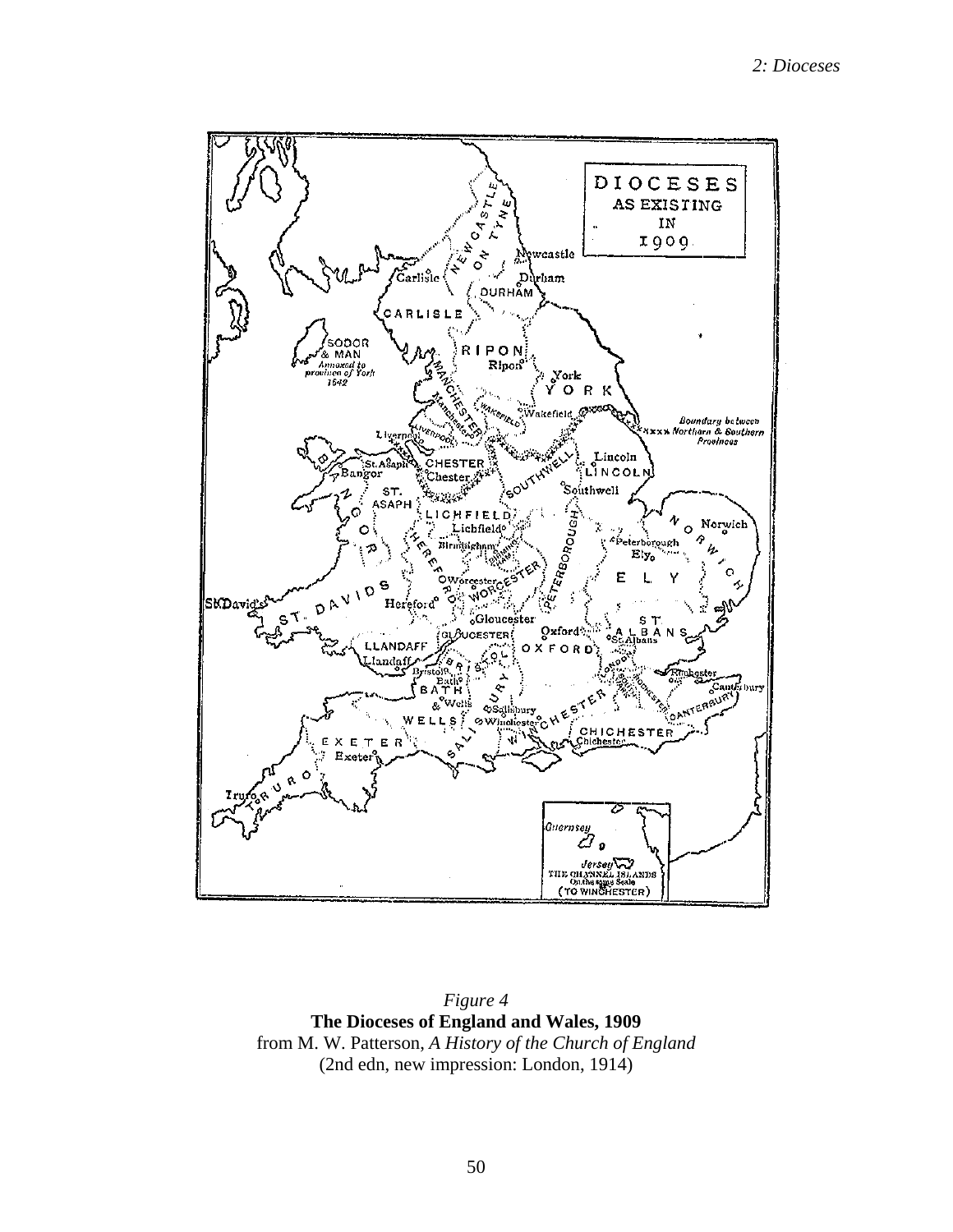*Figure 4*
**The Dioceses of England and Wales, 1909**
from M. W. Patterson, *A History of the Church of England*
(2nd edn, new impression: London, 1914)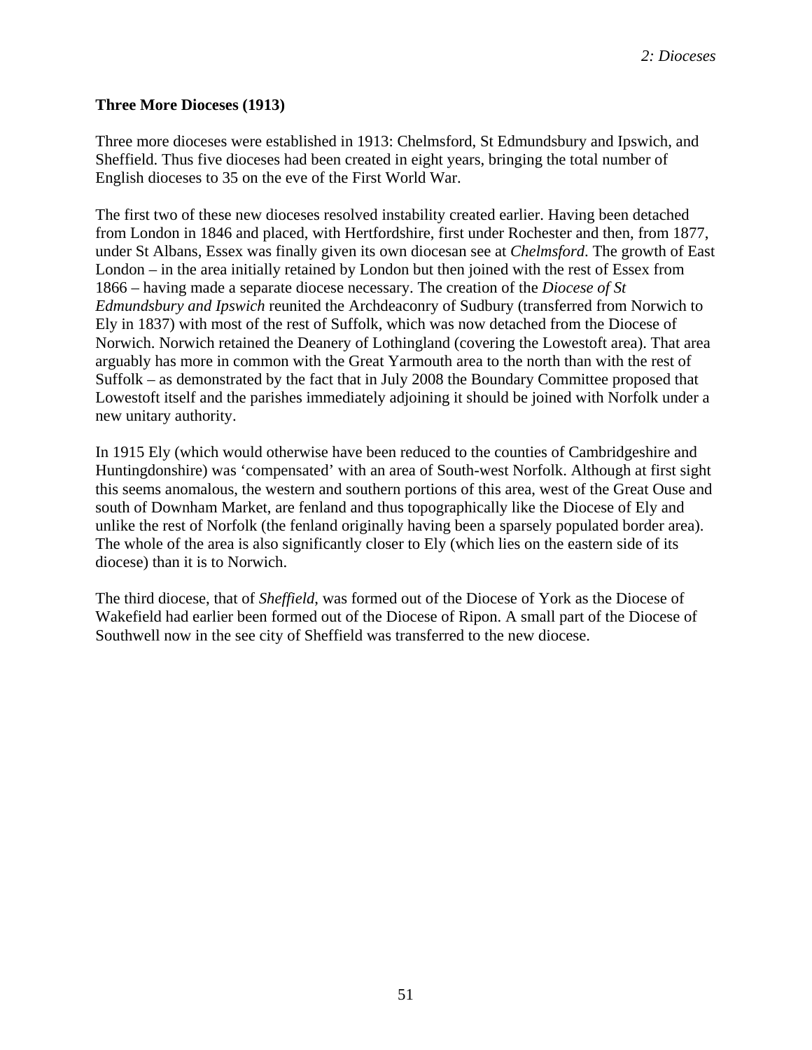**Three More Dioceses (1913)**

Three more dioceses were established in 1913: Chelmsford, St Edmundsbury and Ipswich, and Sheffield. Thus five dioceses had been created in eight years, bringing the total number of English dioceses to 35 on the eve of the First World War.

The first two of these new dioceses resolved instability created earlier. Having been detached from London in 1846 and placed, with Hertfordshire, first under Rochester and then, from 1877, under St Albans, Essex was finally given its own diocesan see at *Chelmsford*. The growth of East London – in the area initially retained by London but then joined with the rest of Essex from 1866 – having made a separate diocese necessary. The creation of the *Diocese of St Edmundsbury and Ipswich* reunited the Archdeaconry of Sudbury (transferred from Norwich to Ely in 1837) with most of the rest of Suffolk, which was now detached from the Diocese of Norwich. Norwich retained the Deanery of Lothingland (covering the Lowestoft area). That area arguably has more in common with the Great Yarmouth area to the north than with the rest of Suffolk – as demonstrated by the fact that in July 2008 the Boundary Committee proposed that Lowestoft itself and the parishes immediately adjoining it should be joined with Norfolk under a new unitary authority.

In 1915 Ely (which would otherwise have been reduced to the counties of Cambridgeshire and Huntingdonshire) was 'compensated' with an area of South-west Norfolk. Although at first sight this seems anomalous, the western and southern portions of this area, west of the Great Ouse and south of Downham Market, are fenland and thus topographically like the Diocese of Ely and unlike the rest of Norfolk (the fenland originally having been a sparsely populated border area). The whole of the area is also significantly closer to Ely (which lies on the eastern side of its diocese) than it is to Norwich.

The third diocese, that of *Sheffield*, was formed out of the Diocese of York as the Diocese of Wakefield had earlier been formed out of the Diocese of Ripon. A small part of the Diocese of Southwell now in the see city of Sheffield was transferred to the new diocese.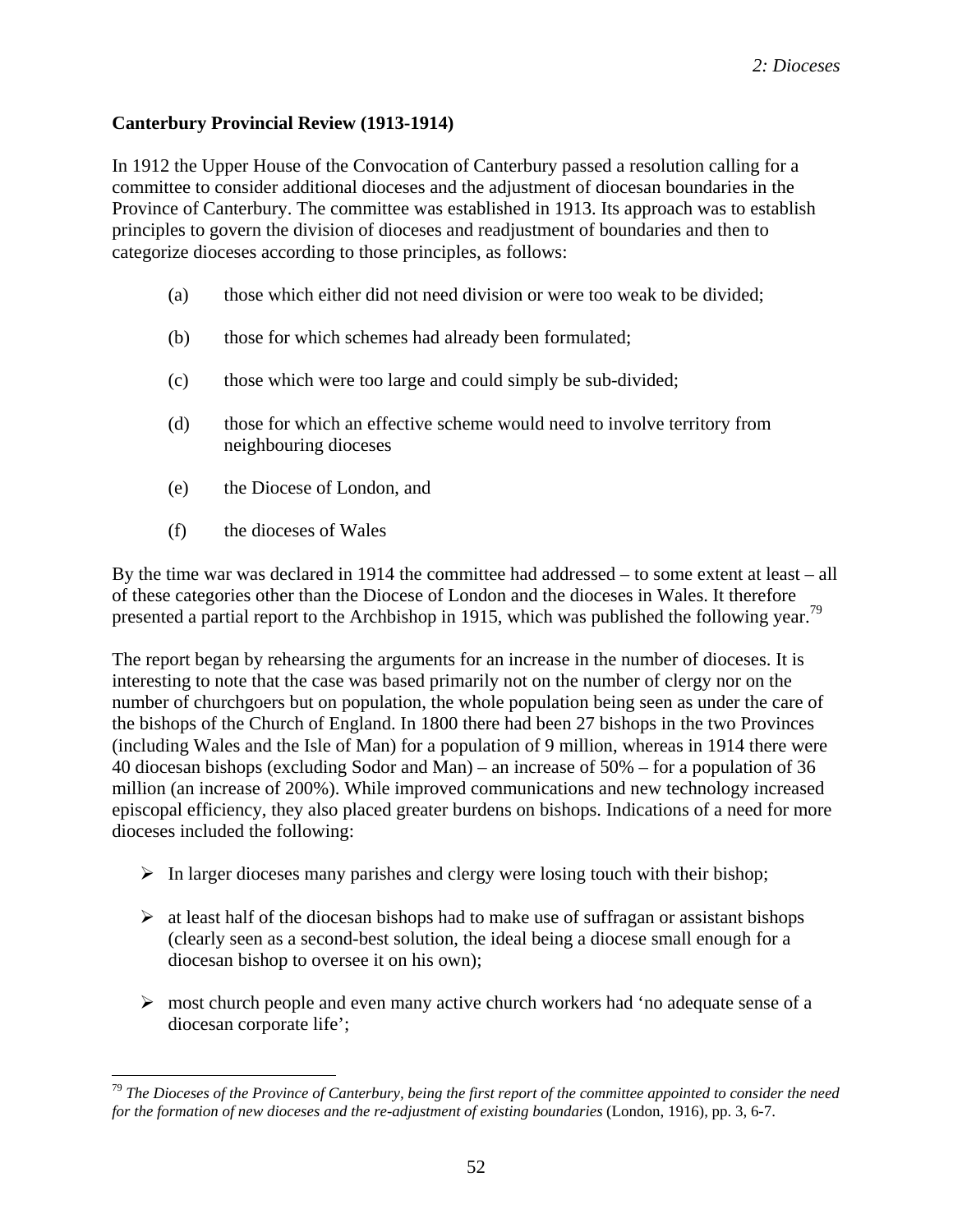### Canterbury Provincial Review (1913-1914)

In 1912 the Upper House of the Convocation of Canterbury passed a resolution calling for a committee to consider additional dioceses and the adjustment of diocesan boundaries in the Province of Canterbury. The committee was established in 1913. Its approach was to establish principles to govern the division of dioceses and readjustment of boundaries and then to categorize dioceses according to those principles, as follows:

(a) those which either did not need division or were too weak to be divided;

(b) those for which schemes had already been formulated;

(c) those which were too large and could simply be sub-divided;

(d) those for which an effective scheme would need to involve territory from neighbouring dioceses

(e) the Diocese of London, and

(f) the dioceses of Wales

By the time war was declared in 1914 the committee had addressed – to some extent at least – all of these categories other than the Diocese of London and the dioceses in Wales. It therefore presented a partial report to the Archbishop in 1915, which was published the following year.[79]

The report began by rehearsing the arguments for an increase in the number of dioceses. It is interesting to note that the case was based primarily not on the number of clergy nor on the number of churchgoers but on population, the whole population being seen as under the care of the bishops of the Church of England. In 1800 there had been 27 bishops in the two Provinces (including Wales and the Isle of Man) for a population of 9 million, whereas in 1914 there were 40 diocesan bishops (excluding Sodor and Man) – an increase of 50% – for a population of 36 million (an increase of 200%). While improved communications and new technology increased episcopal efficiency, they also placed greater burdens on bishops. Indications of a need for more dioceses included the following:

- In larger dioceses many parishes and clergy were losing touch with their bishop;
- at least half of the diocesan bishops had to make use of suffragan or assistant bishops (clearly seen as a second-best solution, the ideal being a diocese small enough for a diocesan bishop to oversee it on his own);
- most church people and even many active church workers had 'no adequate sense of a diocesan corporate life';

[79] *The Dioceses of the Province of Canterbury, being the first report of the committee appointed to consider the need for the formation of new dioceses and the re-adjustment of existing boundaries* (London, 1916), pp. 3, 6-7.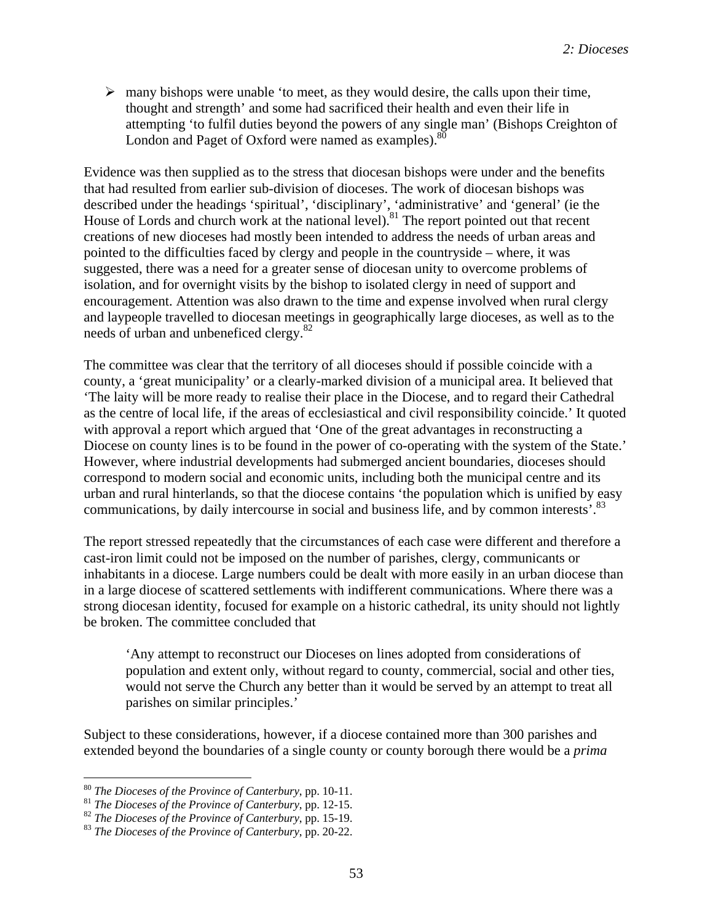- many bishops were unable 'to meet, as they would desire, the calls upon their time, thought and strength' and some had sacrificed their health and even their life in attempting 'to fulfil duties beyond the powers of any single man' (Bishops Creighton of London and Paget of Oxford were named as examples).[80]

Evidence was then supplied as to the stress that diocesan bishops were under and the benefits that had resulted from earlier sub-division of dioceses. The work of diocesan bishops was described under the headings 'spiritual', 'disciplinary', 'administrative' and 'general' (ie the House of Lords and church work at the national level).[81] The report pointed out that recent creations of new dioceses had mostly been intended to address the needs of urban areas and pointed to the difficulties faced by clergy and people in the countryside – where, it was suggested, there was a need for a greater sense of diocesan unity to overcome problems of isolation, and for overnight visits by the bishop to isolated clergy in need of support and encouragement. Attention was also drawn to the time and expense involved when rural clergy and laypeople travelled to diocesan meetings in geographically large dioceses, as well as to the needs of urban and unbeneficed clergy.[82]

The committee was clear that the territory of all dioceses should if possible coincide with a county, a 'great municipality' or a clearly-marked division of a municipal area. It believed that 'The laity will be more ready to realise their place in the Diocese, and to regard their Cathedral as the centre of local life, if the areas of ecclesiastical and civil responsibility coincide.' It quoted with approval a report which argued that 'One of the great advantages in reconstructing a Diocese on county lines is to be found in the power of co-operating with the system of the State.' However, where industrial developments had submerged ancient boundaries, dioceses should correspond to modern social and economic units, including both the municipal centre and its urban and rural hinterlands, so that the diocese contains 'the population which is unified by easy communications, by daily intercourse in social and business life, and by common interests'.[83]

The report stressed repeatedly that the circumstances of each case were different and therefore a cast-iron limit could not be imposed on the number of parishes, clergy, communicants or inhabitants in a diocese. Large numbers could be dealt with more easily in an urban diocese than in a large diocese of scattered settlements with indifferent communications. Where there was a strong diocesan identity, focused for example on a historic cathedral, its unity should not lightly be broken. The committee concluded that

> 'Any attempt to reconstruct our Dioceses on lines adopted from considerations of population and extent only, without regard to county, commercial, social and other ties, would not serve the Church any better than it would be served by an attempt to treat all parishes on similar principles.'

Subject to these considerations, however, if a diocese contained more than 300 parishes and extended beyond the boundaries of a single county or county borough there would be a *prima*

---

[80] *The Dioceses of the Province of Canterbury*, pp. 10-11.
[81] *The Dioceses of the Province of Canterbury*, pp. 12-15.
[82] *The Dioceses of the Province of Canterbury*, pp. 15-19.
[83] *The Dioceses of the Province of Canterbury*, pp. 20-22.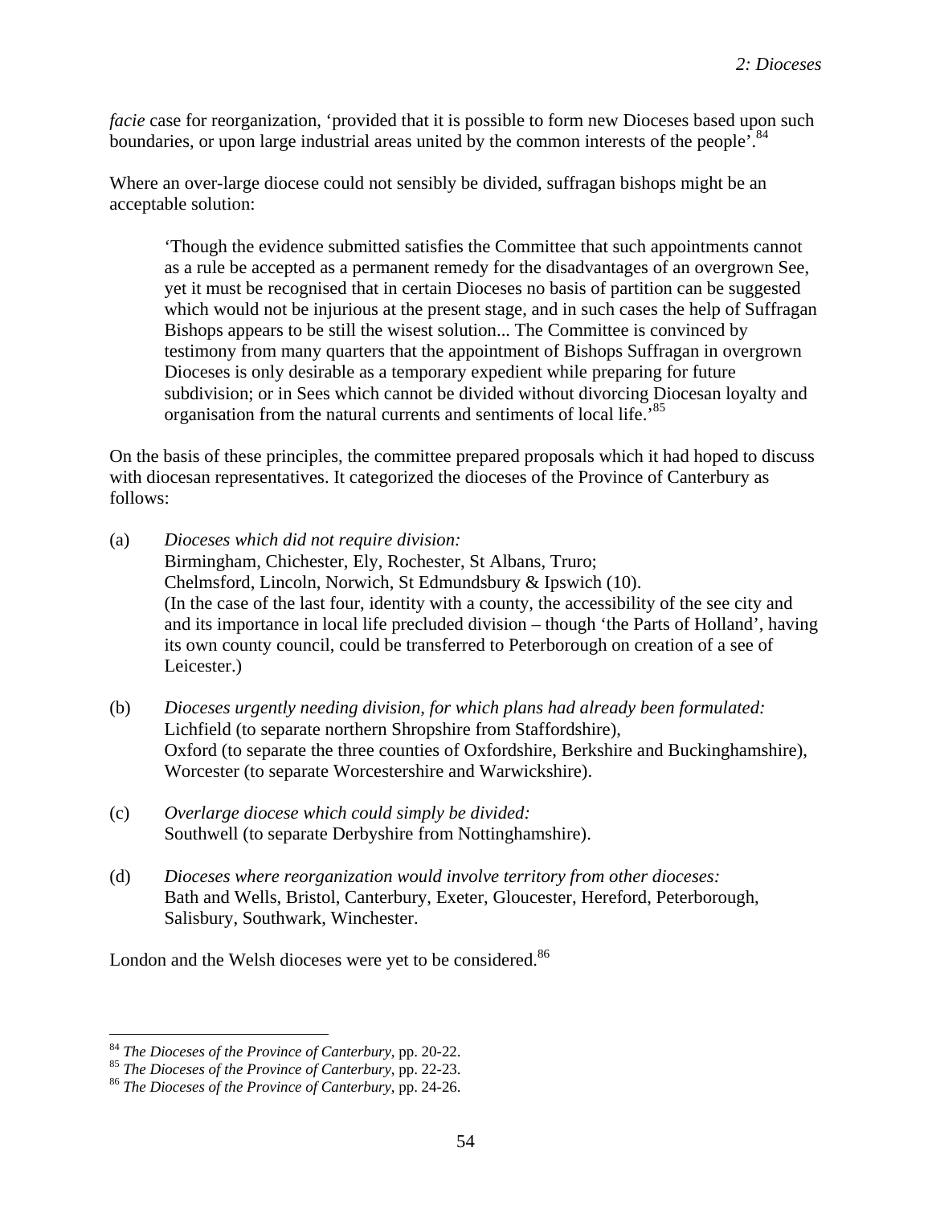*facie* case for reorganization, 'provided that it is possible to form new Dioceses based upon such boundaries, or upon large industrial areas united by the common interests of the people'.[84]

Where an over-large diocese could not sensibly be divided, suffragan bishops might be an acceptable solution:

> 'Though the evidence submitted satisfies the Committee that such appointments cannot as a rule be accepted as a permanent remedy for the disadvantages of an overgrown See, yet it must be recognised that in certain Dioceses no basis of partition can be suggested which would not be injurious at the present stage, and in such cases the help of Suffragan Bishops appears to be still the wisest solution... The Committee is convinced by testimony from many quarters that the appointment of Bishops Suffragan in overgrown Dioceses is only desirable as a temporary expedient while preparing for future subdivision; or in Sees which cannot be divided without divorcing Diocesan loyalty and organisation from the natural currents and sentiments of local life.'[85]

On the basis of these principles, the committee prepared proposals which it had hoped to discuss with diocesan representatives. It categorized the dioceses of the Province of Canterbury as follows:

(a) *Dioceses which did not require division:*
Birmingham, Chichester, Ely, Rochester, St Albans, Truro;
Chelmsford, Lincoln, Norwich, St Edmundsbury & Ipswich (10).
(In the case of the last four, identity with a county, the accessibility of the see city and and its importance in local life precluded division – though 'the Parts of Holland', having its own county council, could be transferred to Peterborough on creation of a see of Leicester.)

(b) *Dioceses urgently needing division, for which plans had already been formulated:*
Lichfield (to separate northern Shropshire from Staffordshire),
Oxford (to separate the three counties of Oxfordshire, Berkshire and Buckinghamshire),
Worcester (to separate Worcestershire and Warwickshire).

(c) *Overlarge diocese which could simply be divided:*
Southwell (to separate Derbyshire from Nottinghamshire).

(d) *Dioceses where reorganization would involve territory from other dioceses:*
Bath and Wells, Bristol, Canterbury, Exeter, Gloucester, Hereford, Peterborough, Salisbury, Southwark, Winchester.

London and the Welsh dioceses were yet to be considered.[86]

---

[84] *The Dioceses of the Province of Canterbury*, pp. 20-22.
[85] *The Dioceses of the Province of Canterbury*, pp. 22-23.
[86] *The Dioceses of the Province of Canterbury*, pp. 24-26.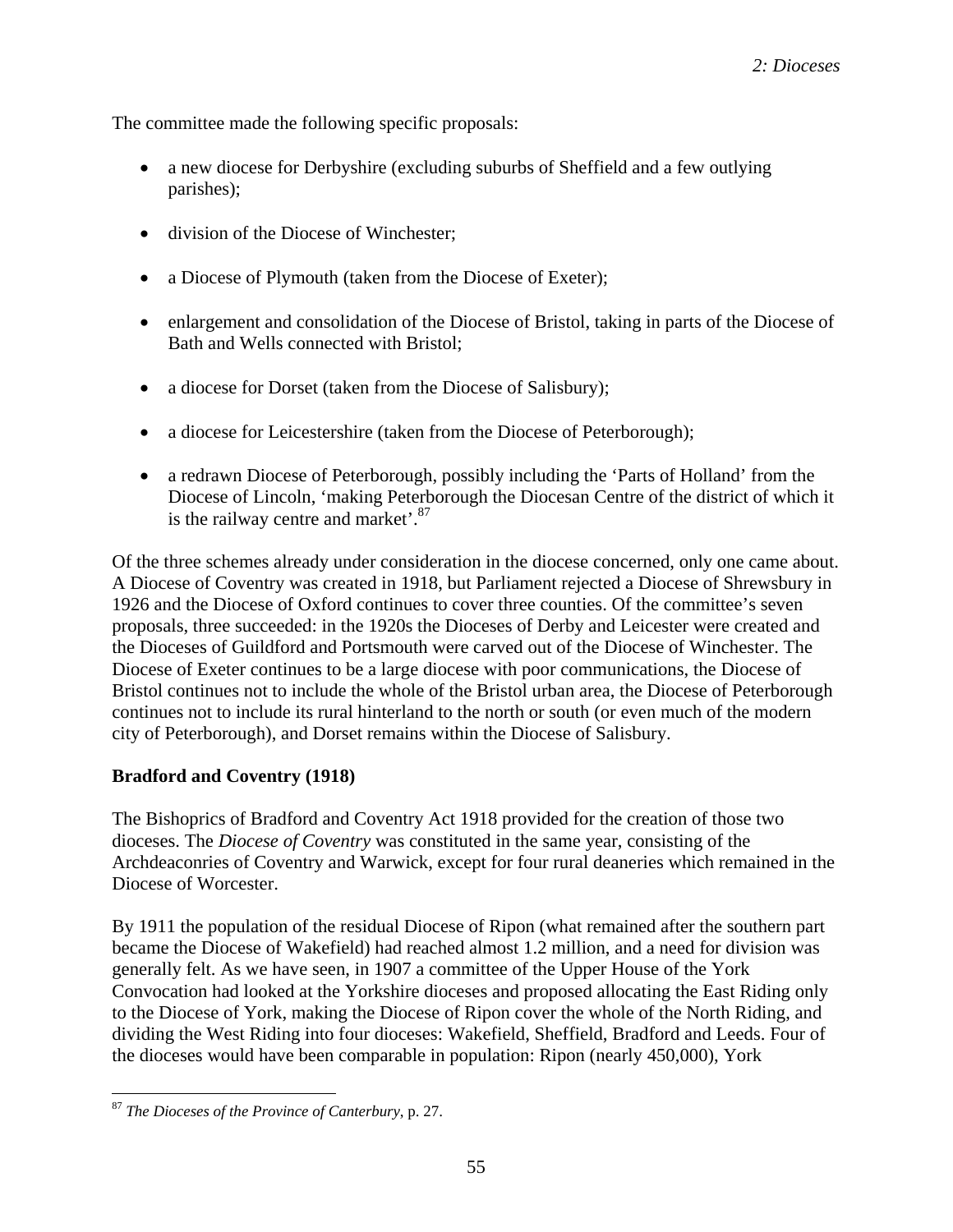The committee made the following specific proposals:

- a new diocese for Derbyshire (excluding suburbs of Sheffield and a few outlying parishes);
- division of the Diocese of Winchester;
- a Diocese of Plymouth (taken from the Diocese of Exeter);
- enlargement and consolidation of the Diocese of Bristol, taking in parts of the Diocese of Bath and Wells connected with Bristol;
- a diocese for Dorset (taken from the Diocese of Salisbury);
- a diocese for Leicestershire (taken from the Diocese of Peterborough);
- a redrawn Diocese of Peterborough, possibly including the 'Parts of Holland' from the Diocese of Lincoln, 'making Peterborough the Diocesan Centre of the district of which it is the railway centre and market'.[87]

Of the three schemes already under consideration in the diocese concerned, only one came about. A Diocese of Coventry was created in 1918, but Parliament rejected a Diocese of Shrewsbury in 1926 and the Diocese of Oxford continues to cover three counties. Of the committee's seven proposals, three succeeded: in the 1920s the Dioceses of Derby and Leicester were created and the Dioceses of Guildford and Portsmouth were carved out of the Diocese of Winchester. The Diocese of Exeter continues to be a large diocese with poor communications, the Diocese of Bristol continues not to include the whole of the Bristol urban area, the Diocese of Peterborough continues not to include its rural hinterland to the north or south (or even much of the modern city of Peterborough), and Dorset remains within the Diocese of Salisbury.

**Bradford and Coventry (1918)**

The Bishoprics of Bradford and Coventry Act 1918 provided for the creation of those two dioceses. The *Diocese of Coventry* was constituted in the same year, consisting of the Archdeaconries of Coventry and Warwick, except for four rural deaneries which remained in the Diocese of Worcester.

By 1911 the population of the residual Diocese of Ripon (what remained after the southern part became the Diocese of Wakefield) had reached almost 1.2 million, and a need for division was generally felt. As we have seen, in 1907 a committee of the Upper House of the York Convocation had looked at the Yorkshire dioceses and proposed allocating the East Riding only to the Diocese of York, making the Diocese of Ripon cover the whole of the North Riding, and dividing the West Riding into four dioceses: Wakefield, Sheffield, Bradford and Leeds. Four of the dioceses would have been comparable in population: Ripon (nearly 450,000), York

[87] *The Dioceses of the Province of Canterbury*, p. 27.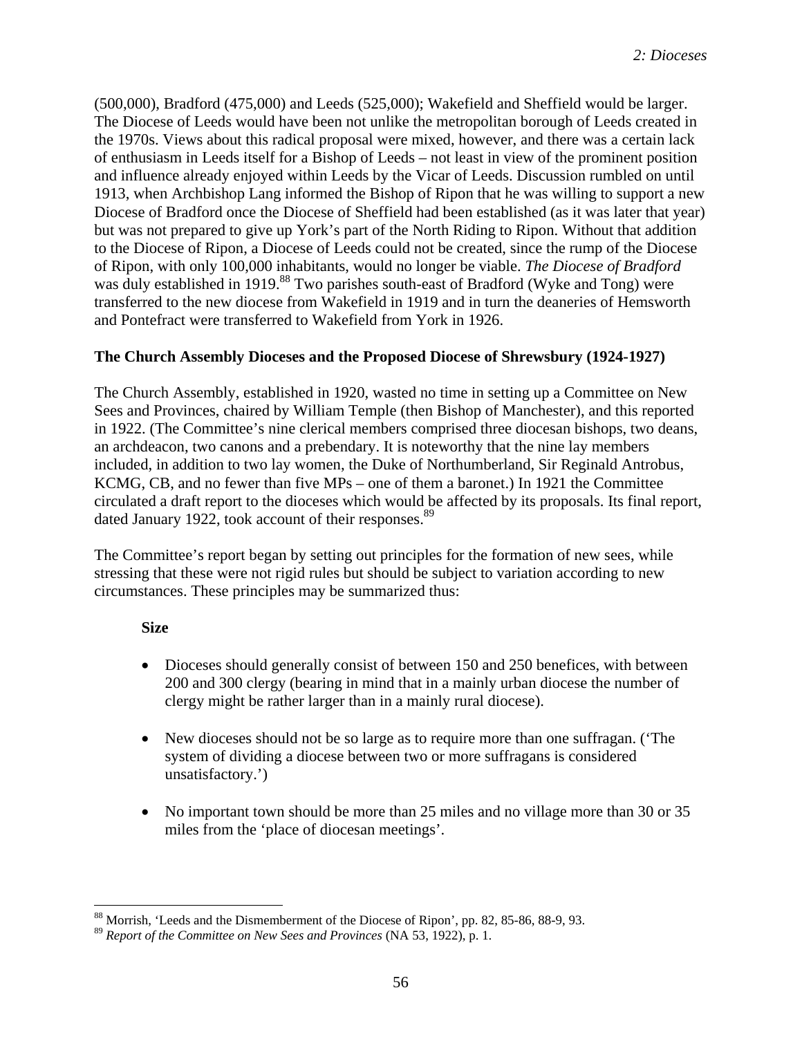(500,000), Bradford (475,000) and Leeds (525,000); Wakefield and Sheffield would be larger. The Diocese of Leeds would have been not unlike the metropolitan borough of Leeds created in the 1970s. Views about this radical proposal were mixed, however, and there was a certain lack of enthusiasm in Leeds itself for a Bishop of Leeds – not least in view of the prominent position and influence already enjoyed within Leeds by the Vicar of Leeds. Discussion rumbled on until 1913, when Archbishop Lang informed the Bishop of Ripon that he was willing to support a new Diocese of Bradford once the Diocese of Sheffield had been established (as it was later that year) but was not prepared to give up York's part of the North Riding to Ripon. Without that addition to the Diocese of Ripon, a Diocese of Leeds could not be created, since the rump of the Diocese of Ripon, with only 100,000 inhabitants, would no longer be viable. *The Diocese of Bradford* was duly established in 1919.[88] Two parishes south-east of Bradford (Wyke and Tong) were transferred to the new diocese from Wakefield in 1919 and in turn the deaneries of Hemsworth and Pontefract were transferred to Wakefield from York in 1926.

### The Church Assembly Dioceses and the Proposed Diocese of Shrewsbury (1924-1927)

The Church Assembly, established in 1920, wasted no time in setting up a Committee on New Sees and Provinces, chaired by William Temple (then Bishop of Manchester), and this reported in 1922. (The Committee's nine clerical members comprised three diocesan bishops, two deans, an archdeacon, two canons and a prebendary. It is noteworthy that the nine lay members included, in addition to two lay women, the Duke of Northumberland, Sir Reginald Antrobus, KCMG, CB, and no fewer than five MPs – one of them a baronet.) In 1921 the Committee circulated a draft report to the dioceses which would be affected by its proposals. Its final report, dated January 1922, took account of their responses.[89]

The Committee's report began by setting out principles for the formation of new sees, while stressing that these were not rigid rules but should be subject to variation according to new circumstances. These principles may be summarized thus:

**Size**

- Dioceses should generally consist of between 150 and 250 benefices, with between 200 and 300 clergy (bearing in mind that in a mainly urban diocese the number of clergy might be rather larger than in a mainly rural diocese).

- New dioceses should not be so large as to require more than one suffragan. ('The system of dividing a diocese between two or more suffragans is considered unsatisfactory.')

- No important town should be more than 25 miles and no village more than 30 or 35 miles from the 'place of diocesan meetings'.

---

[88] Morrish, 'Leeds and the Dismemberment of the Diocese of Ripon', pp. 82, 85-86, 88-9, 93.

[89] *Report of the Committee on New Sees and Provinces* (NA 53, 1922), p. 1.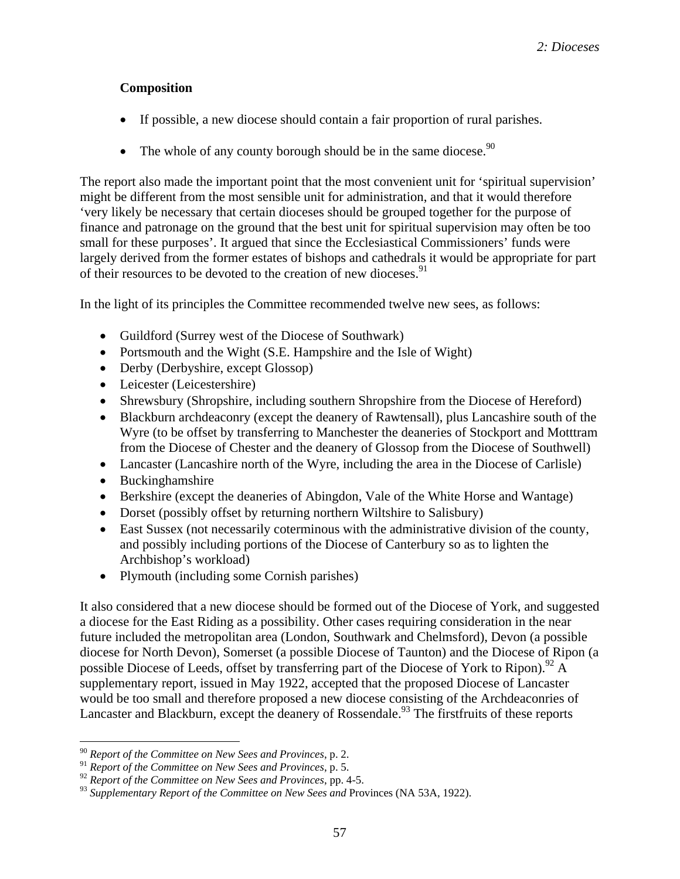**Composition**

- If possible, a new diocese should contain a fair proportion of rural parishes.
- The whole of any county borough should be in the same diocese.[90]

The report also made the important point that the most convenient unit for 'spiritual supervision' might be different from the most sensible unit for administration, and that it would therefore 'very likely be necessary that certain dioceses should be grouped together for the purpose of finance and patronage on the ground that the best unit for spiritual supervision may often be too small for these purposes'. It argued that since the Ecclesiastical Commissioners' funds were largely derived from the former estates of bishops and cathedrals it would be appropriate for part of their resources to be devoted to the creation of new dioceses.[91]

In the light of its principles the Committee recommended twelve new sees, as follows:

- Guildford (Surrey west of the Diocese of Southwark)
- Portsmouth and the Wight (S.E. Hampshire and the Isle of Wight)
- Derby (Derbyshire, except Glossop)
- Leicester (Leicestershire)
- Shrewsbury (Shropshire, including southern Shropshire from the Diocese of Hereford)
- Blackburn archdeaconry (except the deanery of Rawtensall), plus Lancashire south of the Wyre (to be offset by transferring to Manchester the deaneries of Stockport and Motttram from the Diocese of Chester and the deanery of Glossop from the Diocese of Southwell)
- Lancaster (Lancashire north of the Wyre, including the area in the Diocese of Carlisle)
- Buckinghamshire
- Berkshire (except the deaneries of Abingdon, Vale of the White Horse and Wantage)
- Dorset (possibly offset by returning northern Wiltshire to Salisbury)
- East Sussex (not necessarily coterminous with the administrative division of the county, and possibly including portions of the Diocese of Canterbury so as to lighten the Archbishop's workload)
- Plymouth (including some Cornish parishes)

It also considered that a new diocese should be formed out of the Diocese of York, and suggested a diocese for the East Riding as a possibility. Other cases requiring consideration in the near future included the metropolitan area (London, Southwark and Chelmsford), Devon (a possible diocese for North Devon), Somerset (a possible Diocese of Taunton) and the Diocese of Ripon (a possible Diocese of Leeds, offset by transferring part of the Diocese of York to Ripon).[92] A supplementary report, issued in May 1922, accepted that the proposed Diocese of Lancaster would be too small and therefore proposed a new diocese consisting of the Archdeaconries of Lancaster and Blackburn, except the deanery of Rossendale.[93] The firstfruits of these reports

---

[90] *Report of the Committee on New Sees and Provinces*, p. 2.
[91] *Report of the Committee on New Sees and Provinces*, p. 5.
[92] *Report of the Committee on New Sees and Provinces*, pp. 4-5.
[93] *Supplementary Report of the Committee on New Sees and* Provinces (NA 53A, 1922).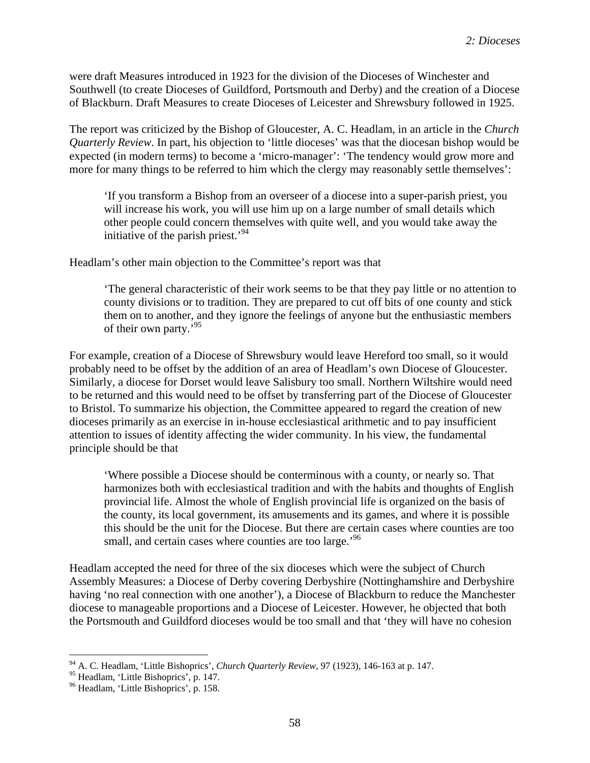were draft Measures introduced in 1923 for the division of the Dioceses of Winchester and Southwell (to create Dioceses of Guildford, Portsmouth and Derby) and the creation of a Diocese of Blackburn. Draft Measures to create Dioceses of Leicester and Shrewsbury followed in 1925.

The report was criticized by the Bishop of Gloucester, A. C. Headlam, in an article in the *Church Quarterly Review*. In part, his objection to 'little dioceses' was that the diocesan bishop would be expected (in modern terms) to become a 'micro-manager': 'The tendency would grow more and more for many things to be referred to him which the clergy may reasonably settle themselves':

> 'If you transform a Bishop from an overseer of a diocese into a super-parish priest, you will increase his work, you will use him up on a large number of small details which other people could concern themselves with quite well, and you would take away the initiative of the parish priest.'[94]

Headlam's other main objection to the Committee's report was that

> 'The general characteristic of their work seems to be that they pay little or no attention to county divisions or to tradition. They are prepared to cut off bits of one county and stick them on to another, and they ignore the feelings of anyone but the enthusiastic members of their own party.'[95]

For example, creation of a Diocese of Shrewsbury would leave Hereford too small, so it would probably need to be offset by the addition of an area of Headlam's own Diocese of Gloucester. Similarly, a diocese for Dorset would leave Salisbury too small. Northern Wiltshire would need to be returned and this would need to be offset by transferring part of the Diocese of Gloucester to Bristol. To summarize his objection, the Committee appeared to regard the creation of new dioceses primarily as an exercise in in-house ecclesiastical arithmetic and to pay insufficient attention to issues of identity affecting the wider community. In his view, the fundamental principle should be that

> 'Where possible a Diocese should be conterminous with a county, or nearly so. That harmonizes both with ecclesiastical tradition and with the habits and thoughts of English provincial life. Almost the whole of English provincial life is organized on the basis of the county, its local government, its amusements and its games, and where it is possible this should be the unit for the Diocese. But there are certain cases where counties are too small, and certain cases where counties are too large.'[96]

Headlam accepted the need for three of the six dioceses which were the subject of Church Assembly Measures: a Diocese of Derby covering Derbyshire (Nottinghamshire and Derbyshire having 'no real connection with one another'), a Diocese of Blackburn to reduce the Manchester diocese to manageable proportions and a Diocese of Leicester. However, he objected that both the Portsmouth and Guildford dioceses would be too small and that 'they will have no cohesion

---

[94] A. C. Headlam, 'Little Bishoprics', *Church Quarterly Review*, 97 (1923), 146-163 at p. 147.

[95] Headlam, 'Little Bishoprics', p. 147.

[96] Headlam, 'Little Bishoprics', p. 158.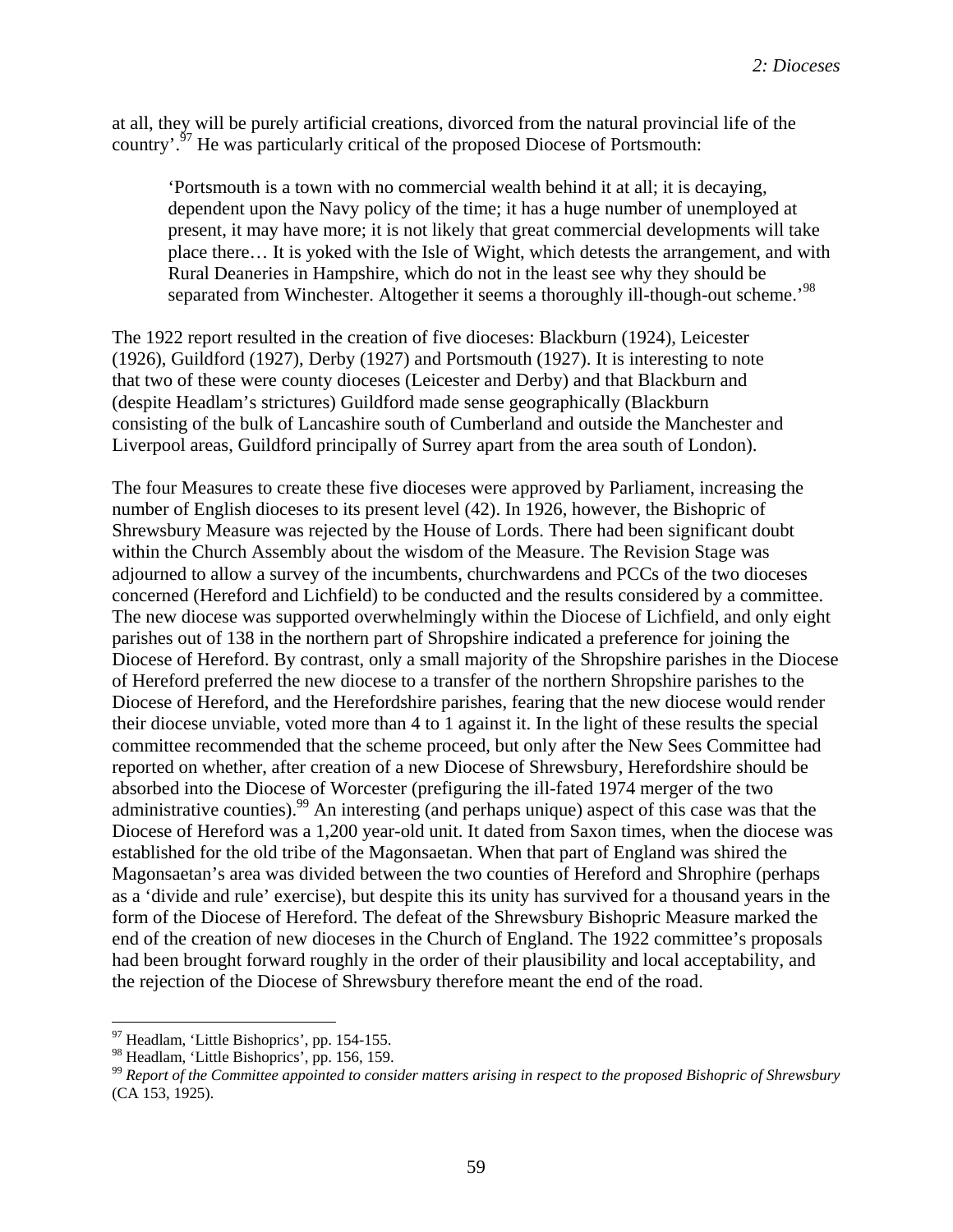at all, they will be purely artificial creations, divorced from the natural provincial life of the country'.[97] He was particularly critical of the proposed Diocese of Portsmouth:

> 'Portsmouth is a town with no commercial wealth behind it at all; it is decaying, dependent upon the Navy policy of the time; it has a huge number of unemployed at present, it may have more; it is not likely that great commercial developments will take place there… It is yoked with the Isle of Wight, which detests the arrangement, and with Rural Deaneries in Hampshire, which do not in the least see why they should be separated from Winchester. Altogether it seems a thoroughly ill-though-out scheme.'[98]

The 1922 report resulted in the creation of five dioceses: Blackburn (1924), Leicester (1926), Guildford (1927), Derby (1927) and Portsmouth (1927). It is interesting to note that two of these were county dioceses (Leicester and Derby) and that Blackburn and (despite Headlam's strictures) Guildford made sense geographically (Blackburn consisting of the bulk of Lancashire south of Cumberland and outside the Manchester and Liverpool areas, Guildford principally of Surrey apart from the area south of London).

The four Measures to create these five dioceses were approved by Parliament, increasing the number of English dioceses to its present level (42). In 1926, however, the Bishopric of Shrewsbury Measure was rejected by the House of Lords. There had been significant doubt within the Church Assembly about the wisdom of the Measure. The Revision Stage was adjourned to allow a survey of the incumbents, churchwardens and PCCs of the two dioceses concerned (Hereford and Lichfield) to be conducted and the results considered by a committee. The new diocese was supported overwhelmingly within the Diocese of Lichfield, and only eight parishes out of 138 in the northern part of Shropshire indicated a preference for joining the Diocese of Hereford. By contrast, only a small majority of the Shropshire parishes in the Diocese of Hereford preferred the new diocese to a transfer of the northern Shropshire parishes to the Diocese of Hereford, and the Herefordshire parishes, fearing that the new diocese would render their diocese unviable, voted more than 4 to 1 against it. In the light of these results the special committee recommended that the scheme proceed, but only after the New Sees Committee had reported on whether, after creation of a new Diocese of Shrewsbury, Herefordshire should be absorbed into the Diocese of Worcester (prefiguring the ill-fated 1974 merger of the two administrative counties).[99] An interesting (and perhaps unique) aspect of this case was that the Diocese of Hereford was a 1,200 year-old unit. It dated from Saxon times, when the diocese was established for the old tribe of the Magonsaetan. When that part of England was shired the Magonsaetan's area was divided between the two counties of Hereford and Shrophire (perhaps as a 'divide and rule' exercise), but despite this its unity has survived for a thousand years in the form of the Diocese of Hereford. The defeat of the Shrewsbury Bishopric Measure marked the end of the creation of new dioceses in the Church of England. The 1922 committee's proposals had been brought forward roughly in the order of their plausibility and local acceptability, and the rejection of the Diocese of Shrewsbury therefore meant the end of the road.

---

[97] Headlam, 'Little Bishoprics', pp. 154-155.

[98] Headlam, 'Little Bishoprics', pp. 156, 159.

[99] *Report of the Committee appointed to consider matters arising in respect to the proposed Bishopric of Shrewsbury* (CA 153, 1925).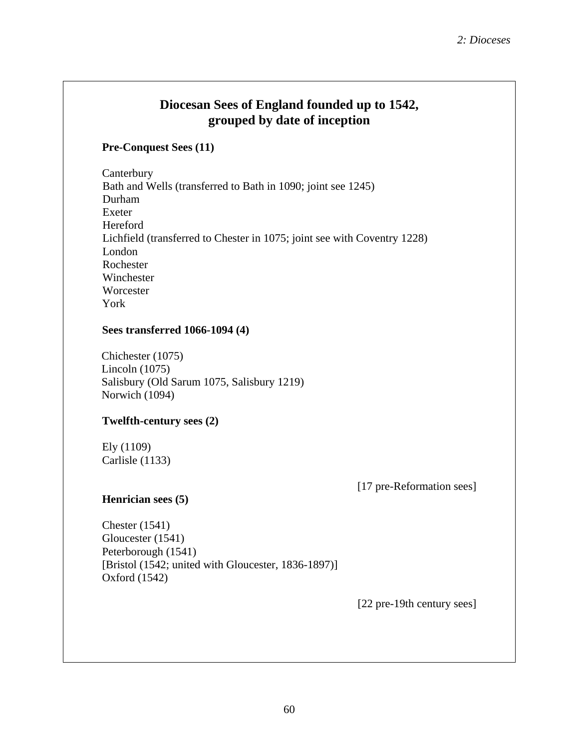## Diocesan Sees of England founded up to 1542, grouped by date of inception

**Pre-Conquest Sees (11)**

Canterbury
Bath and Wells (transferred to Bath in 1090; joint see 1245)
Durham
Exeter
Hereford
Lichfield (transferred to Chester in 1075; joint see with Coventry 1228)
London
Rochester
Winchester
Worcester
York

**Sees transferred 1066-1094 (4)**

Chichester (1075)
Lincoln (1075)
Salisbury (Old Sarum 1075, Salisbury 1219)
Norwich (1094)

**Twelfth-century sees (2)**

Ely (1109)
Carlisle (1133)

[17 pre-Reformation sees]

**Henrician sees (5)**

Chester (1541)
Gloucester (1541)
Peterborough (1541)
[Bristol (1542; united with Gloucester, 1836-1897)]
Oxford (1542)

[22 pre-19th century sees]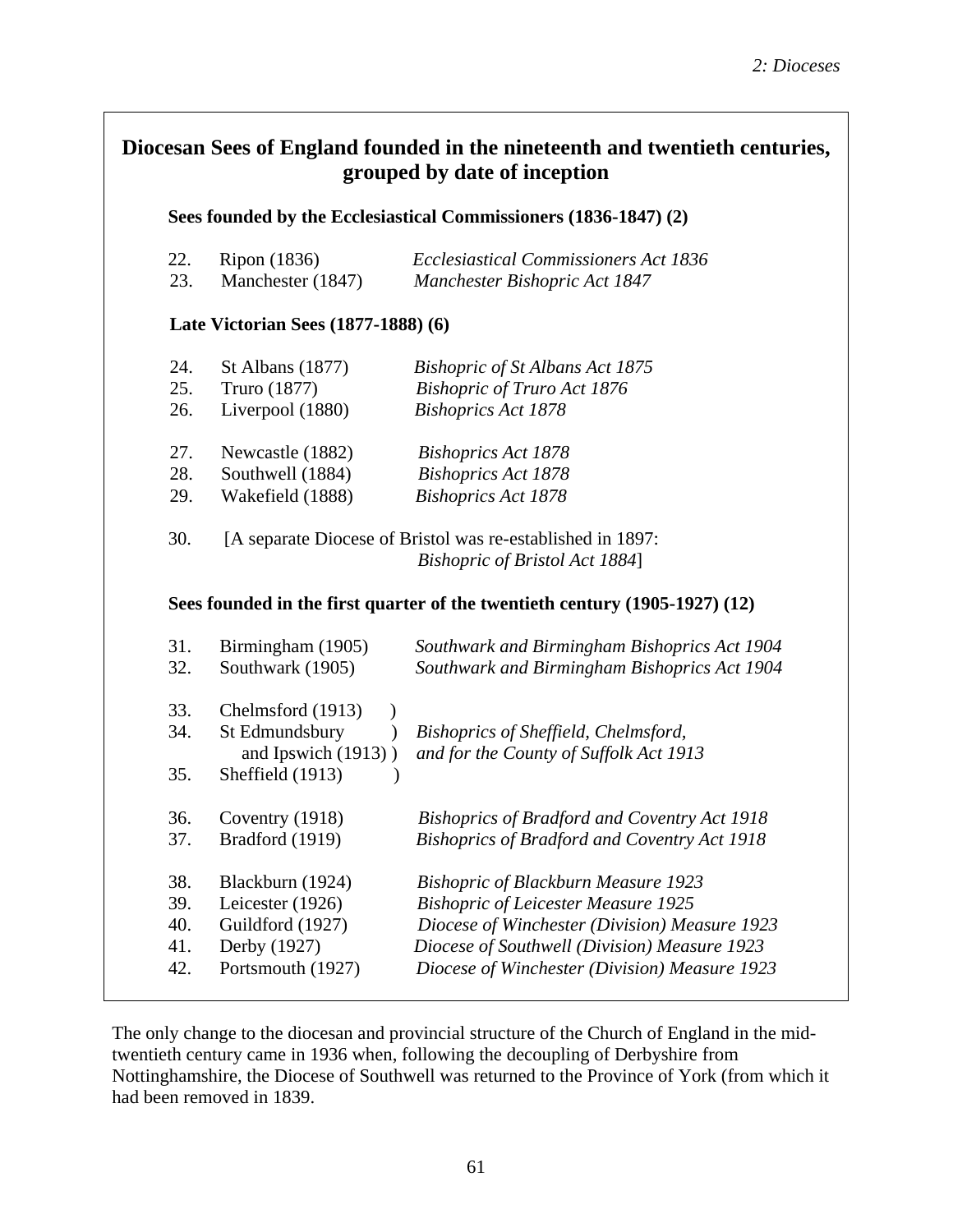## Diocesan Sees of England founded in the nineteenth and twentieth centuries, grouped by date of inception

### Sees founded by the Ecclesiastical Commissioners (1836-1847) (2)

| No. | See | Act |
|---|---|---|
| 22. | Ripon (1836) | *Ecclesiastical Commissioners Act 1836* |
| 23. | Manchester (1847) | *Manchester Bishopric Act 1847* |

### Late Victorian Sees (1877-1888) (6)

| No. | See | Act |
|---|---|---|
| 24. | St Albans (1877) | *Bishopric of St Albans Act 1875* |
| 25. | Truro (1877) | *Bishopric of Truro Act 1876* |
| 26. | Liverpool (1880) | *Bishoprics Act 1878* |
| 27. | Newcastle (1882) | *Bishoprics Act 1878* |
| 28. | Southwell (1884) | *Bishoprics Act 1878* |
| 29. | Wakefield (1888) | *Bishoprics Act 1878* |

30. [A separate Diocese of Bristol was re-established in 1897: *Bishopric of Bristol Act 1884*]

### Sees founded in the first quarter of the twentieth century (1905-1927) (12)

| No. | See | Act |
|---|---|---|
| 31. | Birmingham (1905) | *Southwark and Birmingham Bishoprics Act 1904* |
| 32. | Southwark (1905) | *Southwark and Birmingham Bishoprics Act 1904* |
| 33. | Chelmsford (1913) | *Bishoprics of Sheffield, Chelmsford, and for the County of Suffolk Act 1913* |
| 34. | St Edmundsbury and Ipswich (1913) | *Bishoprics of Sheffield, Chelmsford, and for the County of Suffolk Act 1913* |
| 35. | Sheffield (1913) | *Bishoprics of Sheffield, Chelmsford, and for the County of Suffolk Act 1913* |
| 36. | Coventry (1918) | *Bishoprics of Bradford and Coventry Act 1918* |
| 37. | Bradford (1919) | *Bishoprics of Bradford and Coventry Act 1918* |
| 38. | Blackburn (1924) | *Bishopric of Blackburn Measure 1923* |
| 39. | Leicester (1926) | *Bishopric of Leicester Measure 1925* |
| 40. | Guildford (1927) | *Diocese of Winchester (Division) Measure 1923* |
| 41. | Derby (1927) | *Diocese of Southwell (Division) Measure 1923* |
| 42. | Portsmouth (1927) | *Diocese of Winchester (Division) Measure 1923* |

The only change to the diocesan and provincial structure of the Church of England in the mid-twentieth century came in 1936 when, following the decoupling of Derbyshire from Nottinghamshire, the Diocese of Southwell was returned to the Province of York (from which it had been removed in 1839.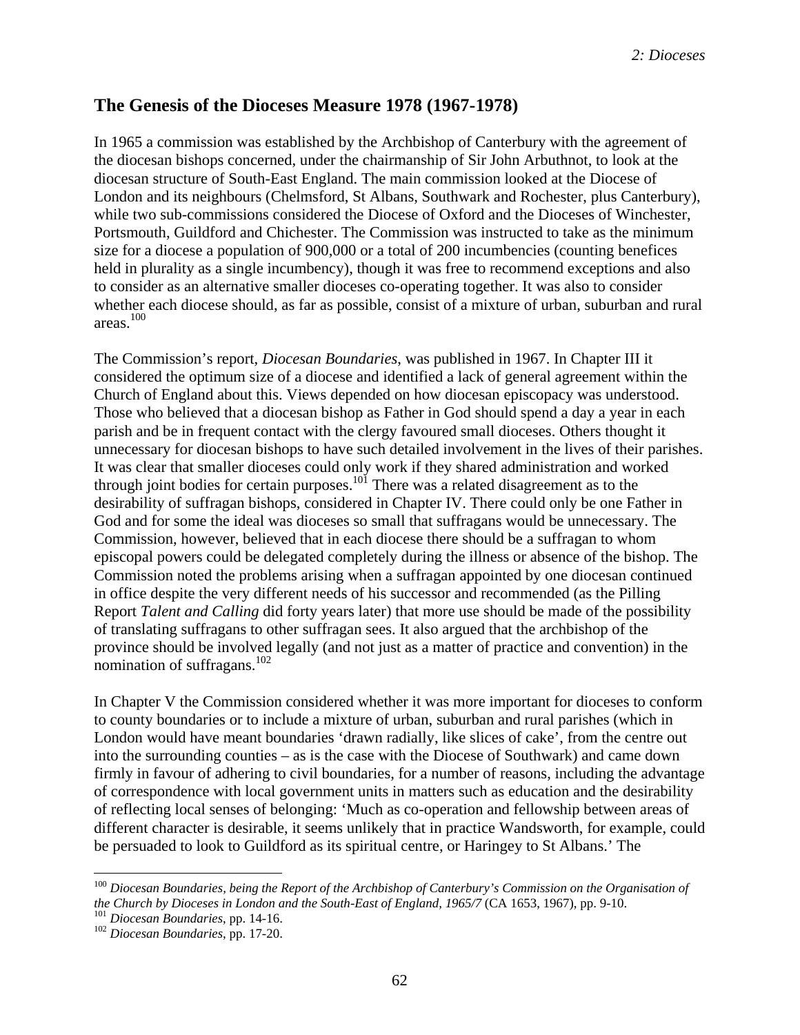## The Genesis of the Dioceses Measure 1978 (1967-1978)

In 1965 a commission was established by the Archbishop of Canterbury with the agreement of the diocesan bishops concerned, under the chairmanship of Sir John Arbuthnot, to look at the diocesan structure of South-East England. The main commission looked at the Diocese of London and its neighbours (Chelmsford, St Albans, Southwark and Rochester, plus Canterbury), while two sub-commissions considered the Diocese of Oxford and the Dioceses of Winchester, Portsmouth, Guildford and Chichester. The Commission was instructed to take as the minimum size for a diocese a population of 900,000 or a total of 200 incumbencies (counting benefices held in plurality as a single incumbency), though it was free to recommend exceptions and also to consider as an alternative smaller dioceses co-operating together. It was also to consider whether each diocese should, as far as possible, consist of a mixture of urban, suburban and rural areas.[100]

The Commission's report, *Diocesan Boundaries*, was published in 1967. In Chapter III it considered the optimum size of a diocese and identified a lack of general agreement within the Church of England about this. Views depended on how diocesan episcopacy was understood. Those who believed that a diocesan bishop as Father in God should spend a day a year in each parish and be in frequent contact with the clergy favoured small dioceses. Others thought it unnecessary for diocesan bishops to have such detailed involvement in the lives of their parishes. It was clear that smaller dioceses could only work if they shared administration and worked through joint bodies for certain purposes.[101] There was a related disagreement as to the desirability of suffragan bishops, considered in Chapter IV. There could only be one Father in God and for some the ideal was dioceses so small that suffragans would be unnecessary. The Commission, however, believed that in each diocese there should be a suffragan to whom episcopal powers could be delegated completely during the illness or absence of the bishop. The Commission noted the problems arising when a suffragan appointed by one diocesan continued in office despite the very different needs of his successor and recommended (as the Pilling Report *Talent and Calling* did forty years later) that more use should be made of the possibility of translating suffragans to other suffragan sees. It also argued that the archbishop of the province should be involved legally (and not just as a matter of practice and convention) in the nomination of suffragans.[102]

In Chapter V the Commission considered whether it was more important for dioceses to conform to county boundaries or to include a mixture of urban, suburban and rural parishes (which in London would have meant boundaries 'drawn radially, like slices of cake', from the centre out into the surrounding counties – as is the case with the Diocese of Southwark) and came down firmly in favour of adhering to civil boundaries, for a number of reasons, including the advantage of correspondence with local government units in matters such as education and the desirability of reflecting local senses of belonging: 'Much as co-operation and fellowship between areas of different character is desirable, it seems unlikely that in practice Wandsworth, for example, could be persuaded to look to Guildford as its spiritual centre, or Haringey to St Albans.' The

---

[100] *Diocesan Boundaries, being the Report of the Archbishop of Canterbury's Commission on the Organisation of the Church by Dioceses in London and the South-East of England, 1965/7* (CA 1653, 1967), pp. 9-10.

[101] *Diocesan Boundaries*, pp. 14-16.

[102] *Diocesan Boundaries*, pp. 17-20.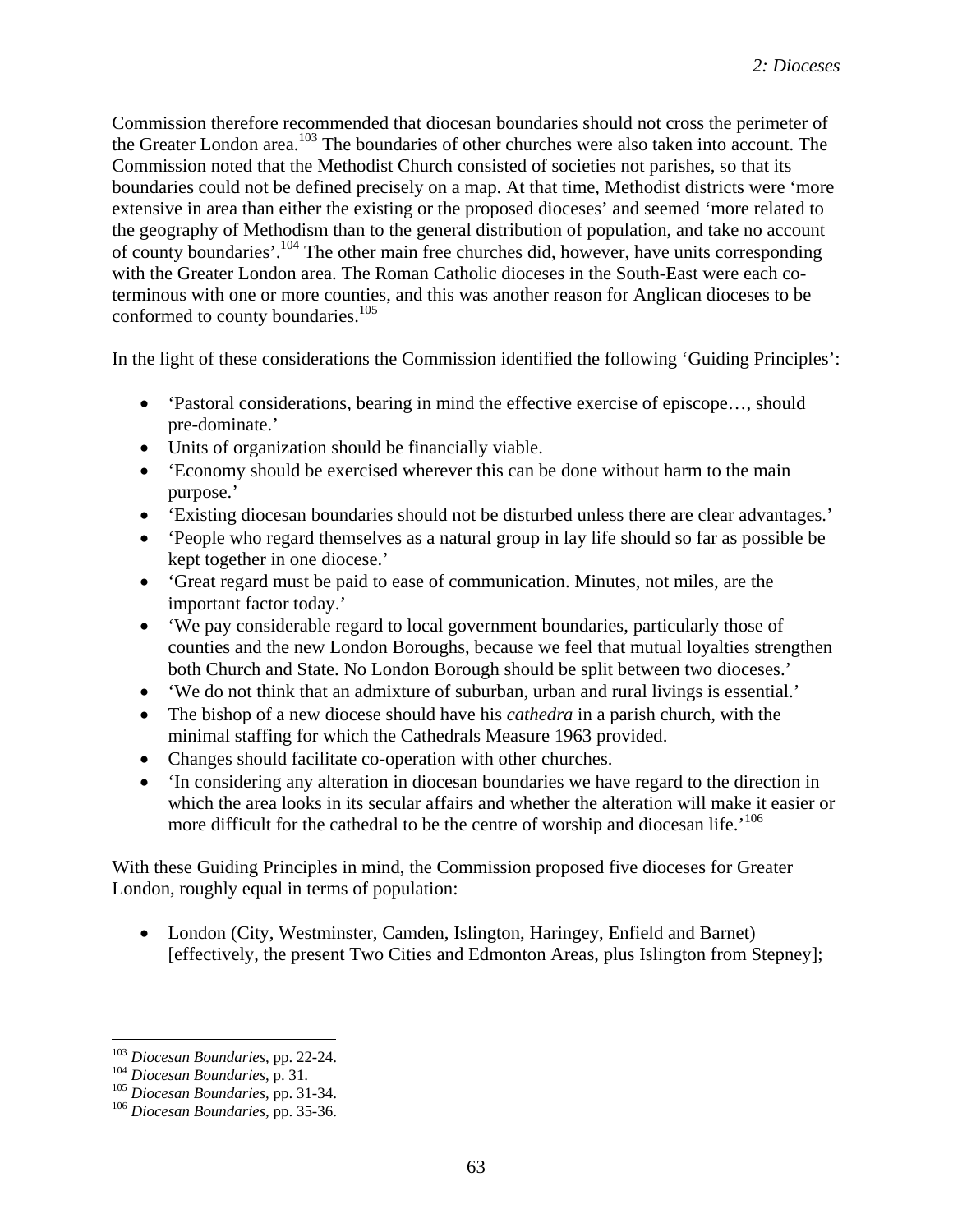Commission therefore recommended that diocesan boundaries should not cross the perimeter of the Greater London area.[103] The boundaries of other churches were also taken into account. The Commission noted that the Methodist Church consisted of societies not parishes, so that its boundaries could not be defined precisely on a map. At that time, Methodist districts were 'more extensive in area than either the existing or the proposed dioceses' and seemed 'more related to the geography of Methodism than to the general distribution of population, and take no account of county boundaries'.[104] The other main free churches did, however, have units corresponding with the Greater London area. The Roman Catholic dioceses in the South-East were each co-terminous with one or more counties, and this was another reason for Anglican dioceses to be conformed to county boundaries.[105]

In the light of these considerations the Commission identified the following 'Guiding Principles':

- 'Pastoral considerations, bearing in mind the effective exercise of episcope…, should pre-dominate.'
- Units of organization should be financially viable.
- 'Economy should be exercised wherever this can be done without harm to the main purpose.'
- 'Existing diocesan boundaries should not be disturbed unless there are clear advantages.'
- 'People who regard themselves as a natural group in lay life should so far as possible be kept together in one diocese.'
- 'Great regard must be paid to ease of communication. Minutes, not miles, are the important factor today.'
- 'We pay considerable regard to local government boundaries, particularly those of counties and the new London Boroughs, because we feel that mutual loyalties strengthen both Church and State. No London Borough should be split between two dioceses.'
- 'We do not think that an admixture of suburban, urban and rural livings is essential.'
- The bishop of a new diocese should have his *cathedra* in a parish church, with the minimal staffing for which the Cathedrals Measure 1963 provided.
- Changes should facilitate co-operation with other churches.
- 'In considering any alteration in diocesan boundaries we have regard to the direction in which the area looks in its secular affairs and whether the alteration will make it easier or more difficult for the cathedral to be the centre of worship and diocesan life.'[106]

With these Guiding Principles in mind, the Commission proposed five dioceses for Greater London, roughly equal in terms of population:

- London (City, Westminster, Camden, Islington, Haringey, Enfield and Barnet) [effectively, the present Two Cities and Edmonton Areas, plus Islington from Stepney];

---

[103] *Diocesan Boundaries*, pp. 22-24.
[104] *Diocesan Boundaries*, p. 31.
[105] *Diocesan Boundaries*, pp. 31-34.
[106] *Diocesan Boundaries*, pp. 35-36.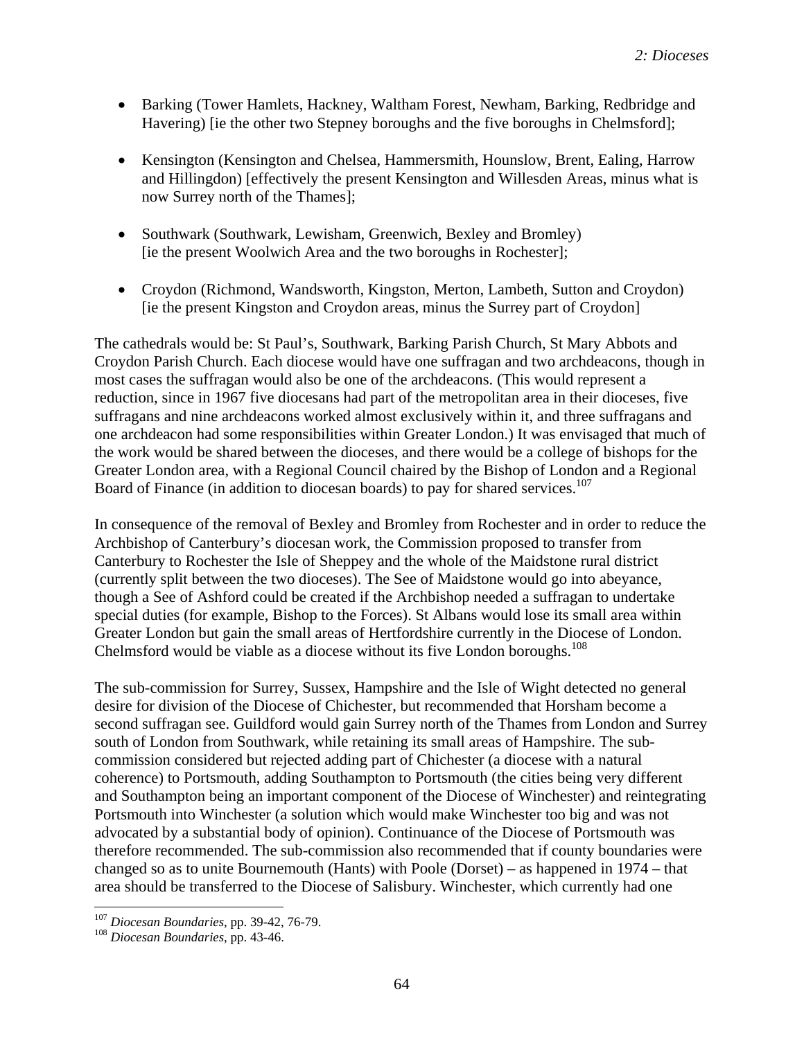- Barking (Tower Hamlets, Hackney, Waltham Forest, Newham, Barking, Redbridge and Havering) [ie the other two Stepney boroughs and the five boroughs in Chelmsford];

- Kensington (Kensington and Chelsea, Hammersmith, Hounslow, Brent, Ealing, Harrow and Hillingdon) [effectively the present Kensington and Willesden Areas, minus what is now Surrey north of the Thames];

- Southwark (Southwark, Lewisham, Greenwich, Bexley and Bromley) [ie the present Woolwich Area and the two boroughs in Rochester];

- Croydon (Richmond, Wandsworth, Kingston, Merton, Lambeth, Sutton and Croydon) [ie the present Kingston and Croydon areas, minus the Surrey part of Croydon]

The cathedrals would be: St Paul's, Southwark, Barking Parish Church, St Mary Abbots and Croydon Parish Church. Each diocese would have one suffragan and two archdeacons, though in most cases the suffragan would also be one of the archdeacons. (This would represent a reduction, since in 1967 five diocesans had part of the metropolitan area in their dioceses, five suffragans and nine archdeacons worked almost exclusively within it, and three suffragans and one archdeacon had some responsibilities within Greater London.) It was envisaged that much of the work would be shared between the dioceses, and there would be a college of bishops for the Greater London area, with a Regional Council chaired by the Bishop of London and a Regional Board of Finance (in addition to diocesan boards) to pay for shared services.[107]

In consequence of the removal of Bexley and Bromley from Rochester and in order to reduce the Archbishop of Canterbury's diocesan work, the Commission proposed to transfer from Canterbury to Rochester the Isle of Sheppey and the whole of the Maidstone rural district (currently split between the two dioceses). The See of Maidstone would go into abeyance, though a See of Ashford could be created if the Archbishop needed a suffragan to undertake special duties (for example, Bishop to the Forces). St Albans would lose its small area within Greater London but gain the small areas of Hertfordshire currently in the Diocese of London. Chelmsford would be viable as a diocese without its five London boroughs.[108]

The sub-commission for Surrey, Sussex, Hampshire and the Isle of Wight detected no general desire for division of the Diocese of Chichester, but recommended that Horsham become a second suffragan see. Guildford would gain Surrey north of the Thames from London and Surrey south of London from Southwark, while retaining its small areas of Hampshire. The sub-commission considered but rejected adding part of Chichester (a diocese with a natural coherence) to Portsmouth, adding Southampton to Portsmouth (the cities being very different and Southampton being an important component of the Diocese of Winchester) and reintegrating Portsmouth into Winchester (a solution which would make Winchester too big and was not advocated by a substantial body of opinion). Continuance of the Diocese of Portsmouth was therefore recommended. The sub-commission also recommended that if county boundaries were changed so as to unite Bournemouth (Hants) with Poole (Dorset) – as happened in 1974 – that area should be transferred to the Diocese of Salisbury. Winchester, which currently had one

---

[107] *Diocesan Boundaries*, pp. 39-42, 76-79.

[108] *Diocesan Boundaries*, pp. 43-46.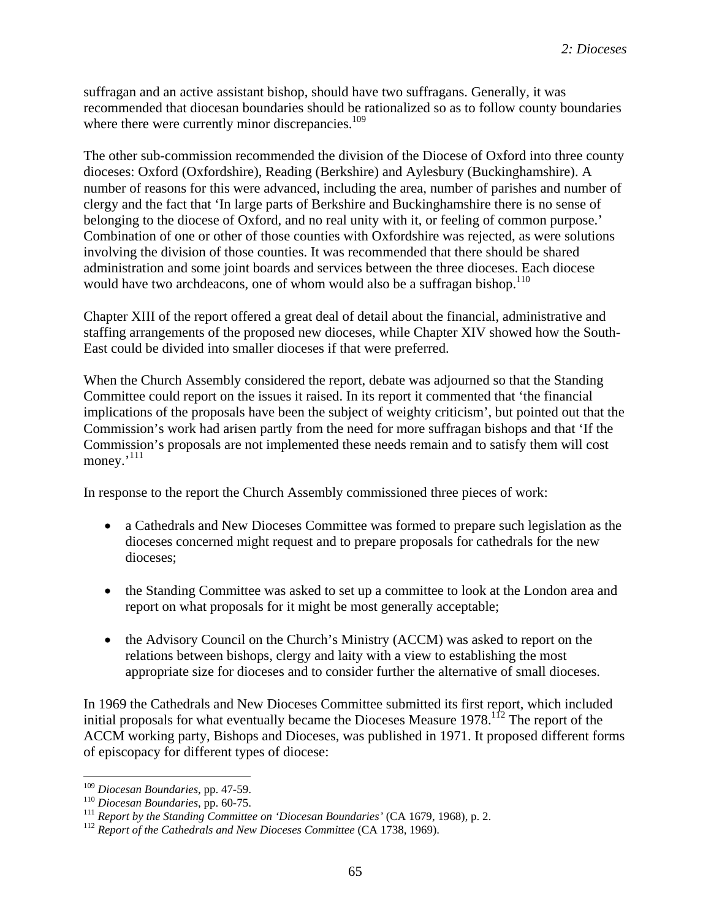suffragan and an active assistant bishop, should have two suffragans. Generally, it was recommended that diocesan boundaries should be rationalized so as to follow county boundaries where there were currently minor discrepancies.[109]

The other sub-commission recommended the division of the Diocese of Oxford into three county dioceses: Oxford (Oxfordshire), Reading (Berkshire) and Aylesbury (Buckinghamshire). A number of reasons for this were advanced, including the area, number of parishes and number of clergy and the fact that 'In large parts of Berkshire and Buckinghamshire there is no sense of belonging to the diocese of Oxford, and no real unity with it, or feeling of common purpose.' Combination of one or other of those counties with Oxfordshire was rejected, as were solutions involving the division of those counties. It was recommended that there should be shared administration and some joint boards and services between the three dioceses. Each diocese would have two archdeacons, one of whom would also be a suffragan bishop.[110]

Chapter XIII of the report offered a great deal of detail about the financial, administrative and staffing arrangements of the proposed new dioceses, while Chapter XIV showed how the South-East could be divided into smaller dioceses if that were preferred.

When the Church Assembly considered the report, debate was adjourned so that the Standing Committee could report on the issues it raised. In its report it commented that 'the financial implications of the proposals have been the subject of weighty criticism', but pointed out that the Commission's work had arisen partly from the need for more suffragan bishops and that 'If the Commission's proposals are not implemented these needs remain and to satisfy them will cost money.'[111]

In response to the report the Church Assembly commissioned three pieces of work:

- a Cathedrals and New Dioceses Committee was formed to prepare such legislation as the dioceses concerned might request and to prepare proposals for cathedrals for the new dioceses;
- the Standing Committee was asked to set up a committee to look at the London area and report on what proposals for it might be most generally acceptable;
- the Advisory Council on the Church's Ministry (ACCM) was asked to report on the relations between bishops, clergy and laity with a view to establishing the most appropriate size for dioceses and to consider further the alternative of small dioceses.

In 1969 the Cathedrals and New Dioceses Committee submitted its first report, which included initial proposals for what eventually became the Dioceses Measure 1978.[112] The report of the ACCM working party, Bishops and Dioceses, was published in 1971. It proposed different forms of episcopacy for different types of diocese:

---

[109] *Diocesan Boundaries*, pp. 47-59.
[110] *Diocesan Boundaries*, pp. 60-75.
[111] *Report by the Standing Committee on 'Diocesan Boundaries'* (CA 1679, 1968), p. 2.
[112] *Report of the Cathedrals and New Dioceses Committee* (CA 1738, 1969).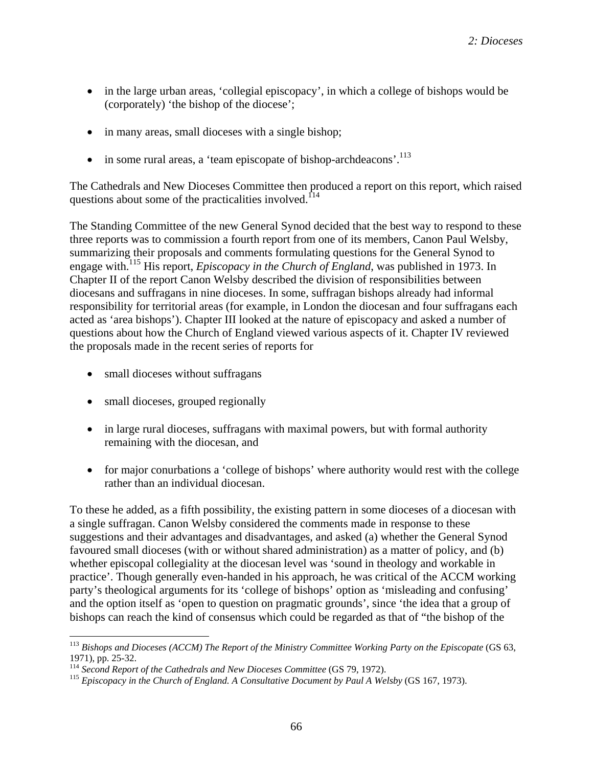- in the large urban areas, ‘collegial episcopacy’, in which a college of bishops would be (corporately) ‘the bishop of the diocese’;

- in many areas, small dioceses with a single bishop;

- in some rural areas, a ‘team episcopate of bishop-archdeacons’.[113]

The Cathedrals and New Dioceses Committee then produced a report on this report, which raised questions about some of the practicalities involved.[114]

The Standing Committee of the new General Synod decided that the best way to respond to these three reports was to commission a fourth report from one of its members, Canon Paul Welsby, summarizing their proposals and comments formulating questions for the General Synod to engage with.[115] His report, *Episcopacy in the Church of England*, was published in 1973. In Chapter II of the report Canon Welsby described the division of responsibilities between diocesans and suffragans in nine dioceses. In some, suffragan bishops already had informal responsibility for territorial areas (for example, in London the diocesan and four suffragans each acted as ‘area bishops’). Chapter III looked at the nature of episcopacy and asked a number of questions about how the Church of England viewed various aspects of it. Chapter IV reviewed the proposals made in the recent series of reports for

- small dioceses without suffragans

- small dioceses, grouped regionally

- in large rural dioceses, suffragans with maximal powers, but with formal authority remaining with the diocesan, and

- for major conurbations a ‘college of bishops’ where authority would rest with the college rather than an individual diocesan.

To these he added, as a fifth possibility, the existing pattern in some dioceses of a diocesan with a single suffragan. Canon Welsby considered the comments made in response to these suggestions and their advantages and disadvantages, and asked (a) whether the General Synod favoured small dioceses (with or without shared administration) as a matter of policy, and (b) whether episcopal collegiality at the diocesan level was ‘sound in theology and workable in practice’. Though generally even-handed in his approach, he was critical of the ACCM working party’s theological arguments for its ‘college of bishops’ option as ‘misleading and confusing’ and the option itself as ‘open to question on pragmatic grounds’, since ‘the idea that a group of bishops can reach the kind of consensus which could be regarded as that of “the bishop of the

---

[113] *Bishops and Dioceses (ACCM) The Report of the Ministry Committee Working Party on the Episcopate* (GS 63, 1971), pp. 25-32.

[114] *Second Report of the Cathedrals and New Dioceses Committee* (GS 79, 1972).

[115] *Episcopacy in the Church of England. A Consultative Document by Paul A Welsby* (GS 167, 1973).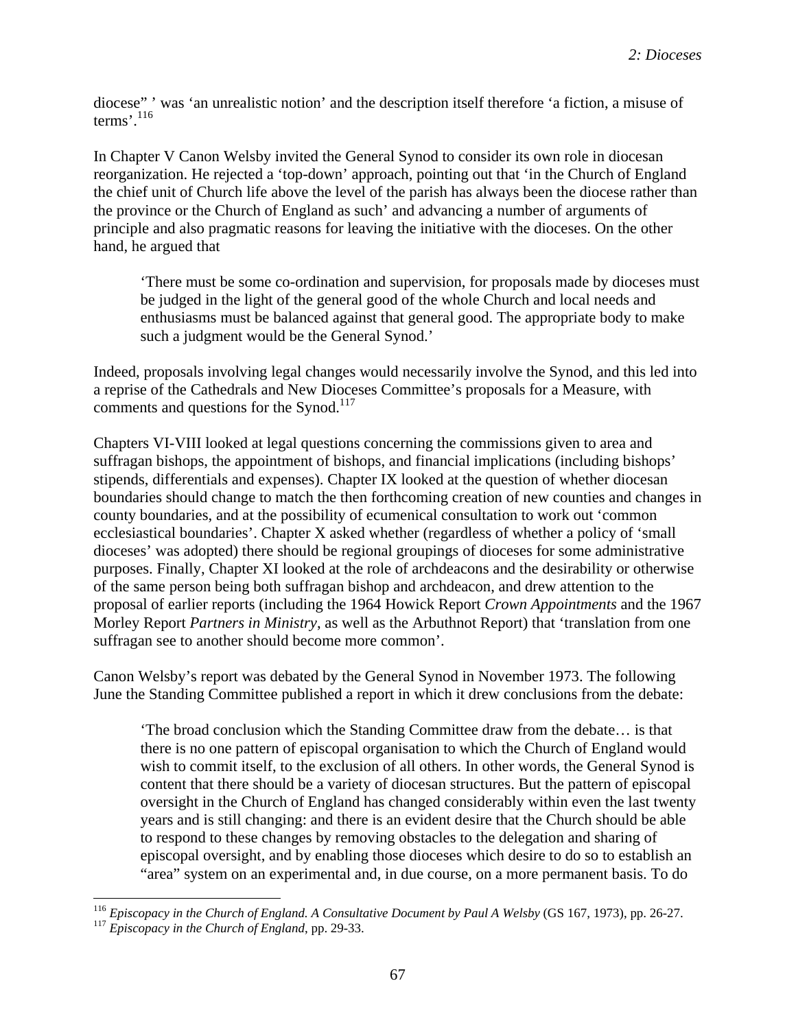diocese" ' was 'an unrealistic notion' and the description itself therefore 'a fiction, a misuse of terms'.[116]

In Chapter V Canon Welsby invited the General Synod to consider its own role in diocesan reorganization. He rejected a 'top-down' approach, pointing out that 'in the Church of England the chief unit of Church life above the level of the parish has always been the diocese rather than the province or the Church of England as such' and advancing a number of arguments of principle and also pragmatic reasons for leaving the initiative with the dioceses. On the other hand, he argued that

> 'There must be some co-ordination and supervision, for proposals made by dioceses must be judged in the light of the general good of the whole Church and local needs and enthusiasms must be balanced against that general good. The appropriate body to make such a judgment would be the General Synod.'

Indeed, proposals involving legal changes would necessarily involve the Synod, and this led into a reprise of the Cathedrals and New Dioceses Committee's proposals for a Measure, with comments and questions for the Synod.[117]

Chapters VI-VIII looked at legal questions concerning the commissions given to area and suffragan bishops, the appointment of bishops, and financial implications (including bishops' stipends, differentials and expenses). Chapter IX looked at the question of whether diocesan boundaries should change to match the then forthcoming creation of new counties and changes in county boundaries, and at the possibility of ecumenical consultation to work out 'common ecclesiastical boundaries'. Chapter X asked whether (regardless of whether a policy of 'small dioceses' was adopted) there should be regional groupings of dioceses for some administrative purposes. Finally, Chapter XI looked at the role of archdeacons and the desirability or otherwise of the same person being both suffragan bishop and archdeacon, and drew attention to the proposal of earlier reports (including the 1964 Howick Report *Crown Appointments* and the 1967 Morley Report *Partners in Ministry*, as well as the Arbuthnot Report) that 'translation from one suffragan see to another should become more common'.

Canon Welsby's report was debated by the General Synod in November 1973. The following June the Standing Committee published a report in which it drew conclusions from the debate:

> 'The broad conclusion which the Standing Committee draw from the debate… is that there is no one pattern of episcopal organisation to which the Church of England would wish to commit itself, to the exclusion of all others. In other words, the General Synod is content that there should be a variety of diocesan structures. But the pattern of episcopal oversight in the Church of England has changed considerably within even the last twenty years and is still changing: and there is an evident desire that the Church should be able to respond to these changes by removing obstacles to the delegation and sharing of episcopal oversight, and by enabling those dioceses which desire to do so to establish an "area" system on an experimental and, in due course, on a more permanent basis. To do

---

[116] *Episcopacy in the Church of England. A Consultative Document by Paul A Welsby* (GS 167, 1973), pp. 26-27.

[117] *Episcopacy in the Church of England*, pp. 29-33.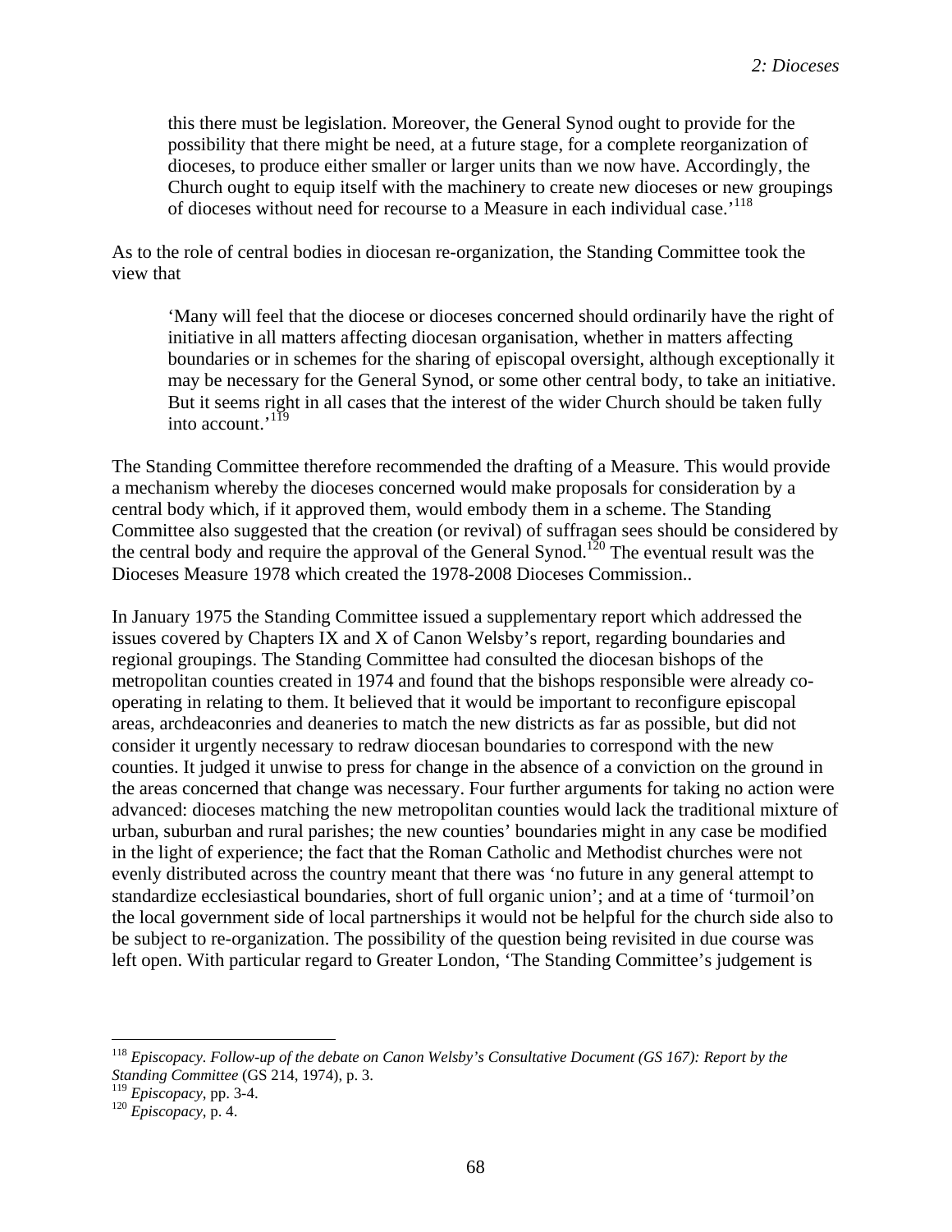> this there must be legislation. Moreover, the General Synod ought to provide for the possibility that there might be need, at a future stage, for a complete reorganization of dioceses, to produce either smaller or larger units than we now have. Accordingly, the Church ought to equip itself with the machinery to create new dioceses or new groupings of dioceses without need for recourse to a Measure in each individual case.'[118]

As to the role of central bodies in diocesan re-organization, the Standing Committee took the view that

> 'Many will feel that the diocese or dioceses concerned should ordinarily have the right of initiative in all matters affecting diocesan organisation, whether in matters affecting boundaries or in schemes for the sharing of episcopal oversight, although exceptionally it may be necessary for the General Synod, or some other central body, to take an initiative. But it seems right in all cases that the interest of the wider Church should be taken fully into account.'[119]

The Standing Committee therefore recommended the drafting of a Measure. This would provide a mechanism whereby the dioceses concerned would make proposals for consideration by a central body which, if it approved them, would embody them in a scheme. The Standing Committee also suggested that the creation (or revival) of suffragan sees should be considered by the central body and require the approval of the General Synod.[120] The eventual result was the Dioceses Measure 1978 which created the 1978-2008 Dioceses Commission..

In January 1975 the Standing Committee issued a supplementary report which addressed the issues covered by Chapters IX and X of Canon Welsby's report, regarding boundaries and regional groupings. The Standing Committee had consulted the diocesan bishops of the metropolitan counties created in 1974 and found that the bishops responsible were already co-operating in relating to them. It believed that it would be important to reconfigure episcopal areas, archdeaconries and deaneries to match the new districts as far as possible, but did not consider it urgently necessary to redraw diocesan boundaries to correspond with the new counties. It judged it unwise to press for change in the absence of a conviction on the ground in the areas concerned that change was necessary. Four further arguments for taking no action were advanced: dioceses matching the new metropolitan counties would lack the traditional mixture of urban, suburban and rural parishes; the new counties' boundaries might in any case be modified in the light of experience; the fact that the Roman Catholic and Methodist churches were not evenly distributed across the country meant that there was 'no future in any general attempt to standardize ecclesiastical boundaries, short of full organic union'; and at a time of 'turmoil'on the local government side of local partnerships it would not be helpful for the church side also to be subject to re-organization. The possibility of the question being revisited in due course was left open. With particular regard to Greater London, 'The Standing Committee's judgement is

---

[118] *Episcopacy. Follow-up of the debate on Canon Welsby's Consultative Document (GS 167): Report by the Standing Committee* (GS 214, 1974), p. 3.

[119] *Episcopacy*, pp. 3-4.

[120] *Episcopacy*, p. 4.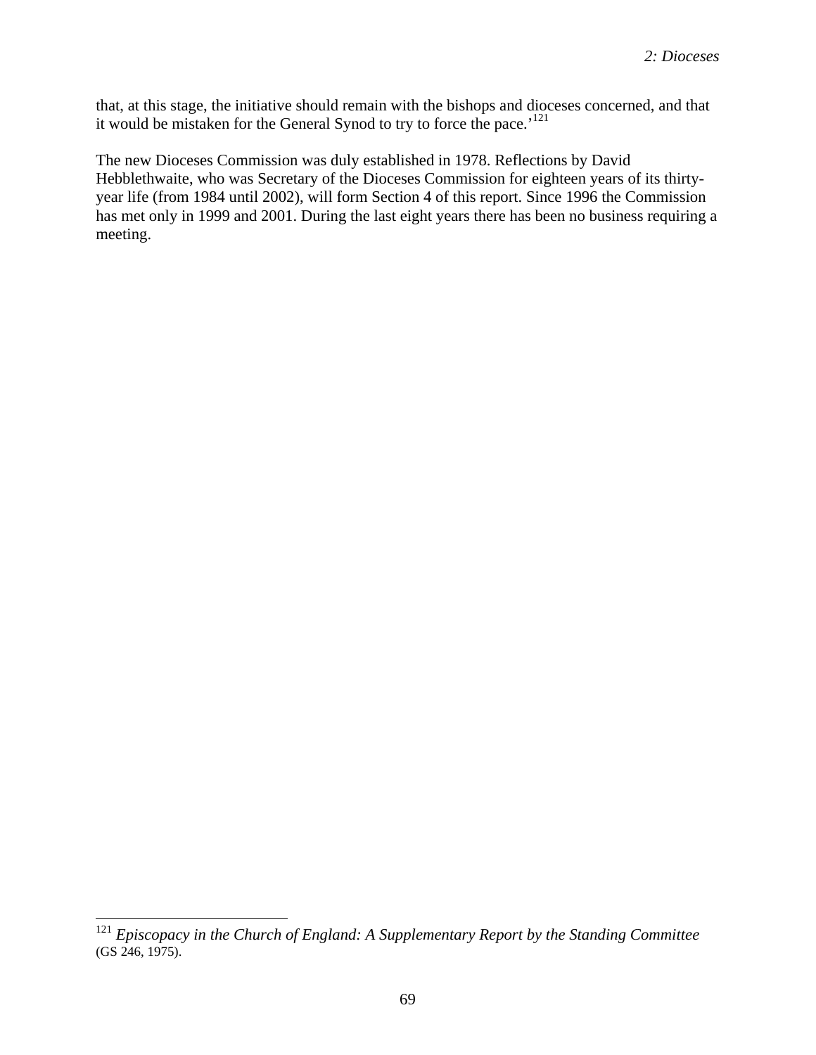that, at this stage, the initiative should remain with the bishops and dioceses concerned, and that it would be mistaken for the General Synod to try to force the pace.'[121]

The new Dioceses Commission was duly established in 1978. Reflections by David Hebblethwaite, who was Secretary of the Dioceses Commission for eighteen years of its thirty-year life (from 1984 until 2002), will form Section 4 of this report. Since 1996 the Commission has met only in 1999 and 2001. During the last eight years there has been no business requiring a meeting.

---

[121] *Episcopacy in the Church of England: A Supplementary Report by the Standing Committee* (GS 246, 1975).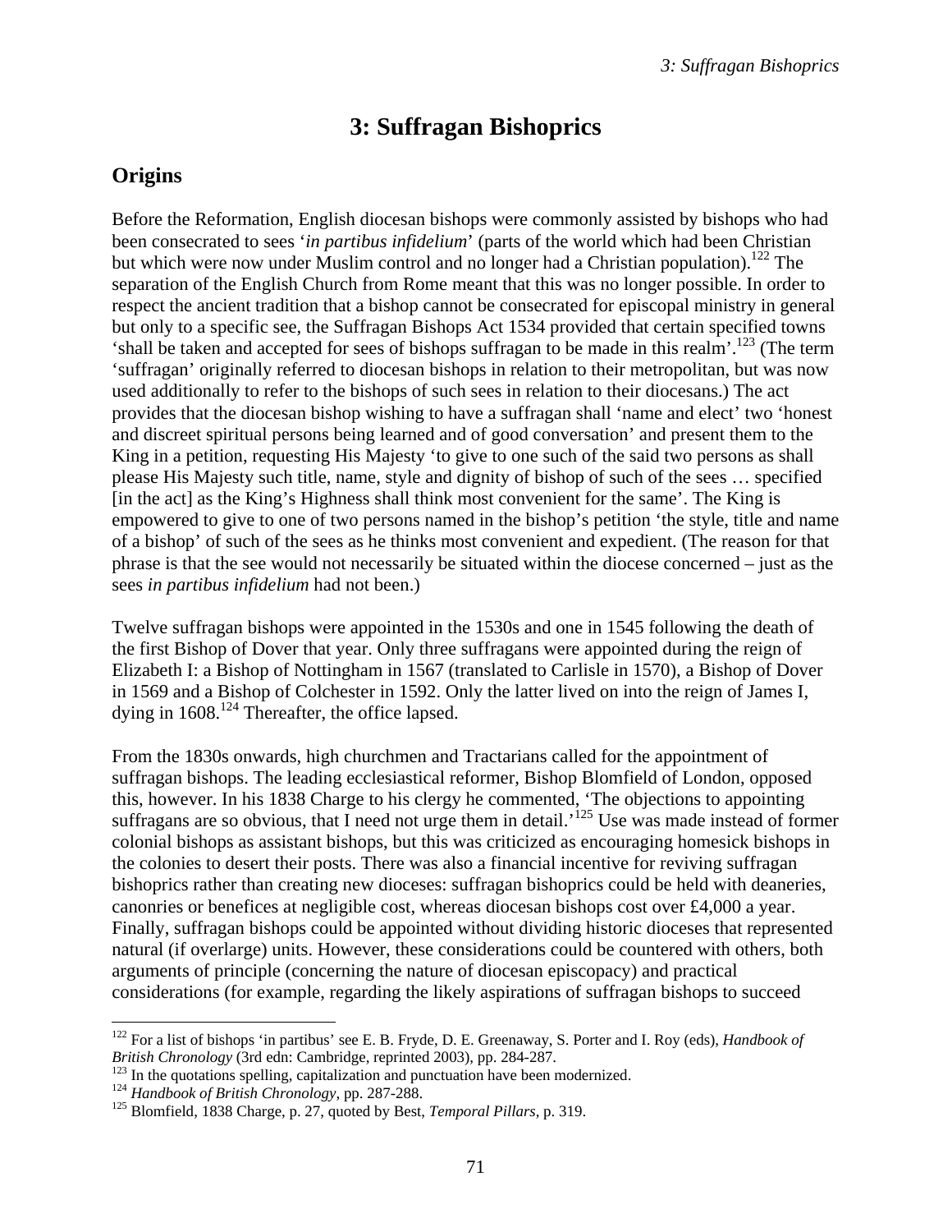# 3: Suffragan Bishoprics

## Origins

Before the Reformation, English diocesan bishops were commonly assisted by bishops who had been consecrated to sees '*in partibus infidelium*' (parts of the world which had been Christian but which were now under Muslim control and no longer had a Christian population).[122] The separation of the English Church from Rome meant that this was no longer possible. In order to respect the ancient tradition that a bishop cannot be consecrated for episcopal ministry in general but only to a specific see, the Suffragan Bishops Act 1534 provided that certain specified towns 'shall be taken and accepted for sees of bishops suffragan to be made in this realm'.[123] (The term 'suffragan' originally referred to diocesan bishops in relation to their metropolitan, but was now used additionally to refer to the bishops of such sees in relation to their diocesans.) The act provides that the diocesan bishop wishing to have a suffragan shall 'name and elect' two 'honest and discreet spiritual persons being learned and of good conversation' and present them to the King in a petition, requesting His Majesty 'to give to one such of the said two persons as shall please His Majesty such title, name, style and dignity of bishop of such of the sees … specified [in the act] as the King's Highness shall think most convenient for the same'. The King is empowered to give to one of two persons named in the bishop's petition 'the style, title and name of a bishop' of such of the sees as he thinks most convenient and expedient. (The reason for that phrase is that the see would not necessarily be situated within the diocese concerned – just as the sees *in partibus infidelium* had not been.)

Twelve suffragan bishops were appointed in the 1530s and one in 1545 following the death of the first Bishop of Dover that year. Only three suffragans were appointed during the reign of Elizabeth I: a Bishop of Nottingham in 1567 (translated to Carlisle in 1570), a Bishop of Dover in 1569 and a Bishop of Colchester in 1592. Only the latter lived on into the reign of James I, dying in 1608.[124] Thereafter, the office lapsed.

From the 1830s onwards, high churchmen and Tractarians called for the appointment of suffragan bishops. The leading ecclesiastical reformer, Bishop Blomfield of London, opposed this, however. In his 1838 Charge to his clergy he commented, 'The objections to appointing suffragans are so obvious, that I need not urge them in detail.'[125] Use was made instead of former colonial bishops as assistant bishops, but this was criticized as encouraging homesick bishops in the colonies to desert their posts. There was also a financial incentive for reviving suffragan bishoprics rather than creating new dioceses: suffragan bishoprics could be held with deaneries, canonries or benefices at negligible cost, whereas diocesan bishops cost over £4,000 a year. Finally, suffragan bishops could be appointed without dividing historic dioceses that represented natural (if overlarge) units. However, these considerations could be countered with others, both arguments of principle (concerning the nature of diocesan episcopacy) and practical considerations (for example, regarding the likely aspirations of suffragan bishops to succeed

---

[122] For a list of bishops 'in partibus' see E. B. Fryde, D. E. Greenaway, S. Porter and I. Roy (eds), *Handbook of British Chronology* (3rd edn: Cambridge, reprinted 2003), pp. 284-287.

[123] In the quotations spelling, capitalization and punctuation have been modernized.

[124] *Handbook of British Chronology*, pp. 287-288.

[125] Blomfield, 1838 Charge, p. 27, quoted by Best, *Temporal Pillars*, p. 319.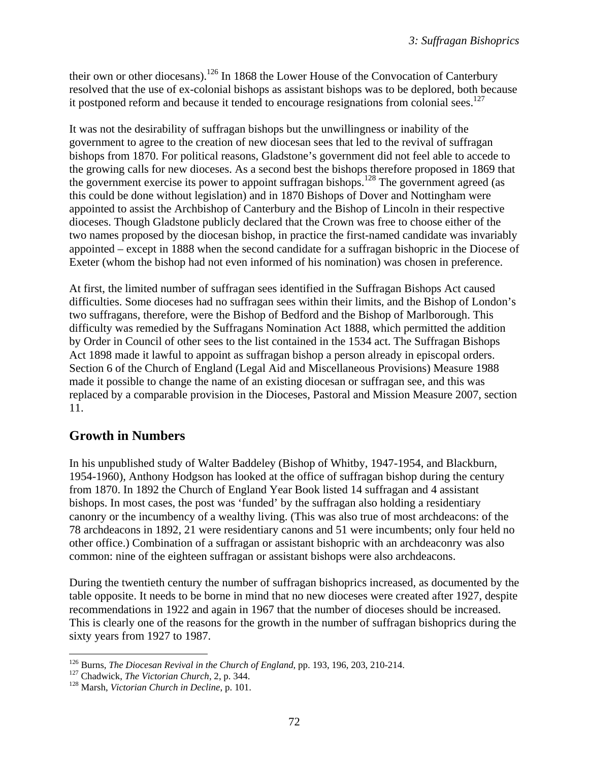their own or other diocesans).[126] In 1868 the Lower House of the Convocation of Canterbury resolved that the use of ex-colonial bishops as assistant bishops was to be deplored, both because it postponed reform and because it tended to encourage resignations from colonial sees.[127]

It was not the desirability of suffragan bishops but the unwillingness or inability of the government to agree to the creation of new diocesan sees that led to the revival of suffragan bishops from 1870. For political reasons, Gladstone's government did not feel able to accede to the growing calls for new dioceses. As a second best the bishops therefore proposed in 1869 that the government exercise its power to appoint suffragan bishops.[128] The government agreed (as this could be done without legislation) and in 1870 Bishops of Dover and Nottingham were appointed to assist the Archbishop of Canterbury and the Bishop of Lincoln in their respective dioceses. Though Gladstone publicly declared that the Crown was free to choose either of the two names proposed by the diocesan bishop, in practice the first-named candidate was invariably appointed – except in 1888 when the second candidate for a suffragan bishopric in the Diocese of Exeter (whom the bishop had not even informed of his nomination) was chosen in preference.

At first, the limited number of suffragan sees identified in the Suffragan Bishops Act caused difficulties. Some dioceses had no suffragan sees within their limits, and the Bishop of London's two suffragans, therefore, were the Bishop of Bedford and the Bishop of Marlborough. This difficulty was remedied by the Suffragans Nomination Act 1888, which permitted the addition by Order in Council of other sees to the list contained in the 1534 act. The Suffragan Bishops Act 1898 made it lawful to appoint as suffragan bishop a person already in episcopal orders. Section 6 of the Church of England (Legal Aid and Miscellaneous Provisions) Measure 1988 made it possible to change the name of an existing diocesan or suffragan see, and this was replaced by a comparable provision in the Dioceses, Pastoral and Mission Measure 2007, section 11.

## Growth in Numbers

In his unpublished study of Walter Baddeley (Bishop of Whitby, 1947-1954, and Blackburn, 1954-1960), Anthony Hodgson has looked at the office of suffragan bishop during the century from 1870. In 1892 the Church of England Year Book listed 14 suffragan and 4 assistant bishops. In most cases, the post was 'funded' by the suffragan also holding a residentiary canonry or the incumbency of a wealthy living. (This was also true of most archdeacons: of the 78 archdeacons in 1892, 21 were residentiary canons and 51 were incumbents; only four held no other office.) Combination of a suffragan or assistant bishopric with an archdeaconry was also common: nine of the eighteen suffragan or assistant bishops were also archdeacons.

During the twentieth century the number of suffragan bishoprics increased, as documented by the table opposite. It needs to be borne in mind that no new dioceses were created after 1927, despite recommendations in 1922 and again in 1967 that the number of dioceses should be increased. This is clearly one of the reasons for the growth in the number of suffragan bishoprics during the sixty years from 1927 to 1987.

---

[126] Burns, *The Diocesan Revival in the Church of England*, pp. 193, 196, 203, 210-214.
[127] Chadwick, *The Victorian Church*, 2, p. 344.
[128] Marsh, *Victorian Church in Decline*, p. 101.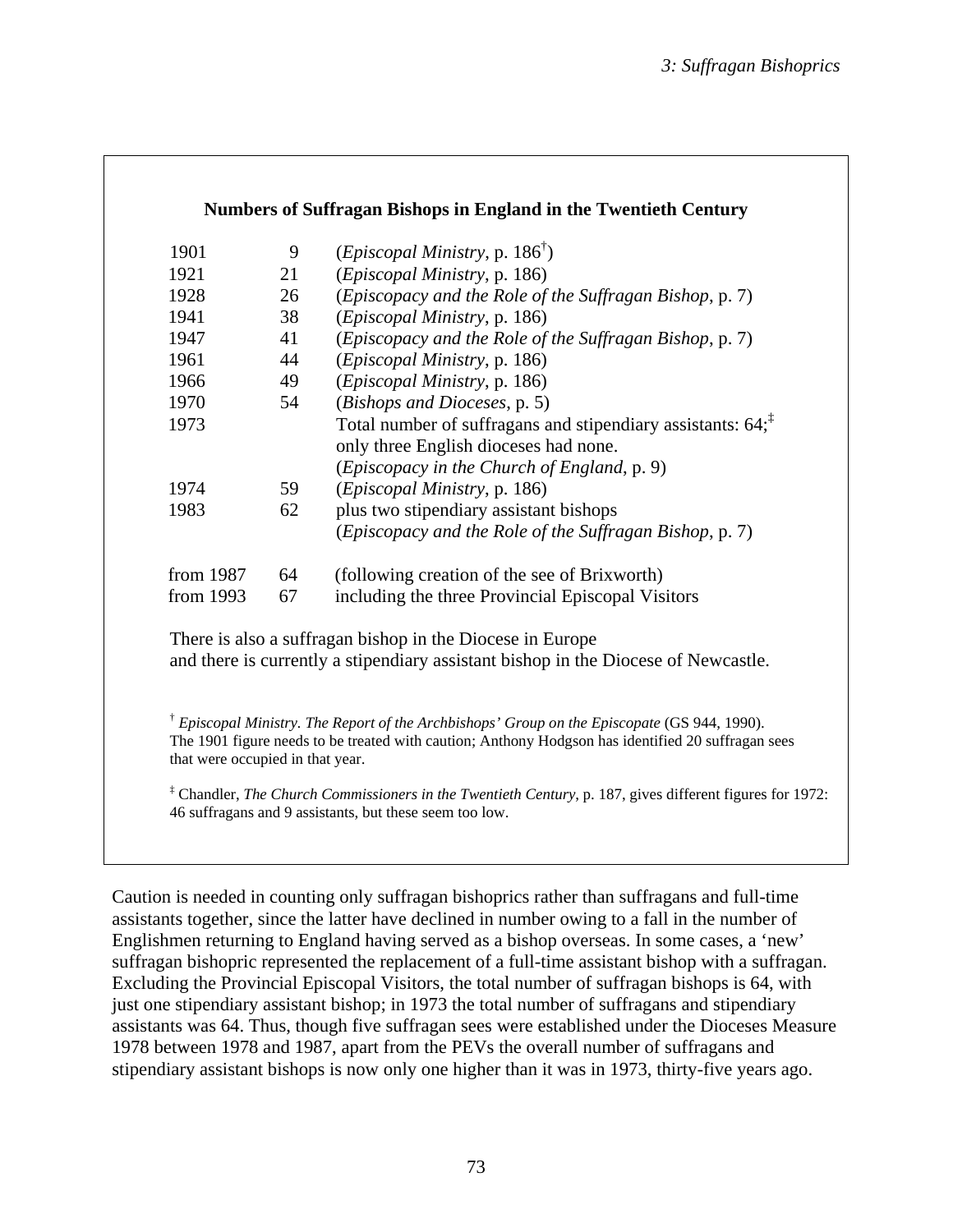**Numbers of Suffragan Bishops in England in the Twentieth Century**

| Year | Number | Source / Notes |
|---|---|---|
| 1901 | 9 | (*Episcopal Ministry*, p. 186†) |
| 1921 | 21 | (*Episcopal Ministry*, p. 186) |
| 1928 | 26 | (*Episcopacy and the Role of the Suffragan Bishop*, p. 7) |
| 1941 | 38 | (*Episcopal Ministry*, p. 186) |
| 1947 | 41 | (*Episcopacy and the Role of the Suffragan Bishop*, p. 7) |
| 1961 | 44 | (*Episcopal Ministry*, p. 186) |
| 1966 | 49 | (*Episcopal Ministry*, p. 186) |
| 1970 | 54 | (*Bishops and Dioceses*, p. 5) |
| 1973 | | Total number of suffragans and stipendiary assistants: 64;‡ only three English dioceses had none. (*Episcopacy in the Church of England*, p. 9) |
| 1974 | 59 | (*Episcopal Ministry*, p. 186) |
| 1983 | 62 | plus two stipendiary assistant bishops (*Episcopacy and the Role of the Suffragan Bishop*, p. 7) |
| from 1987 | 64 | (following creation of the see of Brixworth) |
| from 1993 | 67 | including the three Provincial Episcopal Visitors |

There is also a suffragan bishop in the Diocese in Europe and there is currently a stipendiary assistant bishop in the Diocese of Newcastle.

† *Episcopal Ministry. The Report of the Archbishops' Group on the Episcopate* (GS 944, 1990). The 1901 figure needs to be treated with caution; Anthony Hodgson has identified 20 suffragan sees that were occupied in that year.

‡ Chandler, *The Church Commissioners in the Twentieth Century*, p. 187, gives different figures for 1972: 46 suffragans and 9 assistants, but these seem too low.

Caution is needed in counting only suffragan bishoprics rather than suffragans and full-time assistants together, since the latter have declined in number owing to a fall in the number of Englishmen returning to England having served as a bishop overseas. In some cases, a 'new' suffragan bishopric represented the replacement of a full-time assistant bishop with a suffragan. Excluding the Provincial Episcopal Visitors, the total number of suffragan bishops is 64, with just one stipendiary assistant bishop; in 1973 the total number of suffragans and stipendiary assistants was 64. Thus, though five suffragan sees were established under the Dioceses Measure 1978 between 1978 and 1987, apart from the PEVs the overall number of suffragans and stipendiary assistant bishops is now only one higher than it was in 1973, thirty-five years ago.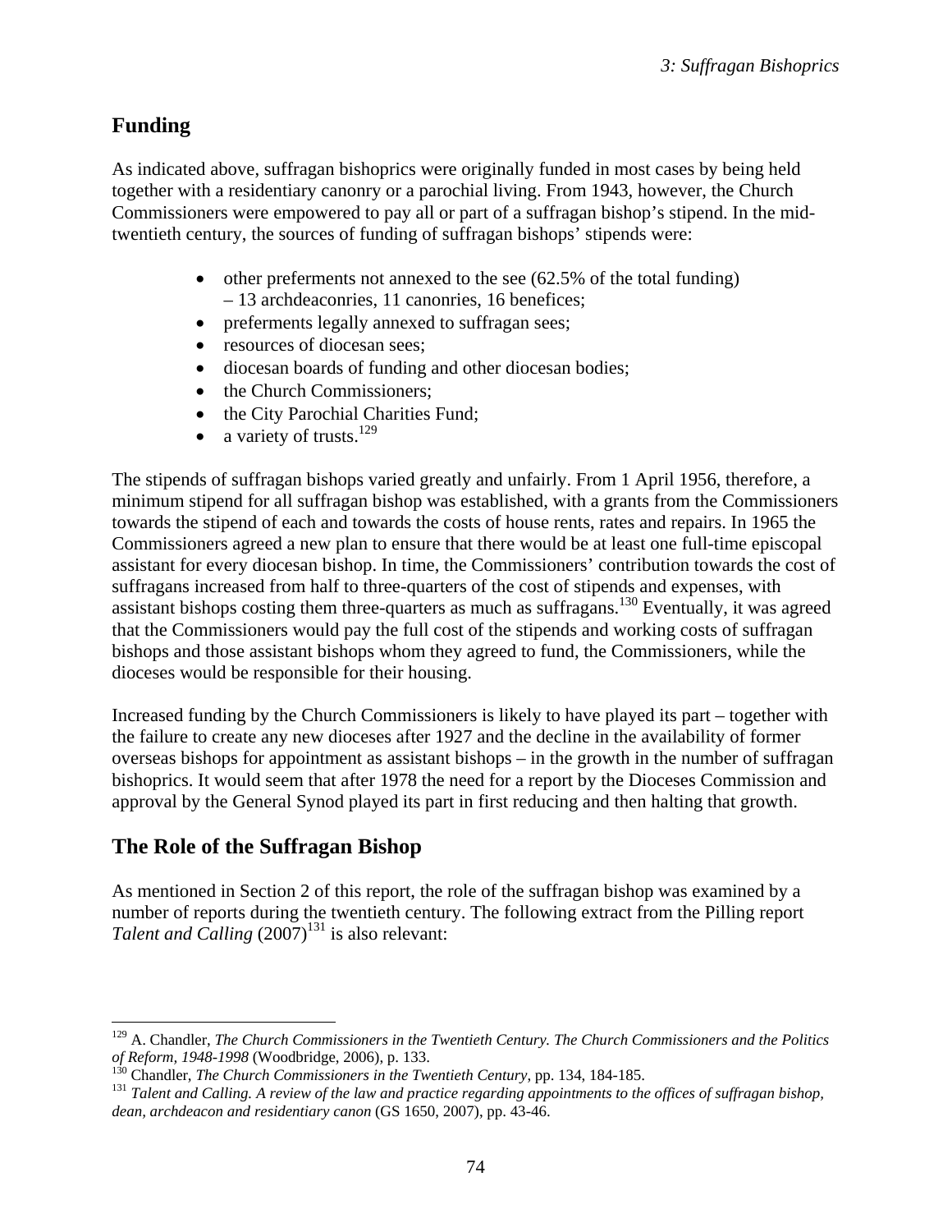## Funding

As indicated above, suffragan bishoprics were originally funded in most cases by being held together with a residentiary canonry or a parochial living. From 1943, however, the Church Commissioners were empowered to pay all or part of a suffragan bishop's stipend. In the mid-twentieth century, the sources of funding of suffragan bishops' stipends were:

- other preferments not annexed to the see (62.5% of the total funding) – 13 archdeaconries, 11 canonries, 16 benefices;
- preferments legally annexed to suffragan sees;
- resources of diocesan sees;
- diocesan boards of funding and other diocesan bodies;
- the Church Commissioners;
- the City Parochial Charities Fund;
- a variety of trusts.[129]

The stipends of suffragan bishops varied greatly and unfairly. From 1 April 1956, therefore, a minimum stipend for all suffragan bishop was established, with a grants from the Commissioners towards the stipend of each and towards the costs of house rents, rates and repairs. In 1965 the Commissioners agreed a new plan to ensure that there would be at least one full-time episcopal assistant for every diocesan bishop. In time, the Commissioners' contribution towards the cost of suffragans increased from half to three-quarters of the cost of stipends and expenses, with assistant bishops costing them three-quarters as much as suffragans.[130] Eventually, it was agreed that the Commissioners would pay the full cost of the stipends and working costs of suffragan bishops and those assistant bishops whom they agreed to fund, the Commissioners, while the dioceses would be responsible for their housing.

Increased funding by the Church Commissioners is likely to have played its part – together with the failure to create any new dioceses after 1927 and the decline in the availability of former overseas bishops for appointment as assistant bishops – in the growth in the number of suffragan bishoprics. It would seem that after 1978 the need for a report by the Dioceses Commission and approval by the General Synod played its part in first reducing and then halting that growth.

## The Role of the Suffragan Bishop

As mentioned in Section 2 of this report, the role of the suffragan bishop was examined by a number of reports during the twentieth century. The following extract from the Pilling report *Talent and Calling* (2007)[131] is also relevant:

---

[129] A. Chandler, *The Church Commissioners in the Twentieth Century. The Church Commissioners and the Politics of Reform, 1948-1998* (Woodbridge, 2006), p. 133.

[130] Chandler, *The Church Commissioners in the Twentieth Century*, pp. 134, 184-185.

[131] *Talent and Calling. A review of the law and practice regarding appointments to the offices of suffragan bishop, dean, archdeacon and residentiary canon* (GS 1650, 2007), pp. 43-46.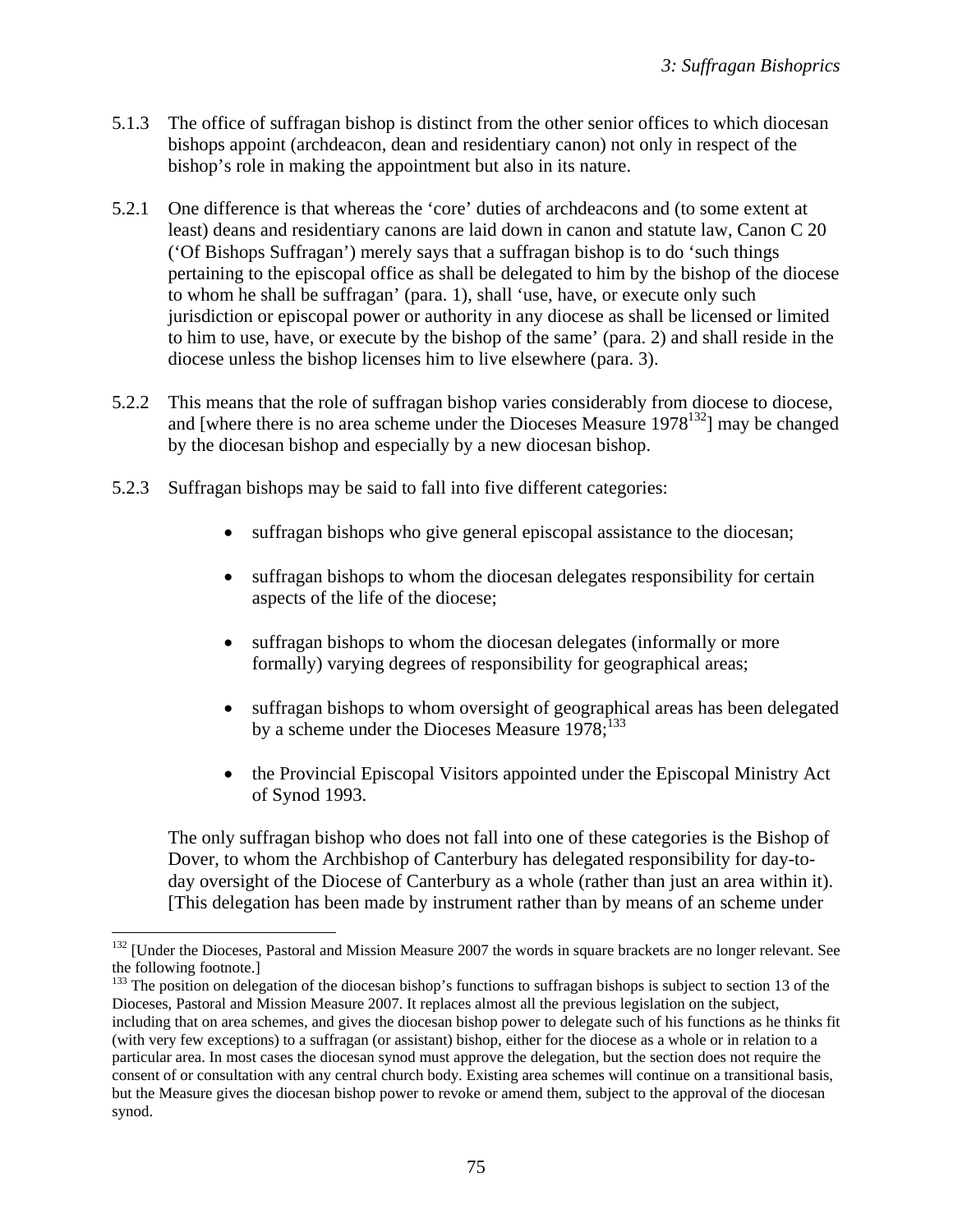5.1.3 The office of suffragan bishop is distinct from the other senior offices to which diocesan bishops appoint (archdeacon, dean and residentiary canon) not only in respect of the bishop's role in making the appointment but also in its nature.

5.2.1 One difference is that whereas the 'core' duties of archdeacons and (to some extent at least) deans and residentiary canons are laid down in canon and statute law, Canon C 20 ('Of Bishops Suffragan') merely says that a suffragan bishop is to do 'such things pertaining to the episcopal office as shall be delegated to him by the bishop of the diocese to whom he shall be suffragan' (para. 1), shall 'use, have, or execute only such jurisdiction or episcopal power or authority in any diocese as shall be licensed or limited to him to use, have, or execute by the bishop of the same' (para. 2) and shall reside in the diocese unless the bishop licenses him to live elsewhere (para. 3).

5.2.2 This means that the role of suffragan bishop varies considerably from diocese to diocese, and [where there is no area scheme under the Dioceses Measure 1978[132]] may be changed by the diocesan bishop and especially by a new diocesan bishop.

5.2.3 Suffragan bishops may be said to fall into five different categories:

- suffragan bishops who give general episcopal assistance to the diocesan;
- suffragan bishops to whom the diocesan delegates responsibility for certain aspects of the life of the diocese;
- suffragan bishops to whom the diocesan delegates (informally or more formally) varying degrees of responsibility for geographical areas;
- suffragan bishops to whom oversight of geographical areas has been delegated by a scheme under the Dioceses Measure 1978;[133]
- the Provincial Episcopal Visitors appointed under the Episcopal Ministry Act of Synod 1993.

The only suffragan bishop who does not fall into one of these categories is the Bishop of Dover, to whom the Archbishop of Canterbury has delegated responsibility for day-to-day oversight of the Diocese of Canterbury as a whole (rather than just an area within it). [This delegation has been made by instrument rather than by means of an scheme under

---

[132] [Under the Dioceses, Pastoral and Mission Measure 2007 the words in square brackets are no longer relevant. See the following footnote.]

[133] The position on delegation of the diocesan bishop's functions to suffragan bishops is subject to section 13 of the Dioceses, Pastoral and Mission Measure 2007. It replaces almost all the previous legislation on the subject, including that on area schemes, and gives the diocesan bishop power to delegate such of his functions as he thinks fit (with very few exceptions) to a suffragan (or assistant) bishop, either for the diocese as a whole or in relation to a particular area. In most cases the diocesan synod must approve the delegation, but the section does not require the consent of or consultation with any central church body. Existing area schemes will continue on a transitional basis, but the Measure gives the diocesan bishop power to revoke or amend them, subject to the approval of the diocesan synod.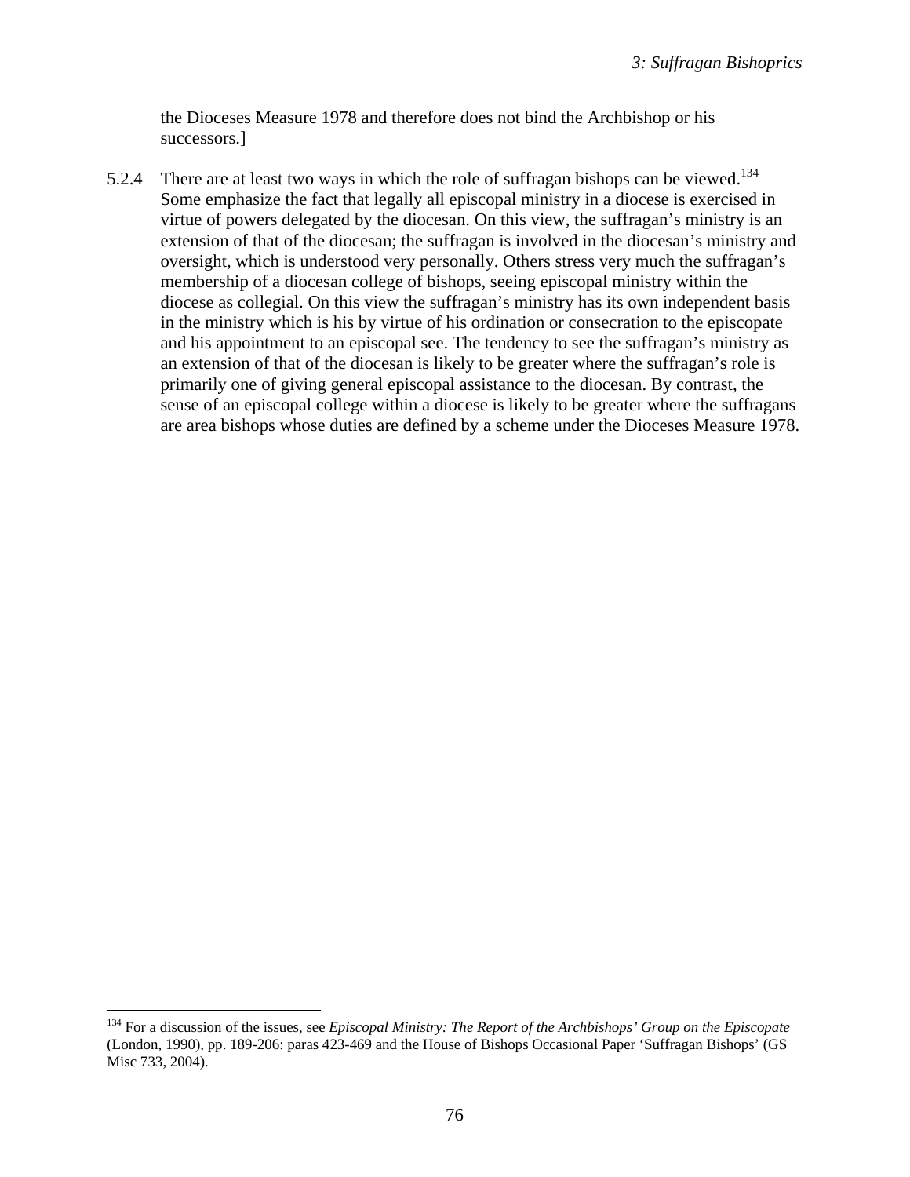the Dioceses Measure 1978 and therefore does not bind the Archbishop or his successors.]

5.2.4 There are at least two ways in which the role of suffragan bishops can be viewed.[134] Some emphasize the fact that legally all episcopal ministry in a diocese is exercised in virtue of powers delegated by the diocesan. On this view, the suffragan's ministry is an extension of that of the diocesan; the suffragan is involved in the diocesan's ministry and oversight, which is understood very personally. Others stress very much the suffragan's membership of a diocesan college of bishops, seeing episcopal ministry within the diocese as collegial. On this view the suffragan's ministry has its own independent basis in the ministry which is his by virtue of his ordination or consecration to the episcopate and his appointment to an episcopal see. The tendency to see the suffragan's ministry as an extension of that of the diocesan is likely to be greater where the suffragan's role is primarily one of giving general episcopal assistance to the diocesan. By contrast, the sense of an episcopal college within a diocese is likely to be greater where the suffragans are area bishops whose duties are defined by a scheme under the Dioceses Measure 1978.

---

[134] For a discussion of the issues, see *Episcopal Ministry: The Report of the Archbishops' Group on the Episcopate* (London, 1990), pp. 189-206: paras 423-469 and the House of Bishops Occasional Paper 'Suffragan Bishops' (GS Misc 733, 2004).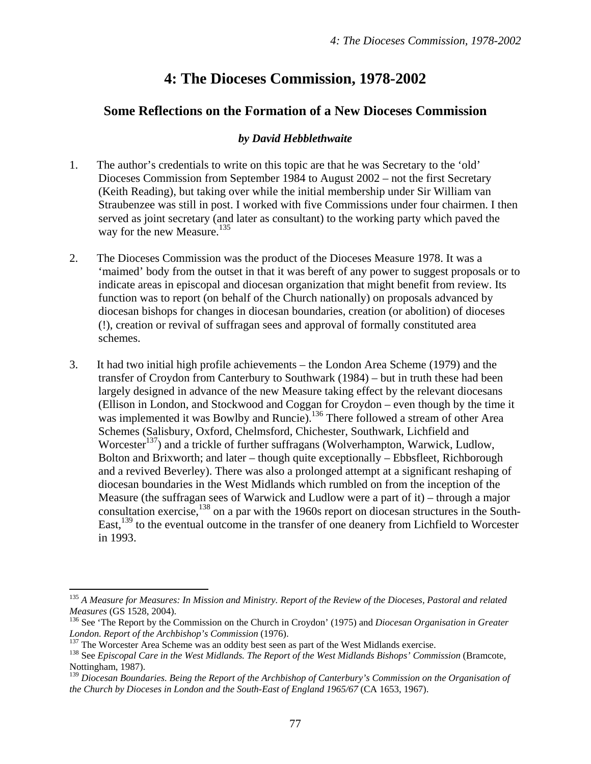# 4: The Dioceses Commission, 1978-2002

## Some Reflections on the Formation of a New Dioceses Commission

### *by David Hebblethwaite*

1. The author's credentials to write on this topic are that he was Secretary to the 'old' Dioceses Commission from September 1984 to August 2002 – not the first Secretary (Keith Reading), but taking over while the initial membership under Sir William van Straubenzee was still in post. I worked with five Commissions under four chairmen. I then served as joint secretary (and later as consultant) to the working party which paved the way for the new Measure.[135]

2. The Dioceses Commission was the product of the Dioceses Measure 1978. It was a 'maimed' body from the outset in that it was bereft of any power to suggest proposals or to indicate areas in episcopal and diocesan organization that might benefit from review. Its function was to report (on behalf of the Church nationally) on proposals advanced by diocesan bishops for changes in diocesan boundaries, creation (or abolition) of dioceses (!), creation or revival of suffragan sees and approval of formally constituted area schemes.

3. It had two initial high profile achievements – the London Area Scheme (1979) and the transfer of Croydon from Canterbury to Southwark (1984) – but in truth these had been largely designed in advance of the new Measure taking effect by the relevant diocesans (Ellison in London, and Stockwood and Coggan for Croydon – even though by the time it was implemented it was Bowlby and Runcie).[136] There followed a stream of other Area Schemes (Salisbury, Oxford, Chelmsford, Chichester, Southwark, Lichfield and Worcester[137]) and a trickle of further suffragans (Wolverhampton, Warwick, Ludlow, Bolton and Brixworth; and later – though quite exceptionally – Ebbsfleet, Richborough and a revived Beverley). There was also a prolonged attempt at a significant reshaping of diocesan boundaries in the West Midlands which rumbled on from the inception of the Measure (the suffragan sees of Warwick and Ludlow were a part of it) – through a major consultation exercise,[138] on a par with the 1960s report on diocesan structures in the South-East,[139] to the eventual outcome in the transfer of one deanery from Lichfield to Worcester in 1993.

---

[135] *A Measure for Measures: In Mission and Ministry. Report of the Review of the Dioceses, Pastoral and related Measures* (GS 1528, 2004).

[136] See 'The Report by the Commission on the Church in Croydon' (1975) and *Diocesan Organisation in Greater London. Report of the Archbishop's Commission* (1976).

[137] The Worcester Area Scheme was an oddity best seen as part of the West Midlands exercise.

[138] See *Episcopal Care in the West Midlands. The Report of the West Midlands Bishops' Commission* (Bramcote, Nottingham, 1987).

[139] *Diocesan Boundaries. Being the Report of the Archbishop of Canterbury's Commission on the Organisation of the Church by Dioceses in London and the South-East of England 1965/67* (CA 1653, 1967).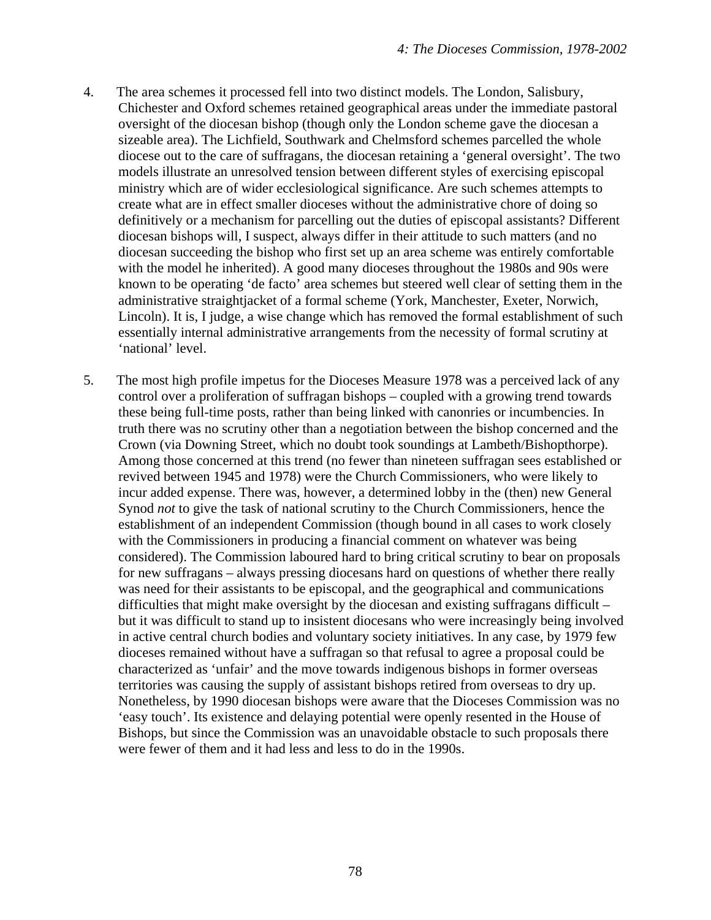4. The area schemes it processed fell into two distinct models. The London, Salisbury, Chichester and Oxford schemes retained geographical areas under the immediate pastoral oversight of the diocesan bishop (though only the London scheme gave the diocesan a sizeable area). The Lichfield, Southwark and Chelmsford schemes parcelled the whole diocese out to the care of suffragans, the diocesan retaining a ‘general oversight’. The two models illustrate an unresolved tension between different styles of exercising episcopal ministry which are of wider ecclesiological significance. Are such schemes attempts to create what are in effect smaller dioceses without the administrative chore of doing so definitively or a mechanism for parcelling out the duties of episcopal assistants? Different diocesan bishops will, I suspect, always differ in their attitude to such matters (and no diocesan succeeding the bishop who first set up an area scheme was entirely comfortable with the model he inherited). A good many dioceses throughout the 1980s and 90s were known to be operating ‘de facto’ area schemes but steered well clear of setting them in the administrative straightjacket of a formal scheme (York, Manchester, Exeter, Norwich, Lincoln). It is, I judge, a wise change which has removed the formal establishment of such essentially internal administrative arrangements from the necessity of formal scrutiny at ‘national’ level.

5. The most high profile impetus for the Dioceses Measure 1978 was a perceived lack of any control over a proliferation of suffragan bishops – coupled with a growing trend towards these being full-time posts, rather than being linked with canonries or incumbencies. In truth there was no scrutiny other than a negotiation between the bishop concerned and the Crown (via Downing Street, which no doubt took soundings at Lambeth/Bishopthorpe). Among those concerned at this trend (no fewer than nineteen suffragan sees established or revived between 1945 and 1978) were the Church Commissioners, who were likely to incur added expense. There was, however, a determined lobby in the (then) new General Synod *not* to give the task of national scrutiny to the Church Commissioners, hence the establishment of an independent Commission (though bound in all cases to work closely with the Commissioners in producing a financial comment on whatever was being considered). The Commission laboured hard to bring critical scrutiny to bear on proposals for new suffragans – always pressing diocesans hard on questions of whether there really was need for their assistants to be episcopal, and the geographical and communications difficulties that might make oversight by the diocesan and existing suffragans difficult – but it was difficult to stand up to insistent diocesans who were increasingly being involved in active central church bodies and voluntary society initiatives. In any case, by 1979 few dioceses remained without have a suffragan so that refusal to agree a proposal could be characterized as ‘unfair’ and the move towards indigenous bishops in former overseas territories was causing the supply of assistant bishops retired from overseas to dry up. Nonetheless, by 1990 diocesan bishops were aware that the Dioceses Commission was no ‘easy touch’. Its existence and delaying potential were openly resented in the House of Bishops, but since the Commission was an unavoidable obstacle to such proposals there were fewer of them and it had less and less to do in the 1990s.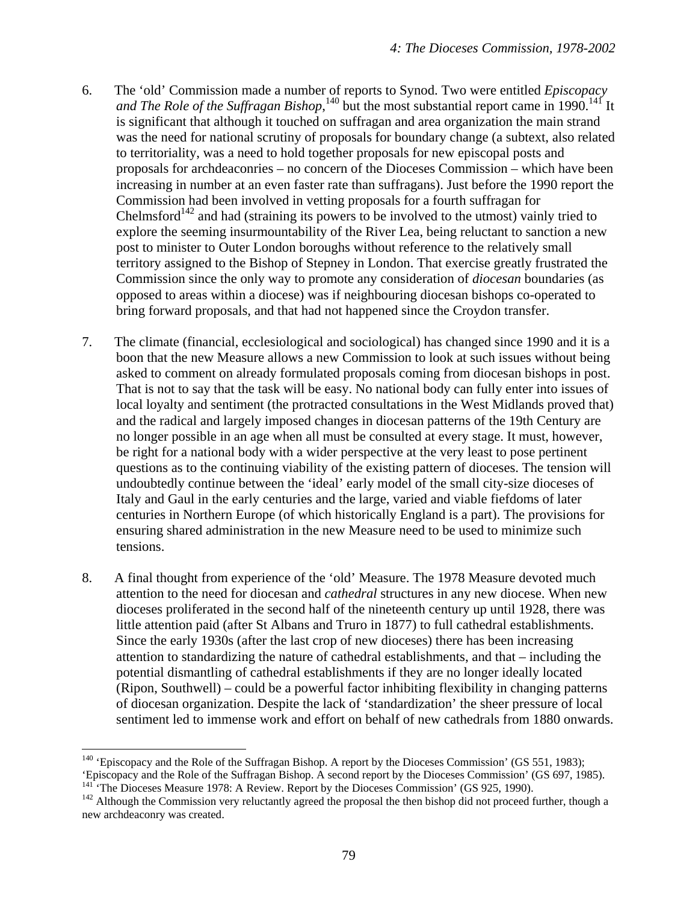6. The 'old' Commission made a number of reports to Synod. Two were entitled *Episcopacy and The Role of the Suffragan Bishop*,[140] but the most substantial report came in 1990.[141] It is significant that although it touched on suffragan and area organization the main strand was the need for national scrutiny of proposals for boundary change (a subtext, also related to territoriality, was a need to hold together proposals for new episcopal posts and proposals for archdeaconries – no concern of the Dioceses Commission – which have been increasing in number at an even faster rate than suffragans). Just before the 1990 report the Commission had been involved in vetting proposals for a fourth suffragan for Chelmsford[142] and had (straining its powers to be involved to the utmost) vainly tried to explore the seeming insurmountability of the River Lea, being reluctant to sanction a new post to minister to Outer London boroughs without reference to the relatively small territory assigned to the Bishop of Stepney in London. That exercise greatly frustrated the Commission since the only way to promote any consideration of *diocesan* boundaries (as opposed to areas within a diocese) was if neighbouring diocesan bishops co-operated to bring forward proposals, and that had not happened since the Croydon transfer.

7. The climate (financial, ecclesiological and sociological) has changed since 1990 and it is a boon that the new Measure allows a new Commission to look at such issues without being asked to comment on already formulated proposals coming from diocesan bishops in post. That is not to say that the task will be easy. No national body can fully enter into issues of local loyalty and sentiment (the protracted consultations in the West Midlands proved that) and the radical and largely imposed changes in diocesan patterns of the 19th Century are no longer possible in an age when all must be consulted at every stage. It must, however, be right for a national body with a wider perspective at the very least to pose pertinent questions as to the continuing viability of the existing pattern of dioceses. The tension will undoubtedly continue between the 'ideal' early model of the small city-size dioceses of Italy and Gaul in the early centuries and the large, varied and viable fiefdoms of later centuries in Northern Europe (of which historically England is a part). The provisions for ensuring shared administration in the new Measure need to be used to minimize such tensions.

8. A final thought from experience of the 'old' Measure. The 1978 Measure devoted much attention to the need for diocesan and *cathedral* structures in any new diocese. When new dioceses proliferated in the second half of the nineteenth century up until 1928, there was little attention paid (after St Albans and Truro in 1877) to full cathedral establishments. Since the early 1930s (after the last crop of new dioceses) there has been increasing attention to standardizing the nature of cathedral establishments, and that – including the potential dismantling of cathedral establishments if they are no longer ideally located (Ripon, Southwell) – could be a powerful factor inhibiting flexibility in changing patterns of diocesan organization. Despite the lack of 'standardization' the sheer pressure of local sentiment led to immense work and effort on behalf of new cathedrals from 1880 onwards.

---

[140] 'Episcopacy and the Role of the Suffragan Bishop. A report by the Dioceses Commission' (GS 551, 1983); 'Episcopacy and the Role of the Suffragan Bishop. A second report by the Dioceses Commission' (GS 697, 1985).

[141] 'The Dioceses Measure 1978: A Review. Report by the Dioceses Commission' (GS 925, 1990).

[142] Although the Commission very reluctantly agreed the proposal the then bishop did not proceed further, though a new archdeaconry was created.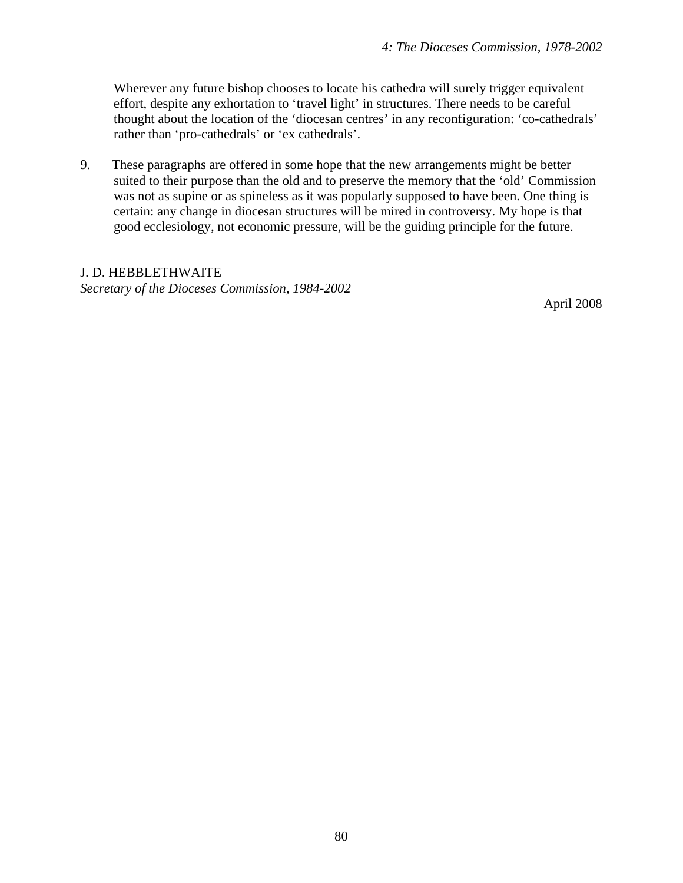Wherever any future bishop chooses to locate his cathedra will surely trigger equivalent effort, despite any exhortation to 'travel light' in structures. There needs to be careful thought about the location of the 'diocesan centres' in any reconfiguration: 'co-cathedrals' rather than 'pro-cathedrals' or 'ex cathedrals'.

9. These paragraphs are offered in some hope that the new arrangements might be better suited to their purpose than the old and to preserve the memory that the 'old' Commission was not as supine or as spineless as it was popularly supposed to have been. One thing is certain: any change in diocesan structures will be mired in controversy. My hope is that good ecclesiology, not economic pressure, will be the guiding principle for the future.

J. D. HEBBLETHWAITE
*Secretary of the Dioceses Commission, 1984-2002*

April 2008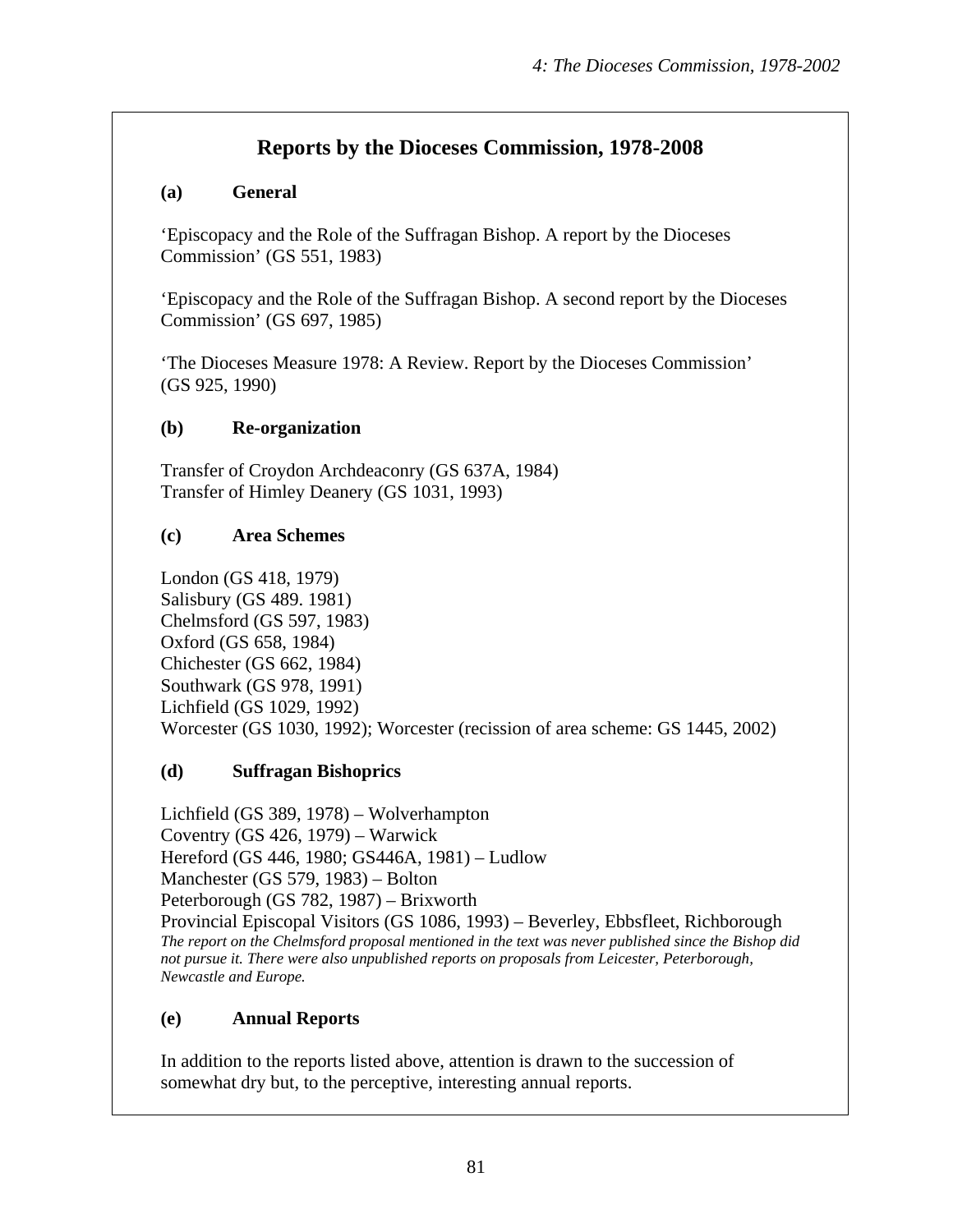## Reports by the Dioceses Commission, 1978-2008

### (a) General

'Episcopacy and the Role of the Suffragan Bishop. A report by the Dioceses Commission' (GS 551, 1983)

'Episcopacy and the Role of the Suffragan Bishop. A second report by the Dioceses Commission' (GS 697, 1985)

'The Dioceses Measure 1978: A Review. Report by the Dioceses Commission' (GS 925, 1990)

### (b) Re-organization

Transfer of Croydon Archdeaconry (GS 637A, 1984)
Transfer of Himley Deanery (GS 1031, 1993)

### (c) Area Schemes

London (GS 418, 1979)
Salisbury (GS 489. 1981)
Chelmsford (GS 597, 1983)
Oxford (GS 658, 1984)
Chichester (GS 662, 1984)
Southwark (GS 978, 1991)
Lichfield (GS 1029, 1992)
Worcester (GS 1030, 1992); Worcester (recission of area scheme: GS 1445, 2002)

### (d) Suffragan Bishoprics

Lichfield (GS 389, 1978) – Wolverhampton
Coventry (GS 426, 1979) – Warwick
Hereford (GS 446, 1980; GS446A, 1981) – Ludlow
Manchester (GS 579, 1983) – Bolton
Peterborough (GS 782, 1987) – Brixworth
Provincial Episcopal Visitors (GS 1086, 1993) – Beverley, Ebbsfleet, Richborough
*The report on the Chelmsford proposal mentioned in the text was never published since the Bishop did not pursue it. There were also unpublished reports on proposals from Leicester, Peterborough, Newcastle and Europe.*

### (e) Annual Reports

In addition to the reports listed above, attention is drawn to the succession of somewhat dry but, to the perceptive, interesting annual reports.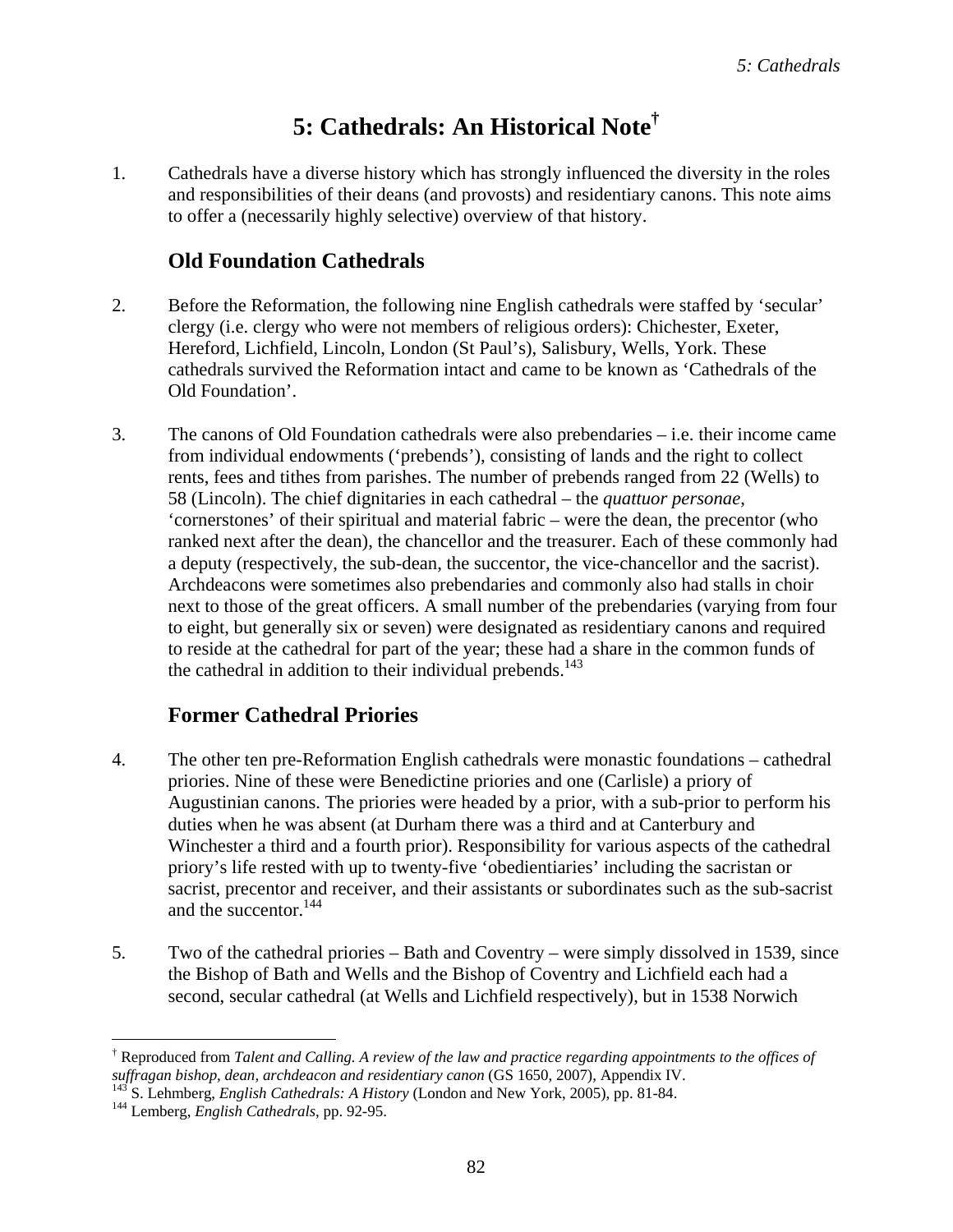# 5: Cathedrals: An Historical Note†

1. Cathedrals have a diverse history which has strongly influenced the diversity in the roles and responsibilities of their deans (and provosts) and residentiary canons. This note aims to offer a (necessarily highly selective) overview of that history.

## Old Foundation Cathedrals

2. Before the Reformation, the following nine English cathedrals were staffed by 'secular' clergy (i.e. clergy who were not members of religious orders): Chichester, Exeter, Hereford, Lichfield, Lincoln, London (St Paul's), Salisbury, Wells, York. These cathedrals survived the Reformation intact and came to be known as 'Cathedrals of the Old Foundation'.

3. The canons of Old Foundation cathedrals were also prebendaries – i.e. their income came from individual endowments ('prebends'), consisting of lands and the right to collect rents, fees and tithes from parishes. The number of prebends ranged from 22 (Wells) to 58 (Lincoln). The chief dignitaries in each cathedral – the *quattuor personae*, 'cornerstones' of their spiritual and material fabric – were the dean, the precentor (who ranked next after the dean), the chancellor and the treasurer. Each of these commonly had a deputy (respectively, the sub-dean, the succentor, the vice-chancellor and the sacrist). Archdeacons were sometimes also prebendaries and commonly also had stalls in choir next to those of the great officers. A small number of the prebendaries (varying from four to eight, but generally six or seven) were designated as residentiary canons and required to reside at the cathedral for part of the year; these had a share in the common funds of the cathedral in addition to their individual prebends.[143]

## Former Cathedral Priories

4. The other ten pre-Reformation English cathedrals were monastic foundations – cathedral priories. Nine of these were Benedictine priories and one (Carlisle) a priory of Augustinian canons. The priories were headed by a prior, with a sub-prior to perform his duties when he was absent (at Durham there was a third and at Canterbury and Winchester a third and a fourth prior). Responsibility for various aspects of the cathedral priory's life rested with up to twenty-five 'obedientiaries' including the sacristan or sacrist, precentor and receiver, and their assistants or subordinates such as the sub-sacrist and the succentor.[144]

5. Two of the cathedral priories – Bath and Coventry – were simply dissolved in 1539, since the Bishop of Bath and Wells and the Bishop of Coventry and Lichfield each had a second, secular cathedral (at Wells and Lichfield respectively), but in 1538 Norwich

---

† Reproduced from *Talent and Calling. A review of the law and practice regarding appointments to the offices of suffragan bishop, dean, archdeacon and residentiary canon* (GS 1650, 2007), Appendix IV.

[143] S. Lehmberg, *English Cathedrals: A History* (London and New York, 2005), pp. 81-84.

[144] Lemberg, *English Cathedrals*, pp. 92-95.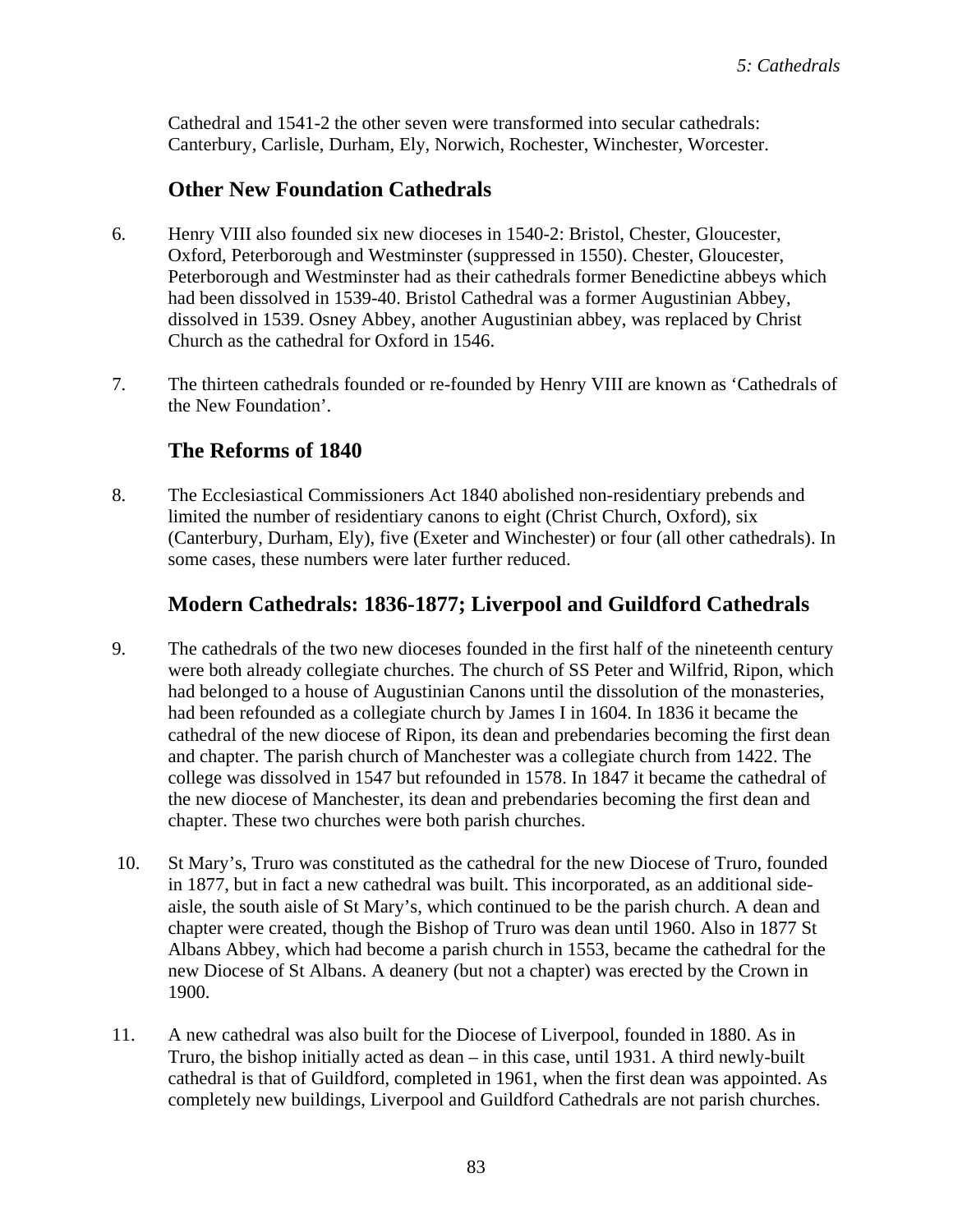Cathedral and 1541-2 the other seven were transformed into secular cathedrals: Canterbury, Carlisle, Durham, Ely, Norwich, Rochester, Winchester, Worcester.

## Other New Foundation Cathedrals

6. Henry VIII also founded six new dioceses in 1540-2: Bristol, Chester, Gloucester, Oxford, Peterborough and Westminster (suppressed in 1550). Chester, Gloucester, Peterborough and Westminster had as their cathedrals former Benedictine abbeys which had been dissolved in 1539-40. Bristol Cathedral was a former Augustinian Abbey, dissolved in 1539. Osney Abbey, another Augustinian abbey, was replaced by Christ Church as the cathedral for Oxford in 1546.

7. The thirteen cathedrals founded or re-founded by Henry VIII are known as 'Cathedrals of the New Foundation'.

## The Reforms of 1840

8. The Ecclesiastical Commissioners Act 1840 abolished non-residentiary prebends and limited the number of residentiary canons to eight (Christ Church, Oxford), six (Canterbury, Durham, Ely), five (Exeter and Winchester) or four (all other cathedrals). In some cases, these numbers were later further reduced.

## Modern Cathedrals: 1836-1877; Liverpool and Guildford Cathedrals

9. The cathedrals of the two new dioceses founded in the first half of the nineteenth century were both already collegiate churches. The church of SS Peter and Wilfrid, Ripon, which had belonged to a house of Augustinian Canons until the dissolution of the monasteries, had been refounded as a collegiate church by James I in 1604. In 1836 it became the cathedral of the new diocese of Ripon, its dean and prebendaries becoming the first dean and chapter. The parish church of Manchester was a collegiate church from 1422. The college was dissolved in 1547 but refounded in 1578. In 1847 it became the cathedral of the new diocese of Manchester, its dean and prebendaries becoming the first dean and chapter. These two churches were both parish churches.

10. St Mary's, Truro was constituted as the cathedral for the new Diocese of Truro, founded in 1877, but in fact a new cathedral was built. This incorporated, as an additional side-aisle, the south aisle of St Mary's, which continued to be the parish church. A dean and chapter were created, though the Bishop of Truro was dean until 1960. Also in 1877 St Albans Abbey, which had become a parish church in 1553, became the cathedral for the new Diocese of St Albans. A deanery (but not a chapter) was erected by the Crown in 1900.

11. A new cathedral was also built for the Diocese of Liverpool, founded in 1880. As in Truro, the bishop initially acted as dean – in this case, until 1931. A third newly-built cathedral is that of Guildford, completed in 1961, when the first dean was appointed. As completely new buildings, Liverpool and Guildford Cathedrals are not parish churches.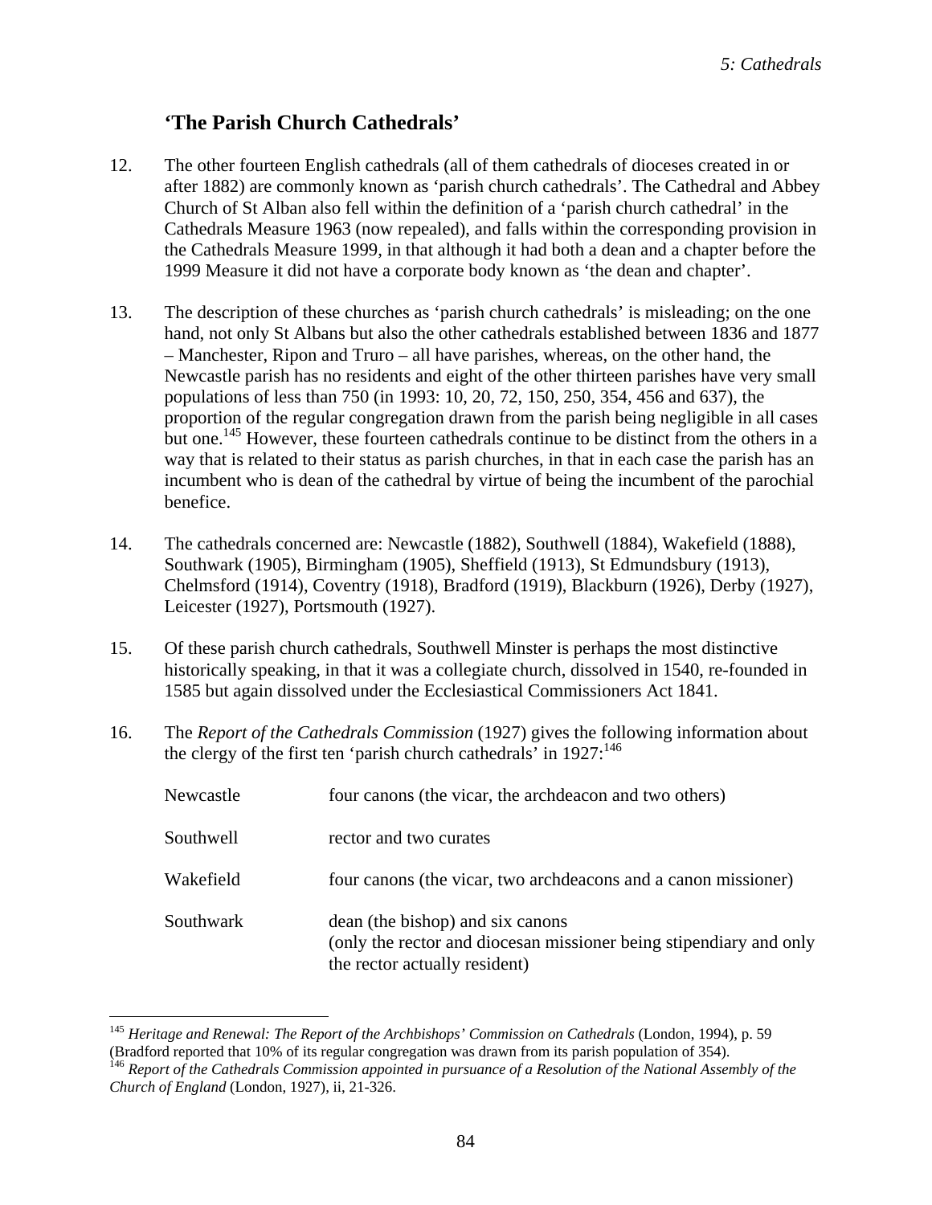## ‘The Parish Church Cathedrals’

12. The other fourteen English cathedrals (all of them cathedrals of dioceses created in or after 1882) are commonly known as ‘parish church cathedrals’. The Cathedral and Abbey Church of St Alban also fell within the definition of a ‘parish church cathedral’ in the Cathedrals Measure 1963 (now repealed), and falls within the corresponding provision in the Cathedrals Measure 1999, in that although it had both a dean and a chapter before the 1999 Measure it did not have a corporate body known as ‘the dean and chapter’.

13. The description of these churches as ‘parish church cathedrals’ is misleading; on the one hand, not only St Albans but also the other cathedrals established between 1836 and 1877 – Manchester, Ripon and Truro – all have parishes, whereas, on the other hand, the Newcastle parish has no residents and eight of the other thirteen parishes have very small populations of less than 750 (in 1993: 10, 20, 72, 150, 250, 354, 456 and 637), the proportion of the regular congregation drawn from the parish being negligible in all cases but one.[145] However, these fourteen cathedrals continue to be distinct from the others in a way that is related to their status as parish churches, in that in each case the parish has an incumbent who is dean of the cathedral by virtue of being the incumbent of the parochial benefice.

14. The cathedrals concerned are: Newcastle (1882), Southwell (1884), Wakefield (1888), Southwark (1905), Birmingham (1905), Sheffield (1913), St Edmundsbury (1913), Chelmsford (1914), Coventry (1918), Bradford (1919), Blackburn (1926), Derby (1927), Leicester (1927), Portsmouth (1927).

15. Of these parish church cathedrals, Southwell Minster is perhaps the most distinctive historically speaking, in that it was a collegiate church, dissolved in 1540, re-founded in 1585 but again dissolved under the Ecclesiastical Commissioners Act 1841.

16. The *Report of the Cathedrals Commission* (1927) gives the following information about the clergy of the first ten ‘parish church cathedrals’ in 1927:[146]

| | |
|---|---|
| Newcastle | four canons (the vicar, the archdeacon and two others) |
| Southwell | rector and two curates |
| Wakefield | four canons (the vicar, two archdeacons and a canon missioner) |
| Southwark | dean (the bishop) and six canons (only the rector and diocesan missioner being stipendiary and only the rector actually resident) |

[145] *Heritage and Renewal: The Report of the Archbishops’ Commission on Cathedrals* (London, 1994), p. 59 (Bradford reported that 10% of its regular congregation was drawn from its parish population of 354).

[146] *Report of the Cathedrals Commission appointed in pursuance of a Resolution of the National Assembly of the Church of England* (London, 1927), ii, 21-326.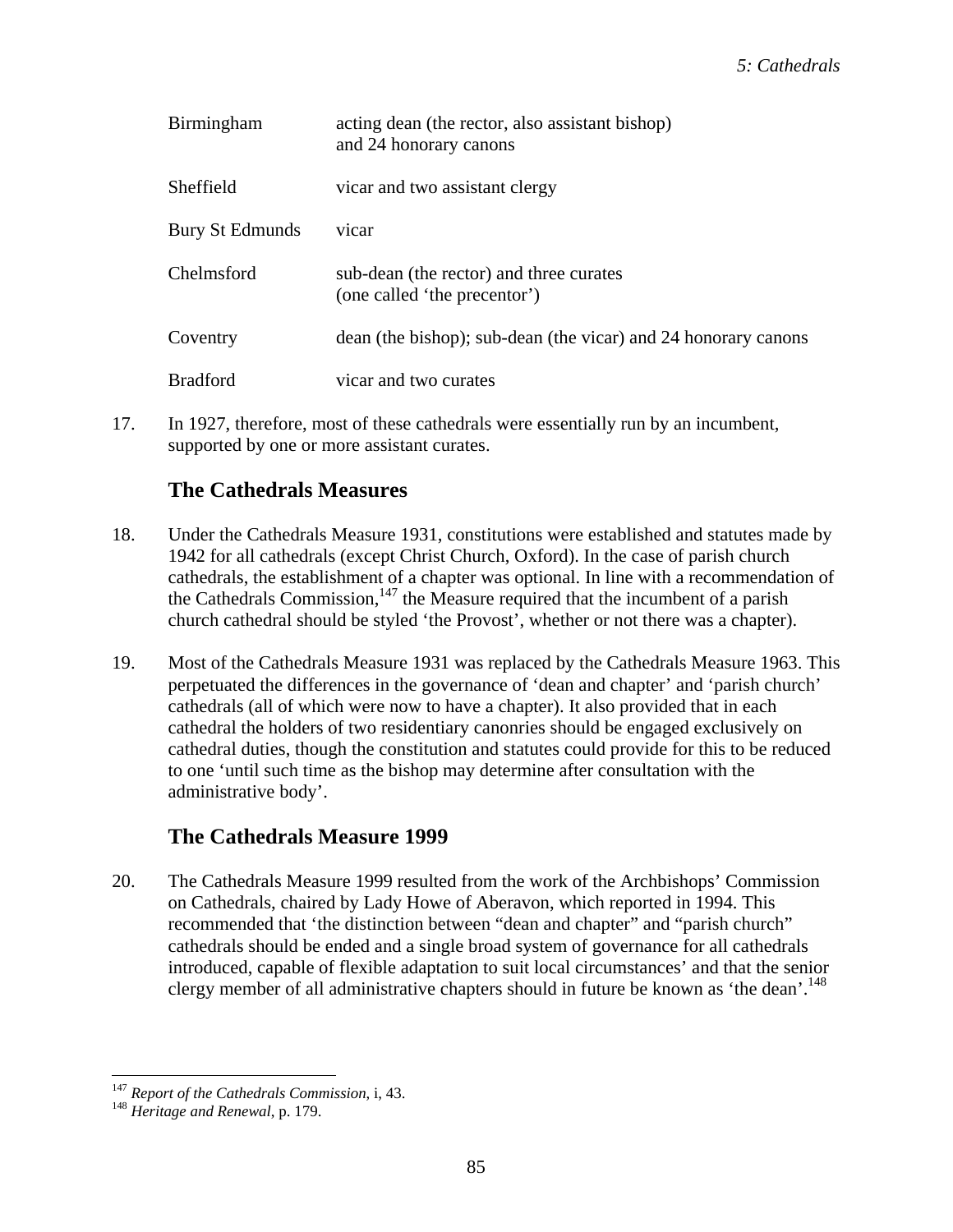| | |
|---|---|
| Birmingham | acting dean (the rector, also assistant bishop) and 24 honorary canons |
| Sheffield | vicar and two assistant clergy |
| Bury St Edmunds | vicar |
| Chelmsford | sub-dean (the rector) and three curates (one called 'the precentor') |
| Coventry | dean (the bishop); sub-dean (the vicar) and 24 honorary canons |
| Bradford | vicar and two curates |

17. In 1927, therefore, most of these cathedrals were essentially run by an incumbent, supported by one or more assistant curates.

## The Cathedrals Measures

18. Under the Cathedrals Measure 1931, constitutions were established and statutes made by 1942 for all cathedrals (except Christ Church, Oxford). In the case of parish church cathedrals, the establishment of a chapter was optional. In line with a recommendation of the Cathedrals Commission,[147] the Measure required that the incumbent of a parish church cathedral should be styled 'the Provost', whether or not there was a chapter).

19. Most of the Cathedrals Measure 1931 was replaced by the Cathedrals Measure 1963. This perpetuated the differences in the governance of 'dean and chapter' and 'parish church' cathedrals (all of which were now to have a chapter). It also provided that in each cathedral the holders of two residentiary canonries should be engaged exclusively on cathedral duties, though the constitution and statutes could provide for this to be reduced to one 'until such time as the bishop may determine after consultation with the administrative body'.

## The Cathedrals Measure 1999

20. The Cathedrals Measure 1999 resulted from the work of the Archbishops' Commission on Cathedrals, chaired by Lady Howe of Aberavon, which reported in 1994. This recommended that 'the distinction between "dean and chapter" and "parish church" cathedrals should be ended and a single broad system of governance for all cathedrals introduced, capable of flexible adaptation to suit local circumstances' and that the senior clergy member of all administrative chapters should in future be known as 'the dean'.[148]

---

[147] *Report of the Cathedrals Commission*, i, 43.

[148] *Heritage and Renewal*, p. 179.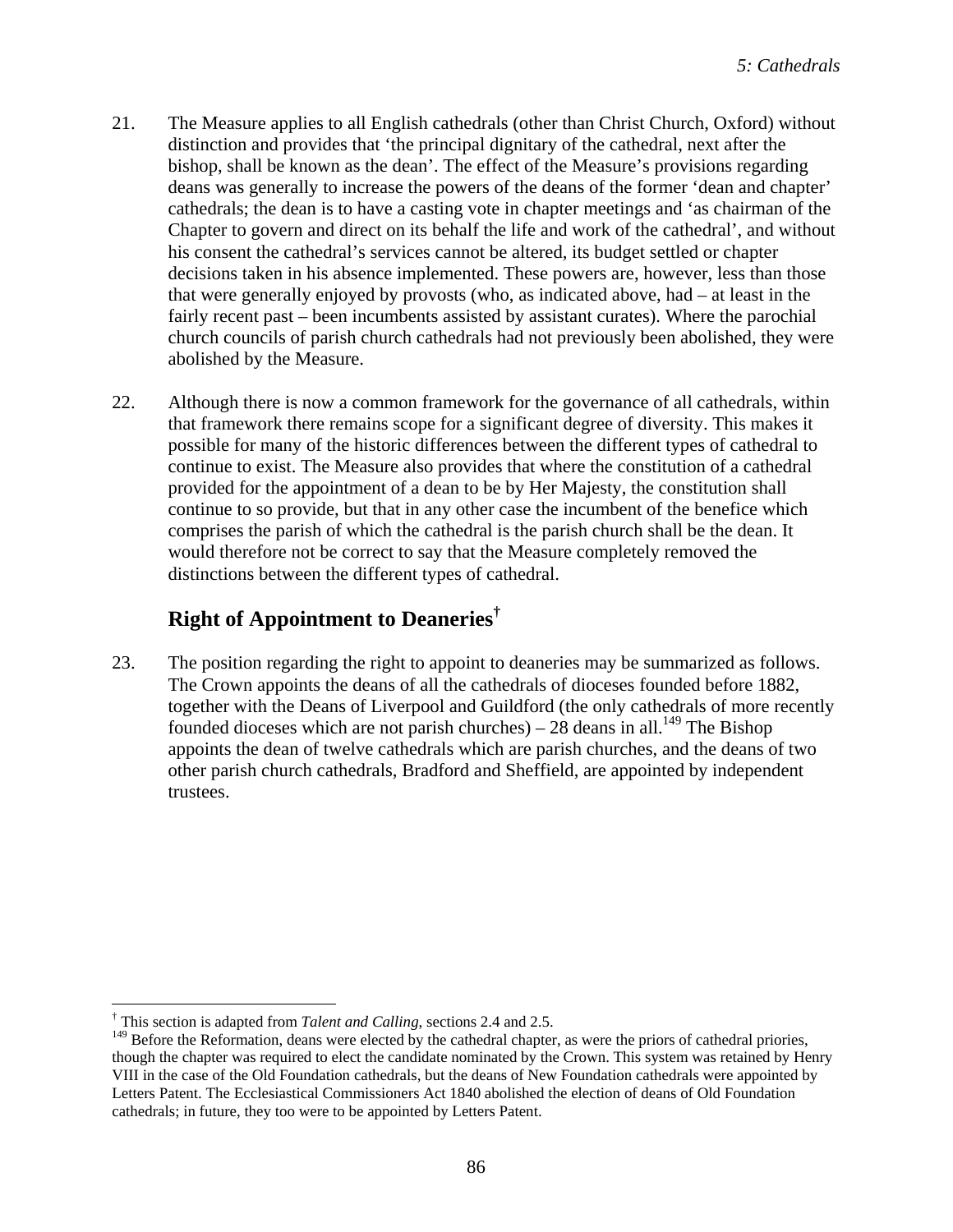21. The Measure applies to all English cathedrals (other than Christ Church, Oxford) without distinction and provides that 'the principal dignitary of the cathedral, next after the bishop, shall be known as the dean'. The effect of the Measure's provisions regarding deans was generally to increase the powers of the deans of the former 'dean and chapter' cathedrals; the dean is to have a casting vote in chapter meetings and 'as chairman of the Chapter to govern and direct on its behalf the life and work of the cathedral', and without his consent the cathedral's services cannot be altered, its budget settled or chapter decisions taken in his absence implemented. These powers are, however, less than those that were generally enjoyed by provosts (who, as indicated above, had – at least in the fairly recent past – been incumbents assisted by assistant curates). Where the parochial church councils of parish church cathedrals had not previously been abolished, they were abolished by the Measure.

22. Although there is now a common framework for the governance of all cathedrals, within that framework there remains scope for a significant degree of diversity. This makes it possible for many of the historic differences between the different types of cathedral to continue to exist. The Measure also provides that where the constitution of a cathedral provided for the appointment of a dean to be by Her Majesty, the constitution shall continue to so provide, but that in any other case the incumbent of the benefice which comprises the parish of which the cathedral is the parish church shall be the dean. It would therefore not be correct to say that the Measure completely removed the distinctions between the different types of cathedral.

## Right of Appointment to Deaneries[†]

23. The position regarding the right to appoint to deaneries may be summarized as follows. The Crown appoints the deans of all the cathedrals of dioceses founded before 1882, together with the Deans of Liverpool and Guildford (the only cathedrals of more recently founded dioceses which are not parish churches) – 28 deans in all.[149] The Bishop appoints the dean of twelve cathedrals which are parish churches, and the deans of two other parish church cathedrals, Bradford and Sheffield, are appointed by independent trustees.

---

[†] This section is adapted from *Talent and Calling*, sections 2.4 and 2.5.

[149] Before the Reformation, deans were elected by the cathedral chapter, as were the priors of cathedral priories, though the chapter was required to elect the candidate nominated by the Crown. This system was retained by Henry VIII in the case of the Old Foundation cathedrals, but the deans of New Foundation cathedrals were appointed by Letters Patent. The Ecclesiastical Commissioners Act 1840 abolished the election of deans of Old Foundation cathedrals; in future, they too were to be appointed by Letters Patent.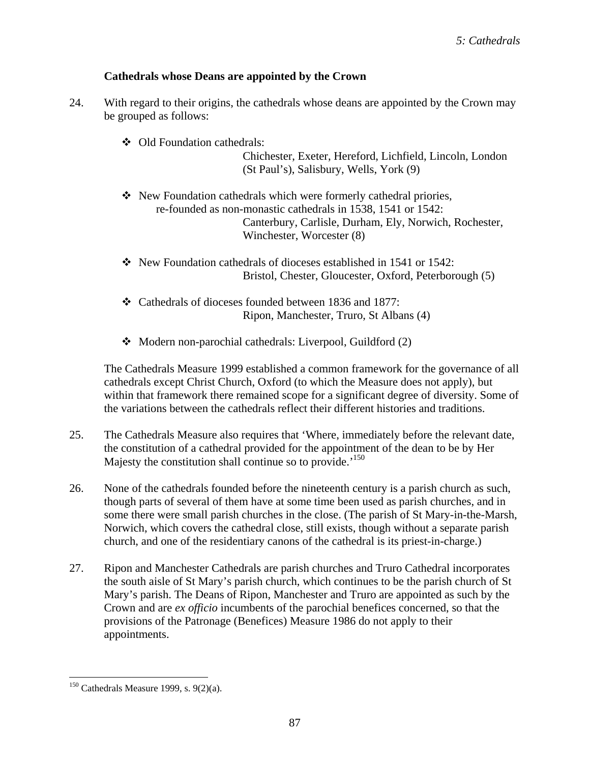### Cathedrals whose Deans are appointed by the Crown

24. With regard to their origins, the cathedrals whose deans are appointed by the Crown may be grouped as follows:

   - Old Foundation cathedrals:
     Chichester, Exeter, Hereford, Lichfield, Lincoln, London (St Paul's), Salisbury, Wells, York (9)

   - New Foundation cathedrals which were formerly cathedral priories, re-founded as non-monastic cathedrals in 1538, 1541 or 1542:
     Canterbury, Carlisle, Durham, Ely, Norwich, Rochester, Winchester, Worcester (8)

   - New Foundation cathedrals of dioceses established in 1541 or 1542:
     Bristol, Chester, Gloucester, Oxford, Peterborough (5)

   - Cathedrals of dioceses founded between 1836 and 1877:
     Ripon, Manchester, Truro, St Albans (4)

   - Modern non-parochial cathedrals: Liverpool, Guildford (2)

   The Cathedrals Measure 1999 established a common framework for the governance of all cathedrals except Christ Church, Oxford (to which the Measure does not apply), but within that framework there remained scope for a significant degree of diversity. Some of the variations between the cathedrals reflect their different histories and traditions.

25. The Cathedrals Measure also requires that 'Where, immediately before the relevant date, the constitution of a cathedral provided for the appointment of the dean to be by Her Majesty the constitution shall continue so to provide.'[150]

26. None of the cathedrals founded before the nineteenth century is a parish church as such, though parts of several of them have at some time been used as parish churches, and in some there were small parish churches in the close. (The parish of St Mary-in-the-Marsh, Norwich, which covers the cathedral close, still exists, though without a separate parish church, and one of the residentiary canons of the cathedral is its priest-in-charge.)

27. Ripon and Manchester Cathedrals are parish churches and Truro Cathedral incorporates the south aisle of St Mary's parish church, which continues to be the parish church of St Mary's parish. The Deans of Ripon, Manchester and Truro are appointed as such by the Crown and are *ex officio* incumbents of the parochial benefices concerned, so that the provisions of the Patronage (Benefices) Measure 1986 do not apply to their appointments.

---

[150] Cathedrals Measure 1999, s. 9(2)(a).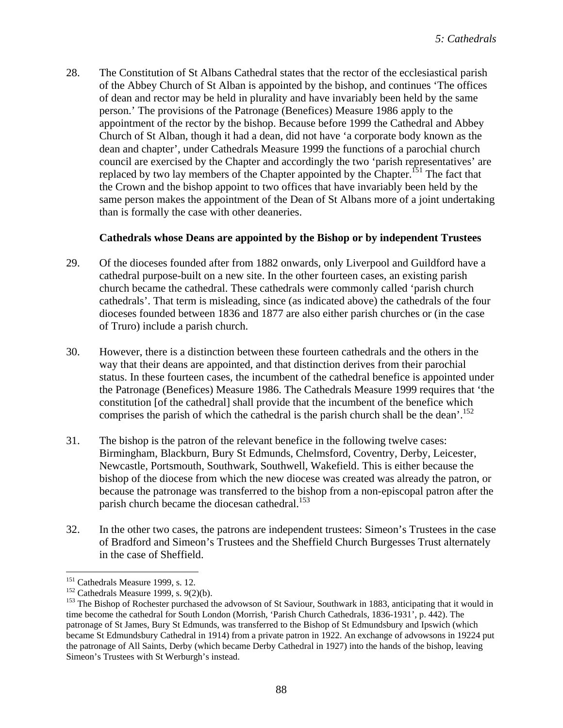28. The Constitution of St Albans Cathedral states that the rector of the ecclesiastical parish of the Abbey Church of St Alban is appointed by the bishop, and continues 'The offices of dean and rector may be held in plurality and have invariably been held by the same person.' The provisions of the Patronage (Benefices) Measure 1986 apply to the appointment of the rector by the bishop. Because before 1999 the Cathedral and Abbey Church of St Alban, though it had a dean, did not have 'a corporate body known as the dean and chapter', under Cathedrals Measure 1999 the functions of a parochial church council are exercised by the Chapter and accordingly the two 'parish representatives' are replaced by two lay members of the Chapter appointed by the Chapter.[151] The fact that the Crown and the bishop appoint to two offices that have invariably been held by the same person makes the appointment of the Dean of St Albans more of a joint undertaking than is formally the case with other deaneries.

**Cathedrals whose Deans are appointed by the Bishop or by independent Trustees**

29. Of the dioceses founded after from 1882 onwards, only Liverpool and Guildford have a cathedral purpose-built on a new site. In the other fourteen cases, an existing parish church became the cathedral. These cathedrals were commonly called 'parish church cathedrals'. That term is misleading, since (as indicated above) the cathedrals of the four dioceses founded between 1836 and 1877 are also either parish churches or (in the case of Truro) include a parish church.

30. However, there is a distinction between these fourteen cathedrals and the others in the way that their deans are appointed, and that distinction derives from their parochial status. In these fourteen cases, the incumbent of the cathedral benefice is appointed under the Patronage (Benefices) Measure 1986. The Cathedrals Measure 1999 requires that 'the constitution [of the cathedral] shall provide that the incumbent of the benefice which comprises the parish of which the cathedral is the parish church shall be the dean'.[152]

31. The bishop is the patron of the relevant benefice in the following twelve cases: Birmingham, Blackburn, Bury St Edmunds, Chelmsford, Coventry, Derby, Leicester, Newcastle, Portsmouth, Southwark, Southwell, Wakefield. This is either because the bishop of the diocese from which the new diocese was created was already the patron, or because the patronage was transferred to the bishop from a non-episcopal patron after the parish church became the diocesan cathedral.[153]

32. In the other two cases, the patrons are independent trustees: Simeon's Trustees in the case of Bradford and Simeon's Trustees and the Sheffield Church Burgesses Trust alternately in the case of Sheffield.

---

[151] Cathedrals Measure 1999, s. 12.

[152] Cathedrals Measure 1999, s. 9(2)(b).

[153] The Bishop of Rochester purchased the advowson of St Saviour, Southwark in 1883, anticipating that it would in time become the cathedral for South London (Morrish, 'Parish Church Cathedrals, 1836-1931', p. 442). The patronage of St James, Bury St Edmunds, was transferred to the Bishop of St Edmundsbury and Ipswich (which became St Edmundsbury Cathedral in 1914) from a private patron in 1922. An exchange of advowsons in 19224 put the patronage of All Saints, Derby (which became Derby Cathedral in 1927) into the hands of the bishop, leaving Simeon's Trustees with St Werburgh's instead.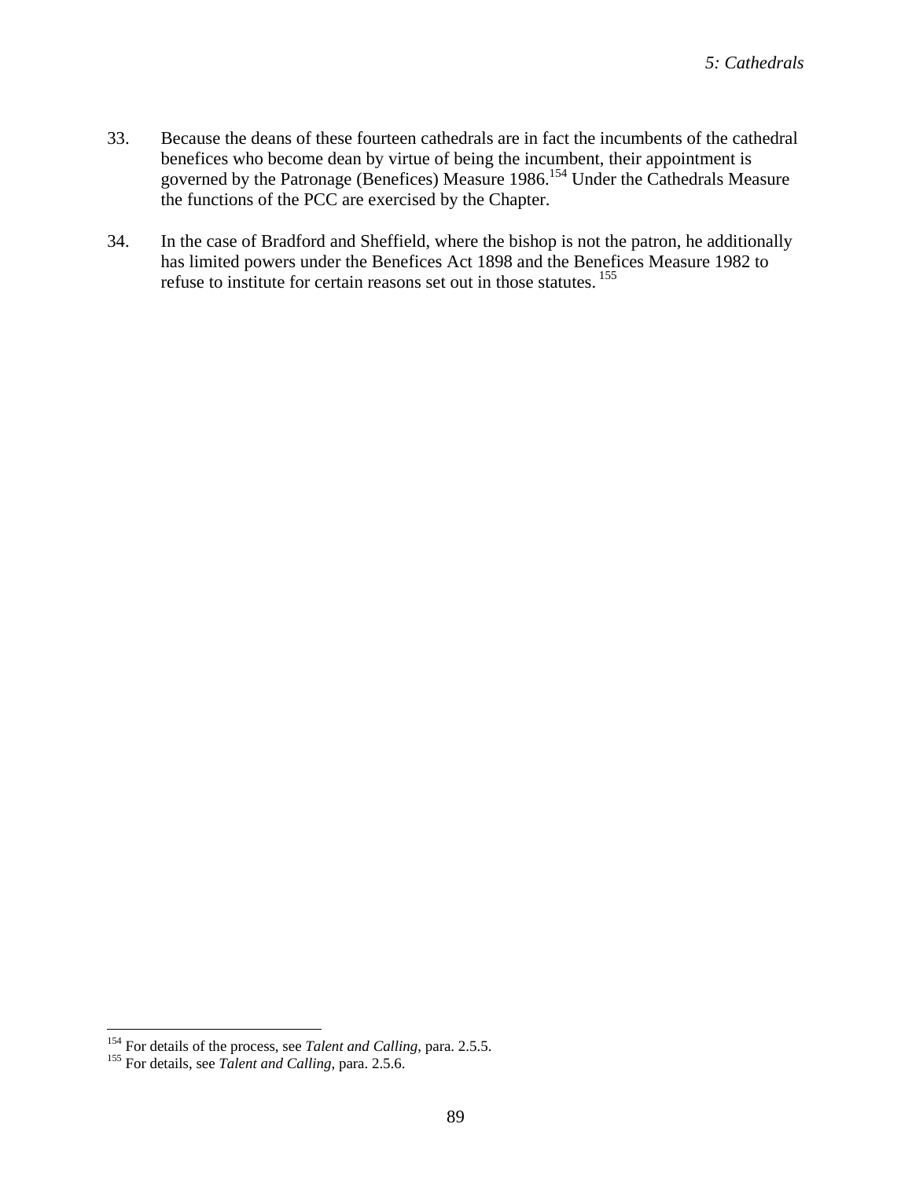33. Because the deans of these fourteen cathedrals are in fact the incumbents of the cathedral benefices who become dean by virtue of being the incumbent, their appointment is governed by the Patronage (Benefices) Measure 1986.[154] Under the Cathedrals Measure the functions of the PCC are exercised by the Chapter.

34. In the case of Bradford and Sheffield, where the bishop is not the patron, he additionally has limited powers under the Benefices Act 1898 and the Benefices Measure 1982 to refuse to institute for certain reasons set out in those statutes.[155]

---

[154] For details of the process, see *Talent and Calling,* para. 2.5.5.

[155] For details, see *Talent and Calling*, para. 2.5.6.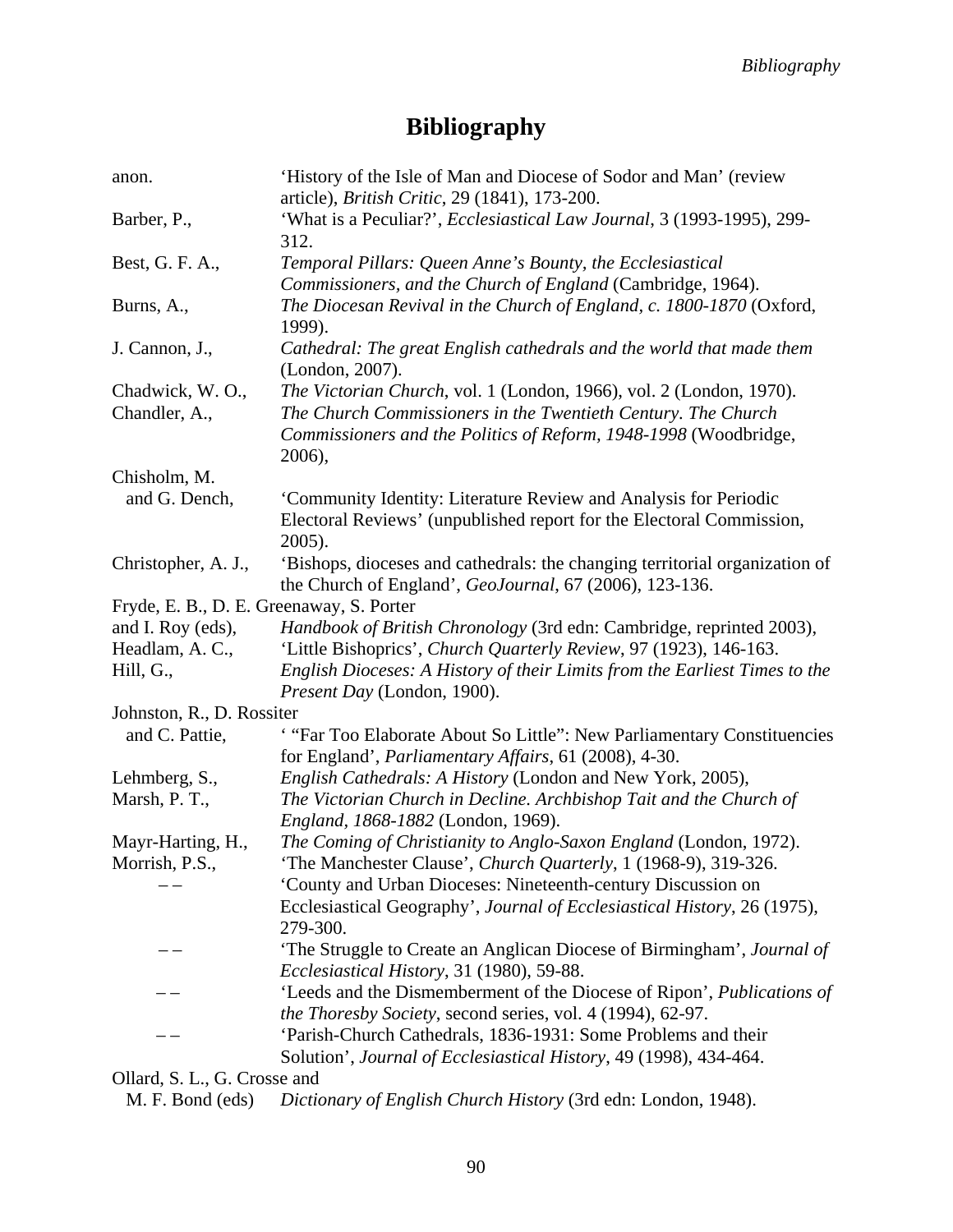# Bibliography

anon. 'History of the Isle of Man and Diocese of Sodor and Man' (review article), *British Critic*, 29 (1841), 173-200.

Barber, P., 'What is a Peculiar?', *Ecclesiastical Law Journal*, 3 (1993-1995), 299-312.

Best, G. F. A., *Temporal Pillars: Queen Anne's Bounty, the Ecclesiastical Commissioners, and the Church of England* (Cambridge, 1964).

Burns, A., *The Diocesan Revival in the Church of England, c. 1800-1870* (Oxford, 1999).

J. Cannon, J., *Cathedral: The great English cathedrals and the world that made them* (London, 2007).

Chadwick, W. O., *The Victorian Church*, vol. 1 (London, 1966), vol. 2 (London, 1970).

Chandler, A., *The Church Commissioners in the Twentieth Century. The Church Commissioners and the Politics of Reform, 1948-1998* (Woodbridge, 2006),

Chisholm, M. and G. Dench, 'Community Identity: Literature Review and Analysis for Periodic Electoral Reviews' (unpublished report for the Electoral Commission, 2005).

Christopher, A. J., 'Bishops, dioceses and cathedrals: the changing territorial organization of the Church of England', *GeoJournal*, 67 (2006), 123-136.

Fryde, E. B., D. E. Greenaway, S. Porter and I. Roy (eds), *Handbook of British Chronology* (3rd edn: Cambridge, reprinted 2003),

Headlam, A. C., 'Little Bishoprics', *Church Quarterly Review*, 97 (1923), 146-163.

Hill, G., *English Dioceses: A History of their Limits from the Earliest Times to the Present Day* (London, 1900).

Johnston, R., D. Rossiter and C. Pattie, ' "Far Too Elaborate About So Little": New Parliamentary Constituencies for England', *Parliamentary Affairs*, 61 (2008), 4-30.

Lehmberg, S., *English Cathedrals: A History* (London and New York, 2005),

Marsh, P. T., *The Victorian Church in Decline. Archbishop Tait and the Church of England, 1868-1882* (London, 1969).

Mayr-Harting, H., *The Coming of Christianity to Anglo-Saxon England* (London, 1972).

Morrish, P.S., 'The Manchester Clause', *Church Quarterly*, 1 (1968-9), 319-326.

– – 'County and Urban Dioceses: Nineteenth-century Discussion on Ecclesiastical Geography', *Journal of Ecclesiastical History*, 26 (1975), 279-300.

– – 'The Struggle to Create an Anglican Diocese of Birmingham', *Journal of Ecclesiastical History*, 31 (1980), 59-88.

– – 'Leeds and the Dismemberment of the Diocese of Ripon', *Publications of the Thoresby Society*, second series, vol. 4 (1994), 62-97.

– – 'Parish-Church Cathedrals, 1836-1931: Some Problems and their Solution', *Journal of Ecclesiastical History*, 49 (1998), 434-464.

Ollard, S. L., G. Crosse and M. F. Bond (eds) *Dictionary of English Church History* (3rd edn: London, 1948).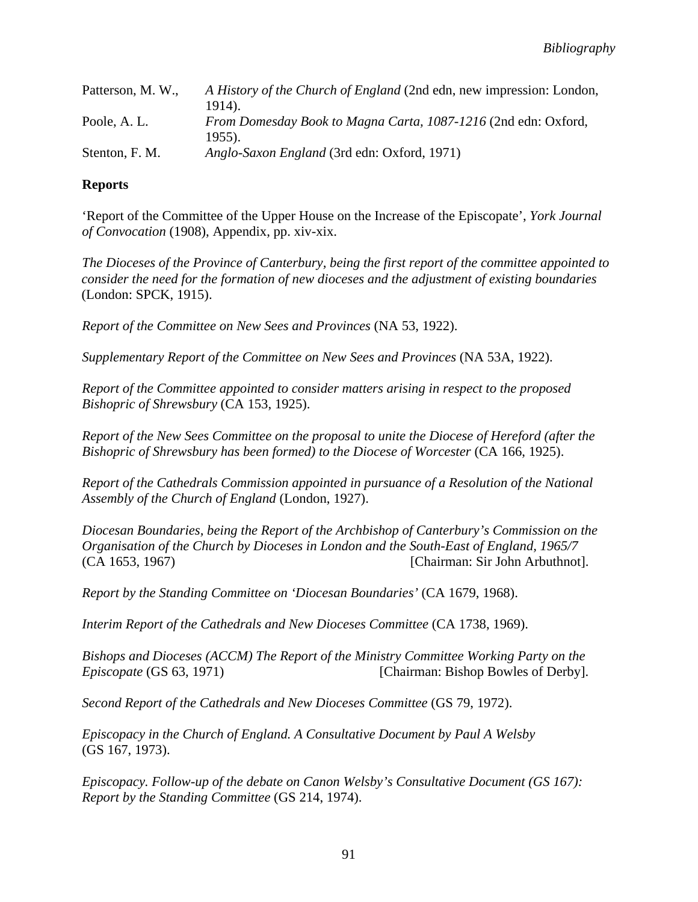Patterson, M. W., *A History of the Church of England* (2nd edn, new impression: London, 1914).

Poole, A. L. *From Domesday Book to Magna Carta, 1087-1216* (2nd edn: Oxford, 1955).

Stenton, F. M. *Anglo-Saxon England* (3rd edn: Oxford, 1971)

**Reports**

'Report of the Committee of the Upper House on the Increase of the Episcopate', *York Journal of Convocation* (1908), Appendix, pp. xiv-xix.

*The Dioceses of the Province of Canterbury, being the first report of the committee appointed to consider the need for the formation of new dioceses and the adjustment of existing boundaries* (London: SPCK, 1915).

*Report of the Committee on New Sees and Provinces* (NA 53, 1922).

*Supplementary Report of the Committee on New Sees and Provinces* (NA 53A, 1922).

*Report of the Committee appointed to consider matters arising in respect to the proposed Bishopric of Shrewsbury* (CA 153, 1925).

*Report of the New Sees Committee on the proposal to unite the Diocese of Hereford (after the Bishopric of Shrewsbury has been formed) to the Diocese of Worcester* (CA 166, 1925).

*Report of the Cathedrals Commission appointed in pursuance of a Resolution of the National Assembly of the Church of England* (London, 1927).

*Diocesan Boundaries, being the Report of the Archbishop of Canterbury's Commission on the Organisation of the Church by Dioceses in London and the South-East of England, 1965/7* (CA 1653, 1967) [Chairman: Sir John Arbuthnot].

*Report by the Standing Committee on 'Diocesan Boundaries'* (CA 1679, 1968).

*Interim Report of the Cathedrals and New Dioceses Committee* (CA 1738, 1969).

*Bishops and Dioceses (ACCM) The Report of the Ministry Committee Working Party on the Episcopate* (GS 63, 1971) [Chairman: Bishop Bowles of Derby].

*Second Report of the Cathedrals and New Dioceses Committee* (GS 79, 1972).

*Episcopacy in the Church of England. A Consultative Document by Paul A Welsby* (GS 167, 1973).

*Episcopacy. Follow-up of the debate on Canon Welsby's Consultative Document (GS 167): Report by the Standing Committee* (GS 214, 1974).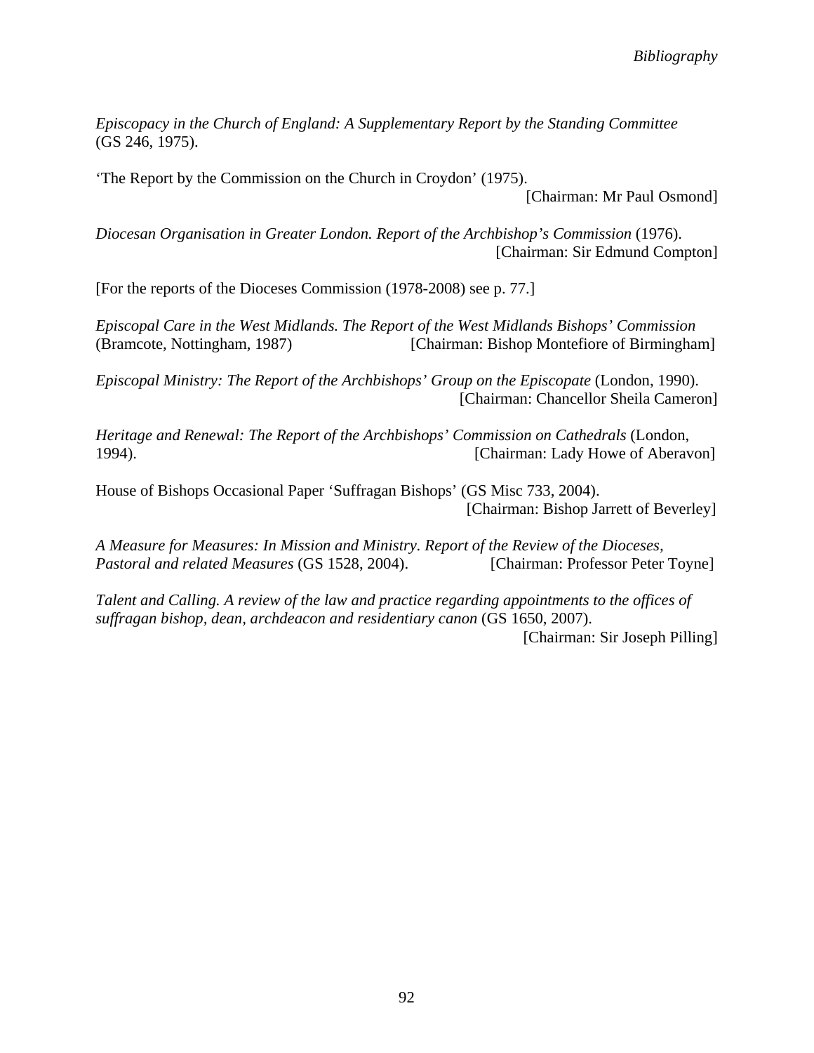*Episcopacy in the Church of England: A Supplementary Report by the Standing Committee* (GS 246, 1975).

'The Report by the Commission on the Church in Croydon' (1975).
[Chairman: Mr Paul Osmond]

*Diocesan Organisation in Greater London. Report of the Archbishop's Commission* (1976).
[Chairman: Sir Edmund Compton]

[For the reports of the Dioceses Commission (1978-2008) see p. 77.]

*Episcopal Care in the West Midlands. The Report of the West Midlands Bishops' Commission* (Bramcote, Nottingham, 1987) [Chairman: Bishop Montefiore of Birmingham]

*Episcopal Ministry: The Report of the Archbishops' Group on the Episcopate* (London, 1990).
[Chairman: Chancellor Sheila Cameron]

*Heritage and Renewal: The Report of the Archbishops' Commission on Cathedrals* (London, 1994). [Chairman: Lady Howe of Aberavon]

House of Bishops Occasional Paper 'Suffragan Bishops' (GS Misc 733, 2004).
[Chairman: Bishop Jarrett of Beverley]

*A Measure for Measures: In Mission and Ministry. Report of the Review of the Dioceses, Pastoral and related Measures* (GS 1528, 2004). [Chairman: Professor Peter Toyne]

*Talent and Calling. A review of the law and practice regarding appointments to the offices of suffragan bishop, dean, archdeacon and residentiary canon* (GS 1650, 2007).
[Chairman: Sir Joseph Pilling]